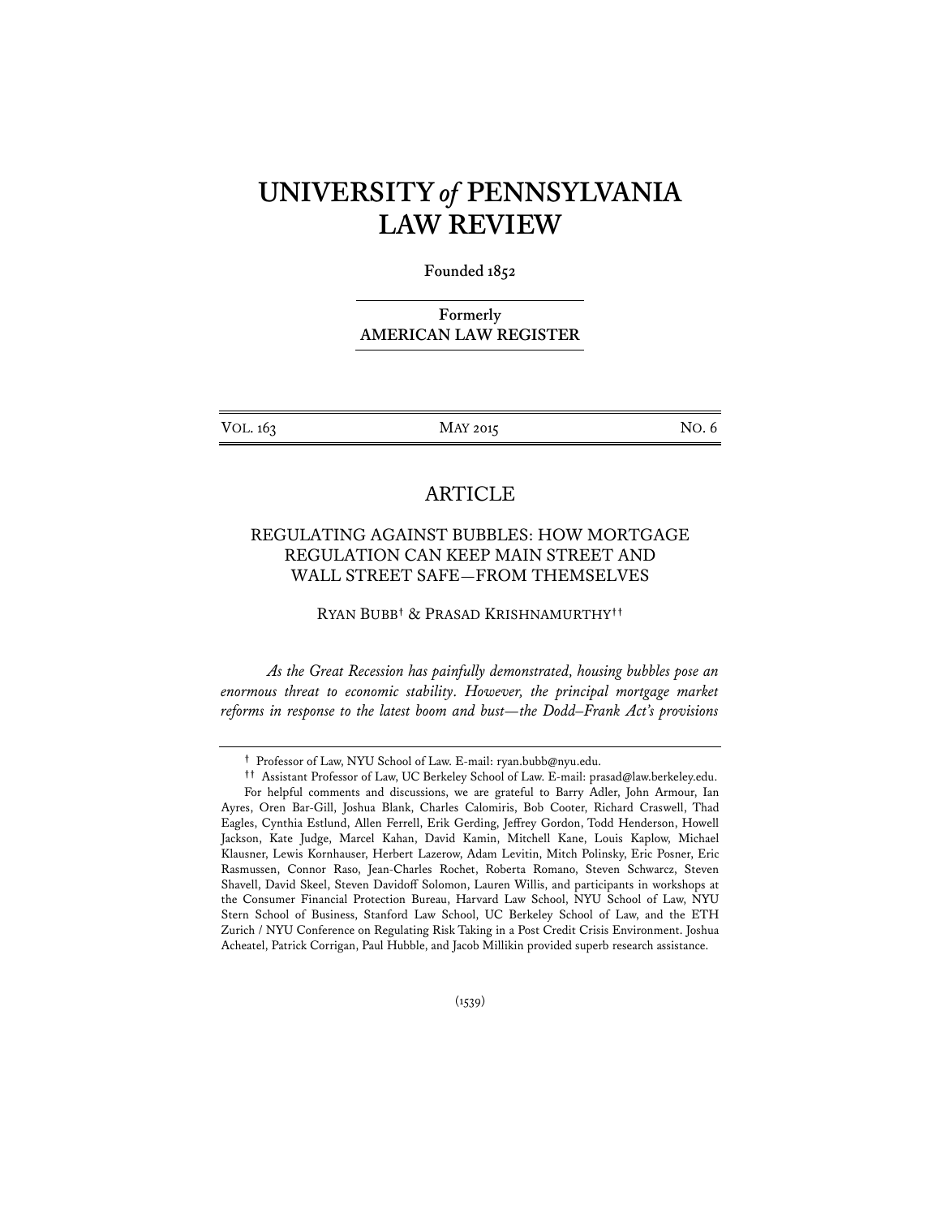# UNIVERSITY *of* PENNSYLVANIA LAW REVIEW

**Founded 1852**

**Formerly**
**AMERICAN LAW REGISTER**

| VOL. 163 | MAY 2015 | NO. 6 |
|---|---|---|

## ARTICLE

## REGULATING AGAINST BUBBLES: HOW MORTGAGE REGULATION CAN KEEP MAIN STREET AND WALL STREET SAFE—FROM THEMSELVES

RYAN BUBB[†] & PRASAD KRISHNAMURTHY[††]

*As the Great Recession has painfully demonstrated, housing bubbles pose an enormous threat to economic stability. However, the principal mortgage market reforms in response to the latest boom and bust—the Dodd–Frank Act's provisions*

---

[†] Professor of Law, NYU School of Law. E-mail: ryan.bubb@nyu.edu.

[††] Assistant Professor of Law, UC Berkeley School of Law. E-mail: prasad@law.berkeley.edu. For helpful comments and discussions, we are grateful to Barry Adler, John Armour, Ian Ayres, Oren Bar-Gill, Joshua Blank, Charles Calomiris, Bob Cooter, Richard Craswell, Thad Eagles, Cynthia Estlund, Allen Ferrell, Erik Gerding, Jeffrey Gordon, Todd Henderson, Howell Jackson, Kate Judge, Marcel Kahan, David Kamin, Mitchell Kane, Louis Kaplow, Michael Klausner, Lewis Kornhauser, Herbert Lazerow, Adam Levitin, Mitch Polinsky, Eric Posner, Eric Rasmussen, Connor Raso, Jean-Charles Rochet, Roberta Romano, Steven Schwarcz, Steven Shavell, David Skeel, Steven Davidoff Solomon, Lauren Willis, and participants in workshops at the Consumer Financial Protection Bureau, Harvard Law School, NYU School of Law, NYU Stern School of Business, Stanford Law School, UC Berkeley School of Law, and the ETH Zurich / NYU Conference on Regulating Risk Taking in a Post Credit Crisis Environment. Joshua Acheatel, Patrick Corrigan, Paul Hubble, and Jacob Millikin provided superb research assistance.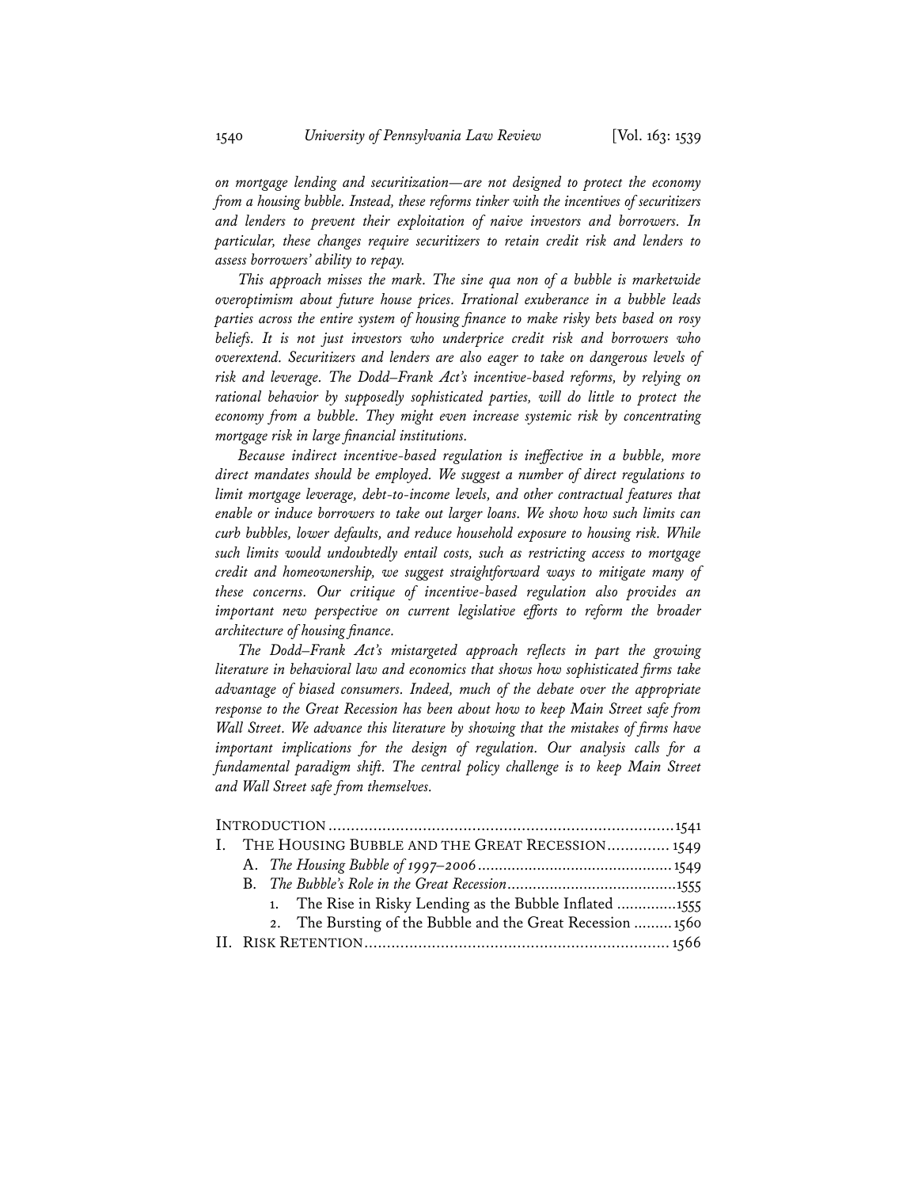*on mortgage lending and securitization—are not designed to protect the economy from a housing bubble. Instead, these reforms tinker with the incentives of securitizers and lenders to prevent their exploitation of naive investors and borrowers. In particular, these changes require securitizers to retain credit risk and lenders to assess borrowers' ability to repay.*

*This approach misses the mark. The sine qua non of a bubble is marketwide overoptimism about future house prices. Irrational exuberance in a bubble leads parties across the entire system of housing finance to make risky bets based on rosy beliefs. It is not just investors who underprice credit risk and borrowers who overextend. Securitizers and lenders are also eager to take on dangerous levels of risk and leverage. The Dodd–Frank Act's incentive-based reforms, by relying on rational behavior by supposedly sophisticated parties, will do little to protect the economy from a bubble. They might even increase systemic risk by concentrating mortgage risk in large financial institutions.*

*Because indirect incentive-based regulation is ineffective in a bubble, more direct mandates should be employed. We suggest a number of direct regulations to limit mortgage leverage, debt-to-income levels, and other contractual features that enable or induce borrowers to take out larger loans. We show how such limits can curb bubbles, lower defaults, and reduce household exposure to housing risk. While such limits would undoubtedly entail costs, such as restricting access to mortgage credit and homeownership, we suggest straightforward ways to mitigate many of these concerns. Our critique of incentive-based regulation also provides an important new perspective on current legislative efforts to reform the broader architecture of housing finance.*

*The Dodd–Frank Act's mistargeted approach reflects in part the growing literature in behavioral law and economics that shows how sophisticated firms take advantage of biased consumers. Indeed, much of the debate over the appropriate response to the Great Recession has been about how to keep Main Street safe from Wall Street. We advance this literature by showing that the mistakes of firms have important implications for the design of regulation. Our analysis calls for a fundamental paradigm shift. The central policy challenge is to keep Main Street and Wall Street safe from themselves.*

INTRODUCTION .......... 1541
I. THE HOUSING BUBBLE AND THE GREAT RECESSION .......... 1549
 A. *The Housing Bubble of 1997–2006* .......... 1549
 B. *The Bubble's Role in the Great Recession* .......... 1555
  1. The Rise in Risky Lending as the Bubble Inflated .......... 1555
  2. The Bursting of the Bubble and the Great Recession .......... 1560
II. RISK RETENTION .......... 1566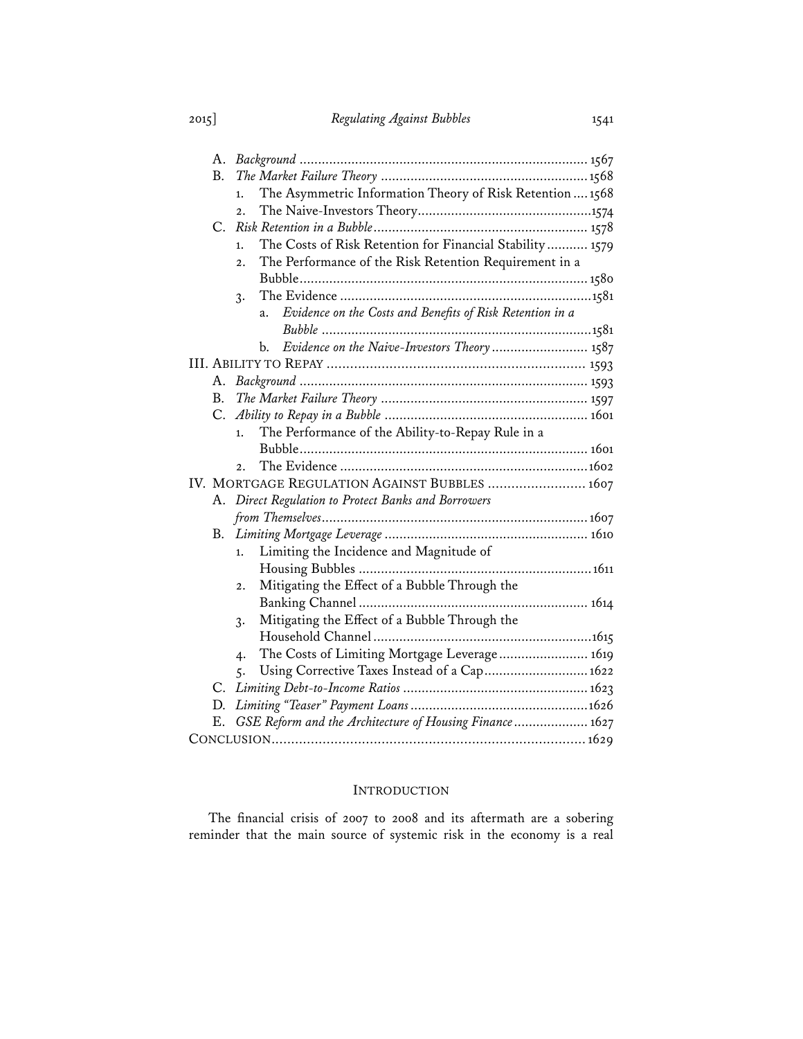A. *Background* .............................................................................. 1567

B. *The Market Failure Theory* ........................................................ 1568

1. The Asymmetric Information Theory of Risk Retention .... 1568
2. The Naive-Investors Theory............................................... 1574

C. *Risk Retention in a Bubble* .......................................................... 1578

1. The Costs of Risk Retention for Financial Stability ........... 1579
2. The Performance of the Risk Retention Requirement in a Bubble.............................................................................. 1580
3. The Evidence .................................................................... 1581
   a. *Evidence on the Costs and Benefits of Risk Retention in a Bubble* ......................................................................... 1581
   b. *Evidence on the Naive-Investors Theory* .......................... 1587

III. ABILITY TO REPAY ................................................................... 1593

A. *Background* .............................................................................. 1593

B. *The Market Failure Theory* ........................................................ 1597

C. *Ability to Repay in a Bubble* ....................................................... 1601

1. The Performance of the Ability-to-Repay Rule in a Bubble.............................................................................. 1601
2. The Evidence .................................................................... 1602

IV. MORTGAGE REGULATION AGAINST BUBBLES ......................... 1607

A. *Direct Regulation to Protect Banks and Borrowers from Themselves*......................................................................... 1607

B. *Limiting Mortgage Leverage* ....................................................... 1610

1. Limiting the Incidence and Magnitude of Housing Bubbles ............................................................... 1611
2. Mitigating the Effect of a Bubble Through the Banking Channel ............................................................. 1614
3. Mitigating the Effect of a Bubble Through the Household Channel ........................................................... 1615
4. The Costs of Limiting Mortgage Leverage ........................ 1619
5. Using Corrective Taxes Instead of a Cap ............................ 1622

C. *Limiting Debt-to-Income Ratios* .................................................. 1623

D. *Limiting "Teaser" Payment Loans* ................................................ 1626

E. *GSE Reform and the Architecture of Housing Finance* .................... 1627

CONCLUSION.................................................................................. 1629

## INTRODUCTION

The financial crisis of 2007 to 2008 and its aftermath are a sobering reminder that the main source of systemic risk in the economy is a real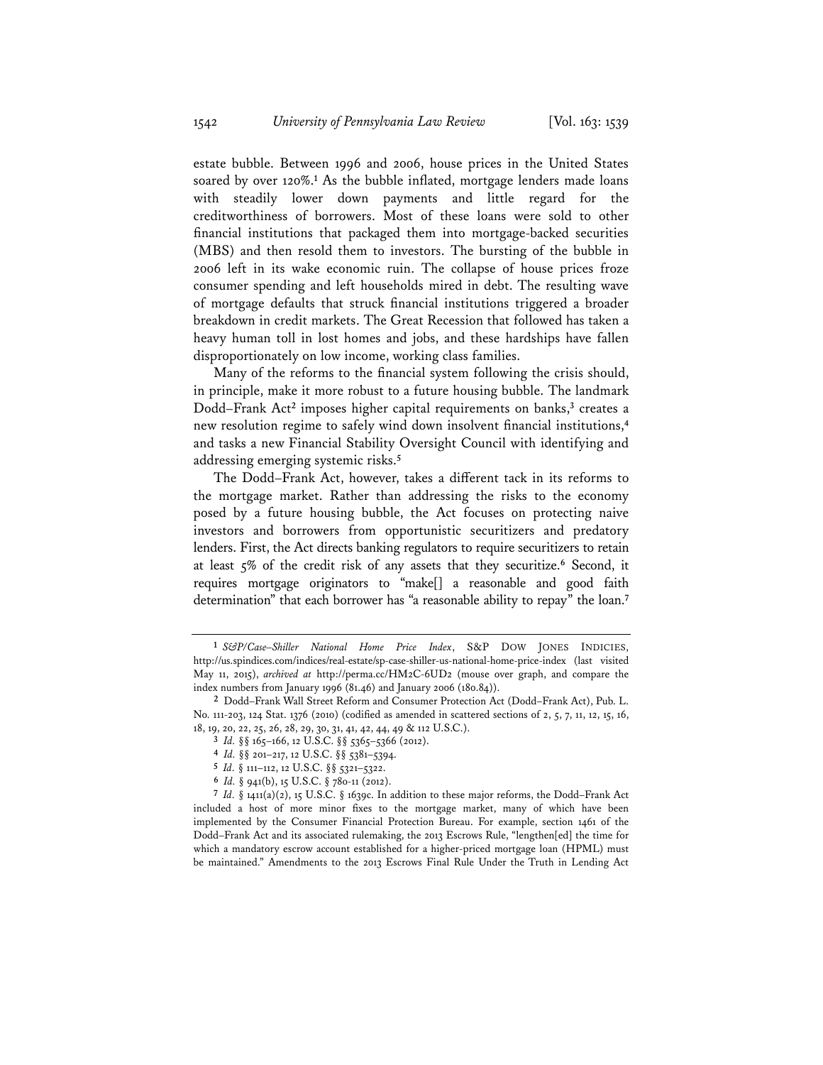estate bubble. Between 1996 and 2006, house prices in the United States soared by over 120%.[1] As the bubble inflated, mortgage lenders made loans with steadily lower down payments and little regard for the creditworthiness of borrowers. Most of these loans were sold to other financial institutions that packaged them into mortgage-backed securities (MBS) and then resold them to investors. The bursting of the bubble in 2006 left in its wake economic ruin. The collapse of house prices froze consumer spending and left households mired in debt. The resulting wave of mortgage defaults that struck financial institutions triggered a broader breakdown in credit markets. The Great Recession that followed has taken a heavy human toll in lost homes and jobs, and these hardships have fallen disproportionately on low income, working class families.

Many of the reforms to the financial system following the crisis should, in principle, make it more robust to a future housing bubble. The landmark Dodd–Frank Act[2] imposes higher capital requirements on banks,[3] creates a new resolution regime to safely wind down insolvent financial institutions,[4] and tasks a new Financial Stability Oversight Council with identifying and addressing emerging systemic risks.[5]

The Dodd–Frank Act, however, takes a different tack in its reforms to the mortgage market. Rather than addressing the risks to the economy posed by a future housing bubble, the Act focuses on protecting naive investors and borrowers from opportunistic securitizers and predatory lenders. First, the Act directs banking regulators to require securitizers to retain at least 5% of the credit risk of any assets that they securitize.[6] Second, it requires mortgage originators to "make[] a reasonable and good faith determination" that each borrower has "a reasonable ability to repay" the loan.[7]

---

[1] *S&P/Case–Shiller National Home Price Index*, S&P DOW JONES INDICIES, http://us.spindices.com/indices/real-estate/sp-case-shiller-us-national-home-price-index (last visited May 11, 2015), *archived at* http://perma.cc/HM2C-6UD2 (mouse over graph, and compare the index numbers from January 1996 (81.46) and January 2006 (180.84)).

[2] Dodd–Frank Wall Street Reform and Consumer Protection Act (Dodd–Frank Act), Pub. L. No. 111-203, 124 Stat. 1376 (2010) (codified as amended in scattered sections of 2, 5, 7, 11, 12, 15, 16, 18, 19, 20, 22, 25, 26, 28, 29, 30, 31, 41, 42, 44, 49 & 112 U.S.C.).

[3] *Id.* §§ 165–166, 12 U.S.C. §§ 5365–5366 (2012).

[4] *Id.* §§ 201–217, 12 U.S.C. §§ 5381–5394.

[5] *Id.* § 111–112, 12 U.S.C. §§ 5321–5322.

[6] *Id.* § 941(b), 15 U.S.C. § 78o-11 (2012).

[7] *Id.* § 1411(a)(2), 15 U.S.C. § 1639c. In addition to these major reforms, the Dodd–Frank Act included a host of more minor fixes to the mortgage market, many of which have been implemented by the Consumer Financial Protection Bureau. For example, section 1461 of the Dodd–Frank Act and its associated rulemaking, the 2013 Escrows Rule, "lengthen[ed] the time for which a mandatory escrow account established for a higher-priced mortgage loan (HPML) must be maintained." Amendments to the 2013 Escrows Final Rule Under the Truth in Lending Act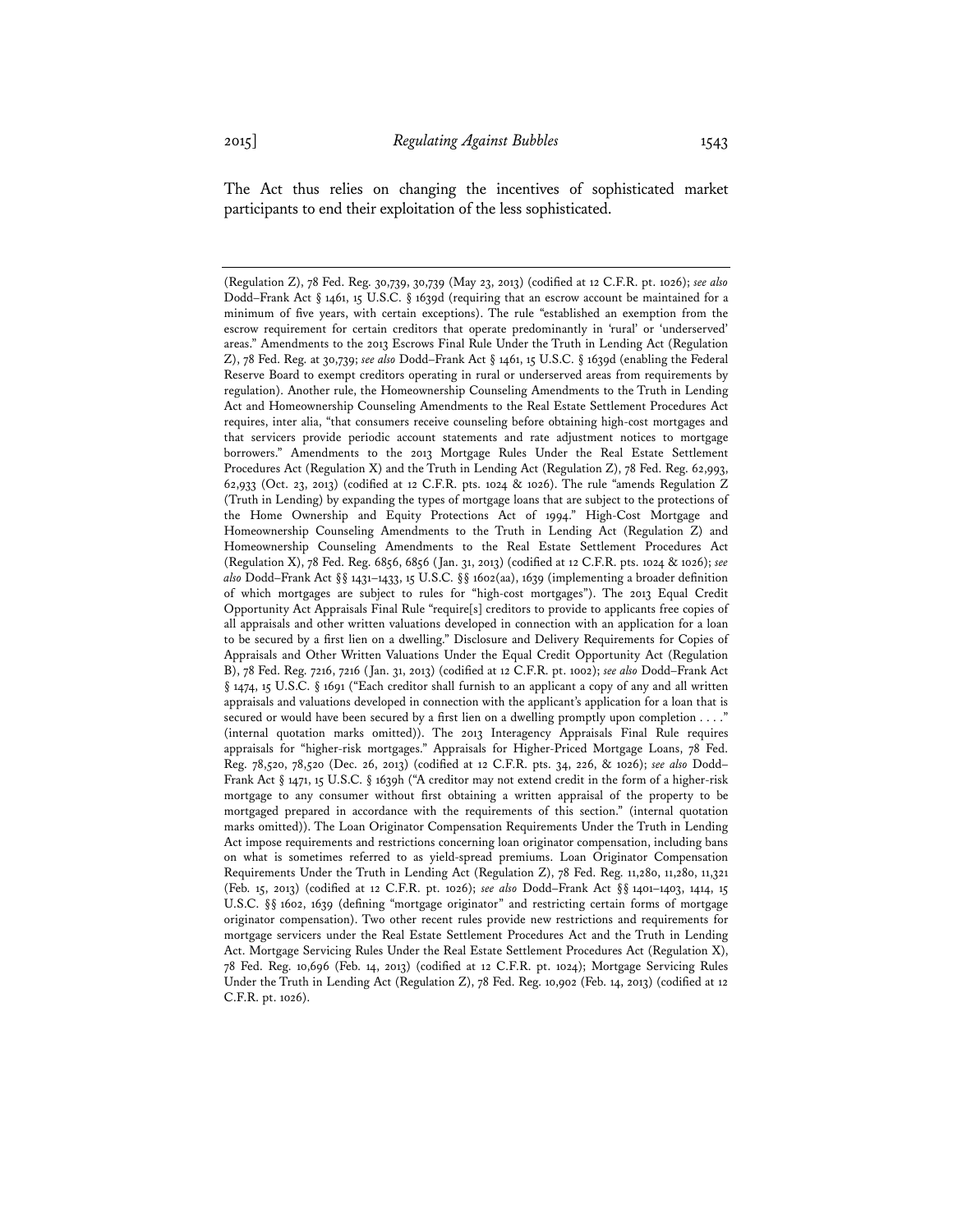The Act thus relies on changing the incentives of sophisticated market participants to end their exploitation of the less sophisticated.

---

(Regulation Z), 78 Fed. Reg. 30,739, 30,739 (May 23, 2013) (codified at 12 C.F.R. pt. 1026); *see also* Dodd–Frank Act § 1461, 15 U.S.C. § 1639d (requiring that an escrow account be maintained for a minimum of five years, with certain exceptions). The rule "established an exemption from the escrow requirement for certain creditors that operate predominantly in 'rural' or 'underserved' areas." Amendments to the 2013 Escrows Final Rule Under the Truth in Lending Act (Regulation Z), 78 Fed. Reg. at 30,739; *see also* Dodd–Frank Act § 1461, 15 U.S.C. § 1639d (enabling the Federal Reserve Board to exempt creditors operating in rural or underserved areas from requirements by regulation). Another rule, the Homeownership Counseling Amendments to the Truth in Lending Act and Homeownership Counseling Amendments to the Real Estate Settlement Procedures Act requires, inter alia, "that consumers receive counseling before obtaining high-cost mortgages and that servicers provide periodic account statements and rate adjustment notices to mortgage borrowers." Amendments to the 2013 Mortgage Rules Under the Real Estate Settlement Procedures Act (Regulation X) and the Truth in Lending Act (Regulation Z), 78 Fed. Reg. 62,993, 62,933 (Oct. 23, 2013) (codified at 12 C.F.R. pts. 1024 & 1026). The rule "amends Regulation Z (Truth in Lending) by expanding the types of mortgage loans that are subject to the protections of the Home Ownership and Equity Protections Act of 1994." High-Cost Mortgage and Homeownership Counseling Amendments to the Truth in Lending Act (Regulation Z) and Homeownership Counseling Amendments to the Real Estate Settlement Procedures Act (Regulation X), 78 Fed. Reg. 6856, 6856 (Jan. 31, 2013) (codified at 12 C.F.R. pts. 1024 & 1026); *see also* Dodd–Frank Act §§ 1431–1433, 15 U.S.C. §§ 1602(aa), 1639 (implementing a broader definition of which mortgages are subject to rules for "high-cost mortgages"). The 2013 Equal Credit Opportunity Act Appraisals Final Rule "require[s] creditors to provide to applicants free copies of all appraisals and other written valuations developed in connection with an application for a loan to be secured by a first lien on a dwelling." Disclosure and Delivery Requirements for Copies of Appraisals and Other Written Valuations Under the Equal Credit Opportunity Act (Regulation B), 78 Fed. Reg. 7216, 7216 (Jan. 31, 2013) (codified at 12 C.F.R. pt. 1002); *see also* Dodd–Frank Act § 1474, 15 U.S.C. § 1691 ("Each creditor shall furnish to an applicant a copy of any and all written appraisals and valuations developed in connection with the applicant's application for a loan that is secured or would have been secured by a first lien on a dwelling promptly upon completion . . . ." (internal quotation marks omitted)). The 2013 Interagency Appraisals Final Rule requires appraisals for "higher-risk mortgages." Appraisals for Higher-Priced Mortgage Loans, 78 Fed. Reg. 78,520, 78,520 (Dec. 26, 2013) (codified at 12 C.F.R. pts. 34, 226, & 1026); *see also* Dodd–Frank Act § 1471, 15 U.S.C. § 1639h ("A creditor may not extend credit in the form of a higher-risk mortgage to any consumer without first obtaining a written appraisal of the property to be mortgaged prepared in accordance with the requirements of this section." (internal quotation marks omitted)). The Loan Originator Compensation Requirements Under the Truth in Lending Act impose requirements and restrictions concerning loan originator compensation, including bans on what is sometimes referred to as yield-spread premiums. Loan Originator Compensation Requirements Under the Truth in Lending Act (Regulation Z), 78 Fed. Reg. 11,280, 11,280, 11,321 (Feb. 15, 2013) (codified at 12 C.F.R. pt. 1026); *see also* Dodd–Frank Act §§ 1401–1403, 1414, 15 U.S.C. §§ 1602, 1639 (defining "mortgage originator" and restricting certain forms of mortgage originator compensation). Two other recent rules provide new restrictions and requirements for mortgage servicers under the Real Estate Settlement Procedures Act and the Truth in Lending Act. Mortgage Servicing Rules Under the Real Estate Settlement Procedures Act (Regulation X), 78 Fed. Reg. 10,696 (Feb. 14, 2013) (codified at 12 C.F.R. pt. 1024); Mortgage Servicing Rules Under the Truth in Lending Act (Regulation Z), 78 Fed. Reg. 10,902 (Feb. 14, 2013) (codified at 12 C.F.R. pt. 1026).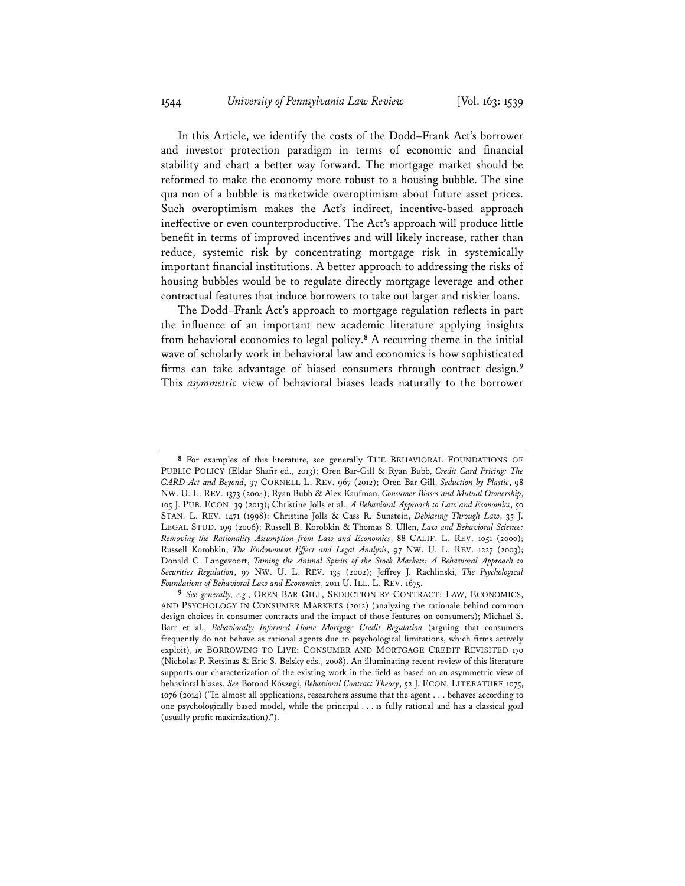In this Article, we identify the costs of the Dodd–Frank Act's borrower and investor protection paradigm in terms of economic and financial stability and chart a better way forward. The mortgage market should be reformed to make the economy more robust to a housing bubble. The sine qua non of a bubble is marketwide overoptimism about future asset prices. Such overoptimism makes the Act's indirect, incentive-based approach ineffective or even counterproductive. The Act's approach will produce little benefit in terms of improved incentives and will likely increase, rather than reduce, systemic risk by concentrating mortgage risk in systemically important financial institutions. A better approach to addressing the risks of housing bubbles would be to regulate directly mortgage leverage and other contractual features that induce borrowers to take out larger and riskier loans.

The Dodd–Frank Act's approach to mortgage regulation reflects in part the influence of an important new academic literature applying insights from behavioral economics to legal policy.[8] A recurring theme in the initial wave of scholarly work in behavioral law and economics is how sophisticated firms can take advantage of biased consumers through contract design.[9] This *asymmetric* view of behavioral biases leads naturally to the borrower

---

[8] For examples of this literature, see generally THE BEHAVIORAL FOUNDATIONS OF PUBLIC POLICY (Eldar Shafir ed., 2013); Oren Bar-Gill & Ryan Bubb, *Credit Card Pricing: The CARD Act and Beyond*, 97 CORNELL L. REV. 967 (2012); Oren Bar-Gill, *Seduction by Plastic*, 98 NW. U. L. REV. 1373 (2004); Ryan Bubb & Alex Kaufman, *Consumer Biases and Mutual Ownership*, 105 J. PUB. ECON. 39 (2013); Christine Jolls et al., *A Behavioral Approach to Law and Economics*, 50 STAN. L. REV. 1471 (1998); Christine Jolls & Cass R. Sunstein, *Debiasing Through Law*, 35 J. LEGAL STUD. 199 (2006); Russell B. Korobkin & Thomas S. Ullen, *Law and Behavioral Science: Removing the Rationality Assumption from Law and Economics*, 88 CALIF. L. REV. 1051 (2000); Russell Korobkin, *The Endowment Effect and Legal Analysis*, 97 NW. U. L. REV. 1227 (2003); Donald C. Langevoort, *Taming the Animal Spirits of the Stock Markets: A Behavioral Approach to Securities Regulation*, 97 NW. U. L. REV. 135 (2002); Jeffrey J. Rachlinski, *The Psychological Foundations of Behavioral Law and Economics*, 2011 U. ILL. L. REV. 1675.

[9] *See generally, e.g.*, OREN BAR-GILL, SEDUCTION BY CONTRACT: LAW, ECONOMICS, AND PSYCHOLOGY IN CONSUMER MARKETS (2012) (analyzing the rationale behind common design choices in consumer contracts and the impact of those features on consumers); Michael S. Barr et al., *Behaviorally Informed Home Mortgage Credit Regulation* (arguing that consumers frequently do not behave as rational agents due to psychological limitations, which firms actively exploit), *in* BORROWING TO LIVE: CONSUMER AND MORTGAGE CREDIT REVISITED 170 (Nicholas P. Retsinas & Eric S. Belsky eds., 2008). An illuminating recent review of this literature supports our characterization of the existing work in the field as based on an asymmetric view of behavioral biases. *See* Botond Kőszegi, *Behavioral Contract Theory*, 52 J. ECON. LITERATURE 1075, 1076 (2014) ("In almost all applications, researchers assume that the agent . . . behaves according to one psychologically based model, while the principal . . . is fully rational and has a classical goal (usually profit maximization).").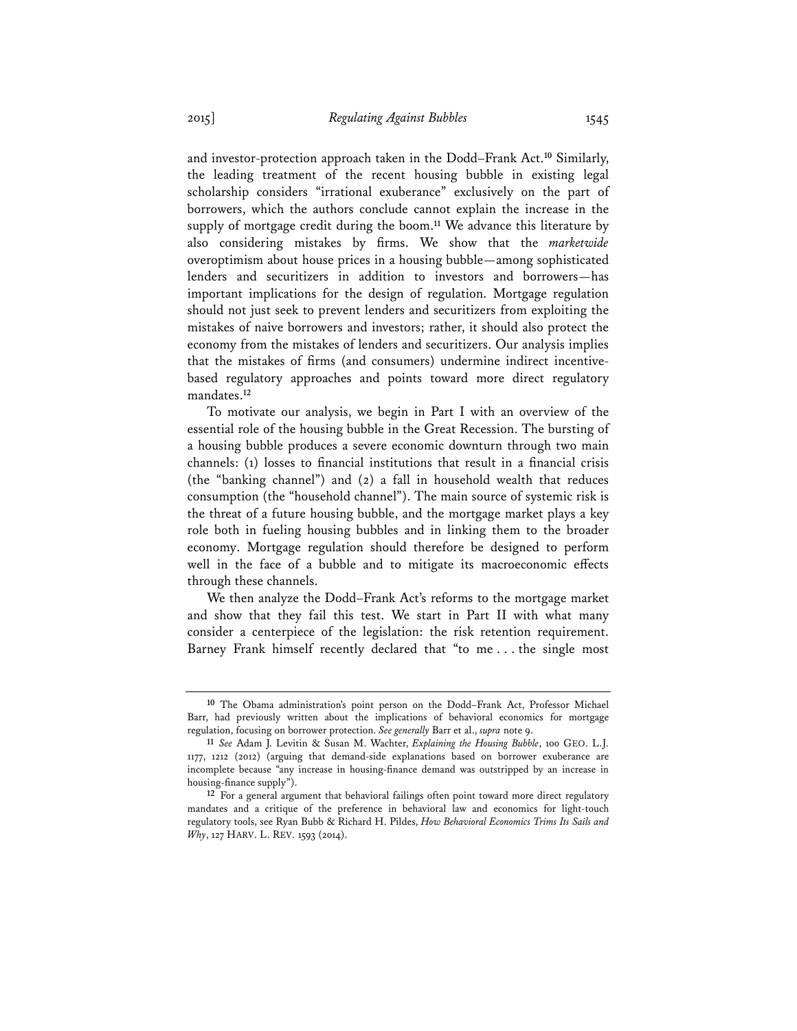and investor-protection approach taken in the Dodd–Frank Act.[10] Similarly, the leading treatment of the recent housing bubble in existing legal scholarship considers "irrational exuberance" exclusively on the part of borrowers, which the authors conclude cannot explain the increase in the supply of mortgage credit during the boom.[11] We advance this literature by also considering mistakes by firms. We show that the *marketwide* overoptimism about house prices in a housing bubble—among sophisticated lenders and securitizers in addition to investors and borrowers—has important implications for the design of regulation. Mortgage regulation should not just seek to prevent lenders and securitizers from exploiting the mistakes of naive borrowers and investors; rather, it should also protect the economy from the mistakes of lenders and securitizers. Our analysis implies that the mistakes of firms (and consumers) undermine indirect incentive-based regulatory approaches and points toward more direct regulatory mandates.[12]

To motivate our analysis, we begin in Part I with an overview of the essential role of the housing bubble in the Great Recession. The bursting of a housing bubble produces a severe economic downturn through two main channels: (1) losses to financial institutions that result in a financial crisis (the "banking channel") and (2) a fall in household wealth that reduces consumption (the "household channel"). The main source of systemic risk is the threat of a future housing bubble, and the mortgage market plays a key role both in fueling housing bubbles and in linking them to the broader economy. Mortgage regulation should therefore be designed to perform well in the face of a bubble and to mitigate its macroeconomic effects through these channels.

We then analyze the Dodd–Frank Act's reforms to the mortgage market and show that they fail this test. We start in Part II with what many consider a centerpiece of the legislation: the risk retention requirement. Barney Frank himself recently declared that "to me . . . the single most

---

[10] The Obama administration's point person on the Dodd–Frank Act, Professor Michael Barr, had previously written about the implications of behavioral economics for mortgage regulation, focusing on borrower protection. *See generally* Barr et al., *supra* note 9.

[11] *See* Adam J. Levitin & Susan M. Wachter, *Explaining the Housing Bubble*, 100 GEO. L.J. 1177, 1212 (2012) (arguing that demand-side explanations based on borrower exuberance are incomplete because "any increase in housing-finance demand was outstripped by an increase in housing-finance supply").

[12] For a general argument that behavioral failings often point toward more direct regulatory mandates and a critique of the preference in behavioral law and economics for light-touch regulatory tools, see Ryan Bubb & Richard H. Pildes, *How Behavioral Economics Trims Its Sails and Why*, 127 HARV. L. REV. 1593 (2014).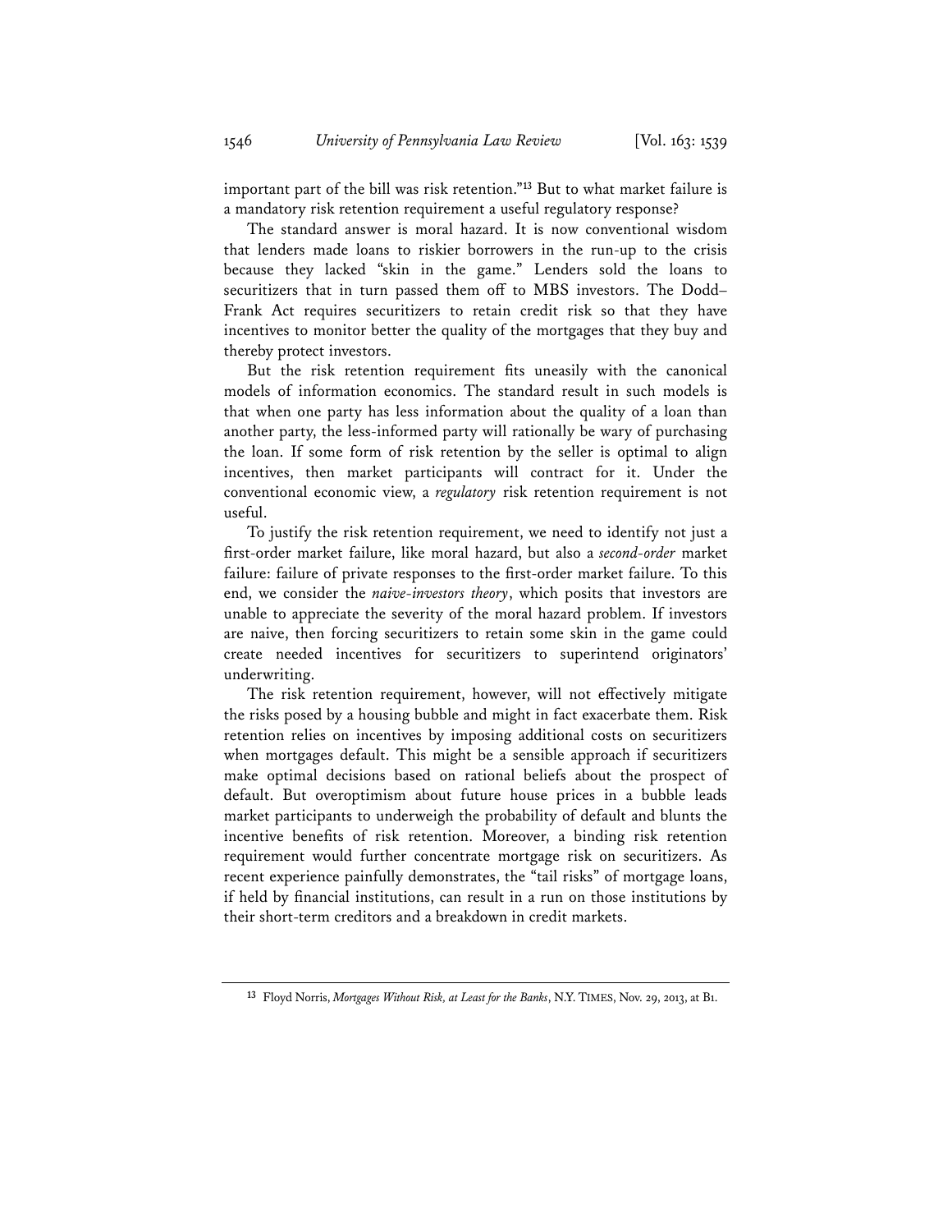important part of the bill was risk retention."[13] But to what market failure is a mandatory risk retention requirement a useful regulatory response?

The standard answer is moral hazard. It is now conventional wisdom that lenders made loans to riskier borrowers in the run-up to the crisis because they lacked "skin in the game." Lenders sold the loans to securitizers that in turn passed them off to MBS investors. The Dodd–Frank Act requires securitizers to retain credit risk so that they have incentives to monitor better the quality of the mortgages that they buy and thereby protect investors.

But the risk retention requirement fits uneasily with the canonical models of information economics. The standard result in such models is that when one party has less information about the quality of a loan than another party, the less-informed party will rationally be wary of purchasing the loan. If some form of risk retention by the seller is optimal to align incentives, then market participants will contract for it. Under the conventional economic view, a *regulatory* risk retention requirement is not useful.

To justify the risk retention requirement, we need to identify not just a first-order market failure, like moral hazard, but also a *second-order* market failure: failure of private responses to the first-order market failure. To this end, we consider the *naive-investors theory*, which posits that investors are unable to appreciate the severity of the moral hazard problem. If investors are naive, then forcing securitizers to retain some skin in the game could create needed incentives for securitizers to superintend originators' underwriting.

The risk retention requirement, however, will not effectively mitigate the risks posed by a housing bubble and might in fact exacerbate them. Risk retention relies on incentives by imposing additional costs on securitizers when mortgages default. This might be a sensible approach if securitizers make optimal decisions based on rational beliefs about the prospect of default. But overoptimism about future house prices in a bubble leads market participants to underweigh the probability of default and blunts the incentive benefits of risk retention. Moreover, a binding risk retention requirement would further concentrate mortgage risk on securitizers. As recent experience painfully demonstrates, the "tail risks" of mortgage loans, if held by financial institutions, can result in a run on those institutions by their short-term creditors and a breakdown in credit markets.

[13] Floyd Norris, *Mortgages Without Risk, at Least for the Banks*, N.Y. TIMES, Nov. 29, 2013, at B1.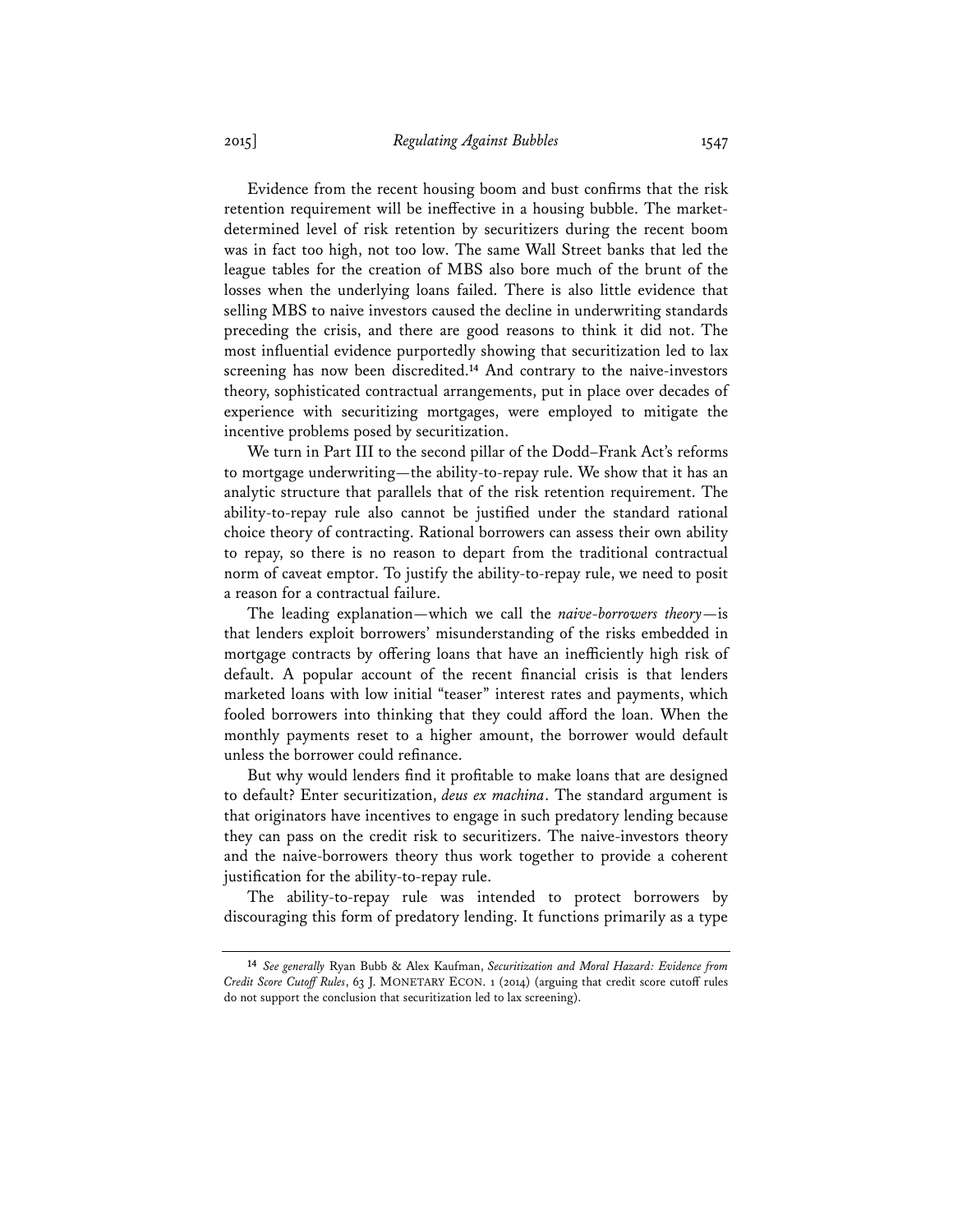Evidence from the recent housing boom and bust confirms that the risk retention requirement will be ineffective in a housing bubble. The market-determined level of risk retention by securitizers during the recent boom was in fact too high, not too low. The same Wall Street banks that led the league tables for the creation of MBS also bore much of the brunt of the losses when the underlying loans failed. There is also little evidence that selling MBS to naive investors caused the decline in underwriting standards preceding the crisis, and there are good reasons to think it did not. The most influential evidence purportedly showing that securitization led to lax screening has now been discredited.[14] And contrary to the naive-investors theory, sophisticated contractual arrangements, put in place over decades of experience with securitizing mortgages, were employed to mitigate the incentive problems posed by securitization.

We turn in Part III to the second pillar of the Dodd–Frank Act's reforms to mortgage underwriting—the ability-to-repay rule. We show that it has an analytic structure that parallels that of the risk retention requirement. The ability-to-repay rule also cannot be justified under the standard rational choice theory of contracting. Rational borrowers can assess their own ability to repay, so there is no reason to depart from the traditional contractual norm of caveat emptor. To justify the ability-to-repay rule, we need to posit a reason for a contractual failure.

The leading explanation—which we call the *naive-borrowers theory*—is that lenders exploit borrowers' misunderstanding of the risks embedded in mortgage contracts by offering loans that have an inefficiently high risk of default. A popular account of the recent financial crisis is that lenders marketed loans with low initial "teaser" interest rates and payments, which fooled borrowers into thinking that they could afford the loan. When the monthly payments reset to a higher amount, the borrower would default unless the borrower could refinance.

But why would lenders find it profitable to make loans that are designed to default? Enter securitization, *deus ex machina*. The standard argument is that originators have incentives to engage in such predatory lending because they can pass on the credit risk to securitizers. The naive-investors theory and the naive-borrowers theory thus work together to provide a coherent justification for the ability-to-repay rule.

The ability-to-repay rule was intended to protect borrowers by discouraging this form of predatory lending. It functions primarily as a type

---

[14] *See generally* Ryan Bubb & Alex Kaufman, *Securitization and Moral Hazard: Evidence from Credit Score Cutoff Rules*, 63 J. MONETARY ECON. 1 (2014) (arguing that credit score cutoff rules do not support the conclusion that securitization led to lax screening).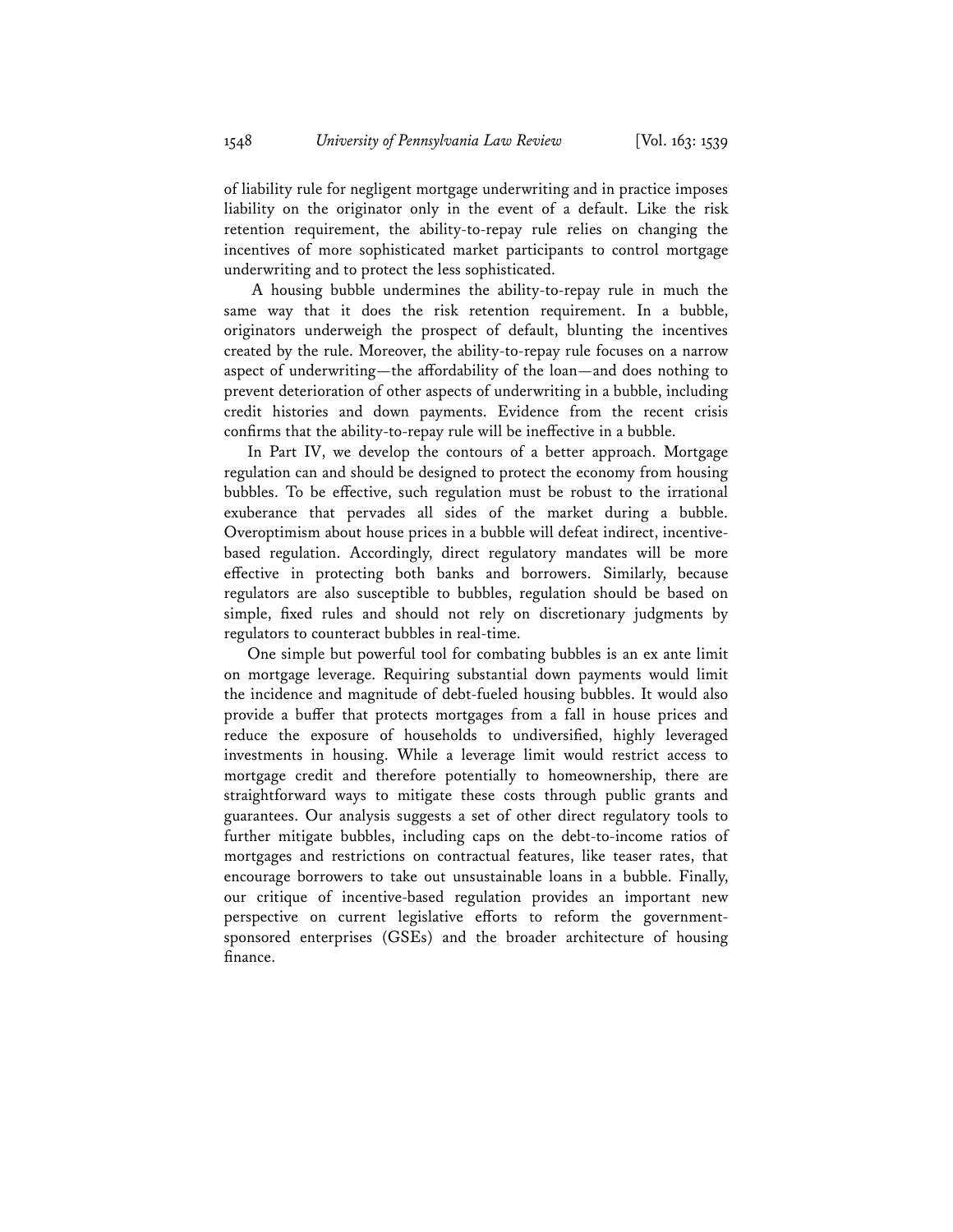of liability rule for negligent mortgage underwriting and in practice imposes liability on the originator only in the event of a default. Like the risk retention requirement, the ability-to-repay rule relies on changing the incentives of more sophisticated market participants to control mortgage underwriting and to protect the less sophisticated.

A housing bubble undermines the ability-to-repay rule in much the same way that it does the risk retention requirement. In a bubble, originators underweigh the prospect of default, blunting the incentives created by the rule. Moreover, the ability-to-repay rule focuses on a narrow aspect of underwriting—the affordability of the loan—and does nothing to prevent deterioration of other aspects of underwriting in a bubble, including credit histories and down payments. Evidence from the recent crisis confirms that the ability-to-repay rule will be ineffective in a bubble.

In Part IV, we develop the contours of a better approach. Mortgage regulation can and should be designed to protect the economy from housing bubbles. To be effective, such regulation must be robust to the irrational exuberance that pervades all sides of the market during a bubble. Overoptimism about house prices in a bubble will defeat indirect, incentive-based regulation. Accordingly, direct regulatory mandates will be more effective in protecting both banks and borrowers. Similarly, because regulators are also susceptible to bubbles, regulation should be based on simple, fixed rules and should not rely on discretionary judgments by regulators to counteract bubbles in real-time.

One simple but powerful tool for combating bubbles is an ex ante limit on mortgage leverage. Requiring substantial down payments would limit the incidence and magnitude of debt-fueled housing bubbles. It would also provide a buffer that protects mortgages from a fall in house prices and reduce the exposure of households to undiversified, highly leveraged investments in housing. While a leverage limit would restrict access to mortgage credit and therefore potentially to homeownership, there are straightforward ways to mitigate these costs through public grants and guarantees. Our analysis suggests a set of other direct regulatory tools to further mitigate bubbles, including caps on the debt-to-income ratios of mortgages and restrictions on contractual features, like teaser rates, that encourage borrowers to take out unsustainable loans in a bubble. Finally, our critique of incentive-based regulation provides an important new perspective on current legislative efforts to reform the government-sponsored enterprises (GSEs) and the broader architecture of housing finance.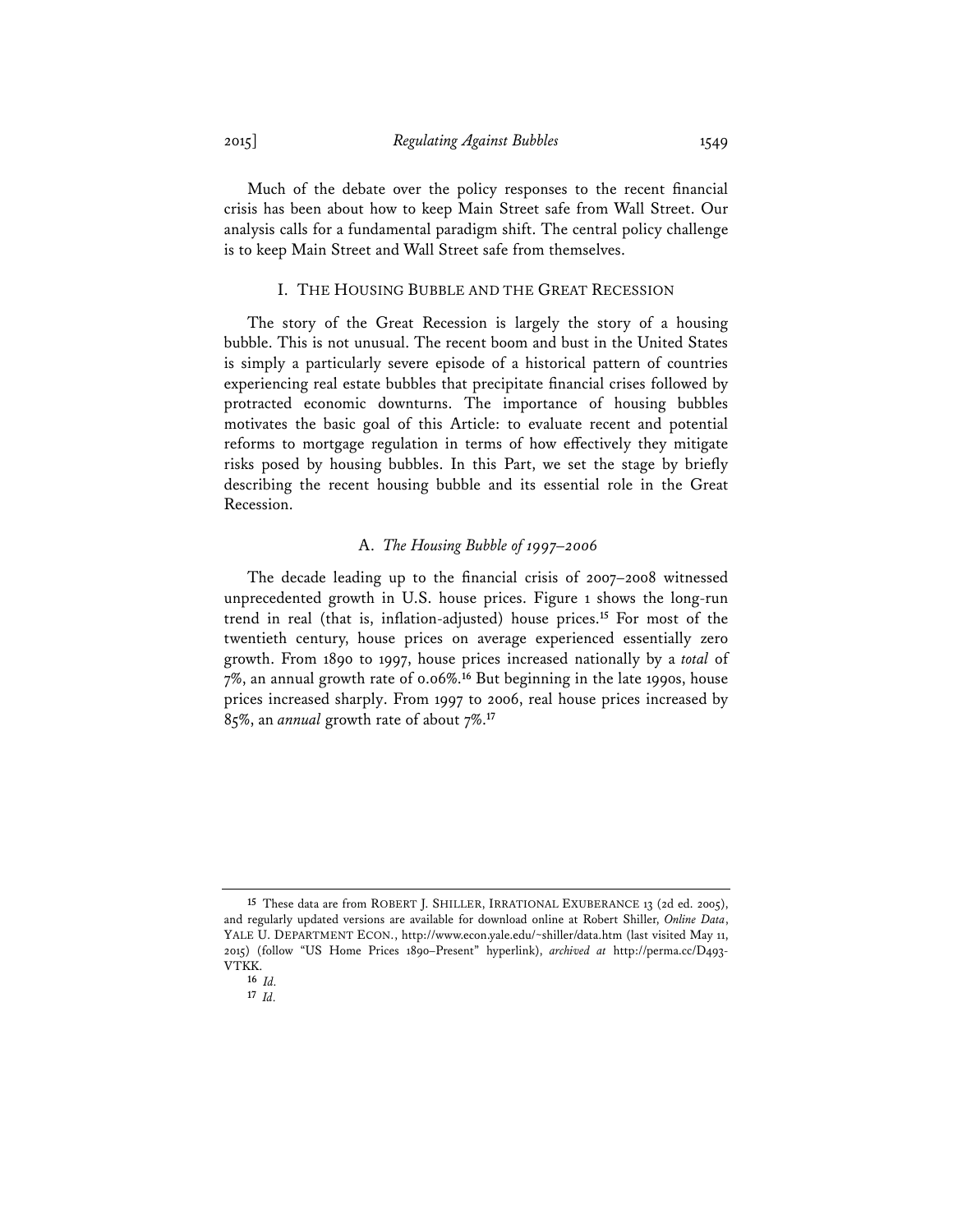Much of the debate over the policy responses to the recent financial crisis has been about how to keep Main Street safe from Wall Street. Our analysis calls for a fundamental paradigm shift. The central policy challenge is to keep Main Street and Wall Street safe from themselves.

## I. THE HOUSING BUBBLE AND THE GREAT RECESSION

The story of the Great Recession is largely the story of a housing bubble. This is not unusual. The recent boom and bust in the United States is simply a particularly severe episode of a historical pattern of countries experiencing real estate bubbles that precipitate financial crises followed by protracted economic downturns. The importance of housing bubbles motivates the basic goal of this Article: to evaluate recent and potential reforms to mortgage regulation in terms of how effectively they mitigate risks posed by housing bubbles. In this Part, we set the stage by briefly describing the recent housing bubble and its essential role in the Great Recession.

### A. *The Housing Bubble of 1997–2006*

The decade leading up to the financial crisis of 2007–2008 witnessed unprecedented growth in U.S. house prices. Figure 1 shows the long-run trend in real (that is, inflation-adjusted) house prices.[15] For most of the twentieth century, house prices on average experienced essentially zero growth. From 1890 to 1997, house prices increased nationally by a *total* of 7%, an annual growth rate of 0.06%.[16] But beginning in the late 1990s, house prices increased sharply. From 1997 to 2006, real house prices increased by 85%, an *annual* growth rate of about 7%.[17]

---

[15] These data are from ROBERT J. SHILLER, IRRATIONAL EXUBERANCE 13 (2d ed. 2005), and regularly updated versions are available for download online at Robert Shiller, *Online Data*, YALE U. DEPARTMENT ECON., http://www.econ.yale.edu/~shiller/data.htm (last visited May 11, 2015) (follow "US Home Prices 1890–Present" hyperlink), *archived at* http://perma.cc/D493-VTKK.

[16] *Id.*

[17] *Id.*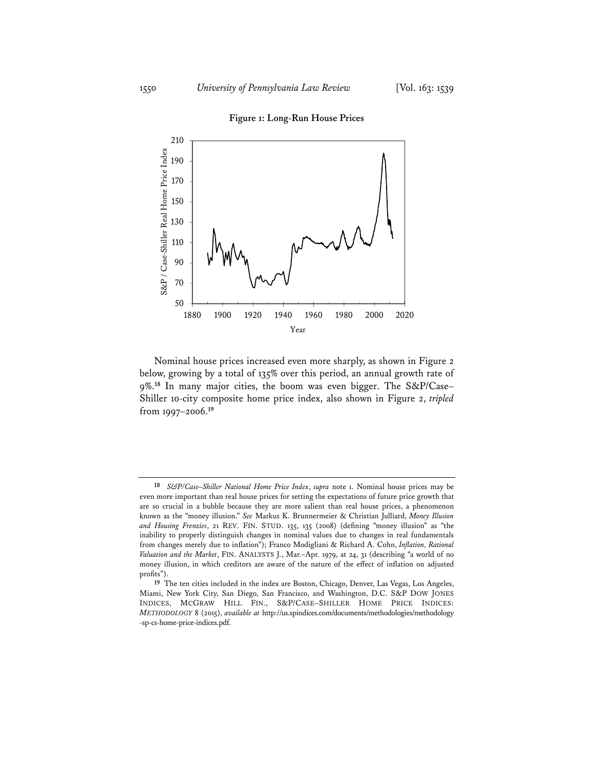**Figure 1: Long-Run House Prices**

Nominal house prices increased even more sharply, as shown in Figure 2 below, growing by a total of 135% over this period, an annual growth rate of 9%.[18] In many major cities, the boom was even bigger. The S&P/Case–Shiller 10-city composite home price index, also shown in Figure 2, *tripled* from 1997–2006.[19]

---

[18] *S&P/Case–Shiller National Home Price Index*, *supra* note 1. Nominal house prices may be even more important than real house prices for setting the expectations of future price growth that are so crucial in a bubble because they are more salient than real house prices, a phenomenon known as the "money illusion." *See* Markus K. Brunnermeier & Christian Julliard, *Money Illusion and Housing Frenzies*, 21 REV. FIN. STUD. 135, 135 (2008) (defining "money illusion" as "the inability to properly distinguish changes in nominal values due to changes in real fundamentals from changes merely due to inflation"); Franco Modigliani & Richard A. Cohn, *Inflation, Rational Valuation and the Market*, FIN. ANALYSTS J., Mar.–Apr. 1979, at 24, 31 (describing "a world of no money illusion, in which creditors are aware of the nature of the effect of inflation on adjusted profits").

[19] The ten cities included in the index are Boston, Chicago, Denver, Las Vegas, Los Angeles, Miami, New York City, San Diego, San Francisco, and Washington, D.C. S&P DOW JONES INDICES, MCGRAW HILL FIN., S&P/CASE–SHILLER HOME PRICE INDICES: *METHODOLOGY* 8 (2015), *available at* http://us.spindices.com/documents/methodologies/methodology-sp-cs-home-price-indices.pdf.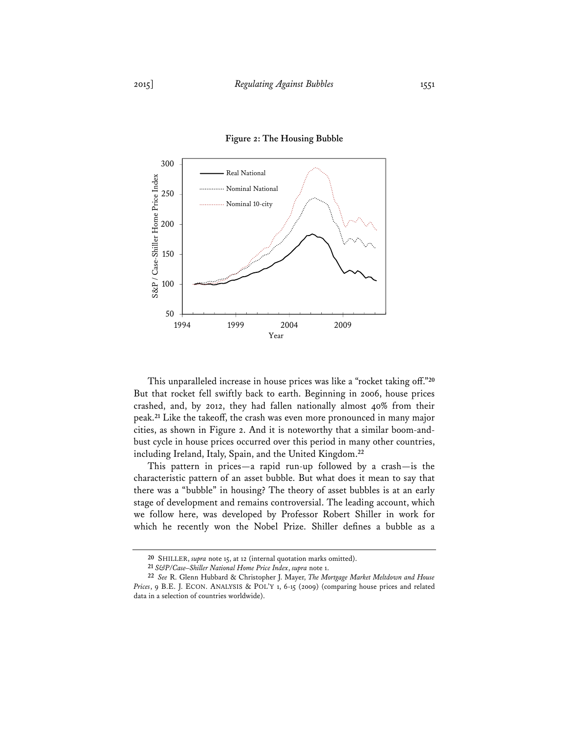**Figure 2: The Housing Bubble**

This unparalleled increase in house prices was like a "rocket taking off."[20] But that rocket fell swiftly back to earth. Beginning in 2006, house prices crashed, and, by 2012, they had fallen nationally almost 40% from their peak.[21] Like the takeoff, the crash was even more pronounced in many major cities, as shown in Figure 2. And it is noteworthy that a similar boom-and-bust cycle in house prices occurred over this period in many other countries, including Ireland, Italy, Spain, and the United Kingdom.[22]

This pattern in prices—a rapid run-up followed by a crash—is the characteristic pattern of an asset bubble. But what does it mean to say that there was a "bubble" in housing? The theory of asset bubbles is at an early stage of development and remains controversial. The leading account, which we follow here, was developed by Professor Robert Shiller in work for which he recently won the Nobel Prize. Shiller defines a bubble as a

---

20 SHILLER, *supra* note 15, at 12 (internal quotation marks omitted).

21 *S&P/Case–Shiller National Home Price Index*, *supra* note 1.

22 *See* R. Glenn Hubbard & Christopher J. Mayer, *The Mortgage Market Meltdown and House Prices*, 9 B.E. J. ECON. ANALYSIS & POL'Y 1, 6-15 (2009) (comparing house prices and related data in a selection of countries worldwide).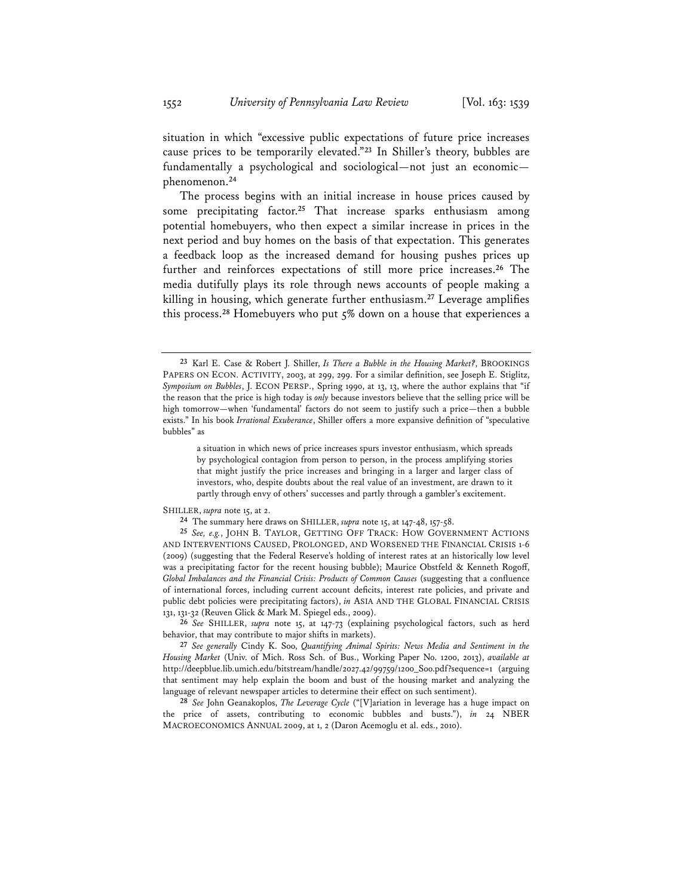situation in which "excessive public expectations of future price increases cause prices to be temporarily elevated."[23] In Shiller's theory, bubbles are fundamentally a psychological and sociological—not just an economic—phenomenon.[24]

The process begins with an initial increase in house prices caused by some precipitating factor.[25] That increase sparks enthusiasm among potential homebuyers, who then expect a similar increase in prices in the next period and buy homes on the basis of that expectation. This generates a feedback loop as the increased demand for housing pushes prices up further and reinforces expectations of still more price increases.[26] The media dutifully plays its role through news accounts of people making a killing in housing, which generate further enthusiasm.[27] Leverage amplifies this process.[28] Homebuyers who put 5% down on a house that experiences a

---

[23] Karl E. Case & Robert J. Shiller, *Is There a Bubble in the Housing Market?*, BROOKINGS PAPERS ON ECON. ACTIVITY, 2003, at 299, 299. For a similar definition, see Joseph E. Stiglitz, *Symposium on Bubbles*, J. ECON PERSP., Spring 1990, at 13, 13, where the author explains that "if the reason that the price is high today is *only* because investors believe that the selling price will be high tomorrow—when 'fundamental' factors do not seem to justify such a price—then a bubble exists." In his book *Irrational Exuberance*, Shiller offers a more expansive definition of "speculative bubbles" as

> a situation in which news of price increases spurs investor enthusiasm, which spreads by psychological contagion from person to person, in the process amplifying stories that might justify the price increases and bringing in a larger and larger class of investors, who, despite doubts about the real value of an investment, are drawn to it partly through envy of others' successes and partly through a gambler's excitement.

SHILLER, *supra* note 15, at 2.

[24] The summary here draws on SHILLER, *supra* note 15, at 147-48, 157-58.

[25] *See, e.g.*, JOHN B. TAYLOR, GETTING OFF TRACK: HOW GOVERNMENT ACTIONS AND INTERVENTIONS CAUSED, PROLONGED, AND WORSENED THE FINANCIAL CRISIS 1-6 (2009) (suggesting that the Federal Reserve's holding of interest rates at an historically low level was a precipitating factor for the recent housing bubble); Maurice Obstfeld & Kenneth Rogoff, *Global Imbalances and the Financial Crisis: Products of Common Causes* (suggesting that a confluence of international forces, including current account deficits, interest rate policies, and private and public debt policies were precipitating factors), *in* ASIA AND THE GLOBAL FINANCIAL CRISIS 131, 131-32 (Reuven Glick & Mark M. Spiegel eds., 2009).

[26] *See* SHILLER, *supra* note 15, at 147-73 (explaining psychological factors, such as herd behavior, that may contribute to major shifts in markets).

[27] *See generally* Cindy K. Soo, *Quantifying Animal Spirits: News Media and Sentiment in the Housing Market* (Univ. of Mich. Ross Sch. of Bus., Working Paper No. 1200, 2013), *available at* http://deepblue.lib.umich.edu/bitstream/handle/2027.42/99759/1200_Soo.pdf?sequence=1 (arguing that sentiment may help explain the boom and bust of the housing market and analyzing the language of relevant newspaper articles to determine their effect on such sentiment).

[28] *See* John Geanakoplos, *The Leverage Cycle* ("[V]ariation in leverage has a huge impact on the price of assets, contributing to economic bubbles and busts."), *in* 24 NBER MACROECONOMICS ANNUAL 2009, at 1, 2 (Daron Acemoglu et al. eds., 2010).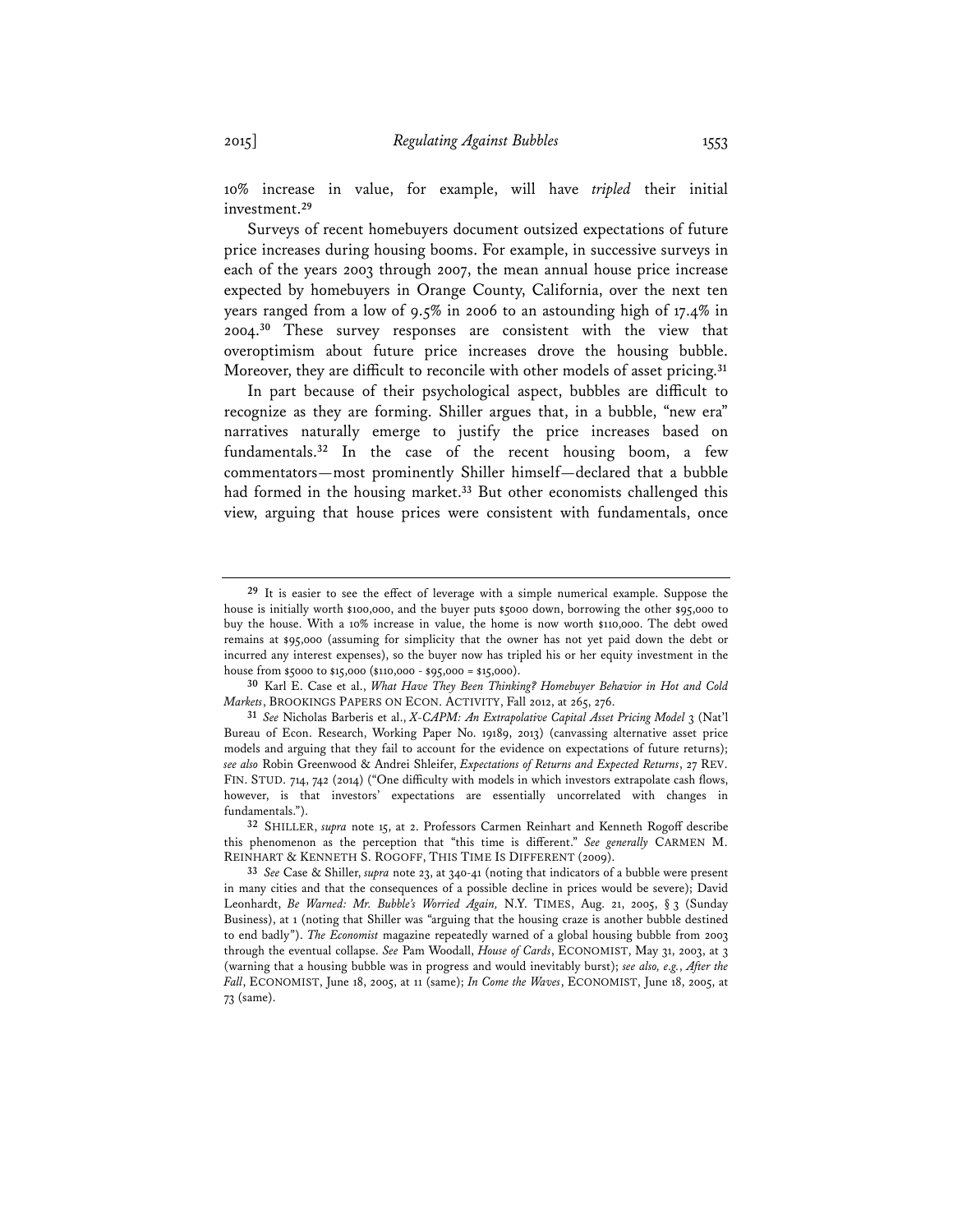10% increase in value, for example, will have *tripled* their initial investment.[29]

Surveys of recent homebuyers document outsized expectations of future price increases during housing booms. For example, in successive surveys in each of the years 2003 through 2007, the mean annual house price increase expected by homebuyers in Orange County, California, over the next ten years ranged from a low of 9.5% in 2006 to an astounding high of 17.4% in 2004.[30] These survey responses are consistent with the view that overoptimism about future price increases drove the housing bubble. Moreover, they are difficult to reconcile with other models of asset pricing.[31]

In part because of their psychological aspect, bubbles are difficult to recognize as they are forming. Shiller argues that, in a bubble, "new era" narratives naturally emerge to justify the price increases based on fundamentals.[32] In the case of the recent housing boom, a few commentators—most prominently Shiller himself—declared that a bubble had formed in the housing market.[33] But other economists challenged this view, arguing that house prices were consistent with fundamentals, once

---

[29] It is easier to see the effect of leverage with a simple numerical example. Suppose the house is initially worth $100,000, and the buyer puts $5000 down, borrowing the other $95,000 to buy the house. With a 10% increase in value, the home is now worth $110,000. The debt owed remains at $95,000 (assuming for simplicity that the owner has not yet paid down the debt or incurred any interest expenses), so the buyer now has tripled his or her equity investment in the house from $5000 to $15,000 ($110,000 - $95,000 = $15,000).

[30] Karl E. Case et al., *What Have They Been Thinking? Homebuyer Behavior in Hot and Cold Markets*, BROOKINGS PAPERS ON ECON. ACTIVITY, Fall 2012, at 265, 276.

[31] *See* Nicholas Barberis et al., *X-CAPM: An Extrapolative Capital Asset Pricing Model* 3 (Nat'l Bureau of Econ. Research, Working Paper No. 19189, 2013) (canvassing alternative asset price models and arguing that they fail to account for the evidence on expectations of future returns); *see also* Robin Greenwood & Andrei Shleifer, *Expectations of Returns and Expected Returns*, 27 REV. FIN. STUD. 714, 742 (2014) ("One difficulty with models in which investors extrapolate cash flows, however, is that investors' expectations are essentially uncorrelated with changes in fundamentals.").

[32] SHILLER, *supra* note 15, at 2. Professors Carmen Reinhart and Kenneth Rogoff describe this phenomenon as the perception that "this time is different." *See generally* CARMEN M. REINHART & KENNETH S. ROGOFF, THIS TIME IS DIFFERENT (2009).

[33] *See* Case & Shiller, *supra* note 23, at 340-41 (noting that indicators of a bubble were present in many cities and that the consequences of a possible decline in prices would be severe); David Leonhardt, *Be Warned: Mr. Bubble's Worried Again,* N.Y. TIMES, Aug. 21, 2005, § 3 (Sunday Business), at 1 (noting that Shiller was "arguing that the housing craze is another bubble destined to end badly"). *The Economist* magazine repeatedly warned of a global housing bubble from 2003 through the eventual collapse. *See* Pam Woodall, *House of Cards*, ECONOMIST, May 31, 2003, at 3 (warning that a housing bubble was in progress and would inevitably burst); *see also, e.g.*, *After the Fall*, ECONOMIST, June 18, 2005, at 11 (same); *In Come the Waves*, ECONOMIST, June 18, 2005, at 73 (same).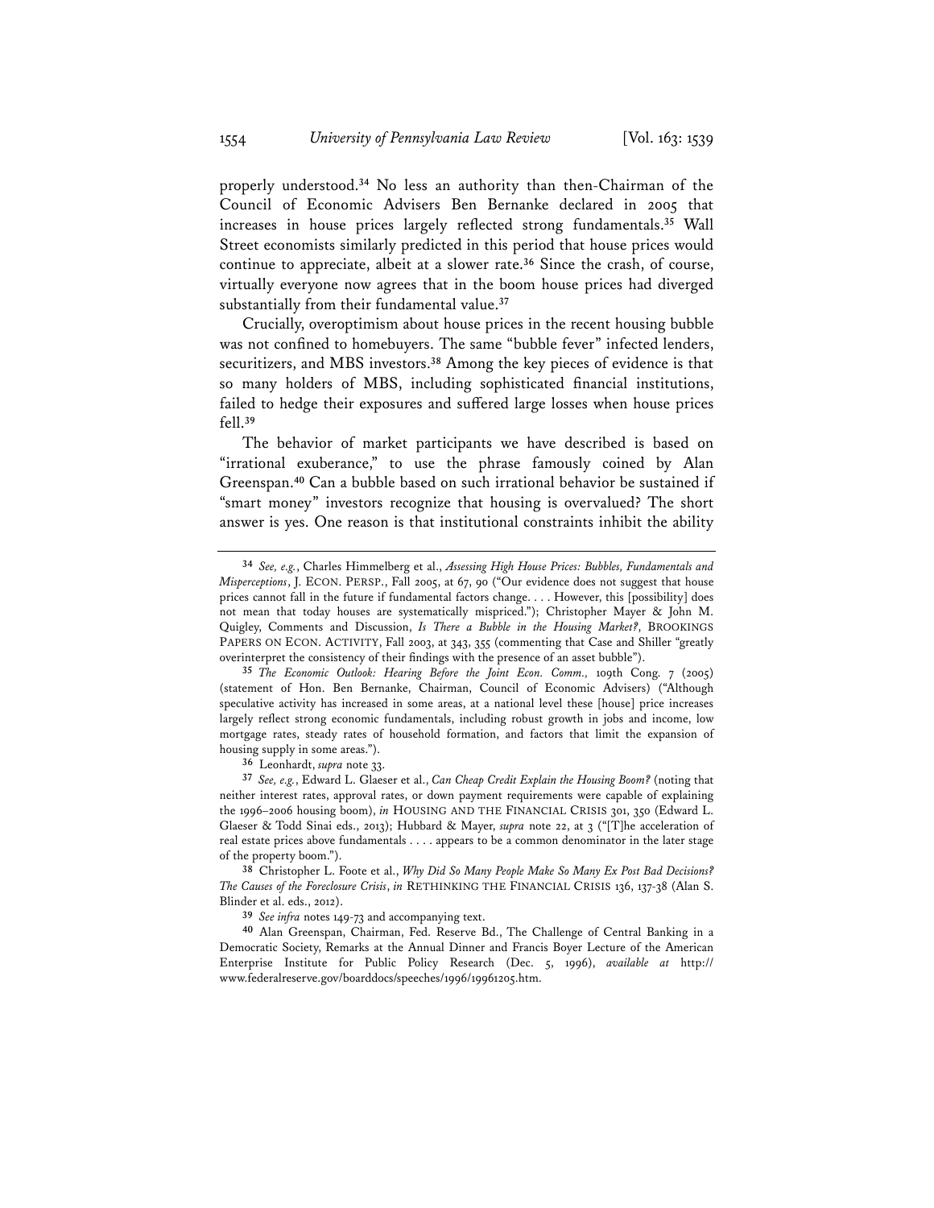properly understood.[34] No less an authority than then-Chairman of the Council of Economic Advisers Ben Bernanke declared in 2005 that increases in house prices largely reflected strong fundamentals.[35] Wall Street economists similarly predicted in this period that house prices would continue to appreciate, albeit at a slower rate.[36] Since the crash, of course, virtually everyone now agrees that in the boom house prices had diverged substantially from their fundamental value.[37]

Crucially, overoptimism about house prices in the recent housing bubble was not confined to homebuyers. The same "bubble fever" infected lenders, securitizers, and MBS investors.[38] Among the key pieces of evidence is that so many holders of MBS, including sophisticated financial institutions, failed to hedge their exposures and suffered large losses when house prices fell.[39]

The behavior of market participants we have described is based on "irrational exuberance," to use the phrase famously coined by Alan Greenspan.[40] Can a bubble based on such irrational behavior be sustained if "smart money" investors recognize that housing is overvalued? The short answer is yes. One reason is that institutional constraints inhibit the ability

---

[34] *See, e.g.*, Charles Himmelberg et al., *Assessing High House Prices: Bubbles, Fundamentals and Misperceptions*, J. ECON. PERSP., Fall 2005, at 67, 90 ("Our evidence does not suggest that house prices cannot fall in the future if fundamental factors change. . . . However, this [possibility] does not mean that today houses are systematically mispriced."); Christopher Mayer & John M. Quigley, Comments and Discussion, *Is There a Bubble in the Housing Market?*, BROOKINGS PAPERS ON ECON. ACTIVITY, Fall 2003, at 343, 355 (commenting that Case and Shiller "greatly overinterpret the consistency of their findings with the presence of an asset bubble").

[35] *The Economic Outlook: Hearing Before the Joint Econ. Comm.*, 109th Cong. 7 (2005) (statement of Hon. Ben Bernanke, Chairman, Council of Economic Advisers) ("Although speculative activity has increased in some areas, at a national level these [house] price increases largely reflect strong economic fundamentals, including robust growth in jobs and income, low mortgage rates, steady rates of household formation, and factors that limit the expansion of housing supply in some areas.").

[36] Leonhardt, *supra* note 33.

[37] *See, e.g.*, Edward L. Glaeser et al., *Can Cheap Credit Explain the Housing Boom?* (noting that neither interest rates, approval rates, or down payment requirements were capable of explaining the 1996–2006 housing boom), *in* HOUSING AND THE FINANCIAL CRISIS 301, 350 (Edward L. Glaeser & Todd Sinai eds., 2013); Hubbard & Mayer, *supra* note 22, at 3 ("[T]he acceleration of real estate prices above fundamentals . . . . appears to be a common denominator in the later stage of the property boom.").

[38] Christopher L. Foote et al., *Why Did So Many People Make So Many Ex Post Bad Decisions? The Causes of the Foreclosure Crisis*, *in* RETHINKING THE FINANCIAL CRISIS 136, 137-38 (Alan S. Blinder et al. eds., 2012).

[39] *See infra* notes 149-73 and accompanying text.

[40] Alan Greenspan, Chairman, Fed. Reserve Bd., The Challenge of Central Banking in a Democratic Society, Remarks at the Annual Dinner and Francis Boyer Lecture of the American Enterprise Institute for Public Policy Research (Dec. 5, 1996), *available at* http://www.federalreserve.gov/boarddocs/speeches/1996/19961205.htm.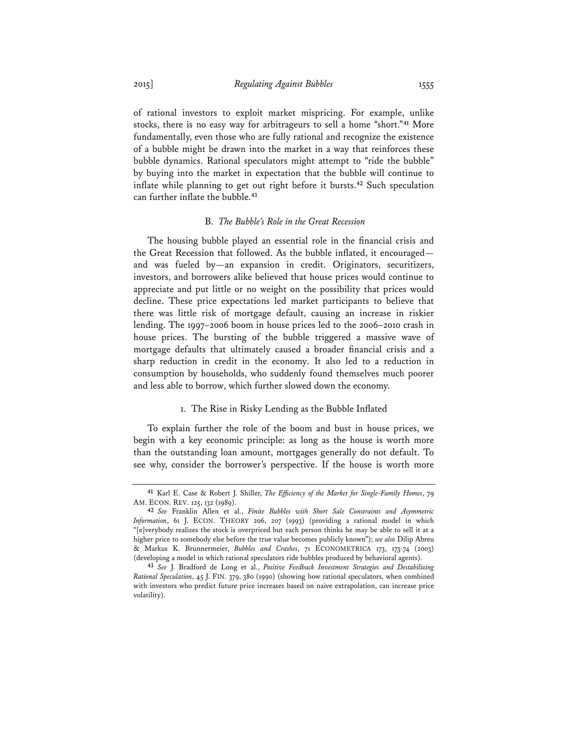of rational investors to exploit market mispricing. For example, unlike stocks, there is no easy way for arbitrageurs to sell a home "short."[41] More fundamentally, even those who are fully rational and recognize the existence of a bubble might be drawn into the market in a way that reinforces these bubble dynamics. Rational speculators might attempt to "ride the bubble" by buying into the market in expectation that the bubble will continue to inflate while planning to get out right before it bursts.[42] Such speculation can further inflate the bubble.[43]

### B. *The Bubble's Role in the Great Recession*

The housing bubble played an essential role in the financial crisis and the Great Recession that followed. As the bubble inflated, it encouraged—and was fueled by—an expansion in credit. Originators, securitizers, investors, and borrowers alike believed that house prices would continue to appreciate and put little or no weight on the possibility that prices would decline. These price expectations led market participants to believe that there was little risk of mortgage default, causing an increase in riskier lending. The 1997–2006 boom in house prices led to the 2006–2010 crash in house prices. The bursting of the bubble triggered a massive wave of mortgage defaults that ultimately caused a broader financial crisis and a sharp reduction in credit in the economy. It also led to a reduction in consumption by households, who suddenly found themselves much poorer and less able to borrow, which further slowed down the economy.

#### 1. The Rise in Risky Lending as the Bubble Inflated

To explain further the role of the boom and bust in house prices, we begin with a key economic principle: as long as the house is worth more than the outstanding loan amount, mortgages generally do not default. To see why, consider the borrower's perspective. If the house is worth more

---

[41] Karl E. Case & Robert J. Shiller, *The Efficiency of the Market for Single-Family Homes*, 79 AM. ECON. REV. 125, 132 (1989).

[42] *See* Franklin Allen et al., *Finite Bubbles with Short Sale Constraints and Asymmetric Information*, 61 J. ECON. THEORY 206, 207 (1993) (providing a rational model in which "[e]verybody realizes the stock is overpriced but each person thinks he may be able to sell it at a higher price to somebody else before the true value becomes publicly known"); *see also* Dilip Abreu & Markus K. Brunnermeier, *Bubbles and Crashes*, 71 ECONOMETRICA 173, 173-74 (2003) (developing a model in which rational speculators ride bubbles produced by behavioral agents).

[43] *See* J. Bradford de Long et al., *Positive Feedback Investment Strategies and Destabilizing Rational Speculation*, 45 J. FIN. 379, 380 (1990) (showing how rational speculators, when combined with investors who predict future price increases based on naive extrapolation, can increase price volatility).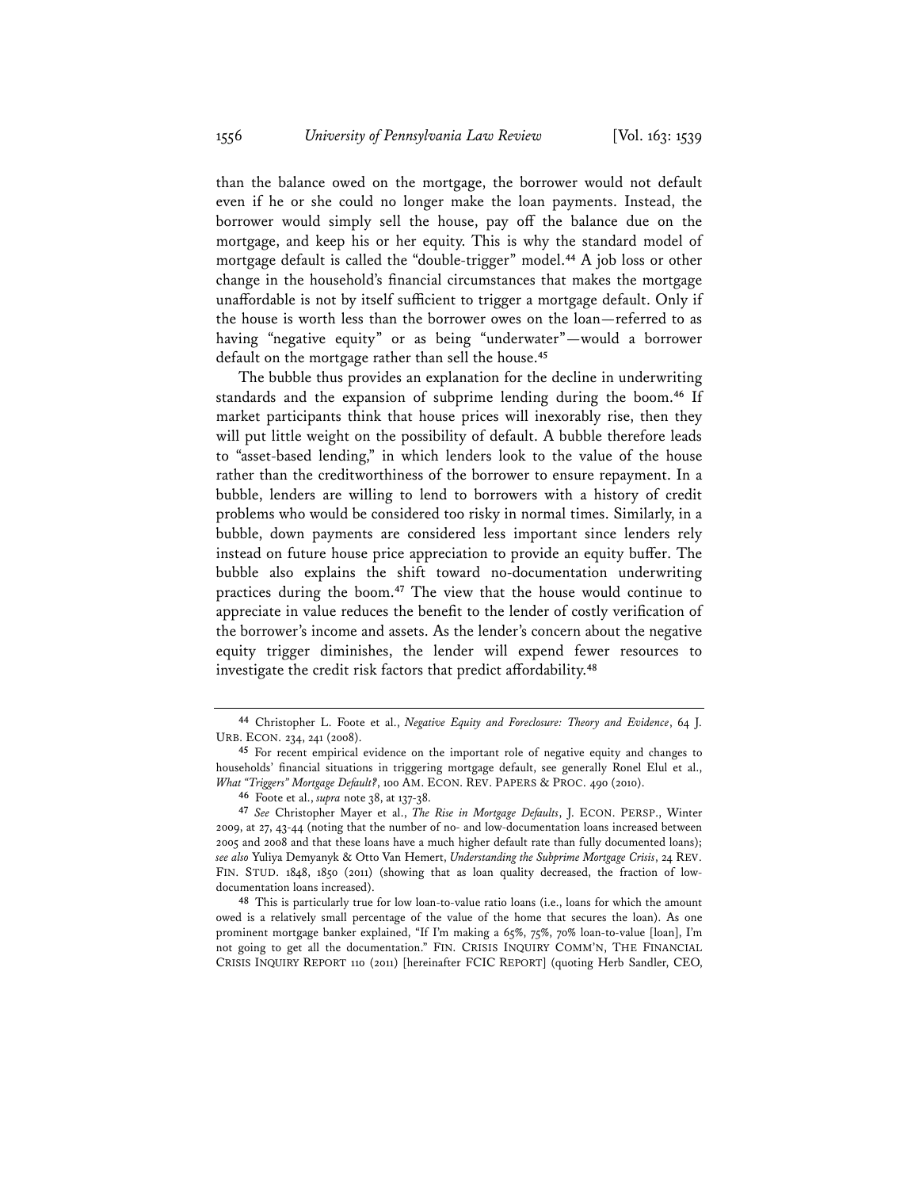than the balance owed on the mortgage, the borrower would not default even if he or she could no longer make the loan payments. Instead, the borrower would simply sell the house, pay off the balance due on the mortgage, and keep his or her equity. This is why the standard model of mortgage default is called the "double-trigger" model.[44] A job loss or other change in the household's financial circumstances that makes the mortgage unaffordable is not by itself sufficient to trigger a mortgage default. Only if the house is worth less than the borrower owes on the loan—referred to as having "negative equity" or as being "underwater"—would a borrower default on the mortgage rather than sell the house.[45]

The bubble thus provides an explanation for the decline in underwriting standards and the expansion of subprime lending during the boom.[46] If market participants think that house prices will inexorably rise, then they will put little weight on the possibility of default. A bubble therefore leads to "asset-based lending," in which lenders look to the value of the house rather than the creditworthiness of the borrower to ensure repayment. In a bubble, lenders are willing to lend to borrowers with a history of credit problems who would be considered too risky in normal times. Similarly, in a bubble, down payments are considered less important since lenders rely instead on future house price appreciation to provide an equity buffer. The bubble also explains the shift toward no-documentation underwriting practices during the boom.[47] The view that the house would continue to appreciate in value reduces the benefit to the lender of costly verification of the borrower's income and assets. As the lender's concern about the negative equity trigger diminishes, the lender will expend fewer resources to investigate the credit risk factors that predict affordability.[48]

---

[44] Christopher L. Foote et al., *Negative Equity and Foreclosure: Theory and Evidence*, 64 J. URB. ECON. 234, 241 (2008).

[45] For recent empirical evidence on the important role of negative equity and changes to households' financial situations in triggering mortgage default, see generally Ronel Elul et al., *What "Triggers" Mortgage Default?*, 100 AM. ECON. REV. PAPERS & PROC. 490 (2010).

[46] Foote et al., *supra* note 38, at 137-38.

[47] *See* Christopher Mayer et al., *The Rise in Mortgage Defaults*, J. ECON. PERSP., Winter 2009, at 27, 43-44 (noting that the number of no- and low-documentation loans increased between 2005 and 2008 and that these loans have a much higher default rate than fully documented loans); *see also* Yuliya Demyanyk & Otto Van Hemert, *Understanding the Subprime Mortgage Crisis*, 24 REV. FIN. STUD. 1848, 1850 (2011) (showing that as loan quality decreased, the fraction of low-documentation loans increased).

[48] This is particularly true for low loan-to-value ratio loans (i.e., loans for which the amount owed is a relatively small percentage of the value of the home that secures the loan). As one prominent mortgage banker explained, "If I'm making a 65%, 75%, 70% loan-to-value [loan], I'm not going to get all the documentation." FIN. CRISIS INQUIRY COMM'N, THE FINANCIAL CRISIS INQUIRY REPORT 110 (2011) [hereinafter FCIC REPORT] (quoting Herb Sandler, CEO,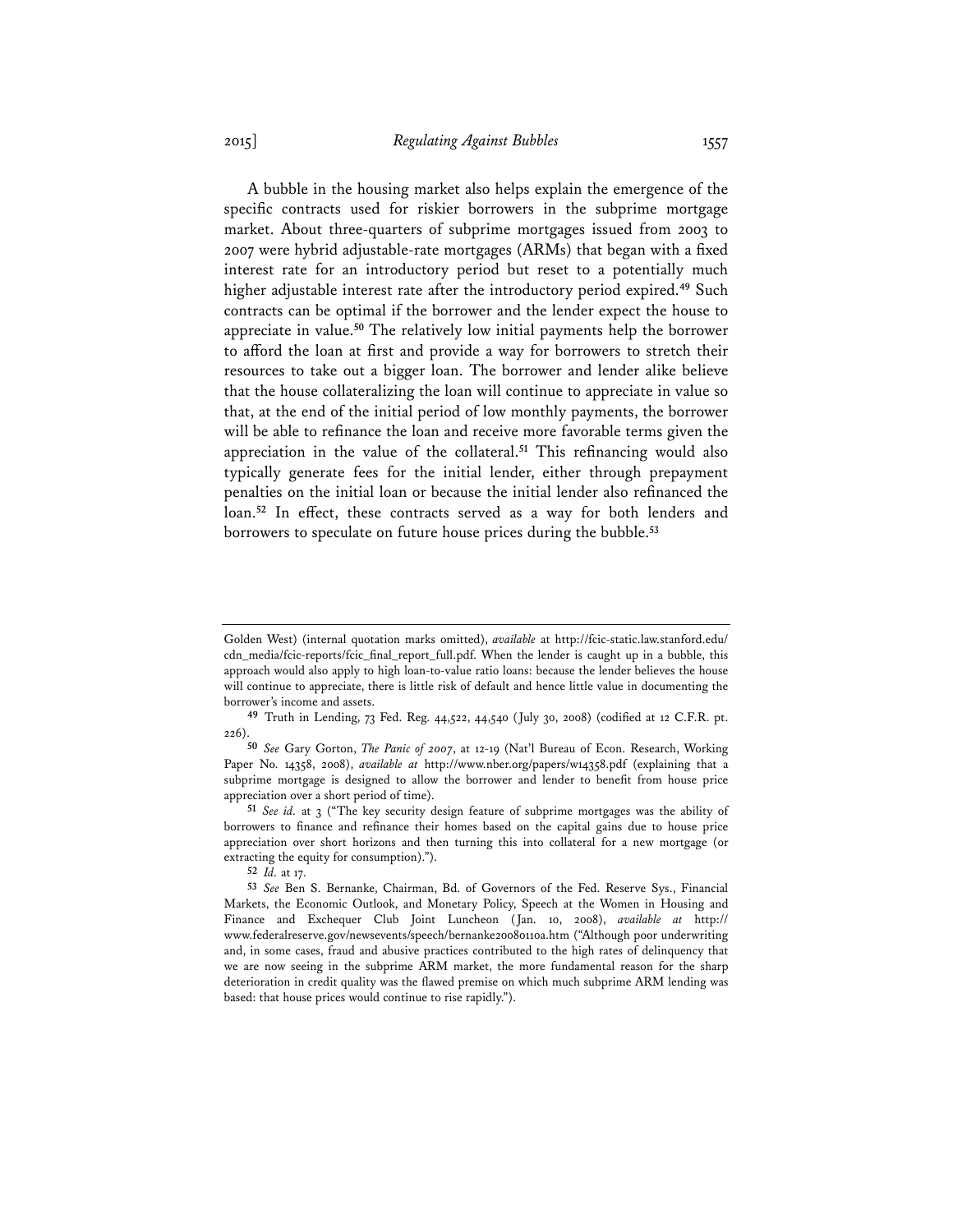A bubble in the housing market also helps explain the emergence of the specific contracts used for riskier borrowers in the subprime mortgage market. About three-quarters of subprime mortgages issued from 2003 to 2007 were hybrid adjustable-rate mortgages (ARMs) that began with a fixed interest rate for an introductory period but reset to a potentially much higher adjustable interest rate after the introductory period expired.[49] Such contracts can be optimal if the borrower and the lender expect the house to appreciate in value.[50] The relatively low initial payments help the borrower to afford the loan at first and provide a way for borrowers to stretch their resources to take out a bigger loan. The borrower and lender alike believe that the house collateralizing the loan will continue to appreciate in value so that, at the end of the initial period of low monthly payments, the borrower will be able to refinance the loan and receive more favorable terms given the appreciation in the value of the collateral.[51] This refinancing would also typically generate fees for the initial lender, either through prepayment penalties on the initial loan or because the initial lender also refinanced the loan.[52] In effect, these contracts served as a way for both lenders and borrowers to speculate on future house prices during the bubble.[53]

---

Golden West) (internal quotation marks omitted), *available* at http://fcic-static.law.stanford.edu/cdn_media/fcic-reports/fcic_final_report_full.pdf. When the lender is caught up in a bubble, this approach would also apply to high loan-to-value ratio loans: because the lender believes the house will continue to appreciate, there is little risk of default and hence little value in documenting the borrower's income and assets.

49 Truth in Lending, 73 Fed. Reg. 44,522, 44,540 (July 30, 2008) (codified at 12 C.F.R. pt. 226).

50 *See* Gary Gorton, *The Panic of 2007*, at 12-19 (Nat'l Bureau of Econ. Research, Working Paper No. 14358, 2008), *available at* http://www.nber.org/papers/w14358.pdf (explaining that a subprime mortgage is designed to allow the borrower and lender to benefit from house price appreciation over a short period of time).

51 *See id.* at 3 ("The key security design feature of subprime mortgages was the ability of borrowers to finance and refinance their homes based on the capital gains due to house price appreciation over short horizons and then turning this into collateral for a new mortgage (or extracting the equity for consumption).").

52 *Id.* at 17.

53 *See* Ben S. Bernanke, Chairman, Bd. of Governors of the Fed. Reserve Sys., Financial Markets, the Economic Outlook, and Monetary Policy, Speech at the Women in Housing and Finance and Exchequer Club Joint Luncheon (Jan. 10, 2008), *available at* http://www.federalreserve.gov/newsevents/speech/bernanke20080110a.htm ("Although poor underwriting and, in some cases, fraud and abusive practices contributed to the high rates of delinquency that we are now seeing in the subprime ARM market, the more fundamental reason for the sharp deterioration in credit quality was the flawed premise on which much subprime ARM lending was based: that house prices would continue to rise rapidly.").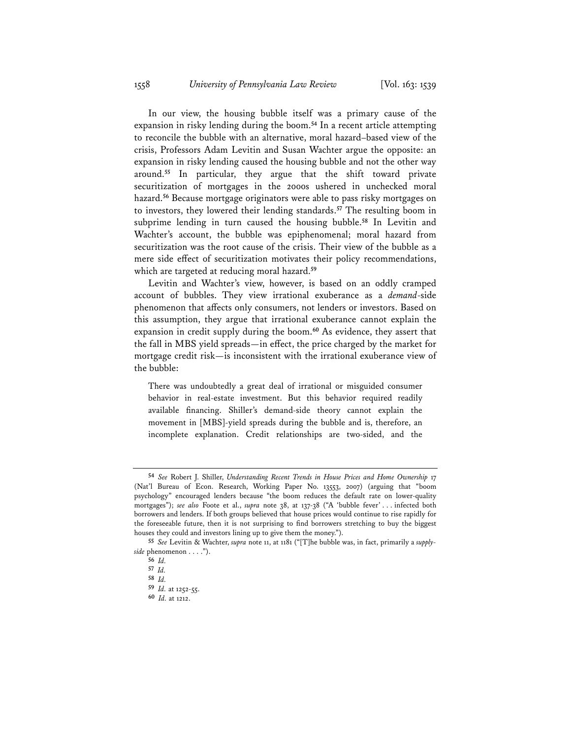In our view, the housing bubble itself was a primary cause of the expansion in risky lending during the boom.[54] In a recent article attempting to reconcile the bubble with an alternative, moral hazard–based view of the crisis, Professors Adam Levitin and Susan Wachter argue the opposite: an expansion in risky lending caused the housing bubble and not the other way around.[55] In particular, they argue that the shift toward private securitization of mortgages in the 2000s ushered in unchecked moral hazard.[56] Because mortgage originators were able to pass risky mortgages on to investors, they lowered their lending standards.[57] The resulting boom in subprime lending in turn caused the housing bubble.[58] In Levitin and Wachter's account, the bubble was epiphenomenal; moral hazard from securitization was the root cause of the crisis. Their view of the bubble as a mere side effect of securitization motivates their policy recommendations, which are targeted at reducing moral hazard.[59]

Levitin and Wachter's view, however, is based on an oddly cramped account of bubbles. They view irrational exuberance as a *demand*-side phenomenon that affects only consumers, not lenders or investors. Based on this assumption, they argue that irrational exuberance cannot explain the expansion in credit supply during the boom.[60] As evidence, they assert that the fall in MBS yield spreads—in effect, the price charged by the market for mortgage credit risk—is inconsistent with the irrational exuberance view of the bubble:

> There was undoubtedly a great deal of irrational or misguided consumer behavior in real-estate investment. But this behavior required readily available financing. Shiller's demand-side theory cannot explain the movement in [MBS]-yield spreads during the bubble and is, therefore, an incomplete explanation. Credit relationships are two-sided, and the

---

[54] *See* Robert J. Shiller, *Understanding Recent Trends in House Prices and Home Ownership* 17 (Nat'l Bureau of Econ. Research, Working Paper No. 13553, 2007) (arguing that "boom psychology" encouraged lenders because "the boom reduces the default rate on lower-quality mortgages"); *see also* Foote et al., *supra* note 38, at 137-38 ("A 'bubble fever' . . . infected both borrowers and lenders. If both groups believed that house prices would continue to rise rapidly for the foreseeable future, then it is not surprising to find borrowers stretching to buy the biggest houses they could and investors lining up to give them the money.").

[55] *See* Levitin & Wachter, *supra* note 11, at 1181 ("[T]he bubble was, in fact, primarily a *supply-side* phenomenon . . . .").

[56] *Id.*

[57] *Id.*

[58] *Id.*

[59] *Id.* at 1252-55.

[60] *Id.* at 1212.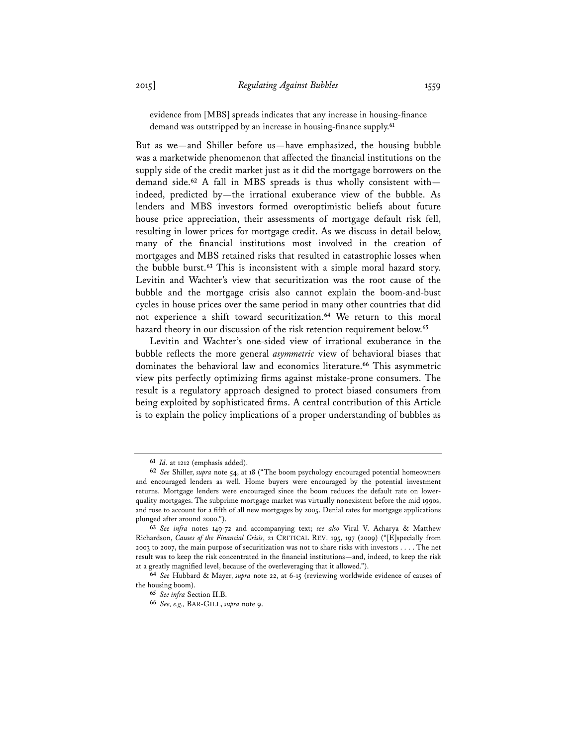evidence from [MBS] spreads indicates that any increase in housing-finance demand was outstripped by an increase in housing-finance supply.[61]

But as we—and Shiller before us—have emphasized, the housing bubble was a marketwide phenomenon that affected the financial institutions on the supply side of the credit market just as it did the mortgage borrowers on the demand side.[62] A fall in MBS spreads is thus wholly consistent with—indeed, predicted by—the irrational exuberance view of the bubble. As lenders and MBS investors formed overoptimistic beliefs about future house price appreciation, their assessments of mortgage default risk fell, resulting in lower prices for mortgage credit. As we discuss in detail below, many of the financial institutions most involved in the creation of mortgages and MBS retained risks that resulted in catastrophic losses when the bubble burst.[63] This is inconsistent with a simple moral hazard story. Levitin and Wachter's view that securitization was the root cause of the bubble and the mortgage crisis also cannot explain the boom-and-bust cycles in house prices over the same period in many other countries that did not experience a shift toward securitization.[64] We return to this moral hazard theory in our discussion of the risk retention requirement below.[65]

Levitin and Wachter's one-sided view of irrational exuberance in the bubble reflects the more general *asymmetric* view of behavioral biases that dominates the behavioral law and economics literature.[66] This asymmetric view pits perfectly optimizing firms against mistake-prone consumers. The result is a regulatory approach designed to protect biased consumers from being exploited by sophisticated firms. A central contribution of this Article is to explain the policy implications of a proper understanding of bubbles as

---

[61] *Id.* at 1212 (emphasis added).

[62] *See* Shiller, *supra* note 54, at 18 ("The boom psychology encouraged potential homeowners and encouraged lenders as well. Home buyers were encouraged by the potential investment returns. Mortgage lenders were encouraged since the boom reduces the default rate on lower-quality mortgages. The subprime mortgage market was virtually nonexistent before the mid 1990s, and rose to account for a fifth of all new mortgages by 2005. Denial rates for mortgage applications plunged after around 2000.").

[63] *See infra* notes 149-72 and accompanying text; *see also* Viral V. Acharya & Matthew Richardson, *Causes of the Financial Crisis*, 21 CRITICAL REV. 195, 197 (2009) ("[E]specially from 2003 to 2007, the main purpose of securitization was not to share risks with investors . . . . The net result was to keep the risk concentrated in the financial institutions—and, indeed, to keep the risk at a greatly magnified level, because of the overleveraging that it allowed.").

[64] *See* Hubbard & Mayer, *supra* note 22, at 6-15 (reviewing worldwide evidence of causes of the housing boom).

[65] *See infra* Section II.B.

[66] *See, e.g.,* BAR-GILL, *supra* note 9.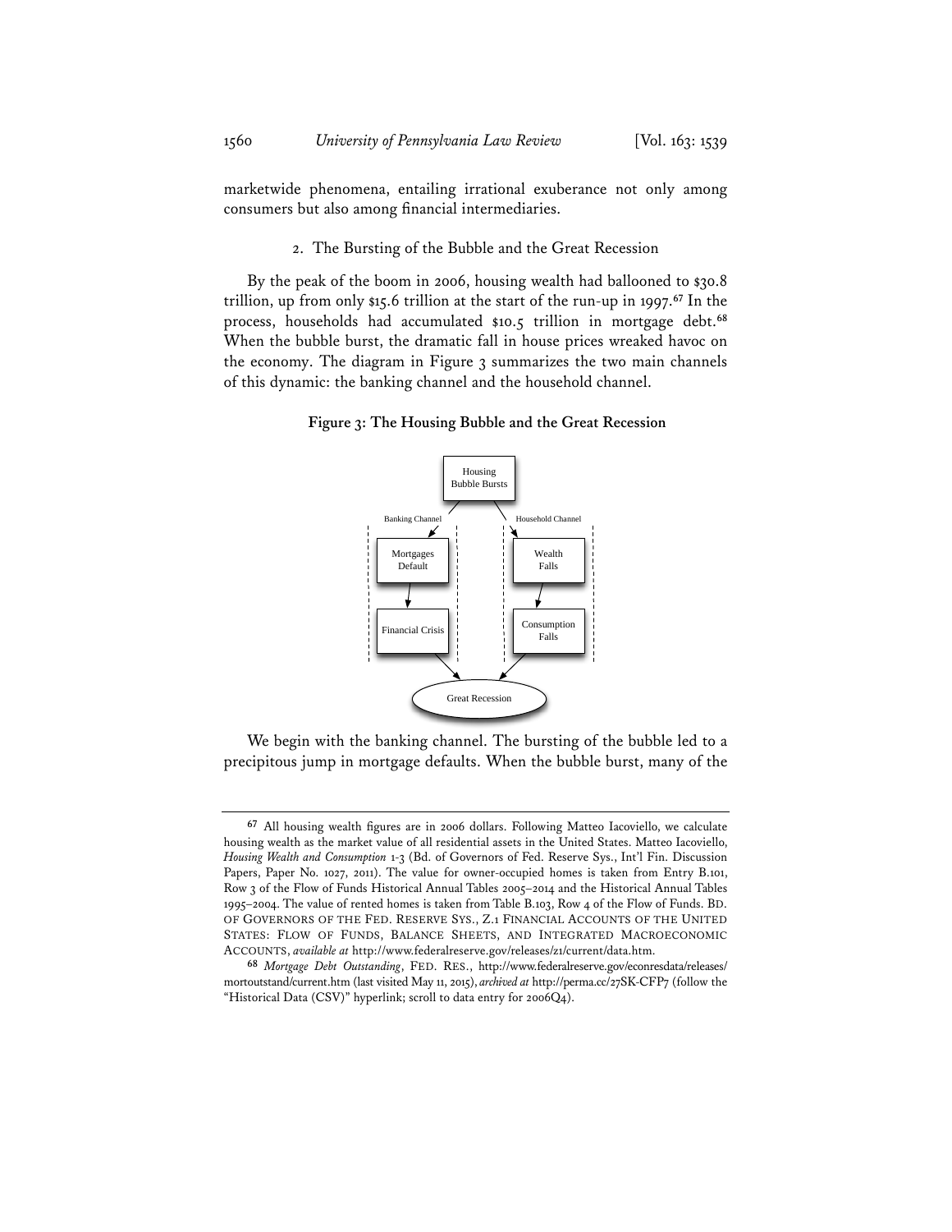marketwide phenomena, entailing irrational exuberance not only among consumers but also among financial intermediaries.

### 2. The Bursting of the Bubble and the Great Recession

By the peak of the boom in 2006, housing wealth had ballooned to $30.8 trillion, up from only $15.6 trillion at the start of the run-up in 1997.[67] In the process, households had accumulated $10.5 trillion in mortgage debt.[68] When the bubble burst, the dramatic fall in house prices wreaked havoc on the economy. The diagram in Figure 3 summarizes the two main channels of this dynamic: the banking channel and the household channel.

**Figure 3: The Housing Bubble and the Great Recession**

Housing Bubble Bursts

Banking Channel — Mortgages Default → Financial Crisis

Household Channel — Wealth Falls → Consumption Falls

Great Recession

We begin with the banking channel. The bursting of the bubble led to a precipitous jump in mortgage defaults. When the bubble burst, many of the

---

[67] All housing wealth figures are in 2006 dollars. Following Matteo Iacoviello, we calculate housing wealth as the market value of all residential assets in the United States. Matteo Iacoviello, *Housing Wealth and Consumption* 1-3 (Bd. of Governors of Fed. Reserve Sys., Int'l Fin. Discussion Papers, Paper No. 1027, 2011). The value for owner-occupied homes is taken from Entry B.101, Row 3 of the Flow of Funds Historical Annual Tables 2005–2014 and the Historical Annual Tables 1995–2004. The value of rented homes is taken from Table B.103, Row 4 of the Flow of Funds. BD. OF GOVERNORS OF THE FED. RESERVE SYS., Z.1 FINANCIAL ACCOUNTS OF THE UNITED STATES: FLOW OF FUNDS, BALANCE SHEETS, AND INTEGRATED MACROECONOMIC ACCOUNTS, *available at* http://www.federalreserve.gov/releases/z1/current/data.htm.

[68] *Mortgage Debt Outstanding*, FED. RES., http://www.federalreserve.gov/econresdata/releases/mortoutstand/current.htm (last visited May 11, 2015), *archived at* http://perma.cc/27SK-CFP7 (follow the "Historical Data (CSV)" hyperlink; scroll to data entry for 2006Q4).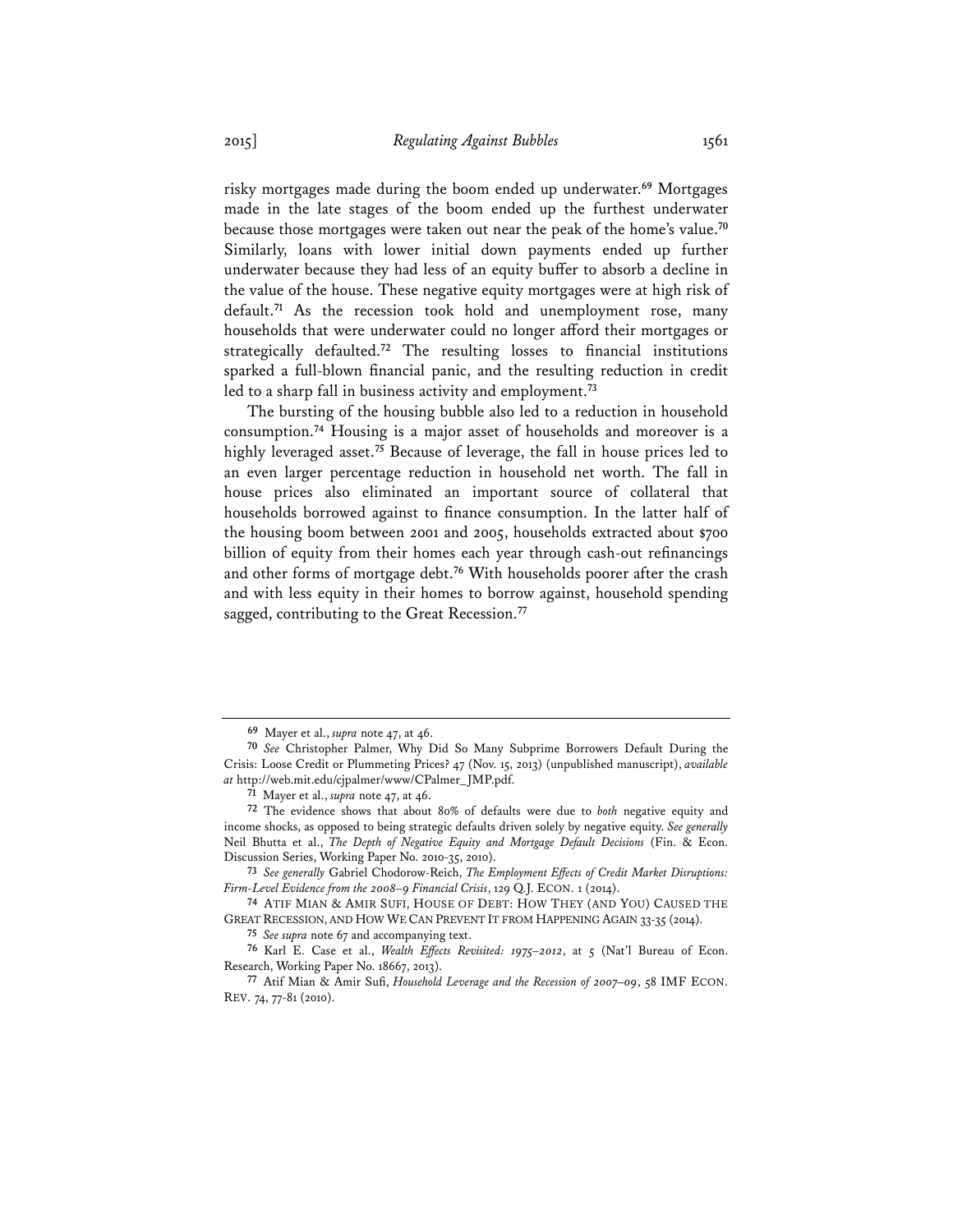risky mortgages made during the boom ended up underwater.[69] Mortgages made in the late stages of the boom ended up the furthest underwater because those mortgages were taken out near the peak of the home's value.[70] Similarly, loans with lower initial down payments ended up further underwater because they had less of an equity buffer to absorb a decline in the value of the house. These negative equity mortgages were at high risk of default.[71] As the recession took hold and unemployment rose, many households that were underwater could no longer afford their mortgages or strategically defaulted.[72] The resulting losses to financial institutions sparked a full-blown financial panic, and the resulting reduction in credit led to a sharp fall in business activity and employment.[73]

The bursting of the housing bubble also led to a reduction in household consumption.[74] Housing is a major asset of households and moreover is a highly leveraged asset.[75] Because of leverage, the fall in house prices led to an even larger percentage reduction in household net worth. The fall in house prices also eliminated an important source of collateral that households borrowed against to finance consumption. In the latter half of the housing boom between 2001 and 2005, households extracted about $700 billion of equity from their homes each year through cash-out refinancings and other forms of mortgage debt.[76] With households poorer after the crash and with less equity in their homes to borrow against, household spending sagged, contributing to the Great Recession.[77]

---

[69] Mayer et al., *supra* note 47, at 46.

[70] *See* Christopher Palmer, Why Did So Many Subprime Borrowers Default During the Crisis: Loose Credit or Plummeting Prices? 47 (Nov. 15, 2013) (unpublished manuscript), *available at* http://web.mit.edu/cjpalmer/www/CPalmer_JMP.pdf.

[71] Mayer et al., *supra* note 47, at 46.

[72] The evidence shows that about 80% of defaults were due to *both* negative equity and income shocks, as opposed to being strategic defaults driven solely by negative equity. *See generally* Neil Bhutta et al., *The Depth of Negative Equity and Mortgage Default Decisions* (Fin. & Econ. Discussion Series, Working Paper No. 2010-35, 2010).

[73] *See generally* Gabriel Chodorow-Reich, *The Employment Effects of Credit Market Disruptions: Firm-Level Evidence from the 2008–9 Financial Crisis*, 129 Q.J. ECON. 1 (2014).

[74] ATIF MIAN & AMIR SUFI, HOUSE OF DEBT: HOW THEY (AND YOU) CAUSED THE GREAT RECESSION, AND HOW WE CAN PREVENT IT FROM HAPPENING AGAIN 33-35 (2014).

[75] *See supra* note 67 and accompanying text.

[76] Karl E. Case et al., *Wealth Effects Revisited: 1975–2012*, at 5 (Nat'l Bureau of Econ. Research, Working Paper No. 18667, 2013).

[77] Atif Mian & Amir Sufi, *Household Leverage and the Recession of 2007–09*, 58 IMF ECON. REV. 74, 77-81 (2010).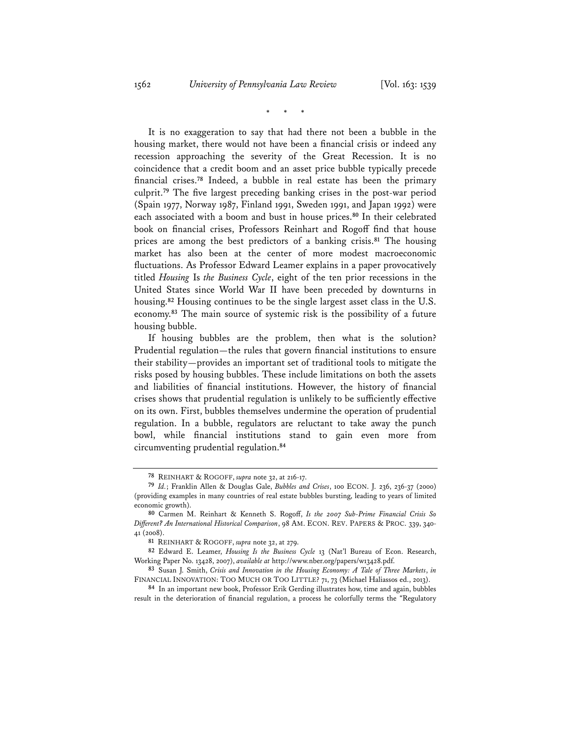\* \* \*

It is no exaggeration to say that had there not been a bubble in the housing market, there would not have been a financial crisis or indeed any recession approaching the severity of the Great Recession. It is no coincidence that a credit boom and an asset price bubble typically precede financial crises.[78] Indeed, a bubble in real estate has been the primary culprit.[79] The five largest preceding banking crises in the post-war period (Spain 1977, Norway 1987, Finland 1991, Sweden 1991, and Japan 1992) were each associated with a boom and bust in house prices.[80] In their celebrated book on financial crises, Professors Reinhart and Rogoff find that house prices are among the best predictors of a banking crisis.[81] The housing market has also been at the center of more modest macroeconomic fluctuations. As Professor Edward Leamer explains in a paper provocatively titled *Housing* Is *the Business Cycle*, eight of the ten prior recessions in the United States since World War II have been preceded by downturns in housing.[82] Housing continues to be the single largest asset class in the U.S. economy.[83] The main source of systemic risk is the possibility of a future housing bubble.

If housing bubbles are the problem, then what is the solution? Prudential regulation—the rules that govern financial institutions to ensure their stability—provides an important set of traditional tools to mitigate the risks posed by housing bubbles. These include limitations on both the assets and liabilities of financial institutions. However, the history of financial crises shows that prudential regulation is unlikely to be sufficiently effective on its own. First, bubbles themselves undermine the operation of prudential regulation. In a bubble, regulators are reluctant to take away the punch bowl, while financial institutions stand to gain even more from circumventing prudential regulation.[84]

---

78 REINHART & ROGOFF, *supra* note 32, at 216-17.

79 *Id.*; Franklin Allen & Douglas Gale, *Bubbles and Crises*, 100 ECON. J. 236, 236-37 (2000) (providing examples in many countries of real estate bubbles bursting, leading to years of limited economic growth).

80 Carmen M. Reinhart & Kenneth S. Rogoff, *Is the 2007 Sub-Prime Financial Crisis So Different? An International Historical Comparison*, 98 AM. ECON. REV. PAPERS & PROC. 339, 340-41 (2008).

81 REINHART & ROGOFF, *supra* note 32, at 279.

82 Edward E. Leamer, *Housing Is the Business Cycle* 13 (Nat'l Bureau of Econ. Research, Working Paper No. 13428, 2007), *available at* http://www.nber.org/papers/w13428.pdf.

83 Susan J. Smith, *Crisis and Innovation in the Housing Economy: A Tale of Three Markets*, *in* FINANCIAL INNOVATION: TOO MUCH OR TOO LITTLE? 71, 73 (Michael Haliassos ed., 2013).

84 In an important new book, Professor Erik Gerding illustrates how, time and again, bubbles result in the deterioration of financial regulation, a process he colorfully terms the "Regulatory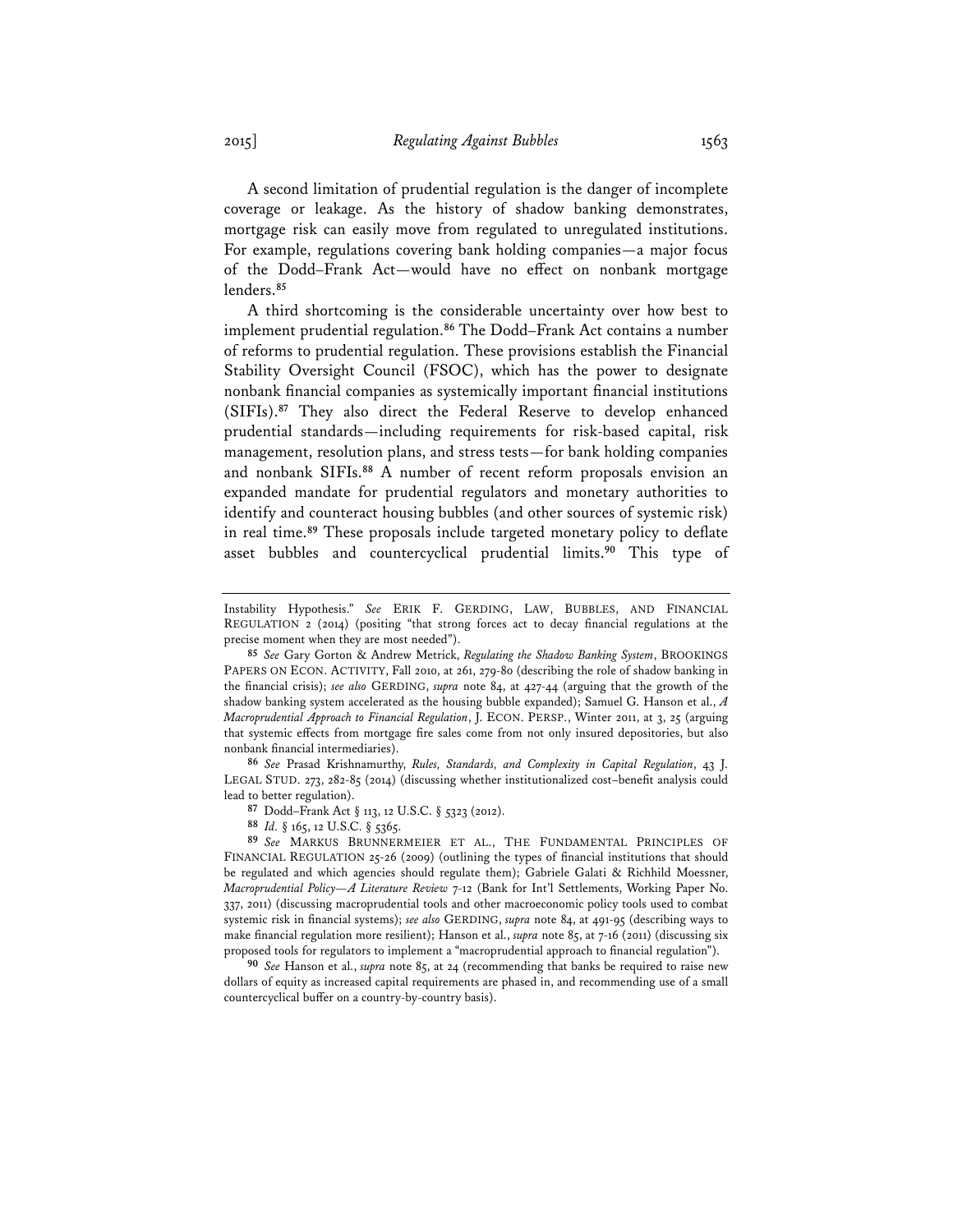A second limitation of prudential regulation is the danger of incomplete coverage or leakage. As the history of shadow banking demonstrates, mortgage risk can easily move from regulated to unregulated institutions. For example, regulations covering bank holding companies—a major focus of the Dodd–Frank Act—would have no effect on nonbank mortgage lenders.[85]

A third shortcoming is the considerable uncertainty over how best to implement prudential regulation.[86] The Dodd–Frank Act contains a number of reforms to prudential regulation. These provisions establish the Financial Stability Oversight Council (FSOC), which has the power to designate nonbank financial companies as systemically important financial institutions (SIFIs).[87] They also direct the Federal Reserve to develop enhanced prudential standards—including requirements for risk-based capital, risk management, resolution plans, and stress tests—for bank holding companies and nonbank SIFIs.[88] A number of recent reform proposals envision an expanded mandate for prudential regulators and monetary authorities to identify and counteract housing bubbles (and other sources of systemic risk) in real time.[89] These proposals include targeted monetary policy to deflate asset bubbles and countercyclical prudential limits.[90] This type of

---

Instability Hypothesis." *See* ERIK F. GERDING, LAW, BUBBLES, AND FINANCIAL REGULATION 2 (2014) (positing "that strong forces act to decay financial regulations at the precise moment when they are most needed").

[85] *See* Gary Gorton & Andrew Metrick, *Regulating the Shadow Banking System*, BROOKINGS PAPERS ON ECON. ACTIVITY, Fall 2010, at 261, 279-80 (describing the role of shadow banking in the financial crisis); *see also* GERDING, *supra* note 84, at 427-44 (arguing that the growth of the shadow banking system accelerated as the housing bubble expanded); Samuel G. Hanson et al., *A Macroprudential Approach to Financial Regulation*, J. ECON. PERSP., Winter 2011, at 3, 25 (arguing that systemic effects from mortgage fire sales come from not only insured depositories, but also nonbank financial intermediaries).

[86] *See* Prasad Krishnamurthy, *Rules, Standards, and Complexity in Capital Regulation*, 43 J. LEGAL STUD. 273, 282-85 (2014) (discussing whether institutionalized cost–benefit analysis could lead to better regulation).

[87] Dodd–Frank Act § 113, 12 U.S.C. § 5323 (2012).

[88] *Id.* § 165, 12 U.S.C. § 5365.

[89] *See* MARKUS BRUNNERMEIER ET AL., THE FUNDAMENTAL PRINCIPLES OF FINANCIAL REGULATION 25-26 (2009) (outlining the types of financial institutions that should be regulated and which agencies should regulate them); Gabriele Galati & Richhild Moessner, *Macroprudential Policy—A Literature Review* 7-12 (Bank for Int'l Settlements, Working Paper No. 337, 2011) (discussing macroprudential tools and other macroeconomic policy tools used to combat systemic risk in financial systems); *see also* GERDING, *supra* note 84, at 491-95 (describing ways to make financial regulation more resilient); Hanson et al., *supra* note 85, at 7-16 (2011) (discussing six proposed tools for regulators to implement a "macroprudential approach to financial regulation").

[90] *See* Hanson et al., *supra* note 85, at 24 (recommending that banks be required to raise new dollars of equity as increased capital requirements are phased in, and recommending use of a small countercyclical buffer on a country-by-country basis).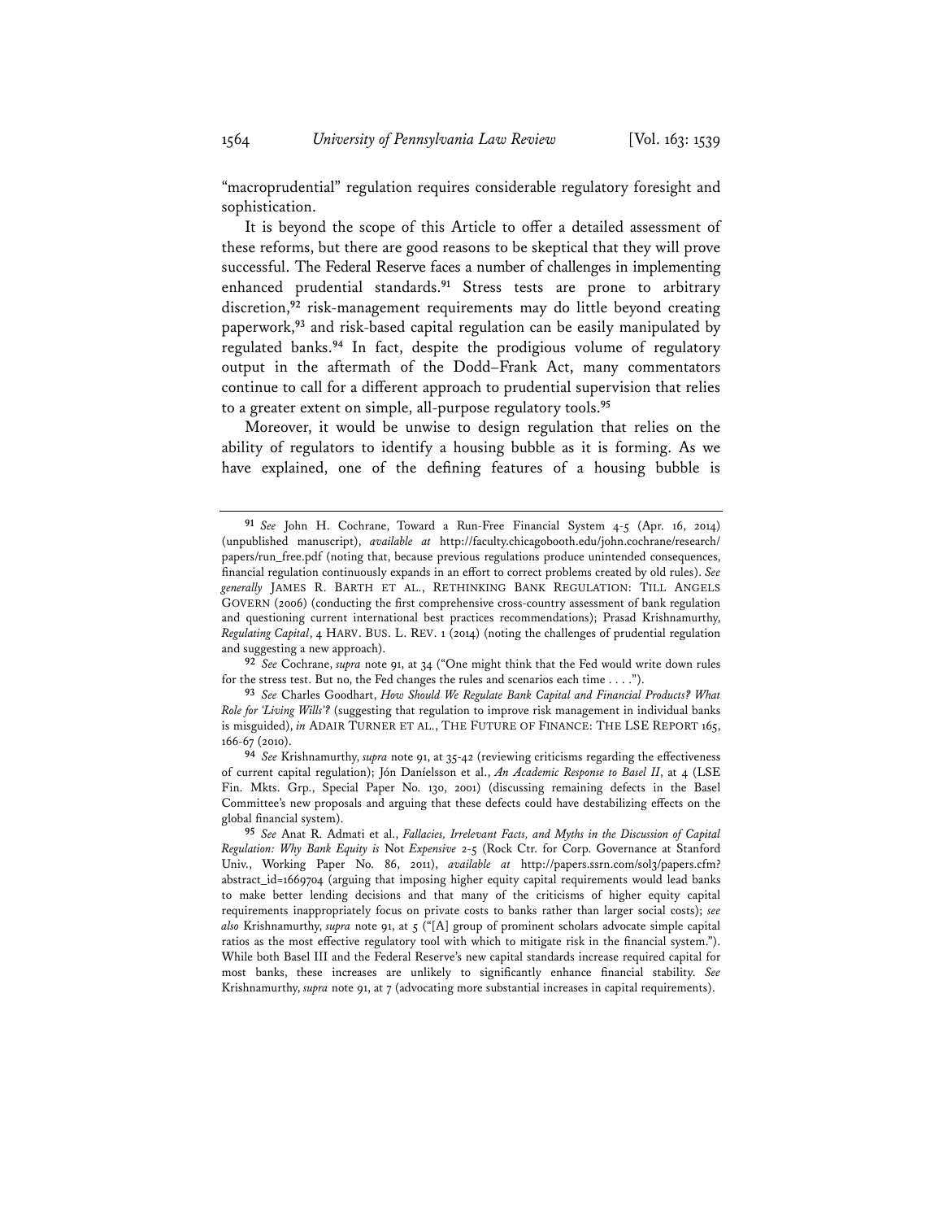"macroprudential" regulation requires considerable regulatory foresight and sophistication.

It is beyond the scope of this Article to offer a detailed assessment of these reforms, but there are good reasons to be skeptical that they will prove successful. The Federal Reserve faces a number of challenges in implementing enhanced prudential standards.[91] Stress tests are prone to arbitrary discretion,[92] risk-management requirements may do little beyond creating paperwork,[93] and risk-based capital regulation can be easily manipulated by regulated banks.[94] In fact, despite the prodigious volume of regulatory output in the aftermath of the Dodd–Frank Act, many commentators continue to call for a different approach to prudential supervision that relies to a greater extent on simple, all-purpose regulatory tools.[95]

Moreover, it would be unwise to design regulation that relies on the ability of regulators to identify a housing bubble as it is forming. As we have explained, one of the defining features of a housing bubble is

---

[91] *See* John H. Cochrane, Toward a Run-Free Financial System 4-5 (Apr. 16, 2014) (unpublished manuscript), *available at* http://faculty.chicagobooth.edu/john.cochrane/research/papers/run_free.pdf (noting that, because previous regulations produce unintended consequences, financial regulation continuously expands in an effort to correct problems created by old rules). *See generally* JAMES R. BARTH ET AL., RETHINKING BANK REGULATION: TILL ANGELS GOVERN (2006) (conducting the first comprehensive cross-country assessment of bank regulation and questioning current international best practices recommendations); Prasad Krishnamurthy, *Regulating Capital*, 4 HARV. BUS. L. REV. 1 (2014) (noting the challenges of prudential regulation and suggesting a new approach).

[92] *See* Cochrane, *supra* note 91, at 34 ("One might think that the Fed would write down rules for the stress test. But no, the Fed changes the rules and scenarios each time . . . .").

[93] *See* Charles Goodhart, *How Should We Regulate Bank Capital and Financial Products? What Role for 'Living Wills'?* (suggesting that regulation to improve risk management in individual banks is misguided), *in* ADAIR TURNER ET AL., THE FUTURE OF FINANCE: THE LSE REPORT 165, 166-67 (2010).

[94] *See* Krishnamurthy, *supra* note 91, at 35-42 (reviewing criticisms regarding the effectiveness of current capital regulation); Jón Daníelsson et al., *An Academic Response to Basel II*, at 4 (LSE Fin. Mkts. Grp., Special Paper No. 130, 2001) (discussing remaining defects in the Basel Committee's new proposals and arguing that these defects could have destabilizing effects on the global financial system).

[95] *See* Anat R. Admati et al., *Fallacies, Irrelevant Facts, and Myths in the Discussion of Capital Regulation: Why Bank Equity is* Not *Expensive* 2-5 (Rock Ctr. for Corp. Governance at Stanford Univ., Working Paper No. 86, 2011), *available at* http://papers.ssrn.com/sol3/papers.cfm?abstract_id=1669704 (arguing that imposing higher equity capital requirements would lead banks to make better lending decisions and that many of the criticisms of higher equity capital requirements inappropriately focus on private costs to banks rather than larger social costs); *see also* Krishnamurthy, *supra* note 91, at 5 ("[A] group of prominent scholars advocate simple capital ratios as the most effective regulatory tool with which to mitigate risk in the financial system."). While both Basel III and the Federal Reserve's new capital standards increase required capital for most banks, these increases are unlikely to significantly enhance financial stability. *See* Krishnamurthy, *supra* note 91, at 7 (advocating more substantial increases in capital requirements).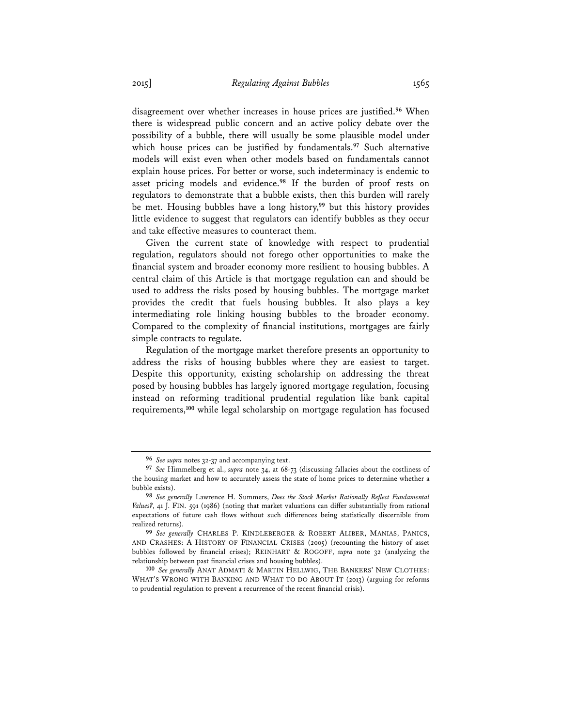disagreement over whether increases in house prices are justified.[96] When there is widespread public concern and an active policy debate over the possibility of a bubble, there will usually be some plausible model under which house prices can be justified by fundamentals.[97] Such alternative models will exist even when other models based on fundamentals cannot explain house prices. For better or worse, such indeterminacy is endemic to asset pricing models and evidence.[98] If the burden of proof rests on regulators to demonstrate that a bubble exists, then this burden will rarely be met. Housing bubbles have a long history,[99] but this history provides little evidence to suggest that regulators can identify bubbles as they occur and take effective measures to counteract them.

Given the current state of knowledge with respect to prudential regulation, regulators should not forego other opportunities to make the financial system and broader economy more resilient to housing bubbles. A central claim of this Article is that mortgage regulation can and should be used to address the risks posed by housing bubbles. The mortgage market provides the credit that fuels housing bubbles. It also plays a key intermediating role linking housing bubbles to the broader economy. Compared to the complexity of financial institutions, mortgages are fairly simple contracts to regulate.

Regulation of the mortgage market therefore presents an opportunity to address the risks of housing bubbles where they are easiest to target. Despite this opportunity, existing scholarship on addressing the threat posed by housing bubbles has largely ignored mortgage regulation, focusing instead on reforming traditional prudential regulation like bank capital requirements,[100] while legal scholarship on mortgage regulation has focused

---

[96] *See supra* notes 32-37 and accompanying text.

[97] *See* Himmelberg et al., *supra* note 34, at 68-73 (discussing fallacies about the costliness of the housing market and how to accurately assess the state of home prices to determine whether a bubble exists).

[98] *See generally* Lawrence H. Summers, *Does the Stock Market Rationally Reflect Fundamental Values?*, 41 J. FIN. 591 (1986) (noting that market valuations can differ substantially from rational expectations of future cash flows without such differences being statistically discernible from realized returns).

[99] *See generally* CHARLES P. KINDLEBERGER & ROBERT ALIBER, MANIAS, PANICS, AND CRASHES: A HISTORY OF FINANCIAL CRISES (2005) (recounting the history of asset bubbles followed by financial crises); REINHART & ROGOFF, *supra* note 32 (analyzing the relationship between past financial crises and housing bubbles).

[100] *See generally* ANAT ADMATI & MARTIN HELLWIG, THE BANKERS' NEW CLOTHES: WHAT'S WRONG WITH BANKING AND WHAT TO DO ABOUT IT (2013) (arguing for reforms to prudential regulation to prevent a recurrence of the recent financial crisis).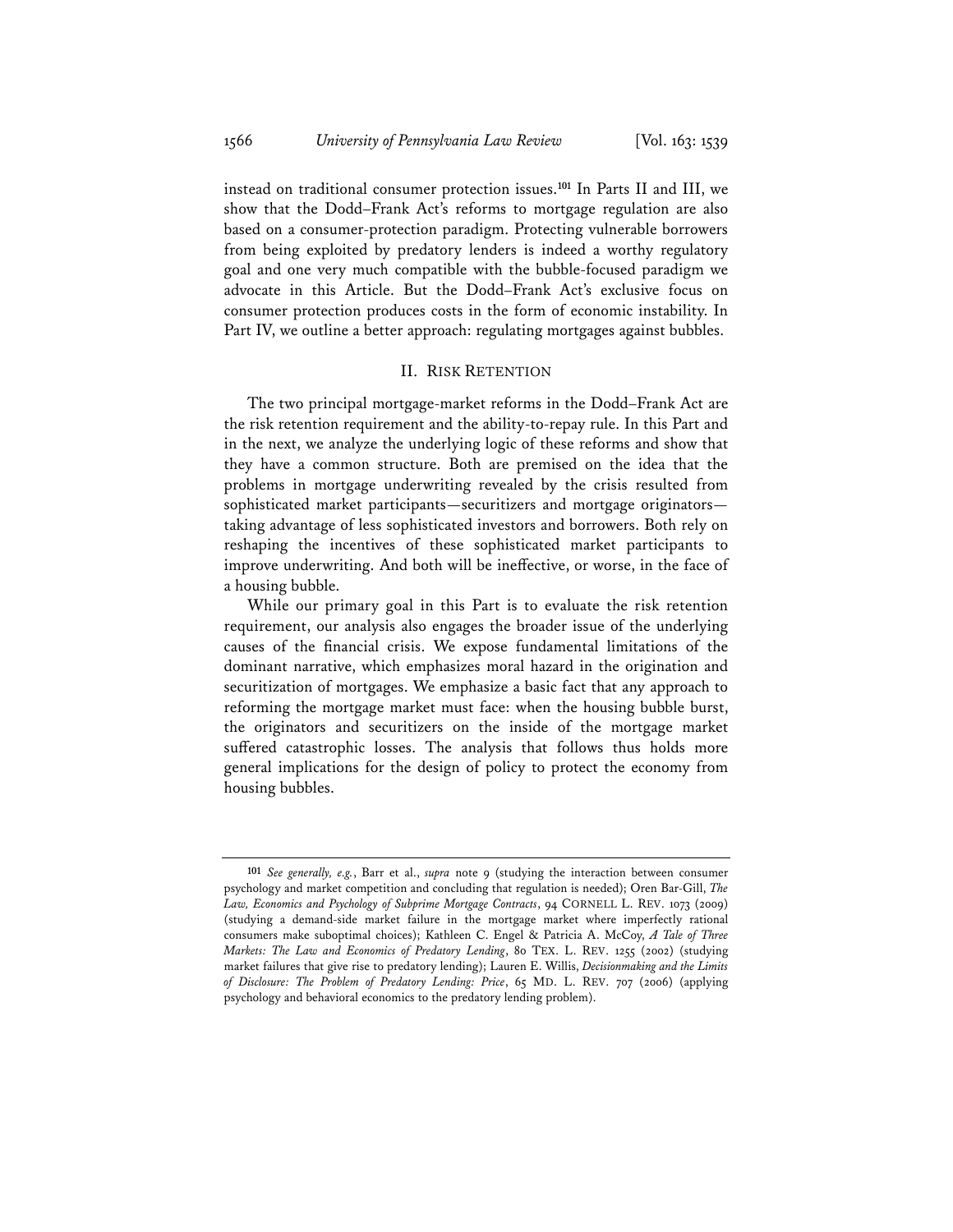instead on traditional consumer protection issues.[101] In Parts II and III, we show that the Dodd–Frank Act's reforms to mortgage regulation are also based on a consumer-protection paradigm. Protecting vulnerable borrowers from being exploited by predatory lenders is indeed a worthy regulatory goal and one very much compatible with the bubble-focused paradigm we advocate in this Article. But the Dodd–Frank Act's exclusive focus on consumer protection produces costs in the form of economic instability. In Part IV, we outline a better approach: regulating mortgages against bubbles.

## II. RISK RETENTION

The two principal mortgage-market reforms in the Dodd–Frank Act are the risk retention requirement and the ability-to-repay rule. In this Part and in the next, we analyze the underlying logic of these reforms and show that they have a common structure. Both are premised on the idea that the problems in mortgage underwriting revealed by the crisis resulted from sophisticated market participants—securitizers and mortgage originators—taking advantage of less sophisticated investors and borrowers. Both rely on reshaping the incentives of these sophisticated market participants to improve underwriting. And both will be ineffective, or worse, in the face of a housing bubble.

While our primary goal in this Part is to evaluate the risk retention requirement, our analysis also engages the broader issue of the underlying causes of the financial crisis. We expose fundamental limitations of the dominant narrative, which emphasizes moral hazard in the origination and securitization of mortgages. We emphasize a basic fact that any approach to reforming the mortgage market must face: when the housing bubble burst, the originators and securitizers on the inside of the mortgage market suffered catastrophic losses. The analysis that follows thus holds more general implications for the design of policy to protect the economy from housing bubbles.

---

[101] *See generally, e.g.*, Barr et al., *supra* note 9 (studying the interaction between consumer psychology and market competition and concluding that regulation is needed); Oren Bar-Gill, *The Law, Economics and Psychology of Subprime Mortgage Contracts*, 94 CORNELL L. REV. 1073 (2009) (studying a demand-side market failure in the mortgage market where imperfectly rational consumers make suboptimal choices); Kathleen C. Engel & Patricia A. McCoy, *A Tale of Three Markets: The Law and Economics of Predatory Lending*, 80 TEX. L. REV. 1255 (2002) (studying market failures that give rise to predatory lending); Lauren E. Willis, *Decisionmaking and the Limits of Disclosure: The Problem of Predatory Lending: Price*, 65 MD. L. REV. 707 (2006) (applying psychology and behavioral economics to the predatory lending problem).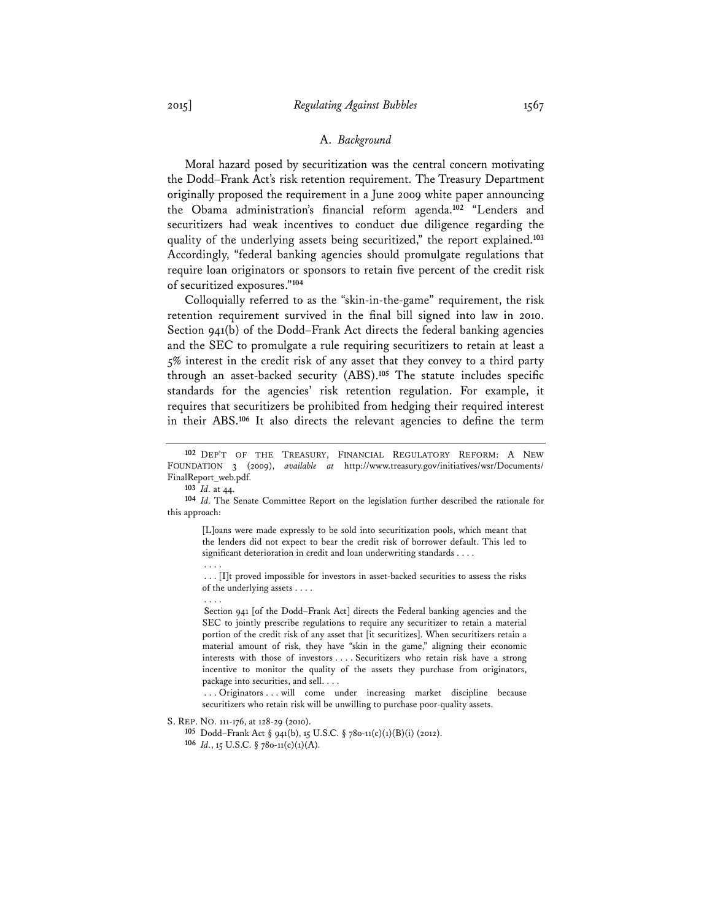### A. *Background*

Moral hazard posed by securitization was the central concern motivating the Dodd–Frank Act's risk retention requirement. The Treasury Department originally proposed the requirement in a June 2009 white paper announcing the Obama administration's financial reform agenda.[102] "Lenders and securitizers had weak incentives to conduct due diligence regarding the quality of the underlying assets being securitized," the report explained.[103] Accordingly, "federal banking agencies should promulgate regulations that require loan originators or sponsors to retain five percent of the credit risk of securitized exposures."[104]

Colloquially referred to as the "skin-in-the-game" requirement, the risk retention requirement survived in the final bill signed into law in 2010. Section 941(b) of the Dodd–Frank Act directs the federal banking agencies and the SEC to promulgate a rule requiring securitizers to retain at least a 5% interest in the credit risk of any asset that they convey to a third party through an asset-backed security (ABS).[105] The statute includes specific standards for the agencies' risk retention regulation. For example, it requires that securitizers be prohibited from hedging their required interest in their ABS.[106] It also directs the relevant agencies to define the term

---

[102] DEP'T OF THE TREASURY, FINANCIAL REGULATORY REFORM: A NEW FOUNDATION 3 (2009), *available at* http://www.treasury.gov/initiatives/wsr/Documents/FinalReport_web.pdf.

[103] *Id.* at 44.

[104] *Id.* The Senate Committee Report on the legislation further described the rationale for this approach:

> [L]oans were made expressly to be sold into securitization pools, which meant that the lenders did not expect to bear the credit risk of borrower default. This led to significant deterioration in credit and loan underwriting standards . . . .
>
> . . . .
>
> . . . [I]t proved impossible for investors in asset-backed securities to assess the risks of the underlying assets . . . .
>
> . . . .
>
> Section 941 [of the Dodd–Frank Act] directs the Federal banking agencies and the SEC to jointly prescribe regulations to require any securitizer to retain a material portion of the credit risk of any asset that [it securitizes]. When securitizers retain a material amount of risk, they have "skin in the game," aligning their economic interests with those of investors . . . . Securitizers who retain risk have a strong incentive to monitor the quality of the assets they purchase from originators, package into securities, and sell. . . .
>
> . . . Originators . . . will come under increasing market discipline because securitizers who retain risk will be unwilling to purchase poor-quality assets.

S. REP. NO. 111-176, at 128-29 (2010).

[105] Dodd–Frank Act § 941(b), 15 U.S.C. § 78o-11(c)(1)(B)(i) (2012).

[106] *Id.*, 15 U.S.C. § 78o-11(c)(1)(A).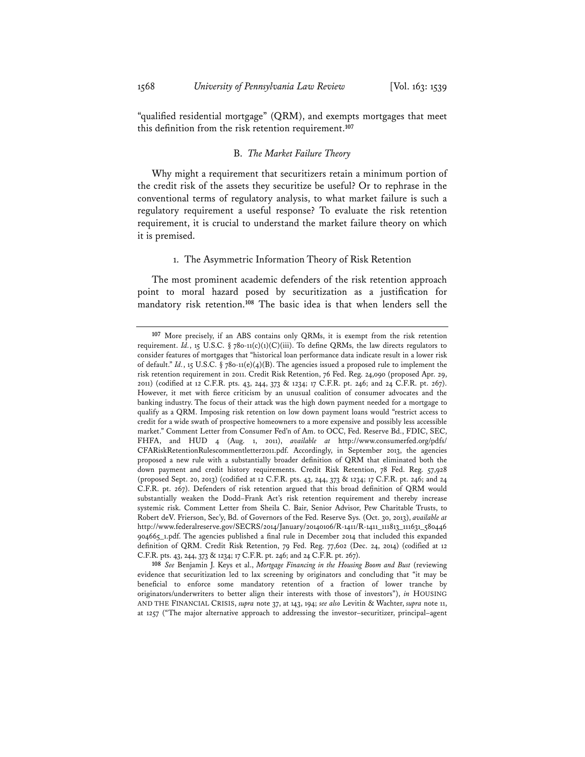"qualified residential mortgage" (QRM), and exempts mortgages that meet this definition from the risk retention requirement.[107]

### B. *The Market Failure Theory*

Why might a requirement that securitizers retain a minimum portion of the credit risk of the assets they securitize be useful? Or to rephrase in the conventional terms of regulatory analysis, to what market failure is such a regulatory requirement a useful response? To evaluate the risk retention requirement, it is crucial to understand the market failure theory on which it is premised.

#### 1. The Asymmetric Information Theory of Risk Retention

The most prominent academic defenders of the risk retention approach point to moral hazard posed by securitization as a justification for mandatory risk retention.[108] The basic idea is that when lenders sell the

---

[107] More precisely, if an ABS contains only QRMs, it is exempt from the risk retention requirement. *Id.*, 15 U.S.C. § 78o-11(c)(1)(C)(iii). To define QRMs, the law directs regulators to consider features of mortgages that "historical loan performance data indicate result in a lower risk of default." *Id.*, 15 U.S.C. § 78o-11(e)(4)(B). The agencies issued a proposed rule to implement the risk retention requirement in 2011. Credit Risk Retention, 76 Fed. Reg. 24,090 (proposed Apr. 29, 2011) (codified at 12 C.F.R. pts. 43, 244, 373 & 1234; 17 C.F.R. pt. 246; and 24 C.F.R. pt. 267). However, it met with fierce criticism by an unusual coalition of consumer advocates and the banking industry. The focus of their attack was the high down payment needed for a mortgage to qualify as a QRM. Imposing risk retention on low down payment loans would "restrict access to credit for a wide swath of prospective homeowners to a more expensive and possibly less accessible market." Comment Letter from Consumer Fed'n of Am. to OCC, Fed. Reserve Bd., FDIC, SEC, FHFA, and HUD 4 (Aug. 1, 2011), *available at* http://www.consumerfed.org/pdfs/CFARiskRetentionRulescommentletter2011.pdf. Accordingly, in September 2013, the agencies proposed a new rule with a substantially broader definition of QRM that eliminated both the down payment and credit history requirements. Credit Risk Retention, 78 Fed. Reg. 57,928 (proposed Sept. 20, 2013) (codified at 12 C.F.R. pts. 43, 244, 373 & 1234; 17 C.F.R. pt. 246; and 24 C.F.R. pt. 267). Defenders of risk retention argued that this broad definition of QRM would substantially weaken the Dodd–Frank Act's risk retention requirement and thereby increase systemic risk. Comment Letter from Sheila C. Bair, Senior Advisor, Pew Charitable Trusts, to Robert deV. Frierson, Sec'y, Bd. of Governors of the Fed. Reserve Sys. (Oct. 30, 2013), *available at* http://www.federalreserve.gov/SECRS/2014/January/20140106/R-1411/R-1411_111813_111631_580446904665_1.pdf. The agencies published a final rule in December 2014 that included this expanded definition of QRM. Credit Risk Retention, 79 Fed. Reg. 77,602 (Dec. 24, 2014) (codified at 12 C.F.R. pts. 43, 244, 373 & 1234; 17 C.F.R. pt. 246; and 24 C.F.R. pt. 267).

[108] *See* Benjamin J. Keys et al., *Mortgage Financing in the Housing Boom and Bust* (reviewing evidence that securitization led to lax screening by originators and concluding that "it may be beneficial to enforce some mandatory retention of a fraction of lower tranche by originators/underwriters to better align their interests with those of investors"), *in* HOUSING AND THE FINANCIAL CRISIS, *supra* note 37, at 143, 194; *see also* Levitin & Wachter, *supra* note 11, at 1257 ("The major alternative approach to addressing the investor–securitizer, principal–agent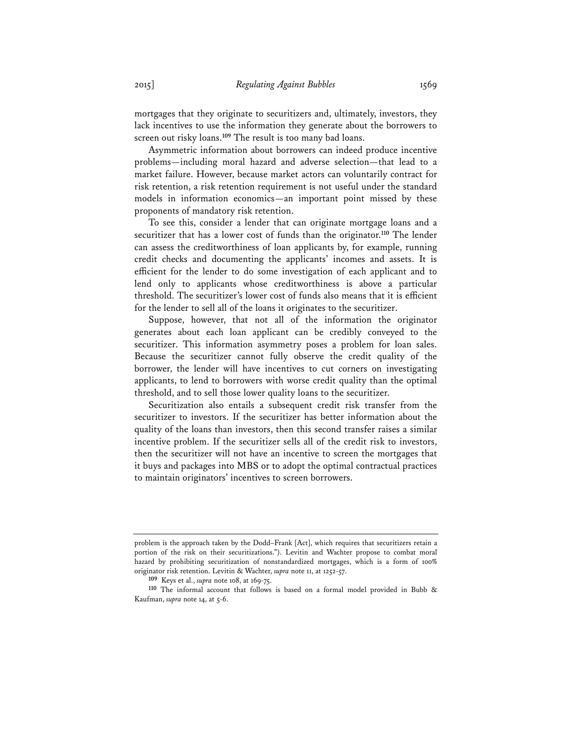mortgages that they originate to securitizers and, ultimately, investors, they lack incentives to use the information they generate about the borrowers to screen out risky loans.[109] The result is too many bad loans.

Asymmetric information about borrowers can indeed produce incentive problems—including moral hazard and adverse selection—that lead to a market failure. However, because market actors can voluntarily contract for risk retention, a risk retention requirement is not useful under the standard models in information economics—an important point missed by these proponents of mandatory risk retention.

To see this, consider a lender that can originate mortgage loans and a securitizer that has a lower cost of funds than the originator.[110] The lender can assess the creditworthiness of loan applicants by, for example, running credit checks and documenting the applicants' incomes and assets. It is efficient for the lender to do some investigation of each applicant and to lend only to applicants whose creditworthiness is above a particular threshold. The securitizer's lower cost of funds also means that it is efficient for the lender to sell all of the loans it originates to the securitizer.

Suppose, however, that not all of the information the originator generates about each loan applicant can be credibly conveyed to the securitizer. This information asymmetry poses a problem for loan sales. Because the securitizer cannot fully observe the credit quality of the borrower, the lender will have incentives to cut corners on investigating applicants, to lend to borrowers with worse credit quality than the optimal threshold, and to sell those lower quality loans to the securitizer.

Securitization also entails a subsequent credit risk transfer from the securitizer to investors. If the securitizer has better information about the quality of the loans than investors, then this second transfer raises a similar incentive problem. If the securitizer sells all of the credit risk to investors, then the securitizer will not have an incentive to screen the mortgages that it buys and packages into MBS or to adopt the optimal contractual practices to maintain originators' incentives to screen borrowers.

---

problem is the approach taken by the Dodd–Frank [Act], which requires that securitizers retain a portion of the risk on their securitizations."). Levitin and Wachter propose to combat moral hazard by prohibiting securitization of nonstandardized mortgages, which is a form of 100% originator risk retention. Levitin & Wachter, *supra* note 11, at 1252-57.

[109] Keys et al., *supra* note 108, at 169-75.

[110] The informal account that follows is based on a formal model provided in Bubb & Kaufman, *supra* note 14, at 5-6.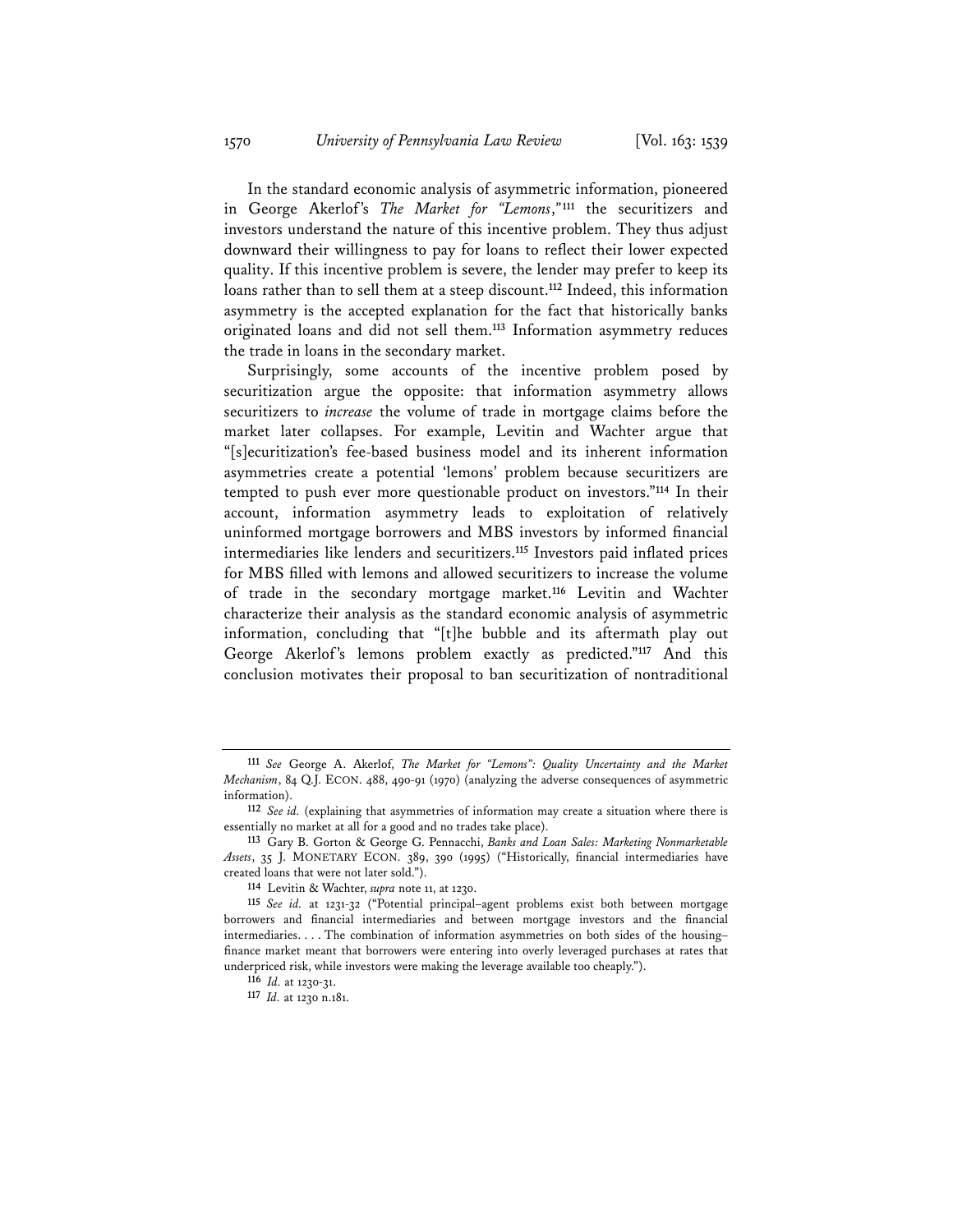In the standard economic analysis of asymmetric information, pioneered in George Akerlof's *The Market for "Lemons*,*"*[111] the securitizers and investors understand the nature of this incentive problem. They thus adjust downward their willingness to pay for loans to reflect their lower expected quality. If this incentive problem is severe, the lender may prefer to keep its loans rather than to sell them at a steep discount.[112] Indeed, this information asymmetry is the accepted explanation for the fact that historically banks originated loans and did not sell them.[113] Information asymmetry reduces the trade in loans in the secondary market.

Surprisingly, some accounts of the incentive problem posed by securitization argue the opposite: that information asymmetry allows securitizers to *increase* the volume of trade in mortgage claims before the market later collapses. For example, Levitin and Wachter argue that "[s]ecuritization's fee-based business model and its inherent information asymmetries create a potential 'lemons' problem because securitizers are tempted to push ever more questionable product on investors."[114] In their account, information asymmetry leads to exploitation of relatively uninformed mortgage borrowers and MBS investors by informed financial intermediaries like lenders and securitizers.[115] Investors paid inflated prices for MBS filled with lemons and allowed securitizers to increase the volume of trade in the secondary mortgage market.[116] Levitin and Wachter characterize their analysis as the standard economic analysis of asymmetric information, concluding that "[t]he bubble and its aftermath play out George Akerlof's lemons problem exactly as predicted."[117] And this conclusion motivates their proposal to ban securitization of nontraditional

---

[111] *See* George A. Akerlof, *The Market for "Lemons": Quality Uncertainty and the Market Mechanism*, 84 Q.J. ECON. 488, 490-91 (1970) (analyzing the adverse consequences of asymmetric information).

[112] *See id.* (explaining that asymmetries of information may create a situation where there is essentially no market at all for a good and no trades take place).

[113] Gary B. Gorton & George G. Pennacchi, *Banks and Loan Sales: Marketing Nonmarketable Assets*, 35 J. MONETARY ECON. 389, 390 (1995) ("Historically, financial intermediaries have created loans that were not later sold.").

[114] Levitin & Wachter, *supra* note 11, at 1230.

[115] *See id.* at 1231-32 ("Potential principal–agent problems exist both between mortgage borrowers and financial intermediaries and between mortgage investors and the financial intermediaries. . . . The combination of information asymmetries on both sides of the housing–finance market meant that borrowers were entering into overly leveraged purchases at rates that underpriced risk, while investors were making the leverage available too cheaply.").

[116] *Id.* at 1230-31.

[117] *Id.* at 1230 n.181.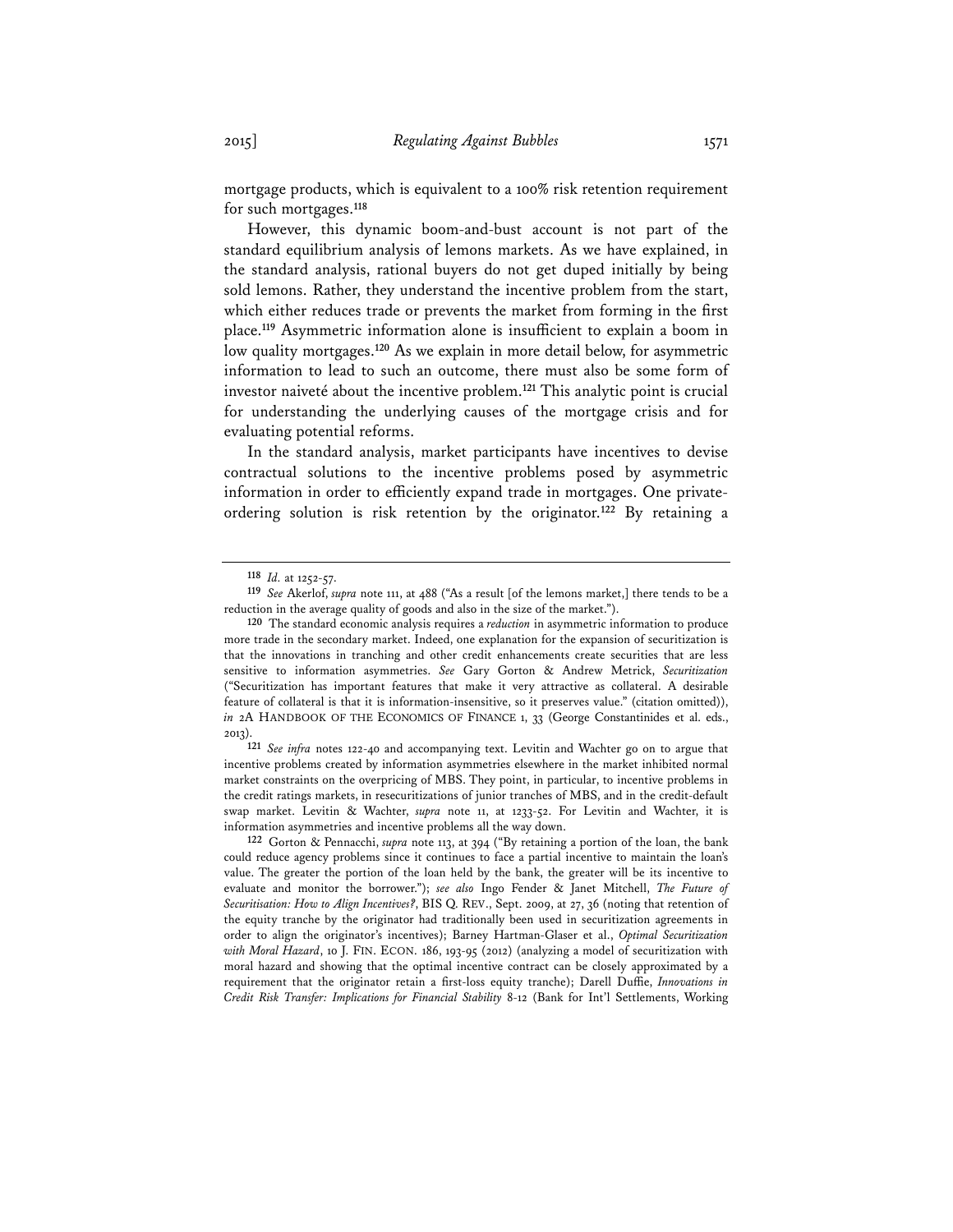mortgage products, which is equivalent to a 100% risk retention requirement for such mortgages.[118]

However, this dynamic boom-and-bust account is not part of the standard equilibrium analysis of lemons markets. As we have explained, in the standard analysis, rational buyers do not get duped initially by being sold lemons. Rather, they understand the incentive problem from the start, which either reduces trade or prevents the market from forming in the first place.[119] Asymmetric information alone is insufficient to explain a boom in low quality mortgages.[120] As we explain in more detail below, for asymmetric information to lead to such an outcome, there must also be some form of investor naiveté about the incentive problem.[121] This analytic point is crucial for understanding the underlying causes of the mortgage crisis and for evaluating potential reforms.

In the standard analysis, market participants have incentives to devise contractual solutions to the incentive problems posed by asymmetric information in order to efficiently expand trade in mortgages. One private-ordering solution is risk retention by the originator.[122] By retaining a

---

[118] *Id.* at 1252-57.

[119] *See* Akerlof, *supra* note 111, at 488 ("As a result [of the lemons market,] there tends to be a reduction in the average quality of goods and also in the size of the market.").

[120] The standard economic analysis requires a *reduction* in asymmetric information to produce more trade in the secondary market. Indeed, one explanation for the expansion of securitization is that the innovations in tranching and other credit enhancements create securities that are less sensitive to information asymmetries. *See* Gary Gorton & Andrew Metrick, *Securitization* ("Securitization has important features that make it very attractive as collateral. A desirable feature of collateral is that it is information-insensitive, so it preserves value." (citation omitted)), *in* 2A HANDBOOK OF THE ECONOMICS OF FINANCE 1, 33 (George Constantinides et al. eds., 2013).

[121] *See infra* notes 122-40 and accompanying text. Levitin and Wachter go on to argue that incentive problems created by information asymmetries elsewhere in the market inhibited normal market constraints on the overpricing of MBS. They point, in particular, to incentive problems in the credit ratings markets, in resecuritizations of junior tranches of MBS, and in the credit-default swap market. Levitin & Wachter, *supra* note 11, at 1233-52. For Levitin and Wachter, it is information asymmetries and incentive problems all the way down.

[122] Gorton & Pennacchi, *supra* note 113, at 394 ("By retaining a portion of the loan, the bank could reduce agency problems since it continues to face a partial incentive to maintain the loan's value. The greater the portion of the loan held by the bank, the greater will be its incentive to evaluate and monitor the borrower."); *see also* Ingo Fender & Janet Mitchell, *The Future of Securitisation: How to Align Incentives?*, BIS Q. REV., Sept. 2009, at 27, 36 (noting that retention of the equity tranche by the originator had traditionally been used in securitization agreements in order to align the originator's incentives); Barney Hartman-Glaser et al., *Optimal Securitization with Moral Hazard*, 10 J. FIN. ECON. 186, 193-95 (2012) (analyzing a model of securitization with moral hazard and showing that the optimal incentive contract can be closely approximated by a requirement that the originator retain a first-loss equity tranche); Darell Duffie, *Innovations in Credit Risk Transfer: Implications for Financial Stability* 8-12 (Bank for Int'l Settlements, Working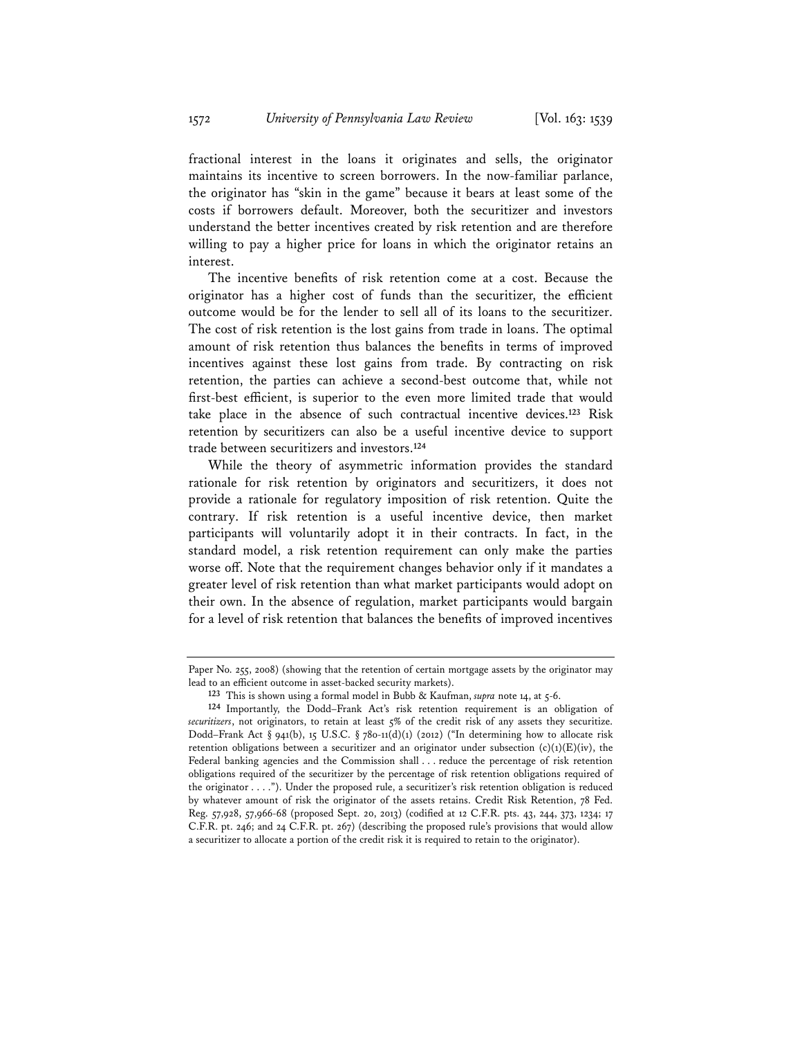fractional interest in the loans it originates and sells, the originator maintains its incentive to screen borrowers. In the now-familiar parlance, the originator has "skin in the game" because it bears at least some of the costs if borrowers default. Moreover, both the securitizer and investors understand the better incentives created by risk retention and are therefore willing to pay a higher price for loans in which the originator retains an interest.

The incentive benefits of risk retention come at a cost. Because the originator has a higher cost of funds than the securitizer, the efficient outcome would be for the lender to sell all of its loans to the securitizer. The cost of risk retention is the lost gains from trade in loans. The optimal amount of risk retention thus balances the benefits in terms of improved incentives against these lost gains from trade. By contracting on risk retention, the parties can achieve a second-best outcome that, while not first-best efficient, is superior to the even more limited trade that would take place in the absence of such contractual incentive devices.[123] Risk retention by securitizers can also be a useful incentive device to support trade between securitizers and investors.[124]

While the theory of asymmetric information provides the standard rationale for risk retention by originators and securitizers, it does not provide a rationale for regulatory imposition of risk retention. Quite the contrary. If risk retention is a useful incentive device, then market participants will voluntarily adopt it in their contracts. In fact, in the standard model, a risk retention requirement can only make the parties worse off. Note that the requirement changes behavior only if it mandates a greater level of risk retention than what market participants would adopt on their own. In the absence of regulation, market participants would bargain for a level of risk retention that balances the benefits of improved incentives

---

Paper No. 255, 2008) (showing that the retention of certain mortgage assets by the originator may lead to an efficient outcome in asset-backed security markets).

[123] This is shown using a formal model in Bubb & Kaufman, *supra* note 14, at 5-6.

[124] Importantly, the Dodd–Frank Act's risk retention requirement is an obligation of *securitizers*, not originators, to retain at least 5% of the credit risk of any assets they securitize. Dodd–Frank Act § 941(b), 15 U.S.C. § 78o-11(d)(1) (2012) ("In determining how to allocate risk retention obligations between a securitizer and an originator under subsection (c)(1)(E)(iv), the Federal banking agencies and the Commission shall . . . reduce the percentage of risk retention obligations required of the securitizer by the percentage of risk retention obligations required of the originator . . . ."). Under the proposed rule, a securitizer's risk retention obligation is reduced by whatever amount of risk the originator of the assets retains. Credit Risk Retention, 78 Fed. Reg. 57,928, 57,966-68 (proposed Sept. 20, 2013) (codified at 12 C.F.R. pts. 43, 244, 373, 1234; 17 C.F.R. pt. 246; and 24 C.F.R. pt. 267) (describing the proposed rule's provisions that would allow a securitizer to allocate a portion of the credit risk it is required to retain to the originator).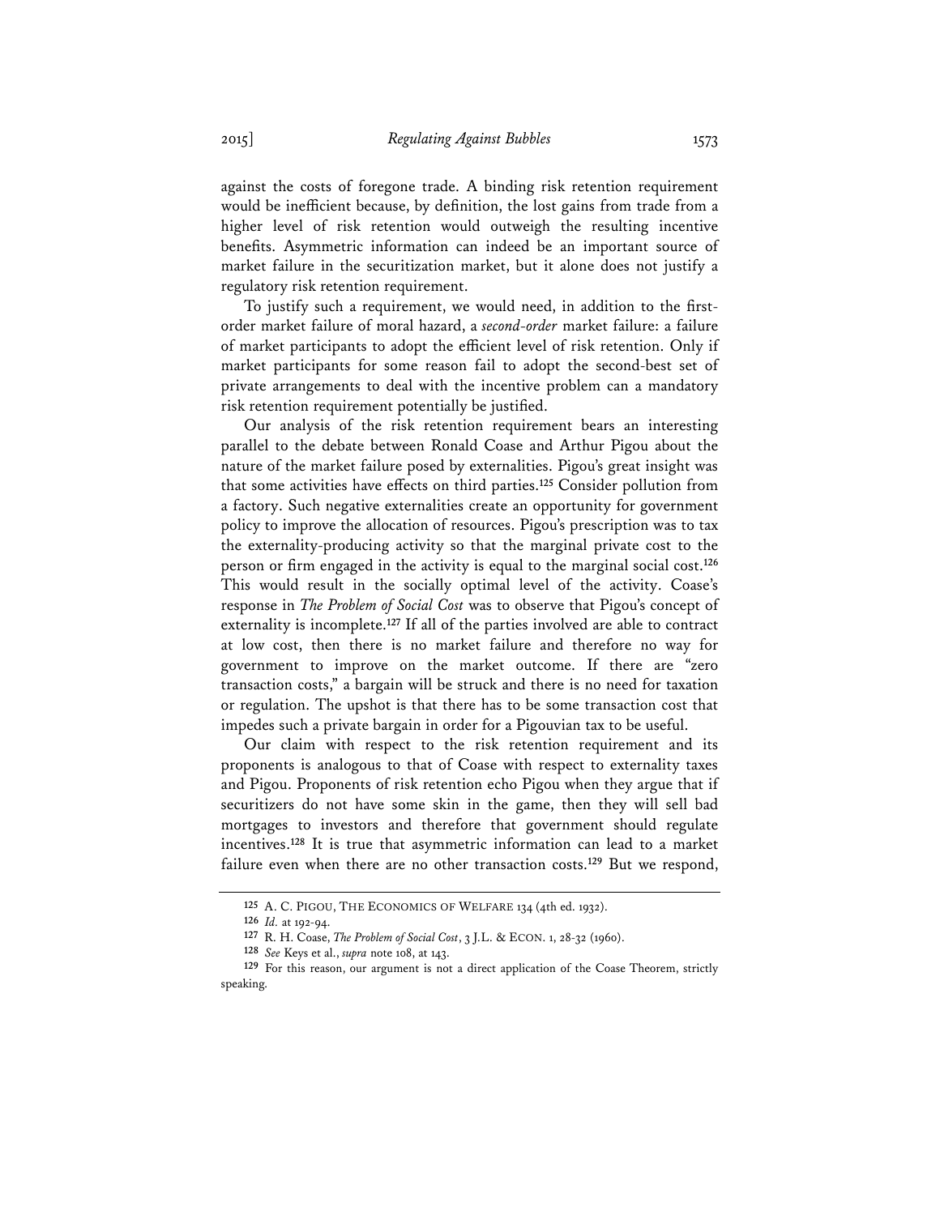against the costs of foregone trade. A binding risk retention requirement would be inefficient because, by definition, the lost gains from trade from a higher level of risk retention would outweigh the resulting incentive benefits. Asymmetric information can indeed be an important source of market failure in the securitization market, but it alone does not justify a regulatory risk retention requirement.

To justify such a requirement, we would need, in addition to the first-order market failure of moral hazard, a *second-order* market failure: a failure of market participants to adopt the efficient level of risk retention. Only if market participants for some reason fail to adopt the second-best set of private arrangements to deal with the incentive problem can a mandatory risk retention requirement potentially be justified.

Our analysis of the risk retention requirement bears an interesting parallel to the debate between Ronald Coase and Arthur Pigou about the nature of the market failure posed by externalities. Pigou's great insight was that some activities have effects on third parties.[125] Consider pollution from a factory. Such negative externalities create an opportunity for government policy to improve the allocation of resources. Pigou's prescription was to tax the externality-producing activity so that the marginal private cost to the person or firm engaged in the activity is equal to the marginal social cost.[126] This would result in the socially optimal level of the activity. Coase's response in *The Problem of Social Cost* was to observe that Pigou's concept of externality is incomplete.[127] If all of the parties involved are able to contract at low cost, then there is no market failure and therefore no way for government to improve on the market outcome. If there are "zero transaction costs," a bargain will be struck and there is no need for taxation or regulation. The upshot is that there has to be some transaction cost that impedes such a private bargain in order for a Pigouvian tax to be useful.

Our claim with respect to the risk retention requirement and its proponents is analogous to that of Coase with respect to externality taxes and Pigou. Proponents of risk retention echo Pigou when they argue that if securitizers do not have some skin in the game, then they will sell bad mortgages to investors and therefore that government should regulate incentives.[128] It is true that asymmetric information can lead to a market failure even when there are no other transaction costs.[129] But we respond,

---

[125] A. C. PIGOU, THE ECONOMICS OF WELFARE 134 (4th ed. 1932).

[126] *Id.* at 192-94.

[127] R. H. Coase, *The Problem of Social Cost*, 3 J.L. & ECON. 1, 28-32 (1960).

[128] *See* Keys et al., *supra* note 108, at 143.

[129] For this reason, our argument is not a direct application of the Coase Theorem, strictly speaking.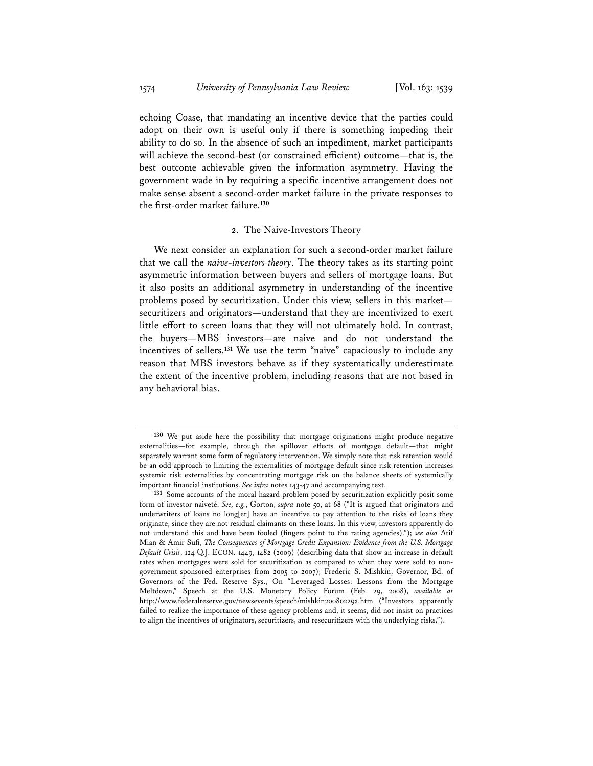echoing Coase, that mandating an incentive device that the parties could adopt on their own is useful only if there is something impeding their ability to do so. In the absence of such an impediment, market participants will achieve the second-best (or constrained efficient) outcome—that is, the best outcome achievable given the information asymmetry. Having the government wade in by requiring a specific incentive arrangement does not make sense absent a second-order market failure in the private responses to the first-order market failure.[130]

### 2. The Naive-Investors Theory

We next consider an explanation for such a second-order market failure that we call the *naive-investors theory*. The theory takes as its starting point asymmetric information between buyers and sellers of mortgage loans. But it also posits an additional asymmetry in understanding of the incentive problems posed by securitization. Under this view, sellers in this market—securitizers and originators—understand that they are incentivized to exert little effort to screen loans that they will not ultimately hold. In contrast, the buyers—MBS investors—are naive and do not understand the incentives of sellers.[131] We use the term "naive" capaciously to include any reason that MBS investors behave as if they systematically underestimate the extent of the incentive problem, including reasons that are not based in any behavioral bias.

---

[130] We put aside here the possibility that mortgage originations might produce negative externalities—for example, through the spillover effects of mortgage default—that might separately warrant some form of regulatory intervention. We simply note that risk retention would be an odd approach to limiting the externalities of mortgage default since risk retention increases systemic risk externalities by concentrating mortgage risk on the balance sheets of systemically important financial institutions. *See infra* notes 143-47 and accompanying text.

[131] Some accounts of the moral hazard problem posed by securitization explicitly posit some form of investor naiveté. *See, e.g.*, Gorton, *supra* note 50, at 68 ("It is argued that originators and underwriters of loans no long[er] have an incentive to pay attention to the risks of loans they originate, since they are not residual claimants on these loans. In this view, investors apparently do not understand this and have been fooled (fingers point to the rating agencies)."); *see also* Atif Mian & Amir Sufi, *The Consequences of Mortgage Credit Expansion: Evidence from the U.S. Mortgage Default Crisis*, 124 Q.J. ECON. 1449, 1482 (2009) (describing data that show an increase in default rates when mortgages were sold for securitization as compared to when they were sold to non-government-sponsored enterprises from 2005 to 2007); Frederic S. Mishkin, Governor, Bd. of Governors of the Fed. Reserve Sys., On "Leveraged Losses: Lessons from the Mortgage Meltdown," Speech at the U.S. Monetary Policy Forum (Feb. 29, 2008), *available at* http://www.federalreserve.gov/newsevents/speech/mishkin20080229a.htm ("Investors apparently failed to realize the importance of these agency problems and, it seems, did not insist on practices to align the incentives of originators, securitizers, and resecuritizers with the underlying risks.").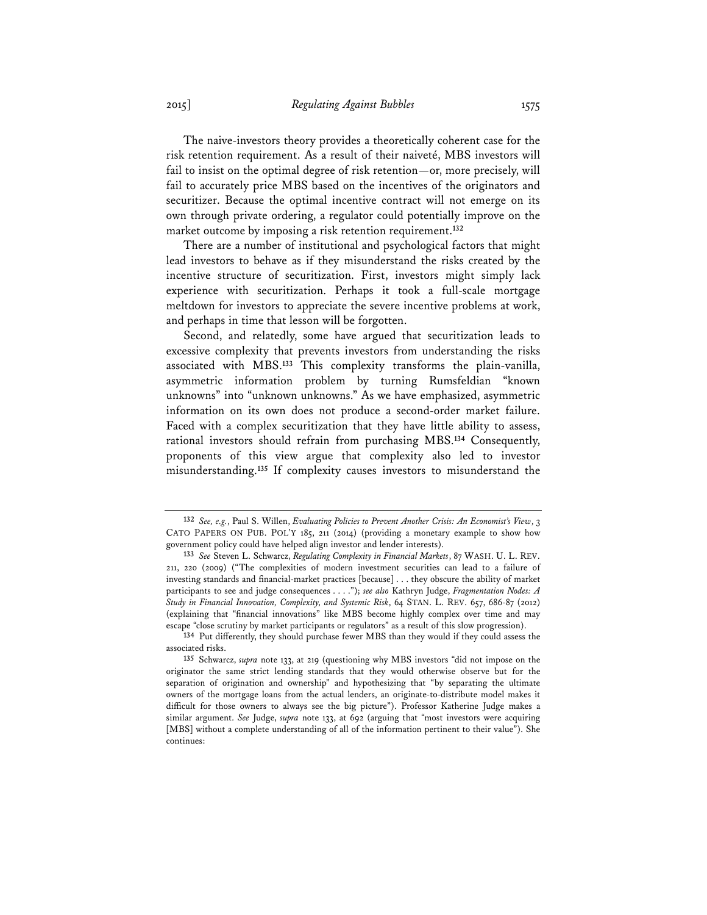The naive-investors theory provides a theoretically coherent case for the risk retention requirement. As a result of their naiveté, MBS investors will fail to insist on the optimal degree of risk retention—or, more precisely, will fail to accurately price MBS based on the incentives of the originators and securitizer. Because the optimal incentive contract will not emerge on its own through private ordering, a regulator could potentially improve on the market outcome by imposing a risk retention requirement.[132]

There are a number of institutional and psychological factors that might lead investors to behave as if they misunderstand the risks created by the incentive structure of securitization. First, investors might simply lack experience with securitization. Perhaps it took a full-scale mortgage meltdown for investors to appreciate the severe incentive problems at work, and perhaps in time that lesson will be forgotten.

Second, and relatedly, some have argued that securitization leads to excessive complexity that prevents investors from understanding the risks associated with MBS.[133] This complexity transforms the plain-vanilla, asymmetric information problem by turning Rumsfeldian "known unknowns" into "unknown unknowns." As we have emphasized, asymmetric information on its own does not produce a second-order market failure. Faced with a complex securitization that they have little ability to assess, rational investors should refrain from purchasing MBS.[134] Consequently, proponents of this view argue that complexity also led to investor misunderstanding.[135] If complexity causes investors to misunderstand the

---

[132] *See, e.g.*, Paul S. Willen, *Evaluating Policies to Prevent Another Crisis: An Economist's View*, 3 CATO PAPERS ON PUB. POL'Y 185, 211 (2014) (providing a monetary example to show how government policy could have helped align investor and lender interests).

[133] *See* Steven L. Schwarcz, *Regulating Complexity in Financial Markets*, 87 WASH. U. L. REV. 211, 220 (2009) ("The complexities of modern investment securities can lead to a failure of investing standards and financial-market practices [because] . . . they obscure the ability of market participants to see and judge consequences . . . ."); *see also* Kathryn Judge, *Fragmentation Nodes: A Study in Financial Innovation, Complexity, and Systemic Risk*, 64 STAN. L. REV. 657, 686-87 (2012) (explaining that "financial innovations" like MBS become highly complex over time and may escape "close scrutiny by market participants or regulators" as a result of this slow progression).

[134] Put differently, they should purchase fewer MBS than they would if they could assess the associated risks.

[135] Schwarcz, *supra* note 133, at 219 (questioning why MBS investors "did not impose on the originator the same strict lending standards that they would otherwise observe but for the separation of origination and ownership" and hypothesizing that "by separating the ultimate owners of the mortgage loans from the actual lenders, an originate-to-distribute model makes it difficult for those owners to always see the big picture"). Professor Katherine Judge makes a similar argument. *See* Judge, *supra* note 133, at 692 (arguing that "most investors were acquiring [MBS] without a complete understanding of all of the information pertinent to their value"). She continues: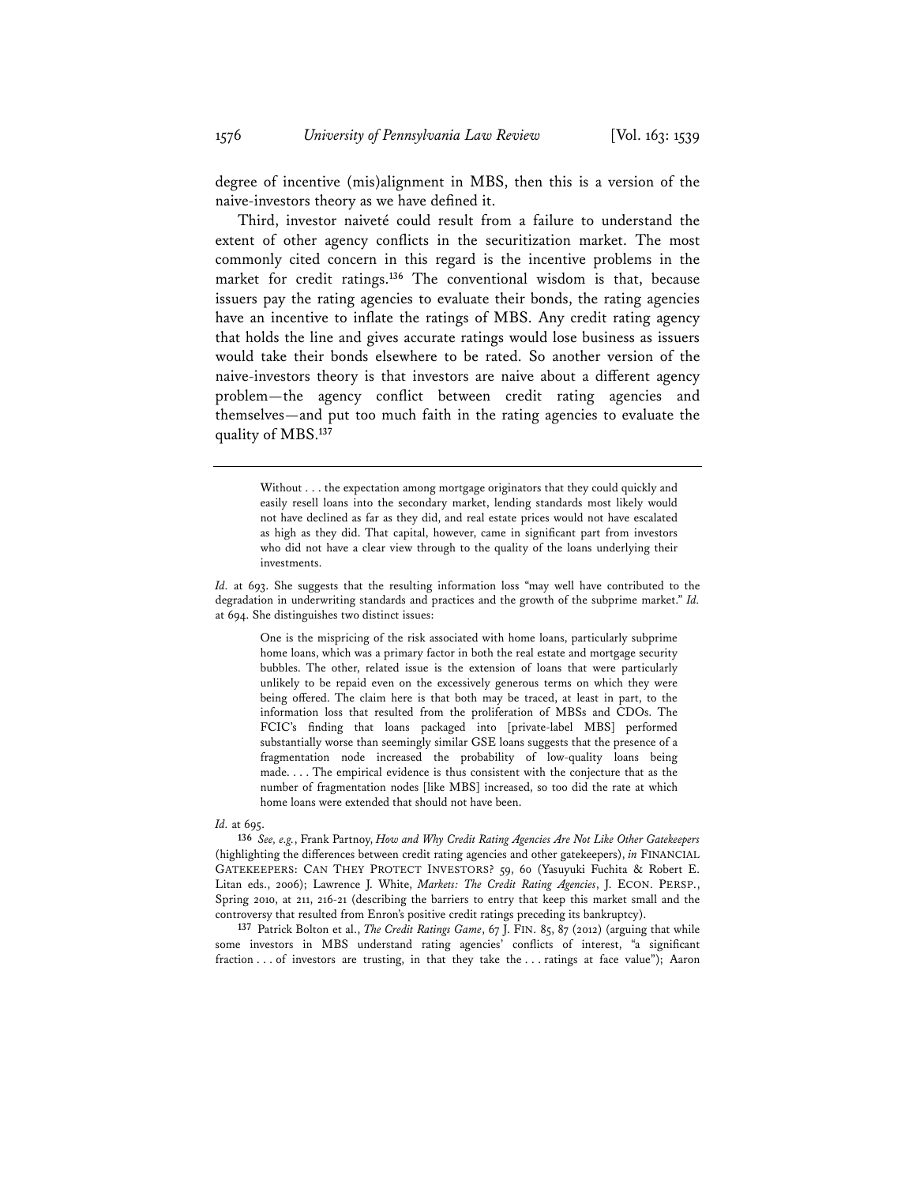degree of incentive (mis)alignment in MBS, then this is a version of the naive-investors theory as we have defined it.

Third, investor naiveté could result from a failure to understand the extent of other agency conflicts in the securitization market. The most commonly cited concern in this regard is the incentive problems in the market for credit ratings.[136] The conventional wisdom is that, because issuers pay the rating agencies to evaluate their bonds, the rating agencies have an incentive to inflate the ratings of MBS. Any credit rating agency that holds the line and gives accurate ratings would lose business as issuers would take their bonds elsewhere to be rated. So another version of the naive-investors theory is that investors are naive about a different agency problem—the agency conflict between credit rating agencies and themselves—and put too much faith in the rating agencies to evaluate the quality of MBS.[137]

---

> Without . . . the expectation among mortgage originators that they could quickly and easily resell loans into the secondary market, lending standards most likely would not have declined as far as they did, and real estate prices would not have escalated as high as they did. That capital, however, came in significant part from investors who did not have a clear view through to the quality of the loans underlying their investments.

*Id.* at 693. She suggests that the resulting information loss "may well have contributed to the degradation in underwriting standards and practices and the growth of the subprime market." *Id.* at 694. She distinguishes two distinct issues:

> One is the mispricing of the risk associated with home loans, particularly subprime home loans, which was a primary factor in both the real estate and mortgage security bubbles. The other, related issue is the extension of loans that were particularly unlikely to be repaid even on the excessively generous terms on which they were being offered. The claim here is that both may be traced, at least in part, to the information loss that resulted from the proliferation of MBSs and CDOs. The FCIC's finding that loans packaged into [private-label MBS] performed substantially worse than seemingly similar GSE loans suggests that the presence of a fragmentation node increased the probability of low-quality loans being made. . . . The empirical evidence is thus consistent with the conjecture that as the number of fragmentation nodes [like MBS] increased, so too did the rate at which home loans were extended that should not have been.

*Id.* at 695.

[136] *See, e.g.*, Frank Partnoy, *How and Why Credit Rating Agencies Are Not Like Other Gatekeepers* (highlighting the differences between credit rating agencies and other gatekeepers), *in* FINANCIAL GATEKEEPERS: CAN THEY PROTECT INVESTORS? 59, 60 (Yasuyuki Fuchita & Robert E. Litan eds., 2006); Lawrence J. White, *Markets: The Credit Rating Agencies*, J. ECON. PERSP., Spring 2010, at 211, 216-21 (describing the barriers to entry that keep this market small and the controversy that resulted from Enron's positive credit ratings preceding its bankruptcy).

[137] Patrick Bolton et al., *The Credit Ratings Game*, 67 J. FIN. 85, 87 (2012) (arguing that while some investors in MBS understand rating agencies' conflicts of interest, "a significant fraction . . . of investors are trusting, in that they take the . . . ratings at face value"); Aaron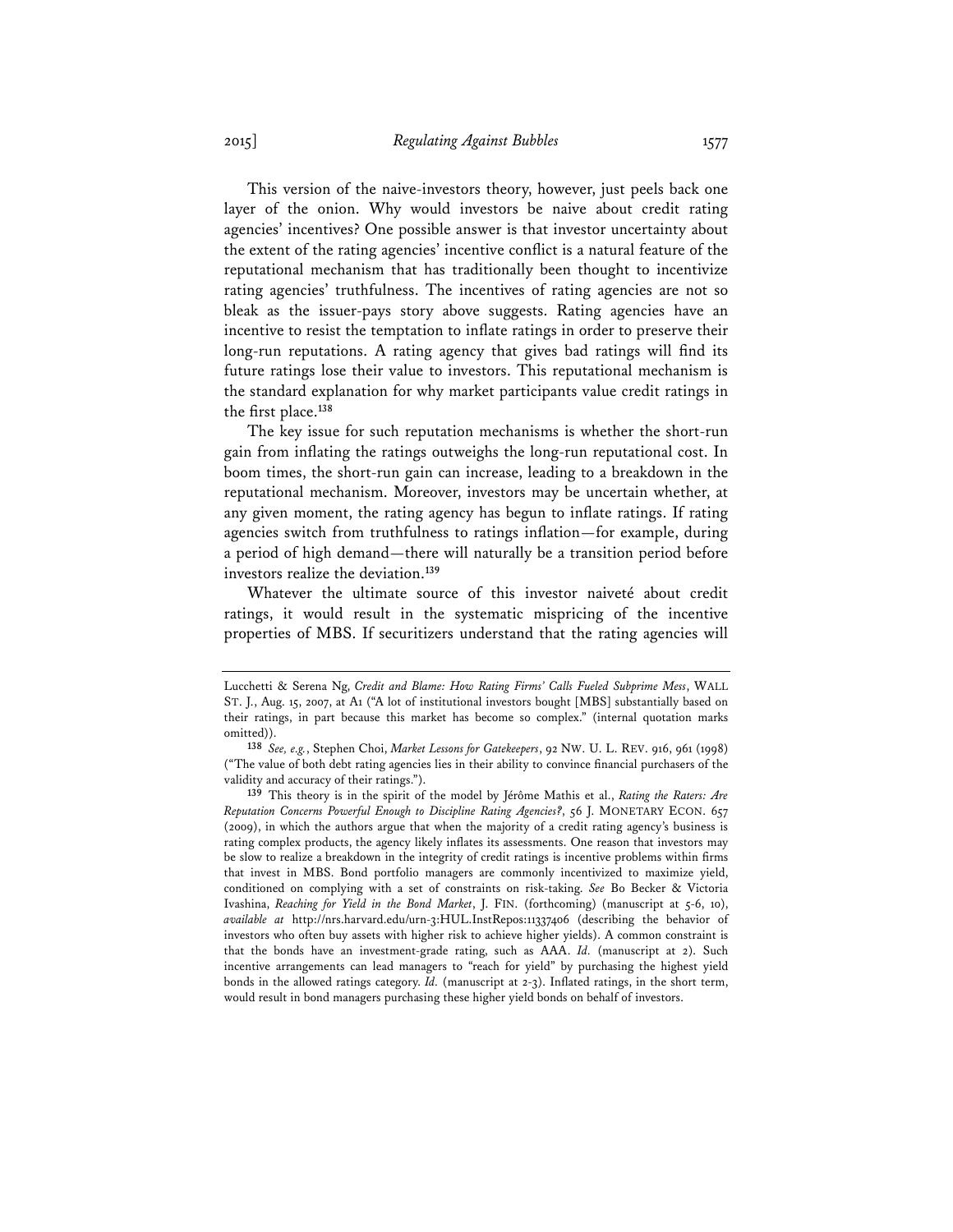This version of the naive-investors theory, however, just peels back one layer of the onion. Why would investors be naive about credit rating agencies' incentives? One possible answer is that investor uncertainty about the extent of the rating agencies' incentive conflict is a natural feature of the reputational mechanism that has traditionally been thought to incentivize rating agencies' truthfulness. The incentives of rating agencies are not so bleak as the issuer-pays story above suggests. Rating agencies have an incentive to resist the temptation to inflate ratings in order to preserve their long-run reputations. A rating agency that gives bad ratings will find its future ratings lose their value to investors. This reputational mechanism is the standard explanation for why market participants value credit ratings in the first place.[138]

The key issue for such reputation mechanisms is whether the short-run gain from inflating the ratings outweighs the long-run reputational cost. In boom times, the short-run gain can increase, leading to a breakdown in the reputational mechanism. Moreover, investors may be uncertain whether, at any given moment, the rating agency has begun to inflate ratings. If rating agencies switch from truthfulness to ratings inflation—for example, during a period of high demand—there will naturally be a transition period before investors realize the deviation.[139]

Whatever the ultimate source of this investor naiveté about credit ratings, it would result in the systematic mispricing of the incentive properties of MBS. If securitizers understand that the rating agencies will

---

Lucchetti & Serena Ng, *Credit and Blame: How Rating Firms' Calls Fueled Subprime Mess*, WALL ST. J., Aug. 15, 2007, at A1 ("A lot of institutional investors bought [MBS] substantially based on their ratings, in part because this market has become so complex." (internal quotation marks omitted)).

[138] *See, e.g.*, Stephen Choi, *Market Lessons for Gatekeepers*, 92 NW. U. L. REV. 916, 961 (1998) ("The value of both debt rating agencies lies in their ability to convince financial purchasers of the validity and accuracy of their ratings.").

[139] This theory is in the spirit of the model by Jérôme Mathis et al., *Rating the Raters: Are Reputation Concerns Powerful Enough to Discipline Rating Agencies?*, 56 J. MONETARY ECON. 657 (2009), in which the authors argue that when the majority of a credit rating agency's business is rating complex products, the agency likely inflates its assessments. One reason that investors may be slow to realize a breakdown in the integrity of credit ratings is incentive problems within firms that invest in MBS. Bond portfolio managers are commonly incentivized to maximize yield, conditioned on complying with a set of constraints on risk-taking. *See* Bo Becker & Victoria Ivashina, *Reaching for Yield in the Bond Market*, J. FIN. (forthcoming) (manuscript at 5-6, 10), *available at* http://nrs.harvard.edu/urn-3:HUL.InstRepos:11337406 (describing the behavior of investors who often buy assets with higher risk to achieve higher yields). A common constraint is that the bonds have an investment-grade rating, such as AAA. *Id.* (manuscript at 2). Such incentive arrangements can lead managers to "reach for yield" by purchasing the highest yield bonds in the allowed ratings category. *Id.* (manuscript at 2-3). Inflated ratings, in the short term, would result in bond managers purchasing these higher yield bonds on behalf of investors.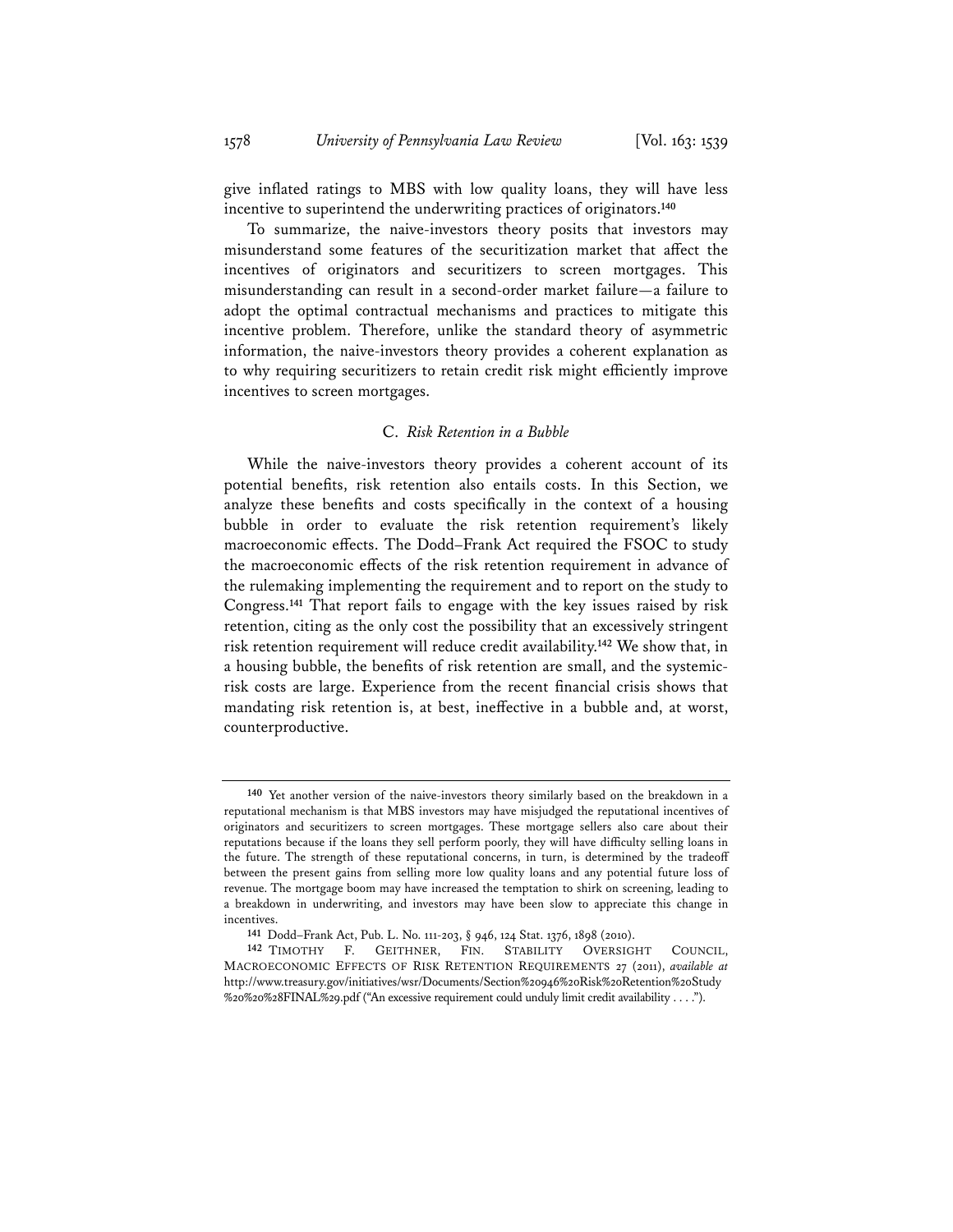give inflated ratings to MBS with low quality loans, they will have less incentive to superintend the underwriting practices of originators.[140]

To summarize, the naive-investors theory posits that investors may misunderstand some features of the securitization market that affect the incentives of originators and securitizers to screen mortgages. This misunderstanding can result in a second-order market failure—a failure to adopt the optimal contractual mechanisms and practices to mitigate this incentive problem. Therefore, unlike the standard theory of asymmetric information, the naive-investors theory provides a coherent explanation as to why requiring securitizers to retain credit risk might efficiently improve incentives to screen mortgages.

### C. *Risk Retention in a Bubble*

While the naive-investors theory provides a coherent account of its potential benefits, risk retention also entails costs. In this Section, we analyze these benefits and costs specifically in the context of a housing bubble in order to evaluate the risk retention requirement's likely macroeconomic effects. The Dodd–Frank Act required the FSOC to study the macroeconomic effects of the risk retention requirement in advance of the rulemaking implementing the requirement and to report on the study to Congress.[141] That report fails to engage with the key issues raised by risk retention, citing as the only cost the possibility that an excessively stringent risk retention requirement will reduce credit availability.[142] We show that, in a housing bubble, the benefits of risk retention are small, and the systemic-risk costs are large. Experience from the recent financial crisis shows that mandating risk retention is, at best, ineffective in a bubble and, at worst, counterproductive.

---

[140] Yet another version of the naive-investors theory similarly based on the breakdown in a reputational mechanism is that MBS investors may have misjudged the reputational incentives of originators and securitizers to screen mortgages. These mortgage sellers also care about their reputations because if the loans they sell perform poorly, they will have difficulty selling loans in the future. The strength of these reputational concerns, in turn, is determined by the tradeoff between the present gains from selling more low quality loans and any potential future loss of revenue. The mortgage boom may have increased the temptation to shirk on screening, leading to a breakdown in underwriting, and investors may have been slow to appreciate this change in incentives.

[141] Dodd–Frank Act, Pub. L. No. 111-203, § 946, 124 Stat. 1376, 1898 (2010).

[142] TIMOTHY F. GEITHNER, FIN. STABILITY OVERSIGHT COUNCIL, MACROECONOMIC EFFECTS OF RISK RETENTION REQUIREMENTS 27 (2011), *available at* http://www.treasury.gov/initiatives/wsr/Documents/Section%20946%20Risk%20Retention%20Study%20%20%28FINAL%29.pdf ("An excessive requirement could unduly limit credit availability . . . .").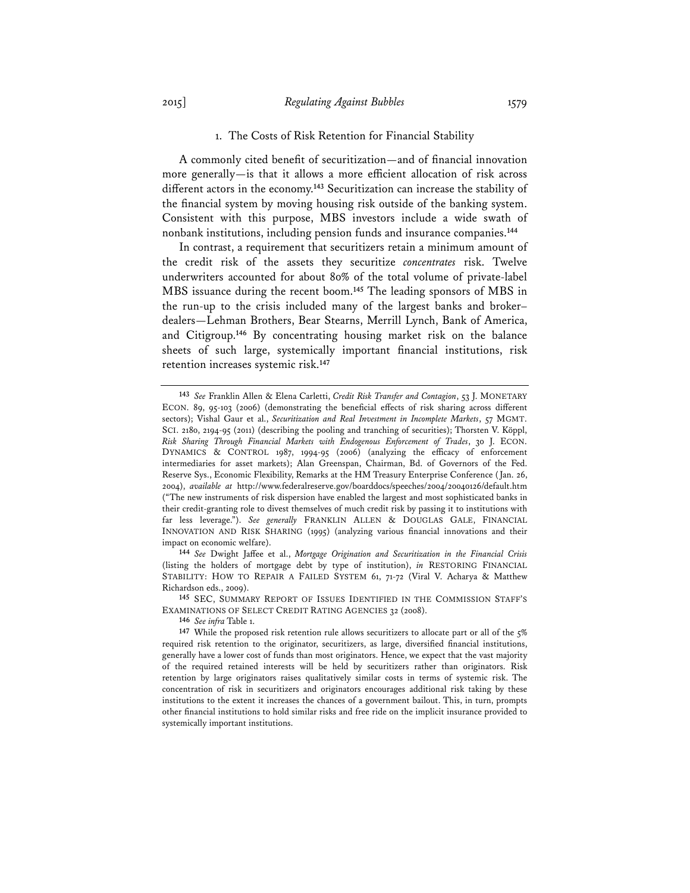### 1. The Costs of Risk Retention for Financial Stability

A commonly cited benefit of securitization—and of financial innovation more generally—is that it allows a more efficient allocation of risk across different actors in the economy.[143] Securitization can increase the stability of the financial system by moving housing risk outside of the banking system. Consistent with this purpose, MBS investors include a wide swath of nonbank institutions, including pension funds and insurance companies.[144]

In contrast, a requirement that securitizers retain a minimum amount of the credit risk of the assets they securitize *concentrates* risk. Twelve underwriters accounted for about 80% of the total volume of private-label MBS issuance during the recent boom.[145] The leading sponsors of MBS in the run-up to the crisis included many of the largest banks and broker–dealers—Lehman Brothers, Bear Stearns, Merrill Lynch, Bank of America, and Citigroup.[146] By concentrating housing market risk on the balance sheets of such large, systemically important financial institutions, risk retention increases systemic risk.[147]

---

[143] *See* Franklin Allen & Elena Carletti, *Credit Risk Transfer and Contagion*, 53 J. MONETARY ECON. 89, 95-103 (2006) (demonstrating the beneficial effects of risk sharing across different sectors); Vishal Gaur et al., *Securitization and Real Investment in Incomplete Markets*, 57 MGMT. SCI. 2180, 2194-95 (2011) (describing the pooling and tranching of securities); Thorsten V. Köppl, *Risk Sharing Through Financial Markets with Endogenous Enforcement of Trades*, 30 J. ECON. DYNAMICS & CONTROL 1987, 1994-95 (2006) (analyzing the efficacy of enforcement intermediaries for asset markets); Alan Greenspan, Chairman, Bd. of Governors of the Fed. Reserve Sys., Economic Flexibility, Remarks at the HM Treasury Enterprise Conference (Jan. 26, 2004), *available at* http://www.federalreserve.gov/boarddocs/speeches/2004/20040126/default.htm ("The new instruments of risk dispersion have enabled the largest and most sophisticated banks in their credit-granting role to divest themselves of much credit risk by passing it to institutions with far less leverage."). *See generally* FRANKLIN ALLEN & DOUGLAS GALE, FINANCIAL INNOVATION AND RISK SHARING (1995) (analyzing various financial innovations and their impact on economic welfare).

[144] *See* Dwight Jaffee et al., *Mortgage Origination and Securitization in the Financial Crisis* (listing the holders of mortgage debt by type of institution), *in* RESTORING FINANCIAL STABILITY: HOW TO REPAIR A FAILED SYSTEM 61, 71-72 (Viral V. Acharya & Matthew Richardson eds., 2009).

[145] SEC, SUMMARY REPORT OF ISSUES IDENTIFIED IN THE COMMISSION STAFF'S EXAMINATIONS OF SELECT CREDIT RATING AGENCIES 32 (2008).

[146] *See infra* Table 1.

[147] While the proposed risk retention rule allows securitizers to allocate part or all of the 5% required risk retention to the originator, securitizers, as large, diversified financial institutions, generally have a lower cost of funds than most originators. Hence, we expect that the vast majority of the required retained interests will be held by securitizers rather than originators. Risk retention by large originators raises qualitatively similar costs in terms of systemic risk. The concentration of risk in securitizers and originators encourages additional risk taking by these institutions to the extent it increases the chances of a government bailout. This, in turn, prompts other financial institutions to hold similar risks and free ride on the implicit insurance provided to systemically important institutions.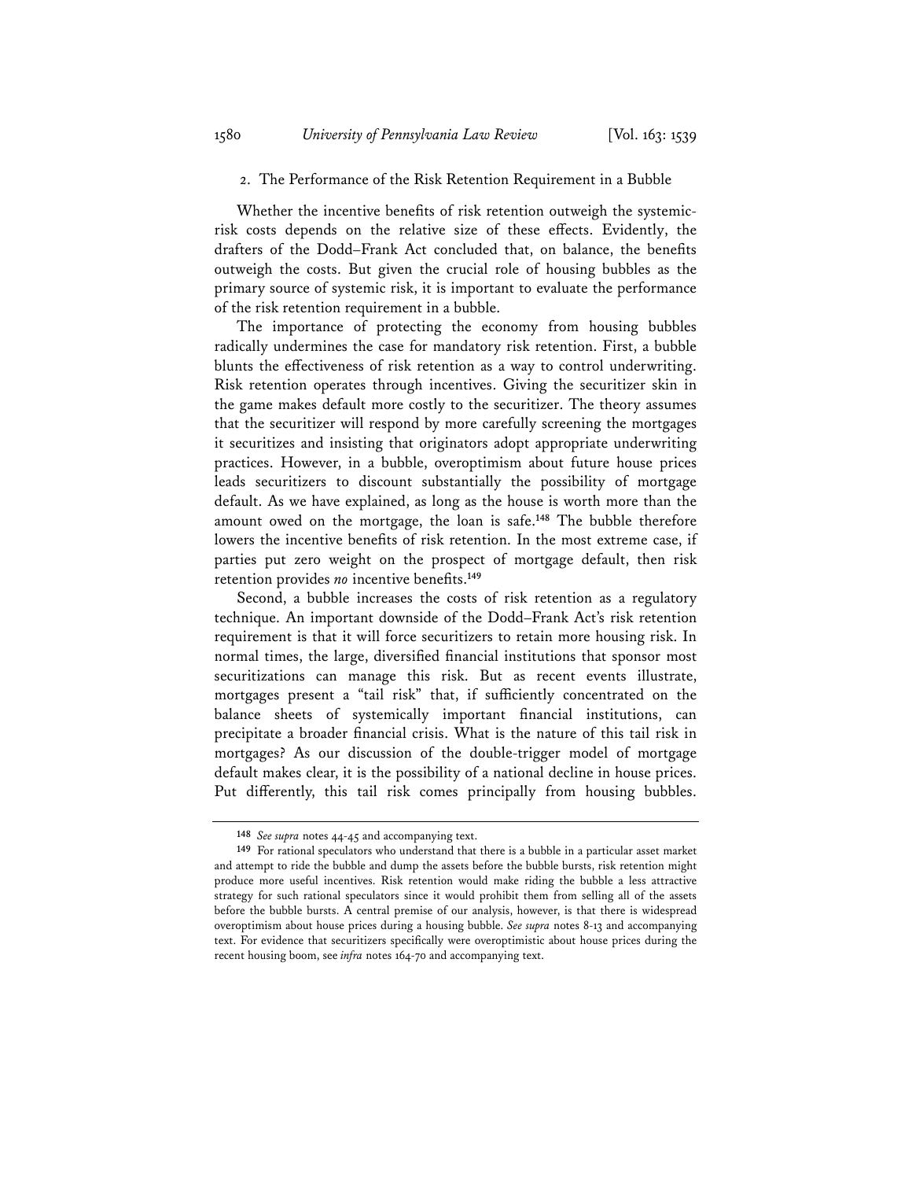### 2. The Performance of the Risk Retention Requirement in a Bubble

Whether the incentive benefits of risk retention outweigh the systemic-risk costs depends on the relative size of these effects. Evidently, the drafters of the Dodd–Frank Act concluded that, on balance, the benefits outweigh the costs. But given the crucial role of housing bubbles as the primary source of systemic risk, it is important to evaluate the performance of the risk retention requirement in a bubble.

The importance of protecting the economy from housing bubbles radically undermines the case for mandatory risk retention. First, a bubble blunts the effectiveness of risk retention as a way to control underwriting. Risk retention operates through incentives. Giving the securitizer skin in the game makes default more costly to the securitizer. The theory assumes that the securitizer will respond by more carefully screening the mortgages it securitizes and insisting that originators adopt appropriate underwriting practices. However, in a bubble, overoptimism about future house prices leads securitizers to discount substantially the possibility of mortgage default. As we have explained, as long as the house is worth more than the amount owed on the mortgage, the loan is safe.[148] The bubble therefore lowers the incentive benefits of risk retention. In the most extreme case, if parties put zero weight on the prospect of mortgage default, then risk retention provides *no* incentive benefits.[149]

Second, a bubble increases the costs of risk retention as a regulatory technique. An important downside of the Dodd–Frank Act's risk retention requirement is that it will force securitizers to retain more housing risk. In normal times, the large, diversified financial institutions that sponsor most securitizations can manage this risk. But as recent events illustrate, mortgages present a "tail risk" that, if sufficiently concentrated on the balance sheets of systemically important financial institutions, can precipitate a broader financial crisis. What is the nature of this tail risk in mortgages? As our discussion of the double-trigger model of mortgage default makes clear, it is the possibility of a national decline in house prices. Put differently, this tail risk comes principally from housing bubbles.

---

148 *See supra* notes 44-45 and accompanying text.

149 For rational speculators who understand that there is a bubble in a particular asset market and attempt to ride the bubble and dump the assets before the bubble bursts, risk retention might produce more useful incentives. Risk retention would make riding the bubble a less attractive strategy for such rational speculators since it would prohibit them from selling all of the assets before the bubble bursts. A central premise of our analysis, however, is that there is widespread overoptimism about house prices during a housing bubble. *See supra* notes 8-13 and accompanying text. For evidence that securitizers specifically were overoptimistic about house prices during the recent housing boom, see *infra* notes 164-70 and accompanying text.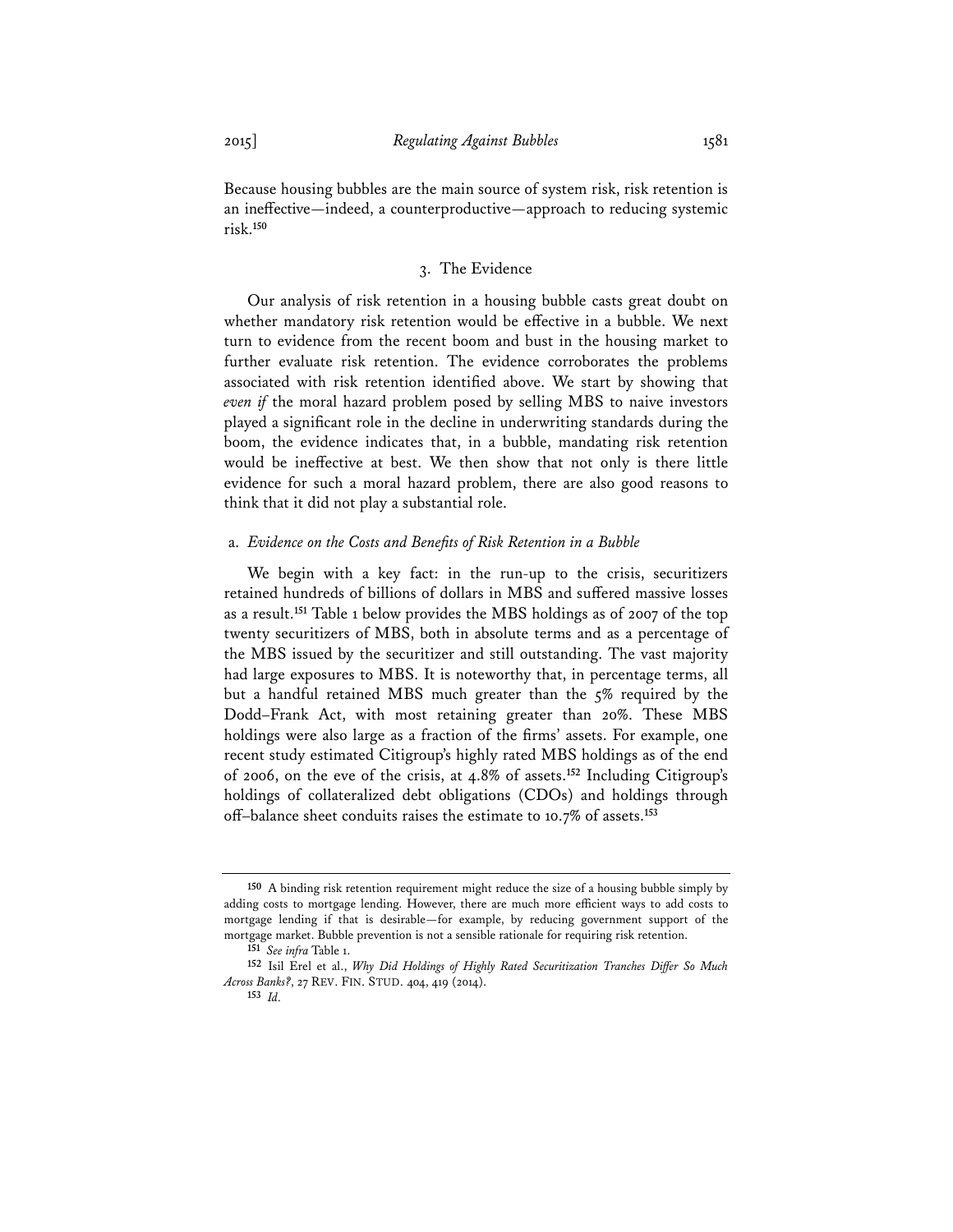Because housing bubbles are the main source of system risk, risk retention is an ineffective—indeed, a counterproductive—approach to reducing systemic risk.[150]

### 3. The Evidence

Our analysis of risk retention in a housing bubble casts great doubt on whether mandatory risk retention would be effective in a bubble. We next turn to evidence from the recent boom and bust in the housing market to further evaluate risk retention. The evidence corroborates the problems associated with risk retention identified above. We start by showing that *even if* the moral hazard problem posed by selling MBS to naive investors played a significant role in the decline in underwriting standards during the boom, the evidence indicates that, in a bubble, mandating risk retention would be ineffective at best. We then show that not only is there little evidence for such a moral hazard problem, there are also good reasons to think that it did not play a substantial role.

#### a. *Evidence on the Costs and Benefits of Risk Retention in a Bubble*

We begin with a key fact: in the run-up to the crisis, securitizers retained hundreds of billions of dollars in MBS and suffered massive losses as a result.[151] Table 1 below provides the MBS holdings as of 2007 of the top twenty securitizers of MBS, both in absolute terms and as a percentage of the MBS issued by the securitizer and still outstanding. The vast majority had large exposures to MBS. It is noteworthy that, in percentage terms, all but a handful retained MBS much greater than the 5% required by the Dodd–Frank Act, with most retaining greater than 20%. These MBS holdings were also large as a fraction of the firms' assets. For example, one recent study estimated Citigroup's highly rated MBS holdings as of the end of 2006, on the eve of the crisis, at 4.8% of assets.[152] Including Citigroup's holdings of collateralized debt obligations (CDOs) and holdings through off–balance sheet conduits raises the estimate to 10.7% of assets.[153]

---

[150] A binding risk retention requirement might reduce the size of a housing bubble simply by adding costs to mortgage lending. However, there are much more efficient ways to add costs to mortgage lending if that is desirable—for example, by reducing government support of the mortgage market. Bubble prevention is not a sensible rationale for requiring risk retention.

[151] *See infra* Table 1.

[152] Isil Erel et al., *Why Did Holdings of Highly Rated Securitization Tranches Differ So Much Across Banks?*, 27 REV. FIN. STUD. 404, 419 (2014).

[153] *Id.*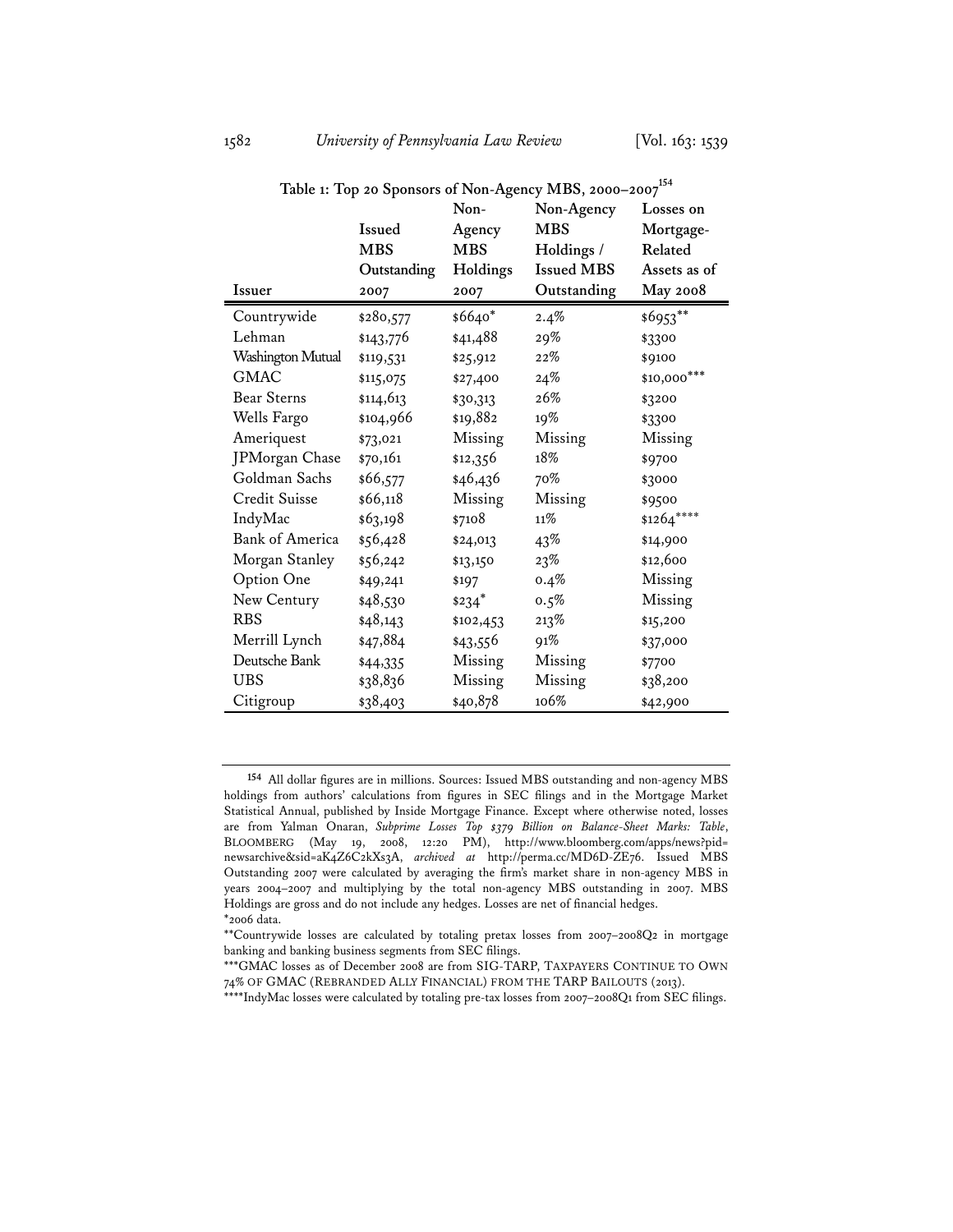**Table 1: Top 20 Sponsors of Non-Agency MBS, 2000–2007**[154]

| Issuer | Issued MBS Outstanding 2007 | Non-Agency MBS Holdings 2007 | Non-Agency MBS Holdings / Issued MBS Outstanding | Losses on Mortgage-Related Assets as of May 2008 |
|---|---|---|---|---|
| Countrywide | $280,577 | $6640* | 2.4% | $6953** |
| Lehman | $143,776 | $41,488 | 29% | $3300 |
| Washington Mutual | $119,531 | $25,912 | 22% | $9100 |
| GMAC | $115,075 | $27,400 | 24% | $10,000*** |
| Bear Sterns | $114,613 | $30,313 | 26% | $3200 |
| Wells Fargo | $104,966 | $19,882 | 19% | $3300 |
| Ameriquest | $73,021 | Missing | Missing | Missing |
| JPMorgan Chase | $70,161 | $12,356 | 18% | $9700 |
| Goldman Sachs | $66,577 | $46,436 | 70% | $3000 |
| Credit Suisse | $66,118 | Missing | Missing | $9500 |
| IndyMac | $63,198 | $7108 | 11% | $1264**** |
| Bank of America | $56,428 | $24,013 | 43% | $14,900 |
| Morgan Stanley | $56,242 | $13,150 | 23% | $12,600 |
| Option One | $49,241 | $197 | 0.4% | Missing |
| New Century | $48,530 | $234* | 0.5% | Missing |
| RBS | $48,143 | $102,453 | 213% | $15,200 |
| Merrill Lynch | $47,884 | $43,556 | 91% | $37,000 |
| Deutsche Bank | $44,335 | Missing | Missing | $7700 |
| UBS | $38,836 | Missing | Missing | $38,200 |
| Citigroup | $38,403 | $40,878 | 106% | $42,900 |

154 All dollar figures are in millions. Sources: Issued MBS outstanding and non-agency MBS holdings from authors' calculations from figures in SEC filings and in the Mortgage Market Statistical Annual, published by Inside Mortgage Finance. Except where otherwise noted, losses are from Yalman Onaran, *Subprime Losses Top $379 Billion on Balance-Sheet Marks: Table*, BLOOMBERG (May 19, 2008, 12:20 PM), http://www.bloomberg.com/apps/news?pid=newsarchive&sid=aK4Z6C2kXs3A, *archived at* http://perma.cc/MD6D-ZE76. Issued MBS Outstanding 2007 were calculated by averaging the firm's market share in non-agency MBS in years 2004–2007 and multiplying by the total non-agency MBS outstanding in 2007. MBS Holdings are gross and do not include any hedges. Losses are net of financial hedges.

*2006 data.

**Countrywide losses are calculated by totaling pretax losses from 2007–2008Q2 in mortgage banking and banking business segments from SEC filings.

***GMAC losses as of December 2008 are from SIG-TARP, TAXPAYERS CONTINUE TO OWN 74% OF GMAC (REBRANDED ALLY FINANCIAL) FROM THE TARP BAILOUTS (2013).

****IndyMac losses were calculated by totaling pre-tax losses from 2007–2008Q1 from SEC filings.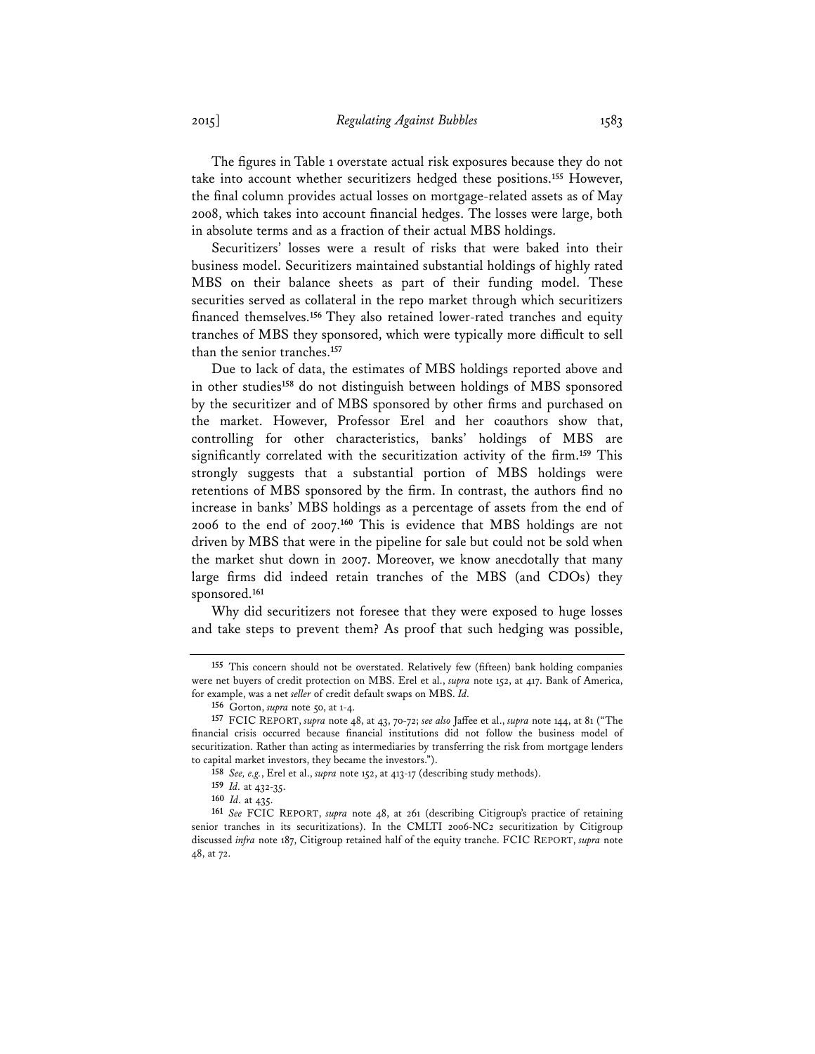The figures in Table 1 overstate actual risk exposures because they do not take into account whether securitizers hedged these positions.[155] However, the final column provides actual losses on mortgage-related assets as of May 2008, which takes into account financial hedges. The losses were large, both in absolute terms and as a fraction of their actual MBS holdings.

Securitizers' losses were a result of risks that were baked into their business model. Securitizers maintained substantial holdings of highly rated MBS on their balance sheets as part of their funding model. These securities served as collateral in the repo market through which securitizers financed themselves.[156] They also retained lower-rated tranches and equity tranches of MBS they sponsored, which were typically more difficult to sell than the senior tranches.[157]

Due to lack of data, the estimates of MBS holdings reported above and in other studies[158] do not distinguish between holdings of MBS sponsored by the securitizer and of MBS sponsored by other firms and purchased on the market. However, Professor Erel and her coauthors show that, controlling for other characteristics, banks' holdings of MBS are significantly correlated with the securitization activity of the firm.[159] This strongly suggests that a substantial portion of MBS holdings were retentions of MBS sponsored by the firm. In contrast, the authors find no increase in banks' MBS holdings as a percentage of assets from the end of 2006 to the end of 2007.[160] This is evidence that MBS holdings are not driven by MBS that were in the pipeline for sale but could not be sold when the market shut down in 2007. Moreover, we know anecdotally that many large firms did indeed retain tranches of the MBS (and CDOs) they sponsored.[161]

Why did securitizers not foresee that they were exposed to huge losses and take steps to prevent them? As proof that such hedging was possible,

---

155 This concern should not be overstated. Relatively few (fifteen) bank holding companies were net buyers of credit protection on MBS. Erel et al., *supra* note 152, at 417. Bank of America, for example, was a net *seller* of credit default swaps on MBS. *Id.*

156 Gorton, *supra* note 50, at 1-4.

157 FCIC REPORT, *supra* note 48, at 43, 70-72; *see also* Jaffee et al., *supra* note 144, at 81 ("The financial crisis occurred because financial institutions did not follow the business model of securitization. Rather than acting as intermediaries by transferring the risk from mortgage lenders to capital market investors, they became the investors.").

158 *See, e.g.*, Erel et al., *supra* note 152, at 413-17 (describing study methods).

159 *Id.* at 432-35.

160 *Id.* at 435.

161 *See* FCIC REPORT, *supra* note 48, at 261 (describing Citigroup's practice of retaining senior tranches in its securitizations). In the CMLTI 2006-NC2 securitization by Citigroup discussed *infra* note 187, Citigroup retained half of the equity tranche. FCIC REPORT, *supra* note 48, at 72.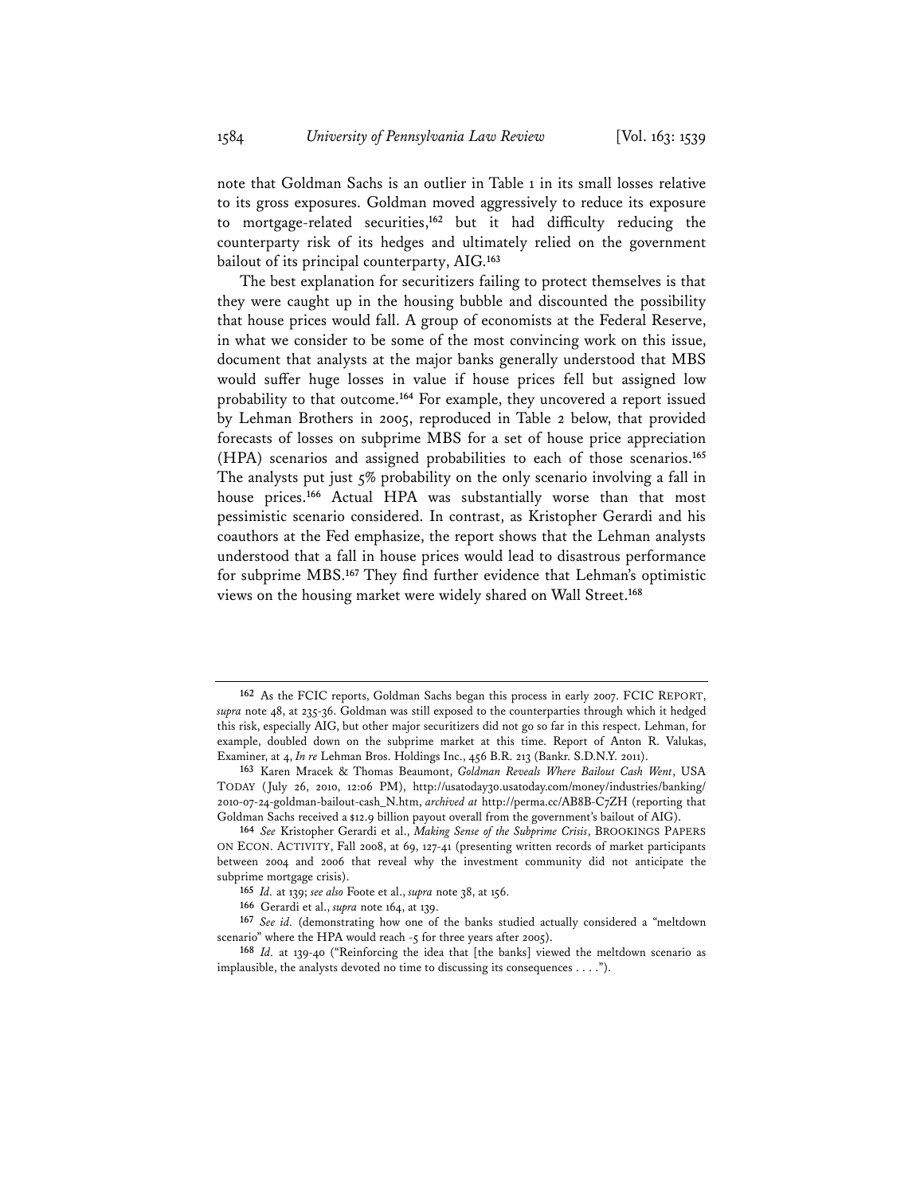note that Goldman Sachs is an outlier in Table 1 in its small losses relative to its gross exposures. Goldman moved aggressively to reduce its exposure to mortgage-related securities,[162] but it had difficulty reducing the counterparty risk of its hedges and ultimately relied on the government bailout of its principal counterparty, AIG.[163]

The best explanation for securitizers failing to protect themselves is that they were caught up in the housing bubble and discounted the possibility that house prices would fall. A group of economists at the Federal Reserve, in what we consider to be some of the most convincing work on this issue, document that analysts at the major banks generally understood that MBS would suffer huge losses in value if house prices fell but assigned low probability to that outcome.[164] For example, they uncovered a report issued by Lehman Brothers in 2005, reproduced in Table 2 below, that provided forecasts of losses on subprime MBS for a set of house price appreciation (HPA) scenarios and assigned probabilities to each of those scenarios.[165] The analysts put just 5% probability on the only scenario involving a fall in house prices.[166] Actual HPA was substantially worse than that most pessimistic scenario considered. In contrast, as Kristopher Gerardi and his coauthors at the Fed emphasize, the report shows that the Lehman analysts understood that a fall in house prices would lead to disastrous performance for subprime MBS.[167] They find further evidence that Lehman's optimistic views on the housing market were widely shared on Wall Street.[168]

---

[162] As the FCIC reports, Goldman Sachs began this process in early 2007. FCIC REPORT, *supra* note 48, at 235-36. Goldman was still exposed to the counterparties through which it hedged this risk, especially AIG, but other major securitizers did not go so far in this respect. Lehman, for example, doubled down on the subprime market at this time. Report of Anton R. Valukas, Examiner, at 4, *In re* Lehman Bros. Holdings Inc., 456 B.R. 213 (Bankr. S.D.N.Y. 2011).

[163] Karen Mracek & Thomas Beaumont, *Goldman Reveals Where Bailout Cash Went*, USA TODAY (July 26, 2010, 12:06 PM), http://usatoday30.usatoday.com/money/industries/banking/2010-07-24-goldman-bailout-cash_N.htm, *archived at* http://perma.cc/AB8B-C7ZH (reporting that Goldman Sachs received a $12.9 billion payout overall from the government's bailout of AIG).

[164] *See* Kristopher Gerardi et al., *Making Sense of the Subprime Crisis*, BROOKINGS PAPERS ON ECON. ACTIVITY, Fall 2008, at 69, 127-41 (presenting written records of market participants between 2004 and 2006 that reveal why the investment community did not anticipate the subprime mortgage crisis).

[165] *Id.* at 139; *see also* Foote et al., *supra* note 38, at 156.

[166] Gerardi et al., *supra* note 164, at 139.

[167] *See id.* (demonstrating how one of the banks studied actually considered a "meltdown scenario" where the HPA would reach -5 for three years after 2005).

[168] *Id.* at 139-40 ("Reinforcing the idea that [the banks] viewed the meltdown scenario as implausible, the analysts devoted no time to discussing its consequences . . . .").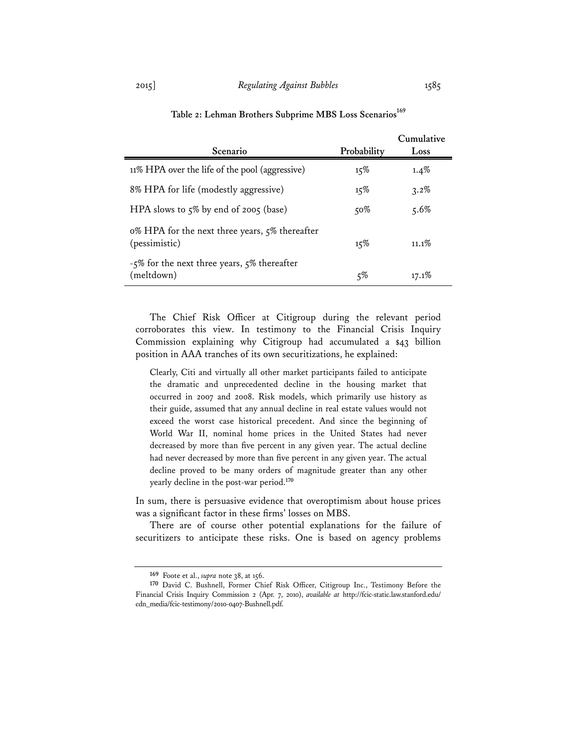**Table 2: Lehman Brothers Subprime MBS Loss Scenarios**[169]

| Scenario | Probability | Cumulative Loss |
|---|---|---|
| 11% HPA over the life of the pool (aggressive) | 15% | 1.4% |
| 8% HPA for life (modestly aggressive) | 15% | 3.2% |
| HPA slows to 5% by end of 2005 (base) | 50% | 5.6% |
| 0% HPA for the next three years, 5% thereafter (pessimistic) | 15% | 11.1% |
| -5% for the next three years, 5% thereafter (meltdown) | 5% | 17.1% |

The Chief Risk Officer at Citigroup during the relevant period corroborates this view. In testimony to the Financial Crisis Inquiry Commission explaining why Citigroup had accumulated a $43 billion position in AAA tranches of its own securitizations, he explained:

> Clearly, Citi and virtually all other market participants failed to anticipate the dramatic and unprecedented decline in the housing market that occurred in 2007 and 2008. Risk models, which primarily use history as their guide, assumed that any annual decline in real estate values would not exceed the worst case historical precedent. And since the beginning of World War II, nominal home prices in the United States had never decreased by more than five percent in any given year. The actual decline had never decreased by more than five percent in any given year. The actual decline proved to be many orders of magnitude greater than any other yearly decline in the post-war period.[170]

In sum, there is persuasive evidence that overoptimism about house prices was a significant factor in these firms' losses on MBS.

There are of course other potential explanations for the failure of securitizers to anticipate these risks. One is based on agency problems

---

169 Foote et al., *supra* note 38, at 156.

170 David C. Bushnell, Former Chief Risk Officer, Citigroup Inc., Testimony Before the Financial Crisis Inquiry Commission 2 (Apr. 7, 2010), *available at* http://fcic-static.law.stanford.edu/cdn_media/fcic-testimony/2010-0407-Bushnell.pdf.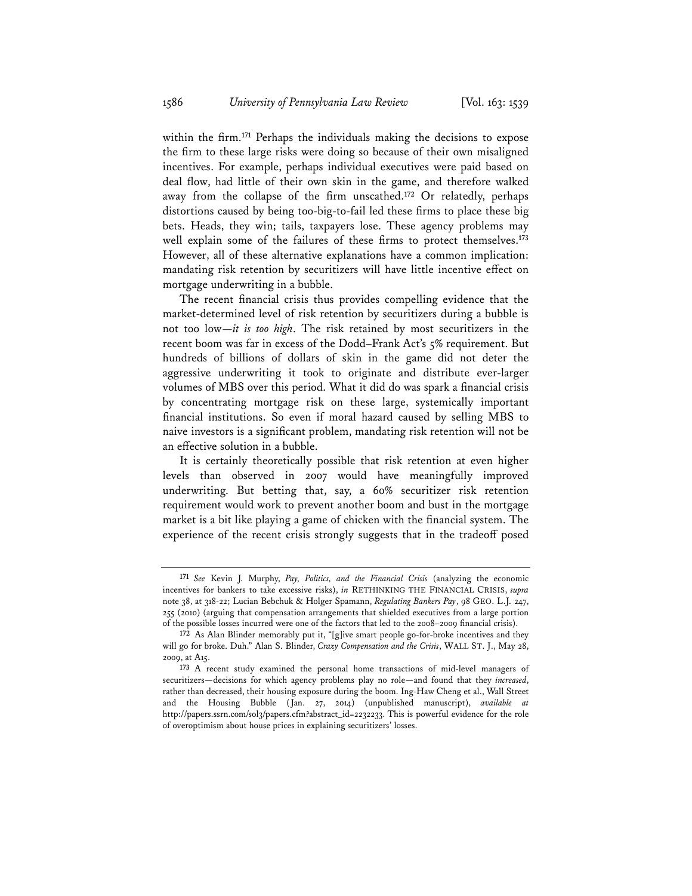within the firm.[171] Perhaps the individuals making the decisions to expose the firm to these large risks were doing so because of their own misaligned incentives. For example, perhaps individual executives were paid based on deal flow, had little of their own skin in the game, and therefore walked away from the collapse of the firm unscathed.[172] Or relatedly, perhaps distortions caused by being too-big-to-fail led these firms to place these big bets. Heads, they win; tails, taxpayers lose. These agency problems may well explain some of the failures of these firms to protect themselves.[173] However, all of these alternative explanations have a common implication: mandating risk retention by securitizers will have little incentive effect on mortgage underwriting in a bubble.

The recent financial crisis thus provides compelling evidence that the market-determined level of risk retention by securitizers during a bubble is not too low—*it is too high*. The risk retained by most securitizers in the recent boom was far in excess of the Dodd–Frank Act's 5% requirement. But hundreds of billions of dollars of skin in the game did not deter the aggressive underwriting it took to originate and distribute ever-larger volumes of MBS over this period. What it did do was spark a financial crisis by concentrating mortgage risk on these large, systemically important financial institutions. So even if moral hazard caused by selling MBS to naive investors is a significant problem, mandating risk retention will not be an effective solution in a bubble.

It is certainly theoretically possible that risk retention at even higher levels than observed in 2007 would have meaningfully improved underwriting. But betting that, say, a 60% securitizer risk retention requirement would work to prevent another boom and bust in the mortgage market is a bit like playing a game of chicken with the financial system. The experience of the recent crisis strongly suggests that in the tradeoff posed

---

[171] *See* Kevin J. Murphy, *Pay, Politics, and the Financial Crisis* (analyzing the economic incentives for bankers to take excessive risks), *in* RETHINKING THE FINANCIAL CRISIS, *supra* note 38, at 318-22; Lucian Bebchuk & Holger Spamann, *Regulating Bankers Pay*, 98 GEO. L.J. 247, 255 (2010) (arguing that compensation arrangements that shielded executives from a large portion of the possible losses incurred were one of the factors that led to the 2008–2009 financial crisis).

[172] As Alan Blinder memorably put it, "[g]ive smart people go-for-broke incentives and they will go for broke. Duh." Alan S. Blinder, *Crazy Compensation and the Crisis*, WALL ST. J., May 28, 2009, at A15.

[173] A recent study examined the personal home transactions of mid-level managers of securitizers—decisions for which agency problems play no role—and found that they *increased*, rather than decreased, their housing exposure during the boom. Ing-Haw Cheng et al., Wall Street and the Housing Bubble (Jan. 27, 2014) (unpublished manuscript), *available at* http://papers.ssrn.com/sol3/papers.cfm?abstract_id=2232233. This is powerful evidence for the role of overoptimism about house prices in explaining securitizers' losses.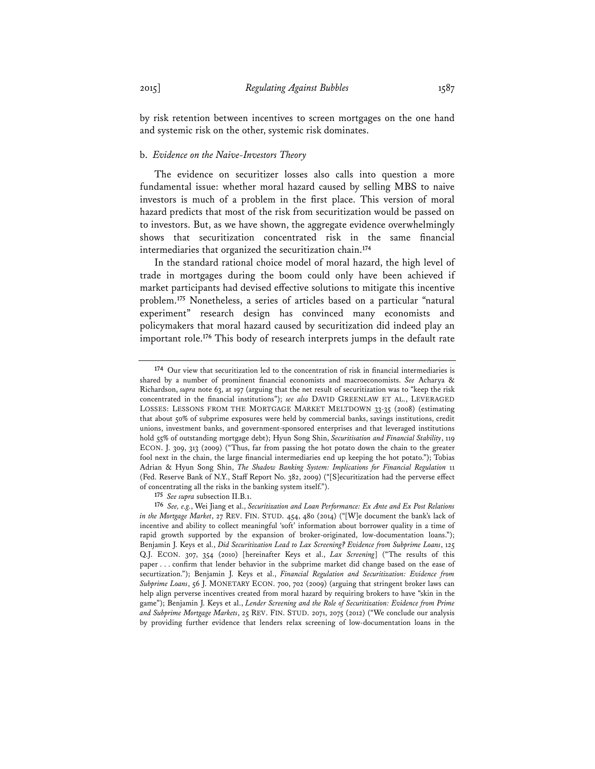by risk retention between incentives to screen mortgages on the one hand and systemic risk on the other, systemic risk dominates.

b. *Evidence on the Naive-Investors Theory*

The evidence on securitizer losses also calls into question a more fundamental issue: whether moral hazard caused by selling MBS to naive investors is much of a problem in the first place. This version of moral hazard predicts that most of the risk from securitization would be passed on to investors. But, as we have shown, the aggregate evidence overwhelmingly shows that securitization concentrated risk in the same financial intermediaries that organized the securitization chain.[174]

In the standard rational choice model of moral hazard, the high level of trade in mortgages during the boom could only have been achieved if market participants had devised effective solutions to mitigate this incentive problem.[175] Nonetheless, a series of articles based on a particular "natural experiment" research design has convinced many economists and policymakers that moral hazard caused by securitization did indeed play an important role.[176] This body of research interprets jumps in the default rate

---

[174] Our view that securitization led to the concentration of risk in financial intermediaries is shared by a number of prominent financial economists and macroeconomists. *See* Acharya & Richardson, *supra* note 63, at 197 (arguing that the net result of securitization was to "keep the risk concentrated in the financial institutions"); *see also* DAVID GREENLAW ET AL., LEVERAGED LOSSES: LESSONS FROM THE MORTGAGE MARKET MELTDOWN 33-35 (2008) (estimating that about 50% of subprime exposures were held by commercial banks, savings institutions, credit unions, investment banks, and government-sponsored enterprises and that leveraged institutions hold 55% of outstanding mortgage debt); Hyun Song Shin, *Securitisation and Financial Stability*, 119 ECON. J. 309, 313 (2009) ("Thus, far from passing the hot potato down the chain to the greater fool next in the chain, the large financial intermediaries end up keeping the hot potato."); Tobias Adrian & Hyun Song Shin, *The Shadow Banking System: Implications for Financial Regulation* 11 (Fed. Reserve Bank of N.Y., Staff Report No. 382, 2009) ("[S]ecuritization had the perverse effect of concentrating all the risks in the banking system itself.").

[175] *See supra* subsection II.B.1.

[176] *See, e.g.*, Wei Jiang et al., *Securitization and Loan Performance: Ex Ante and Ex Post Relations in the Mortgage Market*, 27 REV. FIN. STUD. 454, 480 (2014) ("[W]e document the bank's lack of incentive and ability to collect meaningful 'soft' information about borrower quality in a time of rapid growth supported by the expansion of broker-originated, low-documentation loans."); Benjamin J. Keys et al., *Did Securitization Lead to Lax Screening? Evidence from Subprime Loans*, 125 Q.J. ECON. 307, 354 (2010) [hereinafter Keys et al., *Lax Screening*] ("The results of this paper . . . confirm that lender behavior in the subprime market did change based on the ease of securtization."); Benjamin J. Keys et al., *Financial Regulation and Securitization: Evidence from Subprime Loans*, 56 J. MONETARY ECON. 700, 702 (2009) (arguing that stringent broker laws can help align perverse incentives created from moral hazard by requiring brokers to have "skin in the game"); Benjamin J. Keys et al., *Lender Screening and the Role of Securitization: Evidence from Prime and Subprime Mortgage Markets*, 25 REV. FIN. STUD. 2071, 2075 (2012) ("We conclude our analysis by providing further evidence that lenders relax screening of low-documentation loans in the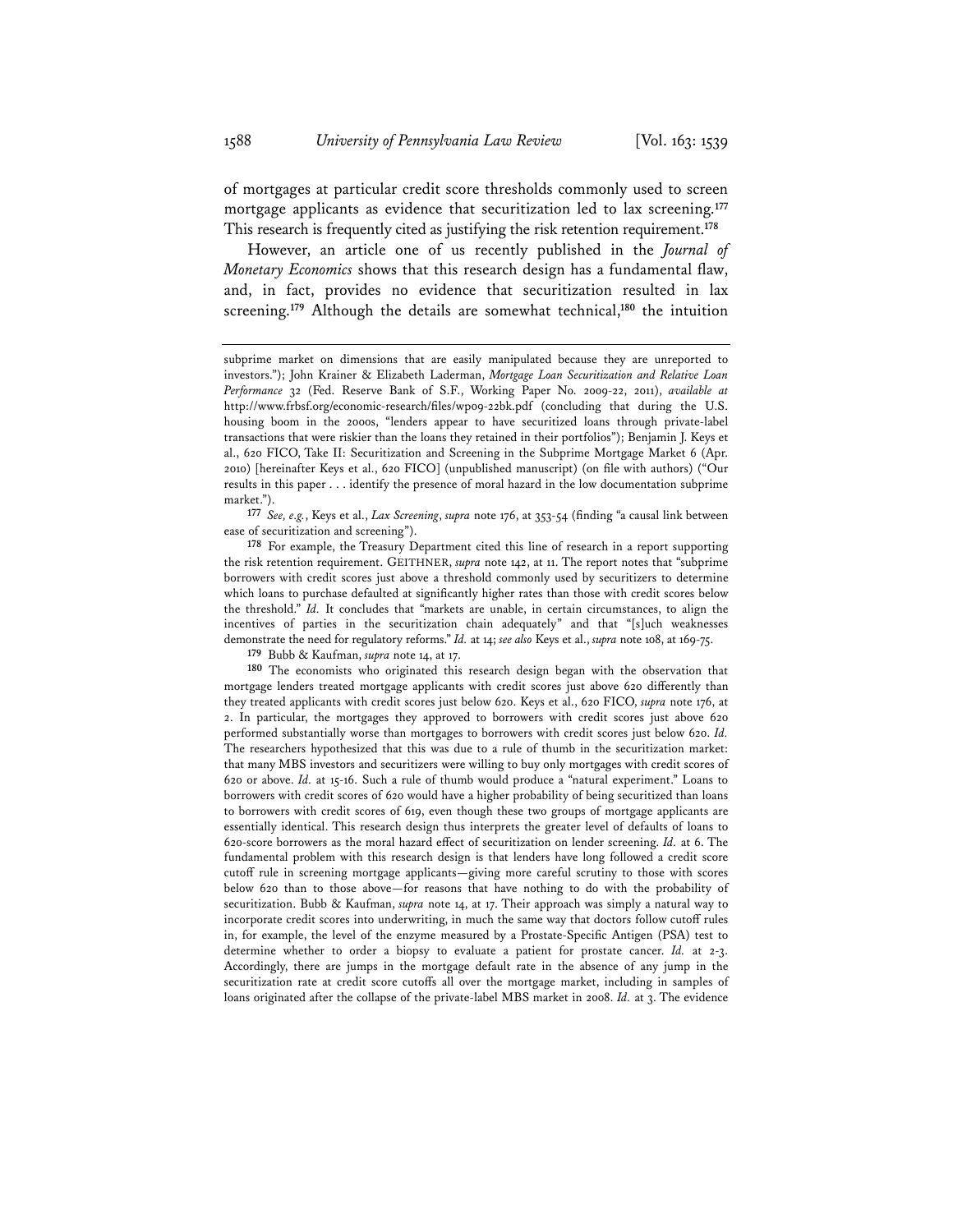of mortgages at particular credit score thresholds commonly used to screen mortgage applicants as evidence that securitization led to lax screening.[177] This research is frequently cited as justifying the risk retention requirement.[178]

However, an article one of us recently published in the *Journal of Monetary Economics* shows that this research design has a fundamental flaw, and, in fact, provides no evidence that securitization resulted in lax screening.[179] Although the details are somewhat technical,[180] the intuition

---

subprime market on dimensions that are easily manipulated because they are unreported to investors."); John Krainer & Elizabeth Laderman, *Mortgage Loan Securitization and Relative Loan Performance* 32 (Fed. Reserve Bank of S.F., Working Paper No. 2009-22, 2011), *available at* http://www.frbsf.org/economic-research/files/wp09-22bk.pdf (concluding that during the U.S. housing boom in the 2000s, "lenders appear to have securitized loans through private-label transactions that were riskier than the loans they retained in their portfolios"); Benjamin J. Keys et al., 620 FICO, Take II: Securitization and Screening in the Subprime Mortgage Market 6 (Apr. 2010) [hereinafter Keys et al., 620 FICO] (unpublished manuscript) (on file with authors) ("Our results in this paper . . . identify the presence of moral hazard in the low documentation subprime market.").

[177] *See, e.g.*, Keys et al., *Lax Screening*, *supra* note 176, at 353-54 (finding "a causal link between ease of securitization and screening").

[178] For example, the Treasury Department cited this line of research in a report supporting the risk retention requirement. GEITHNER, *supra* note 142, at 11. The report notes that "subprime borrowers with credit scores just above a threshold commonly used by securitizers to determine which loans to purchase defaulted at significantly higher rates than those with credit scores below the threshold." *Id.* It concludes that "markets are unable, in certain circumstances, to align the incentives of parties in the securitization chain adequately" and that "[s]uch weaknesses demonstrate the need for regulatory reforms." *Id.* at 14; *see also* Keys et al., *supra* note 108, at 169-75.

[179] Bubb & Kaufman, *supra* note 14, at 17.

[180] The economists who originated this research design began with the observation that mortgage lenders treated mortgage applicants with credit scores just above 620 differently than they treated applicants with credit scores just below 620. Keys et al., 620 FICO, *supra* note 176, at 2. In particular, the mortgages they approved to borrowers with credit scores just above 620 performed substantially worse than mortgages to borrowers with credit scores just below 620. *Id.* The researchers hypothesized that this was due to a rule of thumb in the securitization market: that many MBS investors and securitizers were willing to buy only mortgages with credit scores of 620 or above. *Id.* at 15-16. Such a rule of thumb would produce a "natural experiment." Loans to borrowers with credit scores of 620 would have a higher probability of being securitized than loans to borrowers with credit scores of 619, even though these two groups of mortgage applicants are essentially identical. This research design thus interprets the greater level of defaults of loans to 620-score borrowers as the moral hazard effect of securitization on lender screening. *Id.* at 6. The fundamental problem with this research design is that lenders have long followed a credit score cutoff rule in screening mortgage applicants—giving more careful scrutiny to those with scores below 620 than to those above—for reasons that have nothing to do with the probability of securitization. Bubb & Kaufman, *supra* note 14, at 17. Their approach was simply a natural way to incorporate credit scores into underwriting, in much the same way that doctors follow cutoff rules in, for example, the level of the enzyme measured by a Prostate-Specific Antigen (PSA) test to determine whether to order a biopsy to evaluate a patient for prostate cancer. *Id.* at 2-3. Accordingly, there are jumps in the mortgage default rate in the absence of any jump in the securitization rate at credit score cutoffs all over the mortgage market, including in samples of loans originated after the collapse of the private-label MBS market in 2008. *Id.* at 3. The evidence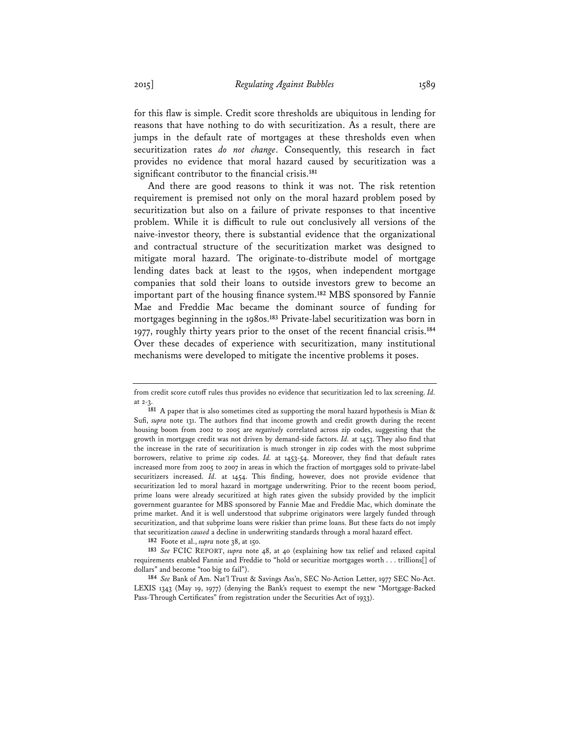for this flaw is simple. Credit score thresholds are ubiquitous in lending for reasons that have nothing to do with securitization. As a result, there are jumps in the default rate of mortgages at these thresholds even when securitization rates *do not change*. Consequently, this research in fact provides no evidence that moral hazard caused by securitization was a significant contributor to the financial crisis.[181]

And there are good reasons to think it was not. The risk retention requirement is premised not only on the moral hazard problem posed by securitization but also on a failure of private responses to that incentive problem. While it is difficult to rule out conclusively all versions of the naive-investor theory, there is substantial evidence that the organizational and contractual structure of the securitization market was designed to mitigate moral hazard. The originate-to-distribute model of mortgage lending dates back at least to the 1950s, when independent mortgage companies that sold their loans to outside investors grew to become an important part of the housing finance system.[182] MBS sponsored by Fannie Mae and Freddie Mac became the dominant source of funding for mortgages beginning in the 1980s.[183] Private-label securitization was born in 1977, roughly thirty years prior to the onset of the recent financial crisis.[184] Over these decades of experience with securitization, many institutional mechanisms were developed to mitigate the incentive problems it poses.

---

from credit score cutoff rules thus provides no evidence that securitization led to lax screening. *Id.* at 2-3.

181 A paper that is also sometimes cited as supporting the moral hazard hypothesis is Mian & Sufi, *supra* note 131. The authors find that income growth and credit growth during the recent housing boom from 2002 to 2005 are *negatively* correlated across zip codes, suggesting that the growth in mortgage credit was not driven by demand-side factors. *Id.* at 1453. They also find that the increase in the rate of securitization is much stronger in zip codes with the most subprime borrowers, relative to prime zip codes. *Id.* at 1453-54. Moreover, they find that default rates increased more from 2005 to 2007 in areas in which the fraction of mortgages sold to private-label securitizers increased. *Id.* at 1454. This finding, however, does not provide evidence that securitization led to moral hazard in mortgage underwriting. Prior to the recent boom period, prime loans were already securitized at high rates given the subsidy provided by the implicit government guarantee for MBS sponsored by Fannie Mae and Freddie Mac, which dominate the prime market. And it is well understood that subprime originators were largely funded through securitization, and that subprime loans were riskier than prime loans. But these facts do not imply that securitization *caused* a decline in underwriting standards through a moral hazard effect.

182 Foote et al., *supra* note 38, at 150.

183 *See* FCIC REPORT, *supra* note 48, at 40 (explaining how tax relief and relaxed capital requirements enabled Fannie and Freddie to "hold or securitize mortgages worth . . . trillions[] of dollars" and become "too big to fail").

184 *See* Bank of Am. Nat'l Trust & Savings Ass'n, SEC No-Action Letter, 1977 SEC No-Act. LEXIS 1343 (May 19, 1977) (denying the Bank's request to exempt the new "Mortgage-Backed Pass-Through Certificates" from registration under the Securities Act of 1933).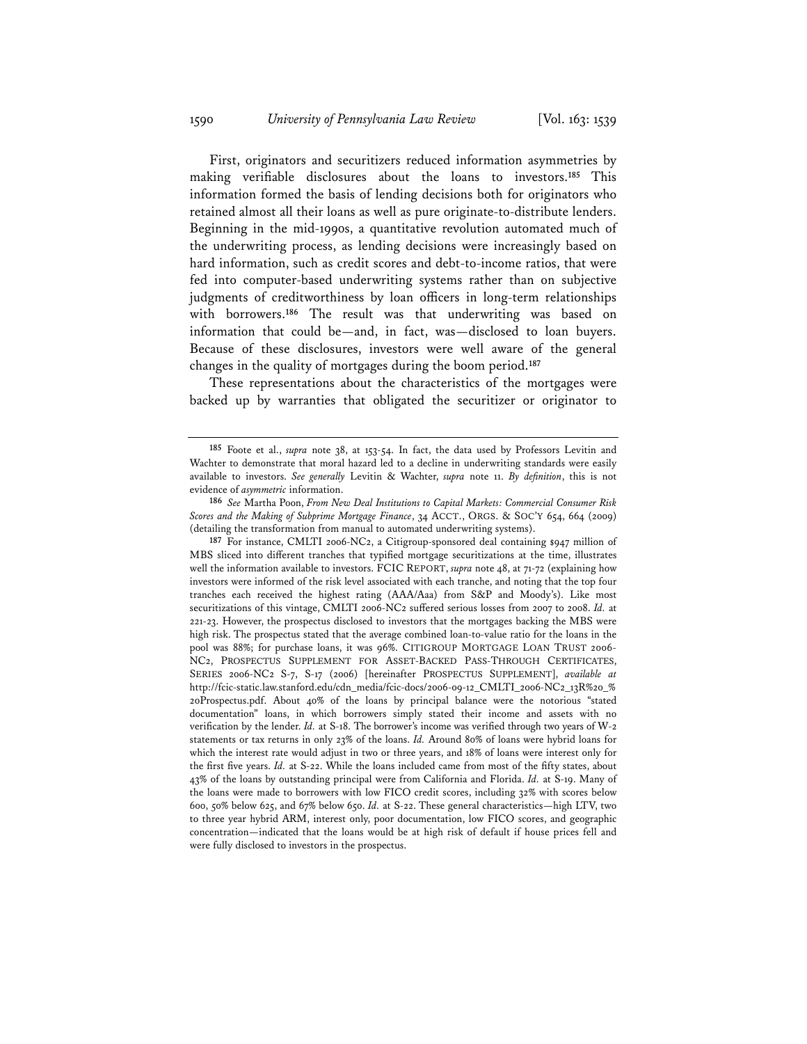First, originators and securitizers reduced information asymmetries by making verifiable disclosures about the loans to investors.[185] This information formed the basis of lending decisions both for originators who retained almost all their loans as well as pure originate-to-distribute lenders. Beginning in the mid-1990s, a quantitative revolution automated much of the underwriting process, as lending decisions were increasingly based on hard information, such as credit scores and debt-to-income ratios, that were fed into computer-based underwriting systems rather than on subjective judgments of creditworthiness by loan officers in long-term relationships with borrowers.[186] The result was that underwriting was based on information that could be—and, in fact, was—disclosed to loan buyers. Because of these disclosures, investors were well aware of the general changes in the quality of mortgages during the boom period.[187]

These representations about the characteristics of the mortgages were backed up by warranties that obligated the securitizer or originator to

---

[185] Foote et al., *supra* note 38, at 153-54. In fact, the data used by Professors Levitin and Wachter to demonstrate that moral hazard led to a decline in underwriting standards were easily available to investors. *See generally* Levitin & Wachter, *supra* note 11. *By definition*, this is not evidence of *asymmetric* information.

[186] *See* Martha Poon, *From New Deal Institutions to Capital Markets: Commercial Consumer Risk Scores and the Making of Subprime Mortgage Finance*, 34 ACCT., ORGS. & SOC'Y 654, 664 (2009) (detailing the transformation from manual to automated underwriting systems).

[187] For instance, CMLTI 2006-NC2, a Citigroup-sponsored deal containing $947 million of MBS sliced into different tranches that typified mortgage securitizations at the time, illustrates well the information available to investors. FCIC REPORT, *supra* note 48, at 71-72 (explaining how investors were informed of the risk level associated with each tranche, and noting that the top four tranches each received the highest rating (AAA/Aaa) from S&P and Moody's). Like most securitizations of this vintage, CMLTI 2006-NC2 suffered serious losses from 2007 to 2008. *Id.* at 221-23. However, the prospectus disclosed to investors that the mortgages backing the MBS were high risk. The prospectus stated that the average combined loan-to-value ratio for the loans in the pool was 88%; for purchase loans, it was 96%. CITIGROUP MORTGAGE LOAN TRUST 2006-NC2, PROSPECTUS SUPPLEMENT FOR ASSET-BACKED PASS-THROUGH CERTIFICATES, SERIES 2006-NC2 S-7, S-17 (2006) [hereinafter PROSPECTUS SUPPLEMENT], *available at* http://fcic-static.law.stanford.edu/cdn_media/fcic-docs/2006-09-12_CMLTI_2006-NC2_13R%20_%20Prospectus.pdf. About 40% of the loans by principal balance were the notorious "stated documentation" loans, in which borrowers simply stated their income and assets with no verification by the lender. *Id.* at S-18. The borrower's income was verified through two years of W-2 statements or tax returns in only 23% of the loans. *Id.* Around 80% of loans were hybrid loans for which the interest rate would adjust in two or three years, and 18% of loans were interest only for the first five years. *Id.* at S-22. While the loans included came from most of the fifty states, about 43% of the loans by outstanding principal were from California and Florida. *Id.* at S-19. Many of the loans were made to borrowers with low FICO credit scores, including 32% with scores below 600, 50% below 625, and 67% below 650. *Id.* at S-22. These general characteristics—high LTV, two to three year hybrid ARM, interest only, poor documentation, low FICO scores, and geographic concentration—indicated that the loans would be at high risk of default if house prices fell and were fully disclosed to investors in the prospectus.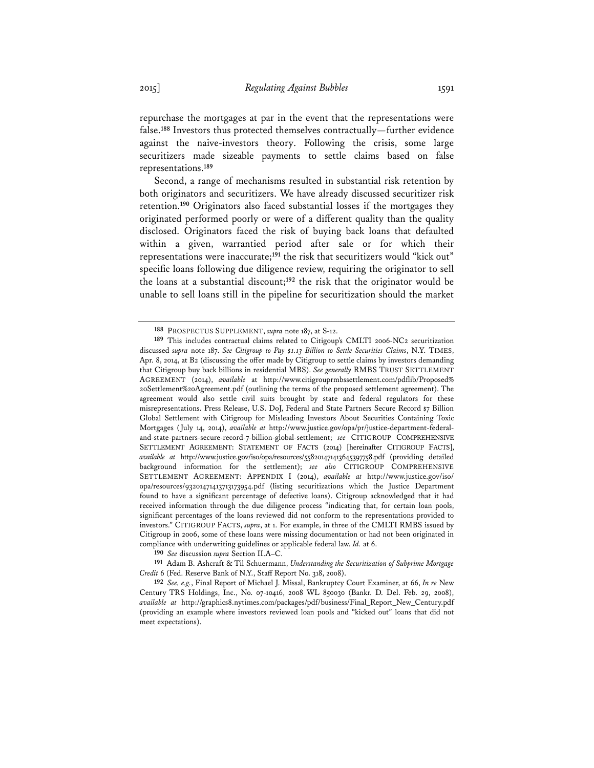repurchase the mortgages at par in the event that the representations were false.[188] Investors thus protected themselves contractually—further evidence against the naive-investors theory. Following the crisis, some large securitizers made sizeable payments to settle claims based on false representations.[189]

Second, a range of mechanisms resulted in substantial risk retention by both originators and securitizers. We have already discussed securitizer risk retention.[190] Originators also faced substantial losses if the mortgages they originated performed poorly or were of a different quality than the quality disclosed. Originators faced the risk of buying back loans that defaulted within a given, warrantied period after sale or for which their representations were inaccurate;[191] the risk that securitizers would "kick out" specific loans following due diligence review, requiring the originator to sell the loans at a substantial discount;[192] the risk that the originator would be unable to sell loans still in the pipeline for securitization should the market

---

[188] PROSPECTUS SUPPLEMENT, *supra* note 187, at S-12.

[189] This includes contractual claims related to Citigoup's CMLTI 2006-NC2 securitization discussed *supra* note 187. *See Citigroup to Pay $1.13 Billion to Settle Securities Claims*, N.Y. TIMES, Apr. 8, 2014, at B2 (discussing the offer made by Citigroup to settle claims by investors demanding that Citigroup buy back billions in residential MBS). *See generally* RMBS TRUST SETTLEMENT AGREEMENT (2014), *available* at http://www.citigrouprmbssettlement.com/pdflib/Proposed%20Settlement%20Agreement.pdf (outlining the terms of the proposed settlement agreement). The agreement would also settle civil suits brought by state and federal regulators for these misrepresentations. Press Release, U.S. DoJ, Federal and State Partners Secure Record $7 Billion Global Settlement with Citigroup for Misleading Investors About Securities Containing Toxic Mortgages (July 14, 2014), *available at* http://www.justice.gov/opa/pr/justice-department-federal-and-state-partners-secure-record-7-billion-global-settlement; *see* CITIGROUP COMPREHENSIVE SETTLEMENT AGREEMENT: STATEMENT OF FACTS (2014) [hereinafter CITIGROUP FACTS], *available at* http://www.justice.gov/iso/opa/resources/558201471413645397758.pdf (providing detailed background information for the settlement); *see also* CITIGROUP COMPREHENSIVE SETTLEMENT AGREEMENT: APPENDIX I (2014), *available at* http://www.justice.gov/iso/opa/resources/93201471413713173954.pdf (listing securitizations which the Justice Department found to have a significant percentage of defective loans). Citigroup acknowledged that it had received information through the due diligence process "indicating that, for certain loan pools, significant percentages of the loans reviewed did not conform to the representations provided to investors." CITIGROUP FACTS, *supra*, at 1. For example, in three of the CMLTI RMBS issued by Citigroup in 2006, some of these loans were missing documentation or had not been originated in compliance with underwriting guidelines or applicable federal law. *Id.* at 6.

[190] *See* discussion *supra* Section II.A–C.

[191] Adam B. Ashcraft & Til Schuermann, *Understanding the Securitization of Subprime Mortgage Credit* 6 (Fed. Reserve Bank of N.Y., Staff Report No. 318, 2008).

[192] *See, e.g.*, Final Report of Michael J. Missal, Bankruptcy Court Examiner, at 66, *In re* New Century TRS Holdings, Inc., No. 07-10416, 2008 WL 850030 (Bankr. D. Del. Feb. 29, 2008), *available at* http://graphics8.nytimes.com/packages/pdf/business/Final_Report_New_Century.pdf (providing an example where investors reviewed loan pools and "kicked out" loans that did not meet expectations).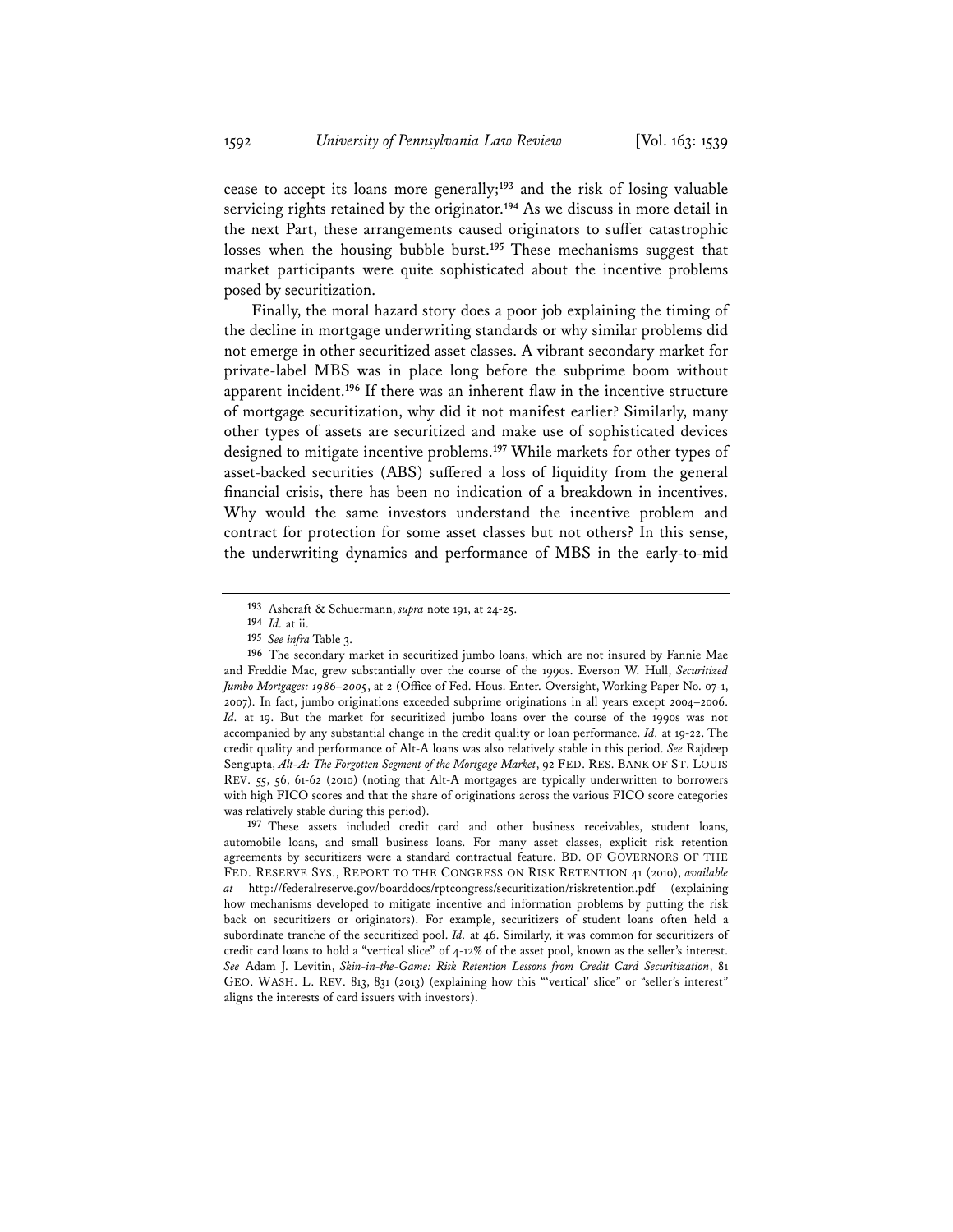cease to accept its loans more generally;[193] and the risk of losing valuable servicing rights retained by the originator.[194] As we discuss in more detail in the next Part, these arrangements caused originators to suffer catastrophic losses when the housing bubble burst.[195] These mechanisms suggest that market participants were quite sophisticated about the incentive problems posed by securitization.

Finally, the moral hazard story does a poor job explaining the timing of the decline in mortgage underwriting standards or why similar problems did not emerge in other securitized asset classes. A vibrant secondary market for private-label MBS was in place long before the subprime boom without apparent incident.[196] If there was an inherent flaw in the incentive structure of mortgage securitization, why did it not manifest earlier? Similarly, many other types of assets are securitized and make use of sophisticated devices designed to mitigate incentive problems.[197] While markets for other types of asset-backed securities (ABS) suffered a loss of liquidity from the general financial crisis, there has been no indication of a breakdown in incentives. Why would the same investors understand the incentive problem and contract for protection for some asset classes but not others? In this sense, the underwriting dynamics and performance of MBS in the early-to-mid

---

[193] Ashcraft & Schuermann, *supra* note 191, at 24-25.

[194] *Id.* at ii.

[195] *See infra* Table 3.

[196] The secondary market in securitized jumbo loans, which are not insured by Fannie Mae and Freddie Mac, grew substantially over the course of the 1990s. Everson W. Hull, *Securitized Jumbo Mortgages: 1986–2005*, at 2 (Office of Fed. Hous. Enter. Oversight, Working Paper No. 07-1, 2007). In fact, jumbo originations exceeded subprime originations in all years except 2004–2006. *Id.* at 19. But the market for securitized jumbo loans over the course of the 1990s was not accompanied by any substantial change in the credit quality or loan performance. *Id.* at 19-22. The credit quality and performance of Alt-A loans was also relatively stable in this period. *See* Rajdeep Sengupta, *Alt-A: The Forgotten Segment of the Mortgage Market*, 92 FED. RES. BANK OF ST. LOUIS REV. 55, 56, 61-62 (2010) (noting that Alt-A mortgages are typically underwritten to borrowers with high FICO scores and that the share of originations across the various FICO score categories was relatively stable during this period).

[197] These assets included credit card and other business receivables, student loans, automobile loans, and small business loans. For many asset classes, explicit risk retention agreements by securitizers were a standard contractual feature. BD. OF GOVERNORS OF THE FED. RESERVE SYS., REPORT TO THE CONGRESS ON RISK RETENTION 41 (2010), *available at* http://federalreserve.gov/boarddocs/rptcongress/securitization/riskretention.pdf (explaining how mechanisms developed to mitigate incentive and information problems by putting the risk back on securitizers or originators). For example, securitizers of student loans often held a subordinate tranche of the securitized pool. *Id.* at 46. Similarly, it was common for securitizers of credit card loans to hold a "vertical slice" of 4-12% of the asset pool, known as the seller's interest. *See* Adam J. Levitin, *Skin-in-the-Game: Risk Retention Lessons from Credit Card Securitization*, 81 GEO. WASH. L. REV. 813, 831 (2013) (explaining how this "'vertical' slice" or "seller's interest" aligns the interests of card issuers with investors).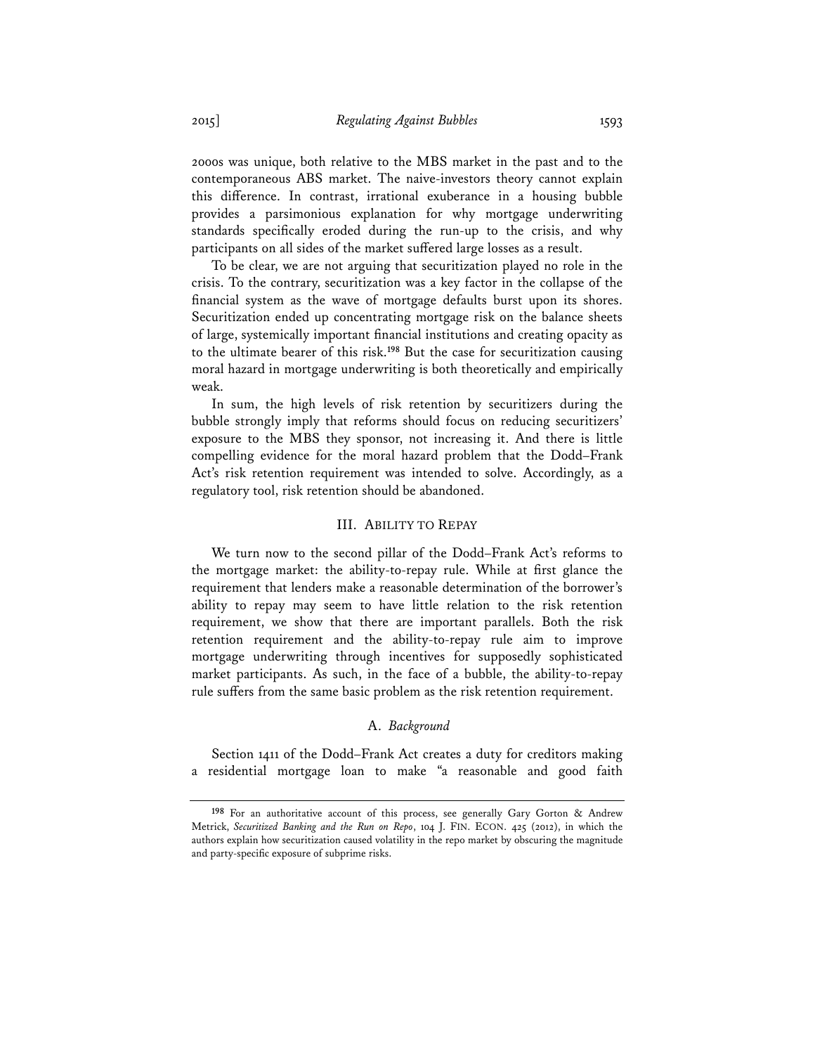2000s was unique, both relative to the MBS market in the past and to the contemporaneous ABS market. The naive-investors theory cannot explain this difference. In contrast, irrational exuberance in a housing bubble provides a parsimonious explanation for why mortgage underwriting standards specifically eroded during the run-up to the crisis, and why participants on all sides of the market suffered large losses as a result.

To be clear, we are not arguing that securitization played no role in the crisis. To the contrary, securitization was a key factor in the collapse of the financial system as the wave of mortgage defaults burst upon its shores. Securitization ended up concentrating mortgage risk on the balance sheets of large, systemically important financial institutions and creating opacity as to the ultimate bearer of this risk.[198] But the case for securitization causing moral hazard in mortgage underwriting is both theoretically and empirically weak.

In sum, the high levels of risk retention by securitizers during the bubble strongly imply that reforms should focus on reducing securitizers' exposure to the MBS they sponsor, not increasing it. And there is little compelling evidence for the moral hazard problem that the Dodd–Frank Act's risk retention requirement was intended to solve. Accordingly, as a regulatory tool, risk retention should be abandoned.

## III. Ability to Repay

We turn now to the second pillar of the Dodd–Frank Act's reforms to the mortgage market: the ability-to-repay rule. While at first glance the requirement that lenders make a reasonable determination of the borrower's ability to repay may seem to have little relation to the risk retention requirement, we show that there are important parallels. Both the risk retention requirement and the ability-to-repay rule aim to improve mortgage underwriting through incentives for supposedly sophisticated market participants. As such, in the face of a bubble, the ability-to-repay rule suffers from the same basic problem as the risk retention requirement.

### A. *Background*

Section 1411 of the Dodd–Frank Act creates a duty for creditors making a residential mortgage loan to make "a reasonable and good faith

---

[198] For an authoritative account of this process, see generally Gary Gorton & Andrew Metrick, *Securitized Banking and the Run on Repo*, 104 J. Fin. Econ. 425 (2012), in which the authors explain how securitization caused volatility in the repo market by obscuring the magnitude and party-specific exposure of subprime risks.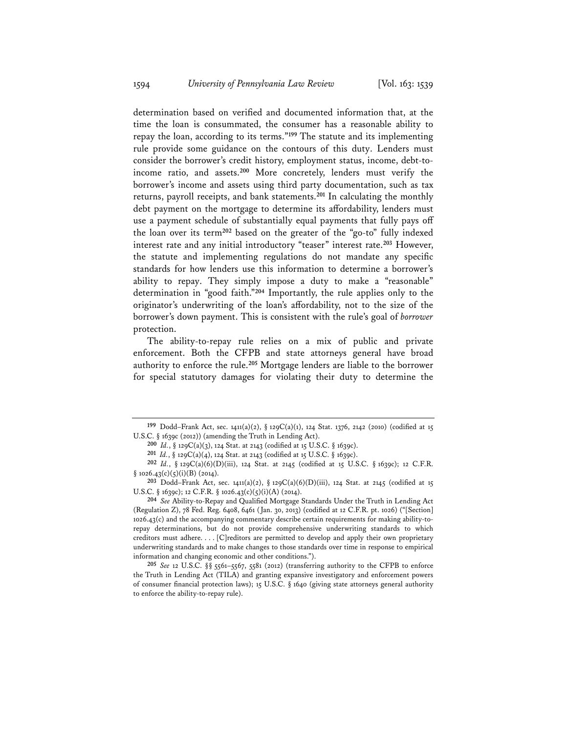determination based on verified and documented information that, at the time the loan is consummated, the consumer has a reasonable ability to repay the loan, according to its terms."[199] The statute and its implementing rule provide some guidance on the contours of this duty. Lenders must consider the borrower's credit history, employment status, income, debt-to-income ratio, and assets.[200] More concretely, lenders must verify the borrower's income and assets using third party documentation, such as tax returns, payroll receipts, and bank statements.[201] In calculating the monthly debt payment on the mortgage to determine its affordability, lenders must use a payment schedule of substantially equal payments that fully pays off the loan over its term[202] based on the greater of the "go-to" fully indexed interest rate and any initial introductory "teaser" interest rate.[203] However, the statute and implementing regulations do not mandate any specific standards for how lenders use this information to determine a borrower's ability to repay. They simply impose a duty to make a "reasonable" determination in "good faith."[204] Importantly, the rule applies only to the originator's underwriting of the loan's affordability, not to the size of the borrower's down payment. This is consistent with the rule's goal of *borrower* protection.

The ability-to-repay rule relies on a mix of public and private enforcement. Both the CFPB and state attorneys general have broad authority to enforce the rule.[205] Mortgage lenders are liable to the borrower for special statutory damages for violating their duty to determine the

---

[199] Dodd–Frank Act, sec. 1411(a)(2), § 129C(a)(1), 124 Stat. 1376, 2142 (2010) (codified at 15 U.S.C. § 1639c (2012)) (amending the Truth in Lending Act).

[200] *Id.*, § 129C(a)(3), 124 Stat. at 2143 (codified at 15 U.S.C. § 1639c).

[201] *Id.*, § 129C(a)(4), 124 Stat. at 2143 (codified at 15 U.S.C. § 1639c).

[202] *Id.*, § 129C(a)(6)(D)(iii), 124 Stat. at 2145 (codified at 15 U.S.C. § 1639c); 12 C.F.R. § 1026.43(c)(5)(i)(B) (2014).

[203] Dodd–Frank Act, sec. 1411(a)(2), § 129C(a)(6)(D)(iii), 124 Stat. at 2145 (codified at 15 U.S.C. § 1639c); 12 C.F.R. § 1026.43(c)(5)(i)(A) (2014).

[204] *See* Ability-to-Repay and Qualified Mortgage Standards Under the Truth in Lending Act (Regulation Z), 78 Fed. Reg. 6408, 6461 (Jan. 30, 2013) (codified at 12 C.F.R. pt. 1026) ("[Section] 1026.43(c) and the accompanying commentary describe certain requirements for making ability-to-repay determinations, but do not provide comprehensive underwriting standards to which creditors must adhere. . . . [C]reditors are permitted to develop and apply their own proprietary underwriting standards and to make changes to those standards over time in response to empirical information and changing economic and other conditions.").

[205] *See* 12 U.S.C. §§ 5561–5567, 5581 (2012) (transferring authority to the CFPB to enforce the Truth in Lending Act (TILA) and granting expansive investigatory and enforcement powers of consumer financial protection laws); 15 U.S.C. § 1640 (giving state attorneys general authority to enforce the ability-to-repay rule).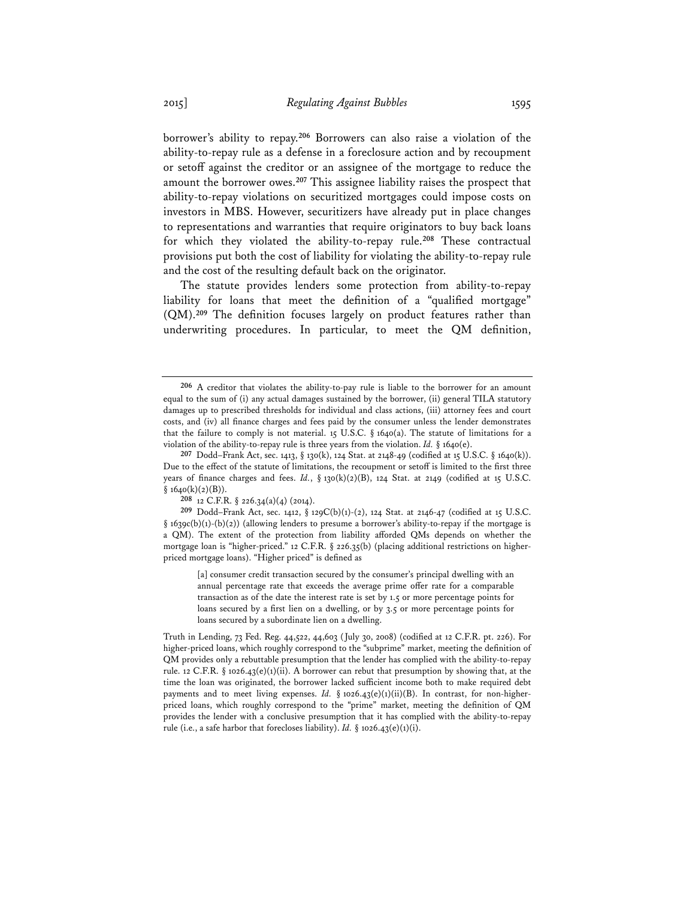borrower's ability to repay.[206] Borrowers can also raise a violation of the ability-to-repay rule as a defense in a foreclosure action and by recoupment or setoff against the creditor or an assignee of the mortgage to reduce the amount the borrower owes.[207] This assignee liability raises the prospect that ability-to-repay violations on securitized mortgages could impose costs on investors in MBS. However, securitizers have already put in place changes to representations and warranties that require originators to buy back loans for which they violated the ability-to-repay rule.[208] These contractual provisions put both the cost of liability for violating the ability-to-repay rule and the cost of the resulting default back on the originator.

The statute provides lenders some protection from ability-to-repay liability for loans that meet the definition of a "qualified mortgage" (QM).[209] The definition focuses largely on product features rather than underwriting procedures. In particular, to meet the QM definition,

---

[206] A creditor that violates the ability-to-pay rule is liable to the borrower for an amount equal to the sum of (i) any actual damages sustained by the borrower, (ii) general TILA statutory damages up to prescribed thresholds for individual and class actions, (iii) attorney fees and court costs, and (iv) all finance charges and fees paid by the consumer unless the lender demonstrates that the failure to comply is not material. 15 U.S.C. § 1640(a). The statute of limitations for a violation of the ability-to-repay rule is three years from the violation. *Id.* § 1640(e).

[207] Dodd–Frank Act, sec. 1413, § 130(k), 124 Stat. at 2148-49 (codified at 15 U.S.C. § 1640(k)). Due to the effect of the statute of limitations, the recoupment or setoff is limited to the first three years of finance charges and fees. *Id.*, § 130(k)(2)(B), 124 Stat. at 2149 (codified at 15 U.S.C. § 1640(k)(2)(B)).

[208] 12 C.F.R. § 226.34(a)(4) (2014).

[209] Dodd–Frank Act, sec. 1412, § 129C(b)(1)-(2), 124 Stat. at 2146-47 (codified at 15 U.S.C. § 1639c(b)(1)-(b)(2)) (allowing lenders to presume a borrower's ability-to-repay if the mortgage is a QM). The extent of the protection from liability afforded QMs depends on whether the mortgage loan is "higher-priced." 12 C.F.R. § 226.35(b) (placing additional restrictions on higher-priced mortgage loans). "Higher priced" is defined as

> [a] consumer credit transaction secured by the consumer's principal dwelling with an annual percentage rate that exceeds the average prime offer rate for a comparable transaction as of the date the interest rate is set by 1.5 or more percentage points for loans secured by a first lien on a dwelling, or by 3.5 or more percentage points for loans secured by a subordinate lien on a dwelling.

Truth in Lending, 73 Fed. Reg. 44,522, 44,603 (July 30, 2008) (codified at 12 C.F.R. pt. 226). For higher-priced loans, which roughly correspond to the "subprime" market, meeting the definition of QM provides only a rebuttable presumption that the lender has complied with the ability-to-repay rule. 12 C.F.R. § 1026.43(e)(1)(ii). A borrower can rebut that presumption by showing that, at the time the loan was originated, the borrower lacked sufficient income both to make required debt payments and to meet living expenses. *Id.* § 1026.43(e)(1)(ii)(B). In contrast, for non-higher-priced loans, which roughly correspond to the "prime" market, meeting the definition of QM provides the lender with a conclusive presumption that it has complied with the ability-to-repay rule (i.e., a safe harbor that forecloses liability). *Id.* § 1026.43(e)(1)(i).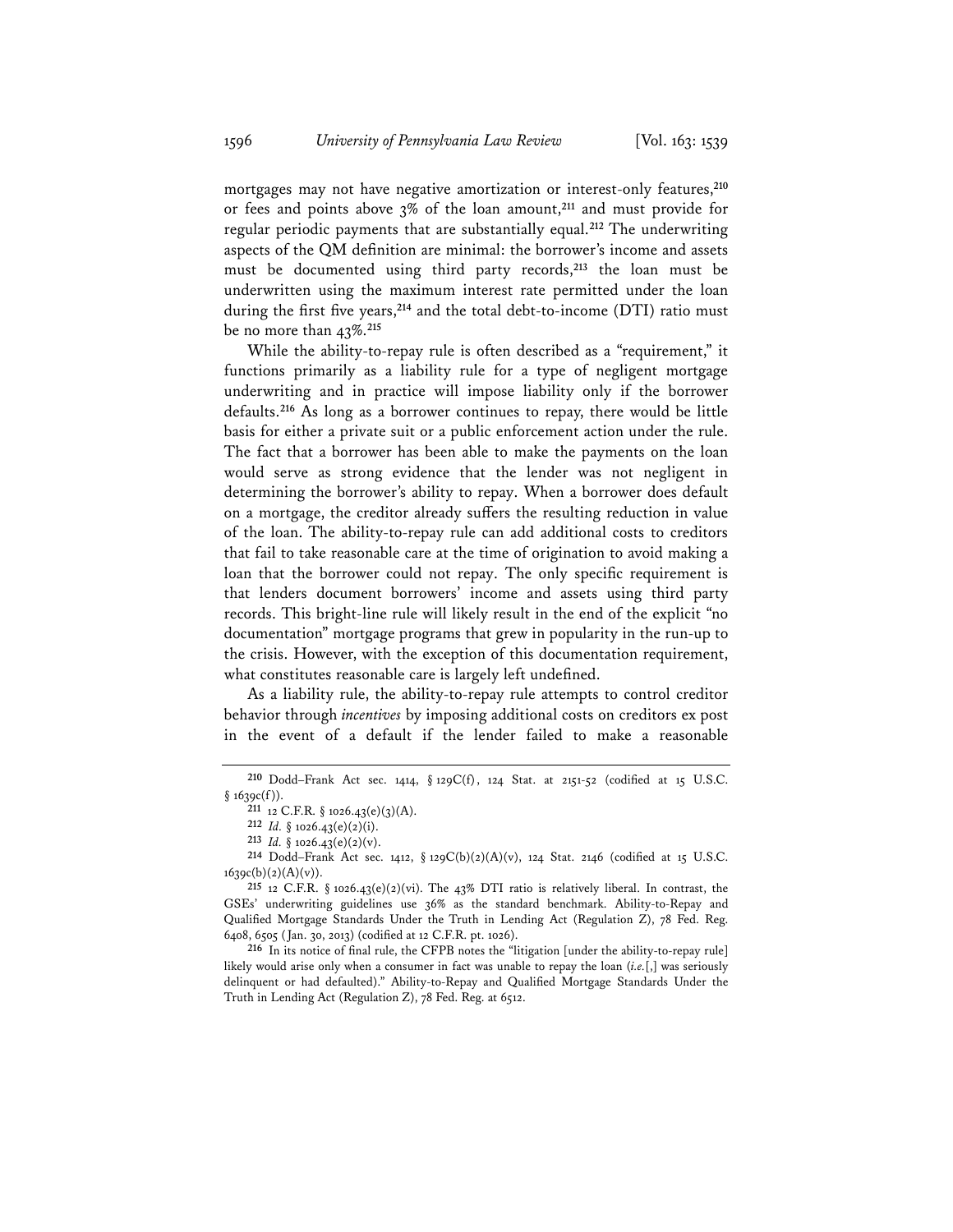mortgages may not have negative amortization or interest-only features,[210] or fees and points above 3% of the loan amount,[211] and must provide for regular periodic payments that are substantially equal.[212] The underwriting aspects of the QM definition are minimal: the borrower's income and assets must be documented using third party records,[213] the loan must be underwritten using the maximum interest rate permitted under the loan during the first five years,[214] and the total debt-to-income (DTI) ratio must be no more than 43%.[215]

While the ability-to-repay rule is often described as a "requirement," it functions primarily as a liability rule for a type of negligent mortgage underwriting and in practice will impose liability only if the borrower defaults.[216] As long as a borrower continues to repay, there would be little basis for either a private suit or a public enforcement action under the rule. The fact that a borrower has been able to make the payments on the loan would serve as strong evidence that the lender was not negligent in determining the borrower's ability to repay. When a borrower does default on a mortgage, the creditor already suffers the resulting reduction in value of the loan. The ability-to-repay rule can add additional costs to creditors that fail to take reasonable care at the time of origination to avoid making a loan that the borrower could not repay. The only specific requirement is that lenders document borrowers' income and assets using third party records. This bright-line rule will likely result in the end of the explicit "no documentation" mortgage programs that grew in popularity in the run-up to the crisis. However, with the exception of this documentation requirement, what constitutes reasonable care is largely left undefined.

As a liability rule, the ability-to-repay rule attempts to control creditor behavior through *incentives* by imposing additional costs on creditors ex post in the event of a default if the lender failed to make a reasonable

---

[210] Dodd–Frank Act sec. 1414, § 129C(f), 124 Stat. at 2151-52 (codified at 15 U.S.C. § 1639c(f)).

[211] 12 C.F.R. § 1026.43(e)(3)(A).

[212] *Id.* § 1026.43(e)(2)(i).

[213] *Id.* § 1026.43(e)(2)(v).

[214] Dodd–Frank Act sec. 1412, § 129C(b)(2)(A)(v), 124 Stat. 2146 (codified at 15 U.S.C. 1639c(b)(2)(A)(v)).

[215] 12 C.F.R. § 1026.43(e)(2)(vi). The 43% DTI ratio is relatively liberal. In contrast, the GSEs' underwriting guidelines use 36% as the standard benchmark. Ability-to-Repay and Qualified Mortgage Standards Under the Truth in Lending Act (Regulation Z), 78 Fed. Reg. 6408, 6505 (Jan. 30, 2013) (codified at 12 C.F.R. pt. 1026).

[216] In its notice of final rule, the CFPB notes the "litigation [under the ability-to-repay rule] likely would arise only when a consumer in fact was unable to repay the loan (*i.e.*[,] was seriously delinquent or had defaulted)." Ability-to-Repay and Qualified Mortgage Standards Under the Truth in Lending Act (Regulation Z), 78 Fed. Reg. at 6512.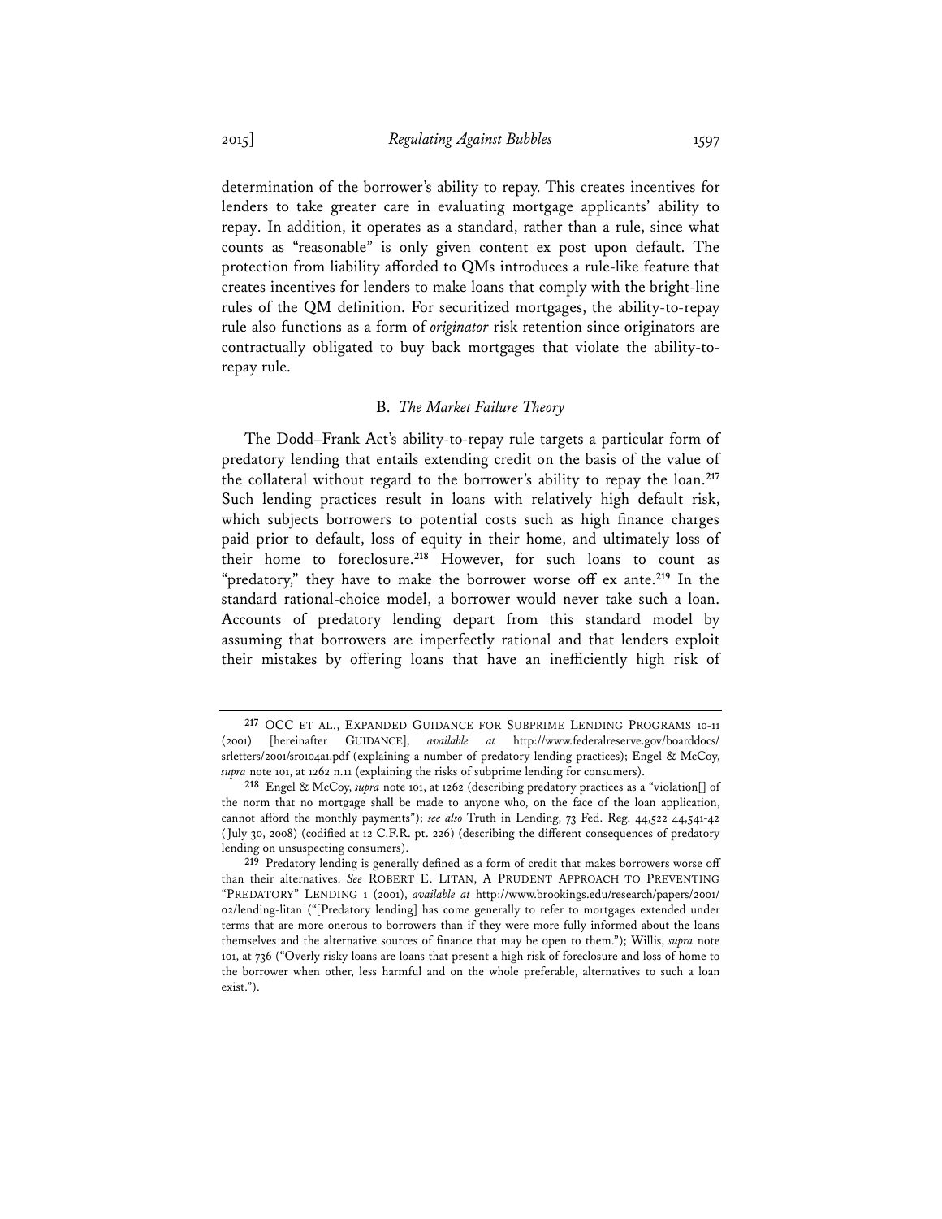determination of the borrower's ability to repay. This creates incentives for lenders to take greater care in evaluating mortgage applicants' ability to repay. In addition, it operates as a standard, rather than a rule, since what counts as "reasonable" is only given content ex post upon default. The protection from liability afforded to QMs introduces a rule-like feature that creates incentives for lenders to make loans that comply with the bright-line rules of the QM definition. For securitized mortgages, the ability-to-repay rule also functions as a form of *originator* risk retention since originators are contractually obligated to buy back mortgages that violate the ability-to-repay rule.

### B. *The Market Failure Theory*

The Dodd–Frank Act's ability-to-repay rule targets a particular form of predatory lending that entails extending credit on the basis of the value of the collateral without regard to the borrower's ability to repay the loan.[217] Such lending practices result in loans with relatively high default risk, which subjects borrowers to potential costs such as high finance charges paid prior to default, loss of equity in their home, and ultimately loss of their home to foreclosure.[218] However, for such loans to count as "predatory," they have to make the borrower worse off ex ante.[219] In the standard rational-choice model, a borrower would never take such a loan. Accounts of predatory lending depart from this standard model by assuming that borrowers are imperfectly rational and that lenders exploit their mistakes by offering loans that have an inefficiently high risk of

---

[217] OCC ET AL., EXPANDED GUIDANCE FOR SUBPRIME LENDING PROGRAMS 10-11 (2001) [hereinafter GUIDANCE], *available at* http://www.federalreserve.gov/boarddocs/srletters/2001/sr0104a1.pdf (explaining a number of predatory lending practices); Engel & McCoy, *supra* note 101, at 1262 n.11 (explaining the risks of subprime lending for consumers).

[218] Engel & McCoy, *supra* note 101, at 1262 (describing predatory practices as a "violation[] of the norm that no mortgage shall be made to anyone who, on the face of the loan application, cannot afford the monthly payments"); *see also* Truth in Lending, 73 Fed. Reg. 44,522 44,541-42 (July 30, 2008) (codified at 12 C.F.R. pt. 226) (describing the different consequences of predatory lending on unsuspecting consumers).

[219] Predatory lending is generally defined as a form of credit that makes borrowers worse off than their alternatives. *See* ROBERT E. LITAN, A PRUDENT APPROACH TO PREVENTING "PREDATORY" LENDING 1 (2001), *available at* http://www.brookings.edu/research/papers/2001/02/lending-litan ("[Predatory lending] has come generally to refer to mortgages extended under terms that are more onerous to borrowers than if they were more fully informed about the loans themselves and the alternative sources of finance that may be open to them."); Willis, *supra* note 101, at 736 ("Overly risky loans are loans that present a high risk of foreclosure and loss of home to the borrower when other, less harmful and on the whole preferable, alternatives to such a loan exist.").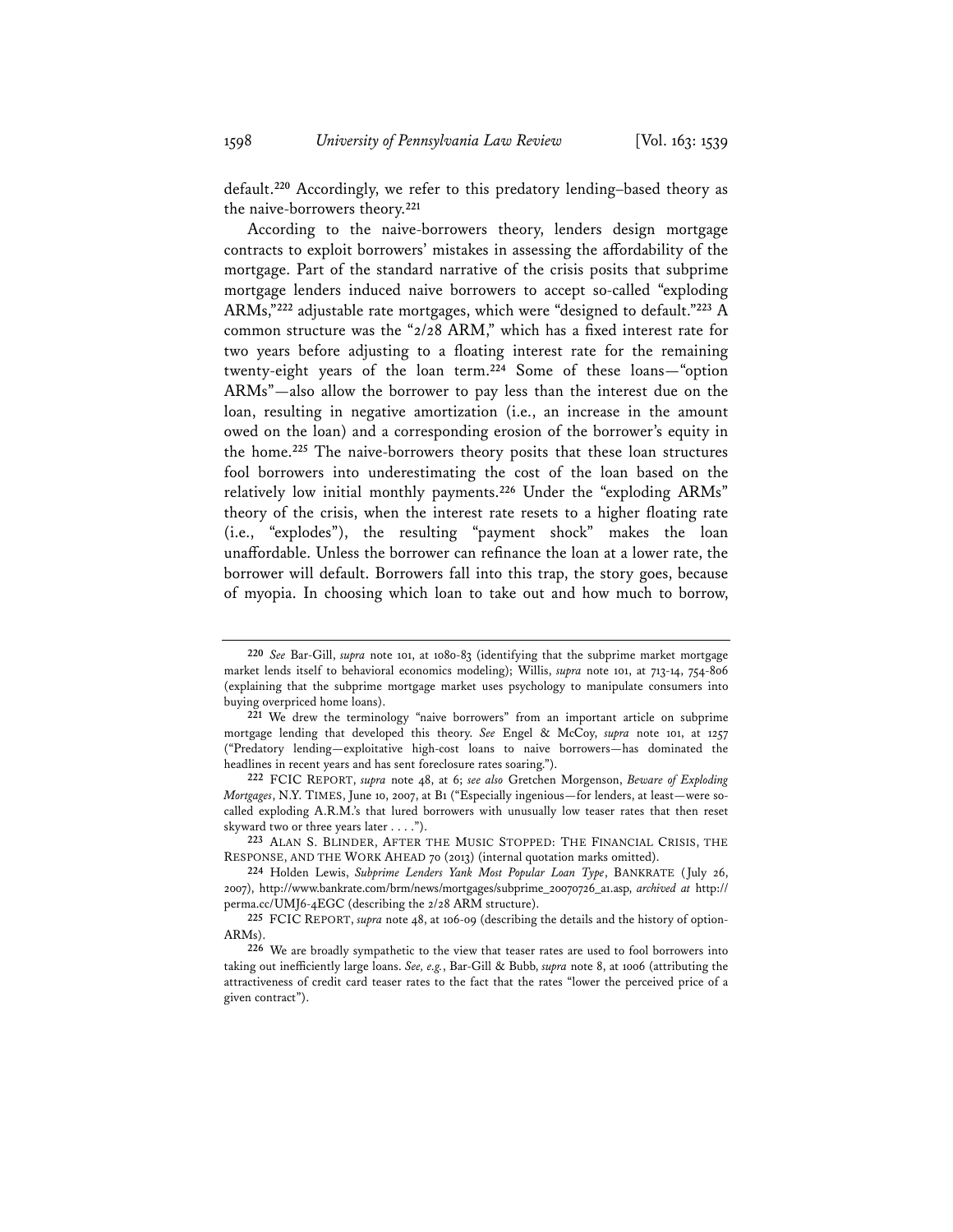default.[220] Accordingly, we refer to this predatory lending–based theory as the naive-borrowers theory.[221]

According to the naive-borrowers theory, lenders design mortgage contracts to exploit borrowers' mistakes in assessing the affordability of the mortgage. Part of the standard narrative of the crisis posits that subprime mortgage lenders induced naive borrowers to accept so-called "exploding ARMs,"[222] adjustable rate mortgages, which were "designed to default."[223] A common structure was the "2/28 ARM," which has a fixed interest rate for two years before adjusting to a floating interest rate for the remaining twenty-eight years of the loan term.[224] Some of these loans—"option ARMs"—also allow the borrower to pay less than the interest due on the loan, resulting in negative amortization (i.e., an increase in the amount owed on the loan) and a corresponding erosion of the borrower's equity in the home.[225] The naive-borrowers theory posits that these loan structures fool borrowers into underestimating the cost of the loan based on the relatively low initial monthly payments.[226] Under the "exploding ARMs" theory of the crisis, when the interest rate resets to a higher floating rate (i.e., "explodes"), the resulting "payment shock" makes the loan unaffordable. Unless the borrower can refinance the loan at a lower rate, the borrower will default. Borrowers fall into this trap, the story goes, because of myopia. In choosing which loan to take out and how much to borrow,

---

[220] *See* Bar-Gill, *supra* note 101, at 1080-83 (identifying that the subprime market mortgage market lends itself to behavioral economics modeling); Willis, *supra* note 101, at 713-14, 754-806 (explaining that the subprime mortgage market uses psychology to manipulate consumers into buying overpriced home loans).

[221] We drew the terminology "naive borrowers" from an important article on subprime mortgage lending that developed this theory. *See* Engel & McCoy, *supra* note 101, at 1257 ("Predatory lending—exploitative high-cost loans to naive borrowers—has dominated the headlines in recent years and has sent foreclosure rates soaring.").

[222] FCIC REPORT, *supra* note 48, at 6; *see also* Gretchen Morgenson, *Beware of Exploding Mortgages*, N.Y. TIMES, June 10, 2007, at B1 ("Especially ingenious—for lenders, at least—were so-called exploding A.R.M.'s that lured borrowers with unusually low teaser rates that then reset skyward two or three years later . . . .").

[223] ALAN S. BLINDER, AFTER THE MUSIC STOPPED: THE FINANCIAL CRISIS, THE RESPONSE, AND THE WORK AHEAD 70 (2013) (internal quotation marks omitted).

[224] Holden Lewis, *Subprime Lenders Yank Most Popular Loan Type*, BANKRATE (July 26, 2007), http://www.bankrate.com/brm/news/mortgages/subprime_20070726_a1.asp, *archived at* http://perma.cc/UMJ6-4EGC (describing the 2/28 ARM structure).

[225] FCIC REPORT, *supra* note 48, at 106-09 (describing the details and the history of option-ARMs).

[226] We are broadly sympathetic to the view that teaser rates are used to fool borrowers into taking out inefficiently large loans. *See, e.g.*, Bar-Gill & Bubb, *supra* note 8, at 1006 (attributing the attractiveness of credit card teaser rates to the fact that the rates "lower the perceived price of a given contract").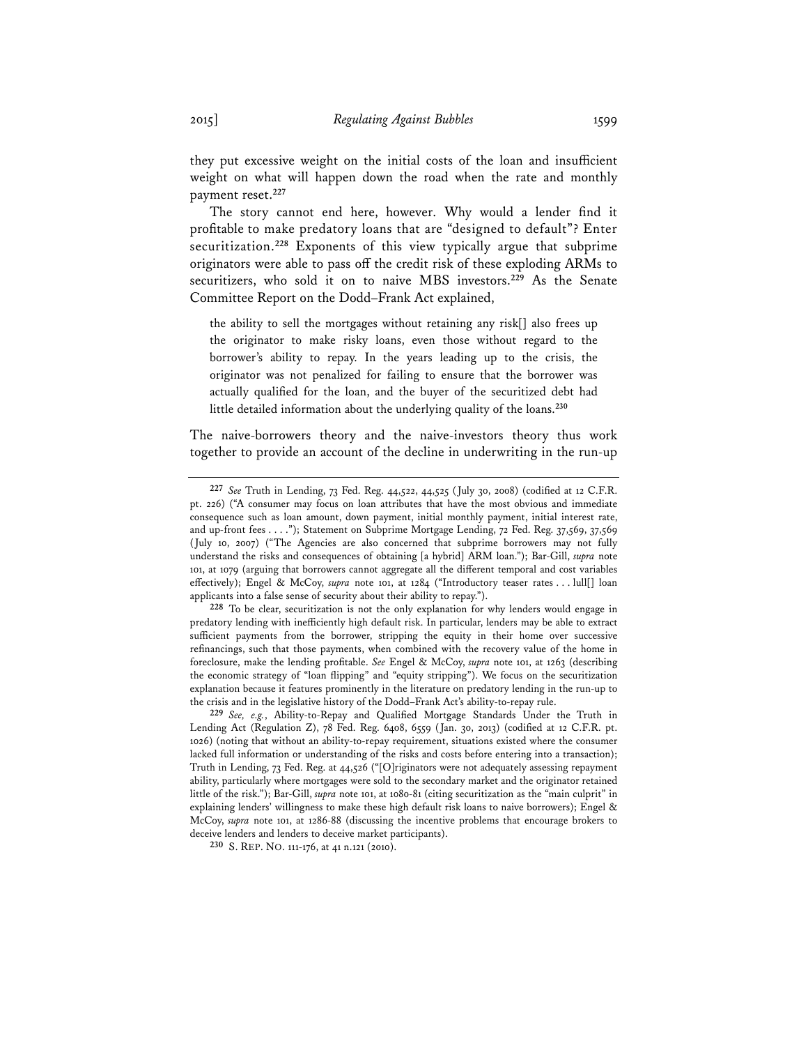they put excessive weight on the initial costs of the loan and insufficient weight on what will happen down the road when the rate and monthly payment reset.[227]

The story cannot end here, however. Why would a lender find it profitable to make predatory loans that are "designed to default"? Enter securitization.[228] Exponents of this view typically argue that subprime originators were able to pass off the credit risk of these exploding ARMs to securitizers, who sold it on to naive MBS investors.[229] As the Senate Committee Report on the Dodd–Frank Act explained,

> the ability to sell the mortgages without retaining any risk[] also frees up the originator to make risky loans, even those without regard to the borrower's ability to repay. In the years leading up to the crisis, the originator was not penalized for failing to ensure that the borrower was actually qualified for the loan, and the buyer of the securitized debt had little detailed information about the underlying quality of the loans.[230]

The naive-borrowers theory and the naive-investors theory thus work together to provide an account of the decline in underwriting in the run-up

---

[227] *See* Truth in Lending, 73 Fed. Reg. 44,522, 44,525 (July 30, 2008) (codified at 12 C.F.R. pt. 226) ("A consumer may focus on loan attributes that have the most obvious and immediate consequence such as loan amount, down payment, initial monthly payment, initial interest rate, and up-front fees . . . ."); Statement on Subprime Mortgage Lending, 72 Fed. Reg. 37,569, 37,569 (July 10, 2007) ("The Agencies are also concerned that subprime borrowers may not fully understand the risks and consequences of obtaining [a hybrid] ARM loan."); Bar-Gill, *supra* note 101, at 1079 (arguing that borrowers cannot aggregate all the different temporal and cost variables effectively); Engel & McCoy, *supra* note 101, at 1284 ("Introductory teaser rates . . . lull[] loan applicants into a false sense of security about their ability to repay.").

[228] To be clear, securitization is not the only explanation for why lenders would engage in predatory lending with inefficiently high default risk. In particular, lenders may be able to extract sufficient payments from the borrower, stripping the equity in their home over successive refinancings, such that those payments, when combined with the recovery value of the home in foreclosure, make the lending profitable. *See* Engel & McCoy, *supra* note 101, at 1263 (describing the economic strategy of "loan flipping" and "equity stripping"). We focus on the securitization explanation because it features prominently in the literature on predatory lending in the run-up to the crisis and in the legislative history of the Dodd–Frank Act's ability-to-repay rule.

[229] *See, e.g.*, Ability-to-Repay and Qualified Mortgage Standards Under the Truth in Lending Act (Regulation Z), 78 Fed. Reg. 6408, 6559 (Jan. 30, 2013) (codified at 12 C.F.R. pt. 1026) (noting that without an ability-to-repay requirement, situations existed where the consumer lacked full information or understanding of the risks and costs before entering into a transaction); Truth in Lending, 73 Fed. Reg. at 44,526 ("[O]riginators were not adequately assessing repayment ability, particularly where mortgages were sold to the secondary market and the originator retained little of the risk."); Bar-Gill, *supra* note 101, at 1080-81 (citing securitization as the "main culprit" in explaining lenders' willingness to make these high default risk loans to naive borrowers); Engel & McCoy, *supra* note 101, at 1286-88 (discussing the incentive problems that encourage brokers to deceive lenders and lenders to deceive market participants).

[230] S. REP. NO. 111-176, at 41 n.121 (2010).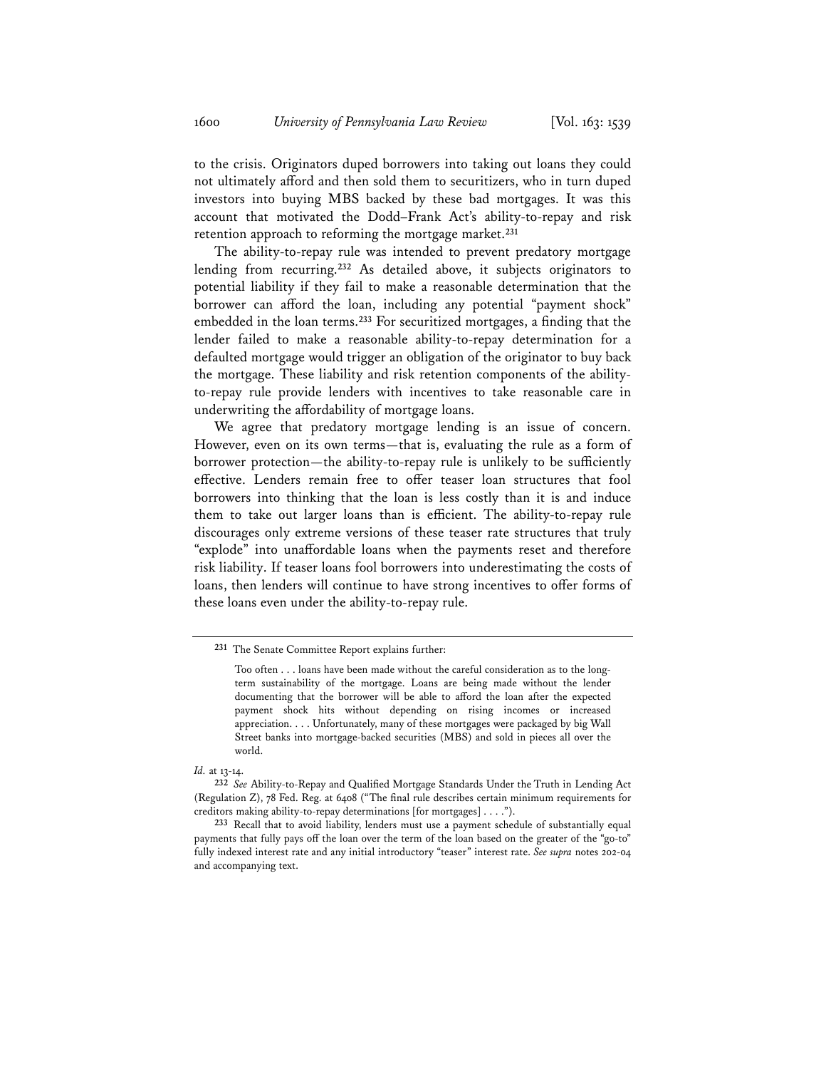to the crisis. Originators duped borrowers into taking out loans they could not ultimately afford and then sold them to securitizers, who in turn duped investors into buying MBS backed by these bad mortgages. It was this account that motivated the Dodd–Frank Act's ability-to-repay and risk retention approach to reforming the mortgage market.[231]

The ability-to-repay rule was intended to prevent predatory mortgage lending from recurring.[232] As detailed above, it subjects originators to potential liability if they fail to make a reasonable determination that the borrower can afford the loan, including any potential "payment shock" embedded in the loan terms.[233] For securitized mortgages, a finding that the lender failed to make a reasonable ability-to-repay determination for a defaulted mortgage would trigger an obligation of the originator to buy back the mortgage. These liability and risk retention components of the ability-to-repay rule provide lenders with incentives to take reasonable care in underwriting the affordability of mortgage loans.

We agree that predatory mortgage lending is an issue of concern. However, even on its own terms—that is, evaluating the rule as a form of borrower protection—the ability-to-repay rule is unlikely to be sufficiently effective. Lenders remain free to offer teaser loan structures that fool borrowers into thinking that the loan is less costly than it is and induce them to take out larger loans than is efficient. The ability-to-repay rule discourages only extreme versions of these teaser rate structures that truly "explode" into unaffordable loans when the payments reset and therefore risk liability. If teaser loans fool borrowers into underestimating the costs of loans, then lenders will continue to have strong incentives to offer forms of these loans even under the ability-to-repay rule.

---

[231] The Senate Committee Report explains further:

> Too often . . . loans have been made without the careful consideration as to the long-term sustainability of the mortgage. Loans are being made without the lender documenting that the borrower will be able to afford the loan after the expected payment shock hits without depending on rising incomes or increased appreciation. . . . Unfortunately, many of these mortgages were packaged by big Wall Street banks into mortgage-backed securities (MBS) and sold in pieces all over the world.

*Id.* at 13-14.

[232] *See* Ability-to-Repay and Qualified Mortgage Standards Under the Truth in Lending Act (Regulation Z), 78 Fed. Reg. at 6408 ("The final rule describes certain minimum requirements for creditors making ability-to-repay determinations [for mortgages] . . . .").

[233] Recall that to avoid liability, lenders must use a payment schedule of substantially equal payments that fully pays off the loan over the term of the loan based on the greater of the "go-to" fully indexed interest rate and any initial introductory "teaser" interest rate. *See supra* notes 202-04 and accompanying text.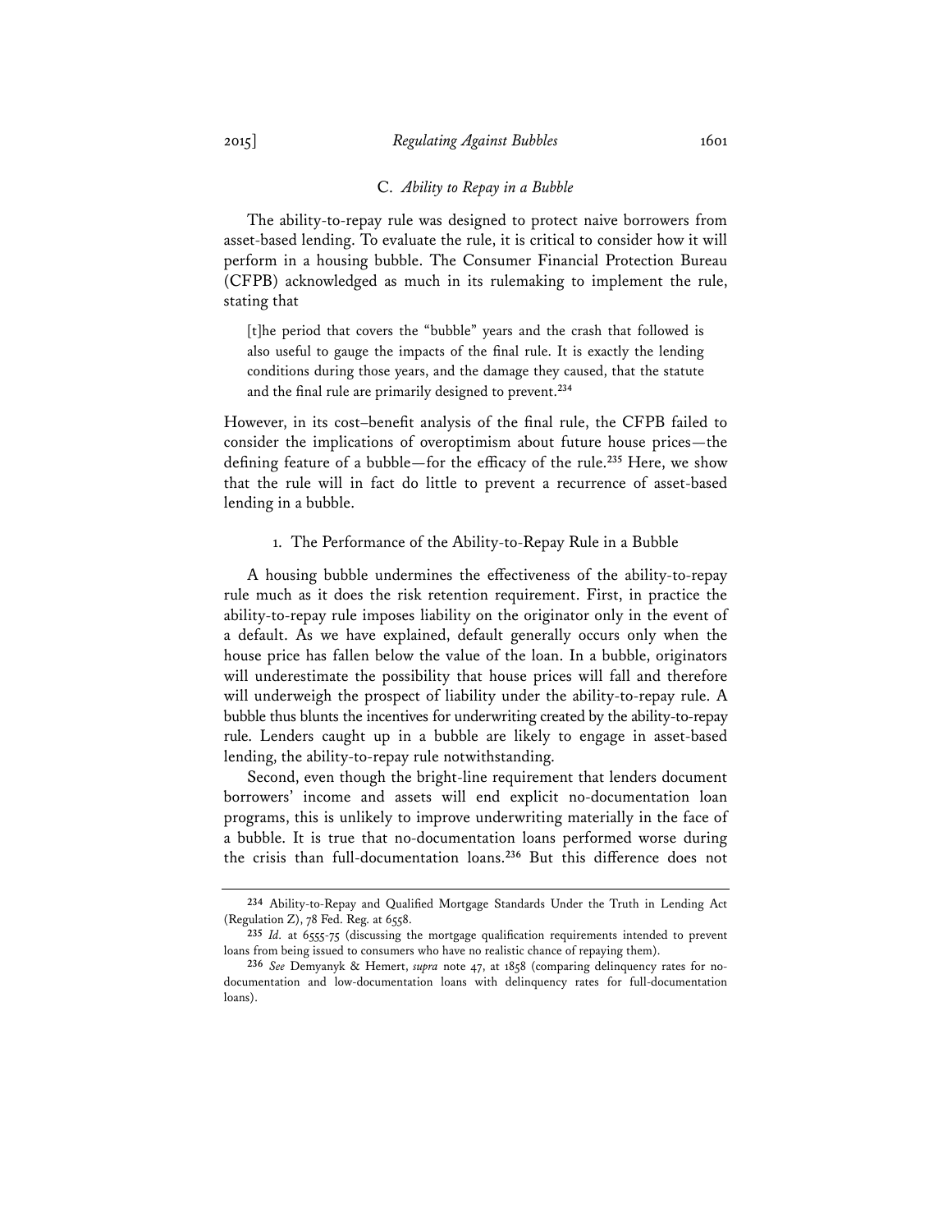### C. *Ability to Repay in a Bubble*

The ability-to-repay rule was designed to protect naive borrowers from asset-based lending. To evaluate the rule, it is critical to consider how it will perform in a housing bubble. The Consumer Financial Protection Bureau (CFPB) acknowledged as much in its rulemaking to implement the rule, stating that

> [t]he period that covers the "bubble" years and the crash that followed is also useful to gauge the impacts of the final rule. It is exactly the lending conditions during those years, and the damage they caused, that the statute and the final rule are primarily designed to prevent.[234]

However, in its cost–benefit analysis of the final rule, the CFPB failed to consider the implications of overoptimism about future house prices—the defining feature of a bubble—for the efficacy of the rule.[235] Here, we show that the rule will in fact do little to prevent a recurrence of asset-based lending in a bubble.

#### 1. The Performance of the Ability-to-Repay Rule in a Bubble

A housing bubble undermines the effectiveness of the ability-to-repay rule much as it does the risk retention requirement. First, in practice the ability-to-repay rule imposes liability on the originator only in the event of a default. As we have explained, default generally occurs only when the house price has fallen below the value of the loan. In a bubble, originators will underestimate the possibility that house prices will fall and therefore will underweigh the prospect of liability under the ability-to-repay rule. A bubble thus blunts the incentives for underwriting created by the ability-to-repay rule. Lenders caught up in a bubble are likely to engage in asset-based lending, the ability-to-repay rule notwithstanding.

Second, even though the bright-line requirement that lenders document borrowers' income and assets will end explicit no-documentation loan programs, this is unlikely to improve underwriting materially in the face of a bubble. It is true that no-documentation loans performed worse during the crisis than full-documentation loans.[236] But this difference does not

---

[234] Ability-to-Repay and Qualified Mortgage Standards Under the Truth in Lending Act (Regulation Z), 78 Fed. Reg. at 6558.

[235] *Id.* at 6555-75 (discussing the mortgage qualification requirements intended to prevent loans from being issued to consumers who have no realistic chance of repaying them).

[236] *See* Demyanyk & Hemert, *supra* note 47, at 1858 (comparing delinquency rates for no-documentation and low-documentation loans with delinquency rates for full-documentation loans).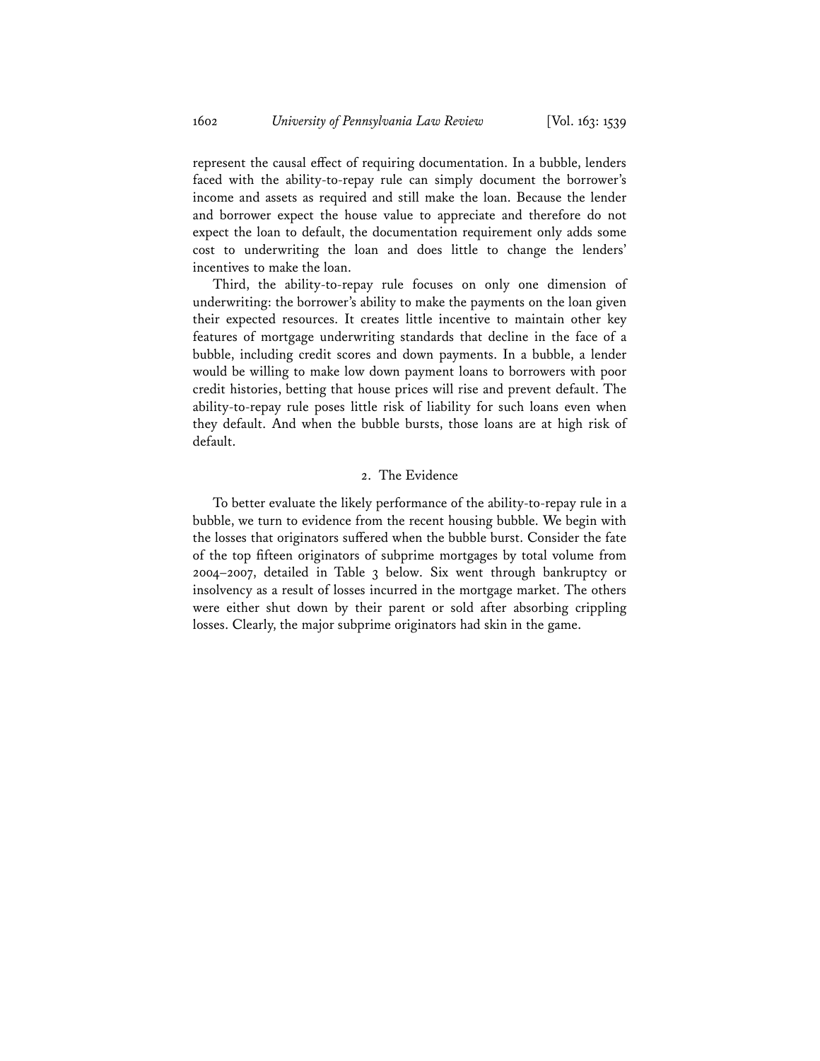represent the causal effect of requiring documentation. In a bubble, lenders faced with the ability-to-repay rule can simply document the borrower's income and assets as required and still make the loan. Because the lender and borrower expect the house value to appreciate and therefore do not expect the loan to default, the documentation requirement only adds some cost to underwriting the loan and does little to change the lenders' incentives to make the loan.

Third, the ability-to-repay rule focuses on only one dimension of underwriting: the borrower's ability to make the payments on the loan given their expected resources. It creates little incentive to maintain other key features of mortgage underwriting standards that decline in the face of a bubble, including credit scores and down payments. In a bubble, a lender would be willing to make low down payment loans to borrowers with poor credit histories, betting that house prices will rise and prevent default. The ability-to-repay rule poses little risk of liability for such loans even when they default. And when the bubble bursts, those loans are at high risk of default.

### 2. The Evidence

To better evaluate the likely performance of the ability-to-repay rule in a bubble, we turn to evidence from the recent housing bubble. We begin with the losses that originators suffered when the bubble burst. Consider the fate of the top fifteen originators of subprime mortgages by total volume from 2004–2007, detailed in Table 3 below. Six went through bankruptcy or insolvency as a result of losses incurred in the mortgage market. The others were either shut down by their parent or sold after absorbing crippling losses. Clearly, the major subprime originators had skin in the game.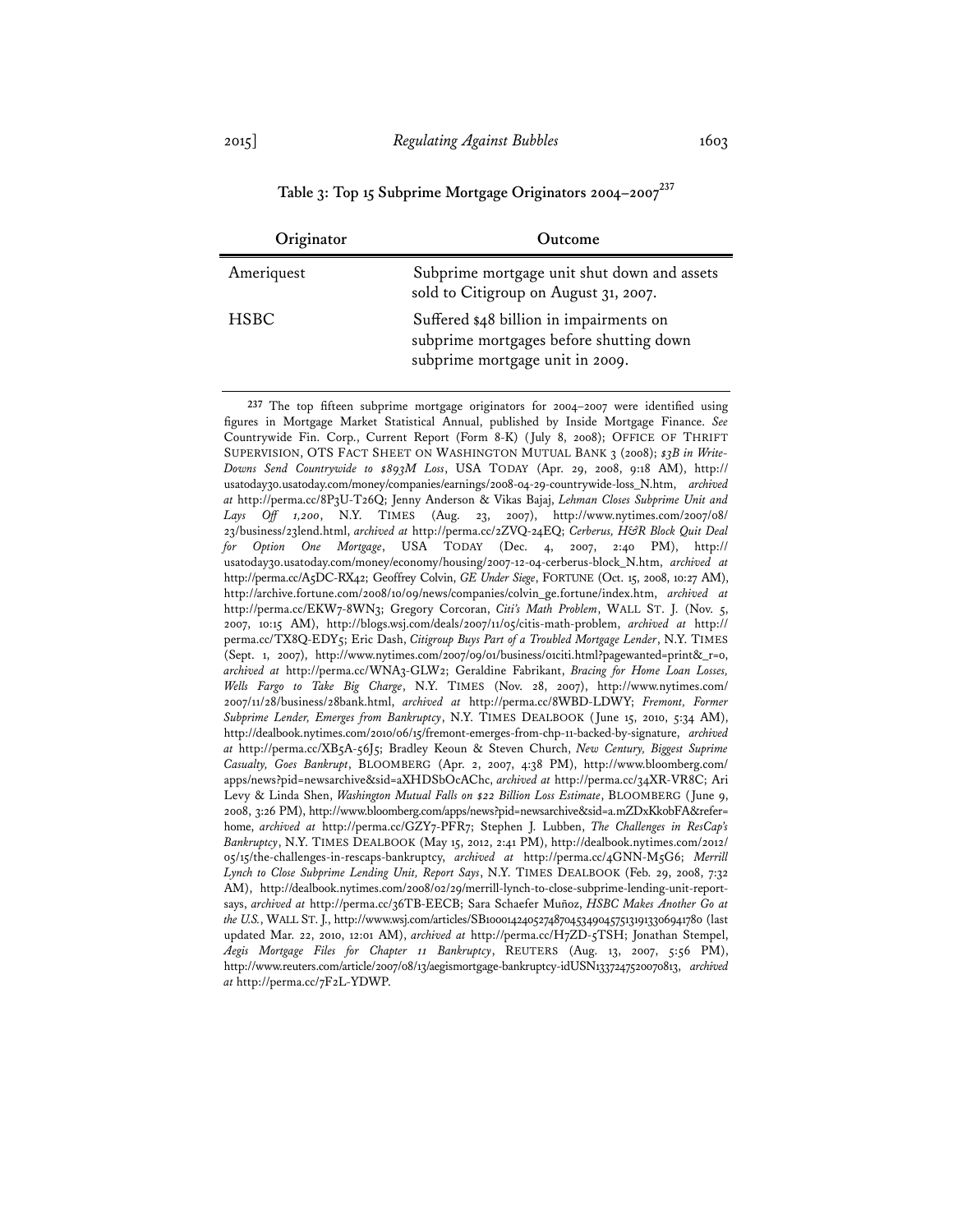**Table 3: Top 15 Subprime Mortgage Originators 2004–2007**[237]

| Originator | Outcome |
|---|---|
| Ameriquest | Subprime mortgage unit shut down and assets sold to Citigroup on August 31, 2007. |
| HSBC | Suffered $48 billion in impairments on subprime mortgages before shutting down subprime mortgage unit in 2009. |

---

237 The top fifteen subprime mortgage originators for 2004–2007 were identified using figures in Mortgage Market Statistical Annual, published by Inside Mortgage Finance. *See* Countrywide Fin. Corp., Current Report (Form 8-K) (July 8, 2008); OFFICE OF THRIFT SUPERVISION, OTS FACT SHEET ON WASHINGTON MUTUAL BANK 3 (2008); *$3B in Write-Downs Send Countrywide to $893M Loss*, USA TODAY (Apr. 29, 2008, 9:18 AM), http://usatoday30.usatoday.com/money/companies/earnings/2008-04-29-countrywide-loss_N.htm, *archived at* http://perma.cc/8P3U-T26Q; Jenny Anderson & Vikas Bajaj, *Lehman Closes Subprime Unit and Lays Off 1,200*, N.Y. TIMES (Aug. 23, 2007), http://www.nytimes.com/2007/08/23/business/23lend.html, *archived at* http://perma.cc/2ZVQ-24EQ; *Cerberus, H&R Block Quit Deal for Option One Mortgage*, USA TODAY (Dec. 4, 2007, 2:40 PM), http://usatoday30.usatoday.com/money/economy/housing/2007-12-04-cerberus-block_N.htm, *archived at* http://perma.cc/A5DC-RX42; Geoffrey Colvin, *GE Under Siege*, FORTUNE (Oct. 15, 2008, 10:27 AM), http://archive.fortune.com/2008/10/09/news/companies/colvin_ge.fortune/index.htm, *archived at* http://perma.cc/EKW7-8WN3; Gregory Corcoran, *Citi's Math Problem*, WALL ST. J. (Nov. 5, 2007, 10:15 AM), http://blogs.wsj.com/deals/2007/11/05/citis-math-problem, *archived at* http://perma.cc/TX8Q-EDY5; Eric Dash, *Citigroup Buys Part of a Troubled Mortgage Lender*, N.Y. TIMES (Sept. 1, 2007), http://www.nytimes.com/2007/09/01/business/01citi.html?pagewanted=print&_r=0, *archived at* http://perma.cc/WNA3-GLW2; Geraldine Fabrikant, *Bracing for Home Loan Losses, Wells Fargo to Take Big Charge*, N.Y. TIMES (Nov. 28, 2007), http://www.nytimes.com/2007/11/28/business/28bank.html, *archived at* http://perma.cc/8WBD-LDWY; *Fremont, Former Subprime Lender, Emerges from Bankruptcy*, N.Y. TIMES DEALBOOK (June 15, 2010, 5:34 AM), http://dealbook.nytimes.com/2010/06/15/fremont-emerges-from-chp-11-backed-by-signature, *archived at* http://perma.cc/XB5A-56J5; Bradley Keoun & Steven Church, *New Century, Biggest Suprime Casualty, Goes Bankrupt*, BLOOMBERG (Apr. 2, 2007, 4:38 PM), http://www.bloomberg.com/apps/news?pid=newsarchive&sid=aXHDSbOcAChc, *archived at* http://perma.cc/34XR-VR8C; Ari Levy & Linda Shen, *Washington Mutual Falls on $22 Billion Loss Estimate*, BLOOMBERG (June 9, 2008, 3:26 PM), http://www.bloomberg.com/apps/news?pid=newsarchive&sid=a.mZDxKkobFA&refer=home, *archived at* http://perma.cc/GZY7-PFR7; Stephen J. Lubben, *The Challenges in ResCap's Bankruptcy*, N.Y. TIMES DEALBOOK (May 15, 2012, 2:41 PM), http://dealbook.nytimes.com/2012/05/15/the-challenges-in-rescaps-bankruptcy, *archived at* http://perma.cc/4GNN-M5G6; *Merrill Lynch to Close Subprime Lending Unit, Report Says*, N.Y. TIMES DEALBOOK (Feb. 29, 2008, 7:32 AM), http://dealbook.nytimes.com/2008/02/29/merrill-lynch-to-close-subprime-lending-unit-report-says, *archived at* http://perma.cc/36TB-EECB; Sara Schaefer Muñoz, *HSBC Makes Another Go at the U.S.*, WALL ST. J., http://www.wsj.com/articles/SB10001424052748704534904575131913306941780 (last updated Mar. 22, 2010, 12:01 AM), *archived at* http://perma.cc/H7ZD-5TSH; Jonathan Stempel, *Aegis Mortgage Files for Chapter 11 Bankruptcy*, REUTERS (Aug. 13, 2007, 5:56 PM), http://www.reuters.com/article/2007/08/13/aegismortgage-bankruptcy-idUSN1337247520070813, *archived at* http://perma.cc/7F2L-YDWP.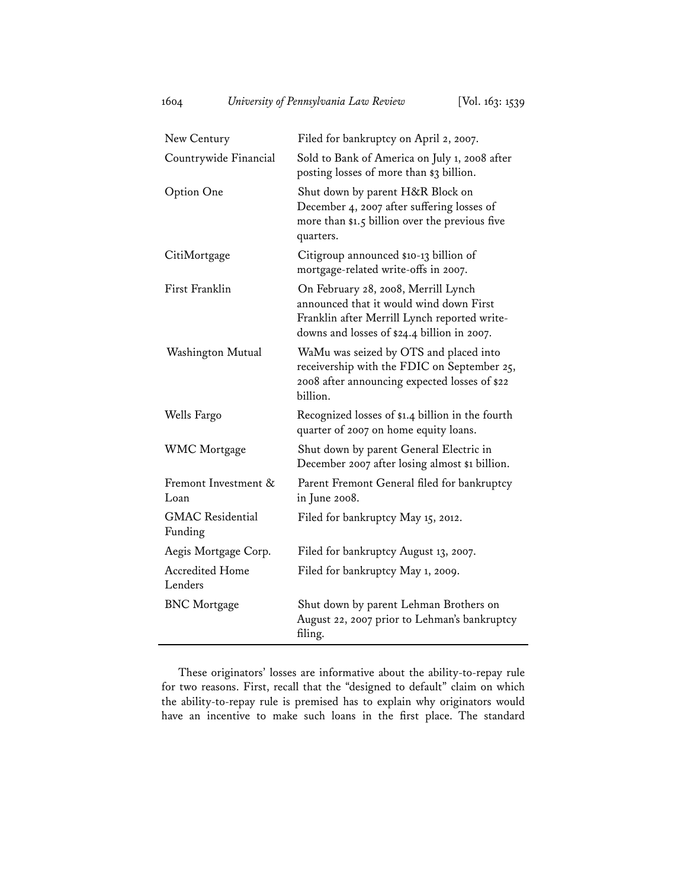| | |
|---|---|
| New Century | Filed for bankruptcy on April 2, 2007. |
| Countrywide Financial | Sold to Bank of America on July 1, 2008 after posting losses of more than $3 billion. |
| Option One | Shut down by parent H&R Block on December 4, 2007 after suffering losses of more than $1.5 billion over the previous five quarters. |
| CitiMortgage | Citigroup announced $10-13 billion of mortgage-related write-offs in 2007. |
| First Franklin | On February 28, 2008, Merrill Lynch announced that it would wind down First Franklin after Merrill Lynch reported write-downs and losses of $24.4 billion in 2007. |
| Washington Mutual | WaMu was seized by OTS and placed into receivership with the FDIC on September 25, 2008 after announcing expected losses of $22 billion. |
| Wells Fargo | Recognized losses of $1.4 billion in the fourth quarter of 2007 on home equity loans. |
| WMC Mortgage | Shut down by parent General Electric in December 2007 after losing almost $1 billion. |
| Fremont Investment & Loan | Parent Fremont General filed for bankruptcy in June 2008. |
| GMAC Residential Funding | Filed for bankruptcy May 15, 2012. |
| Aegis Mortgage Corp. | Filed for bankruptcy August 13, 2007. |
| Accredited Home Lenders | Filed for bankruptcy May 1, 2009. |
| BNC Mortgage | Shut down by parent Lehman Brothers on August 22, 2007 prior to Lehman's bankruptcy filing. |

These originators' losses are informative about the ability-to-repay rule for two reasons. First, recall that the "designed to default" claim on which the ability-to-repay rule is premised has to explain why originators would have an incentive to make such loans in the first place. The standard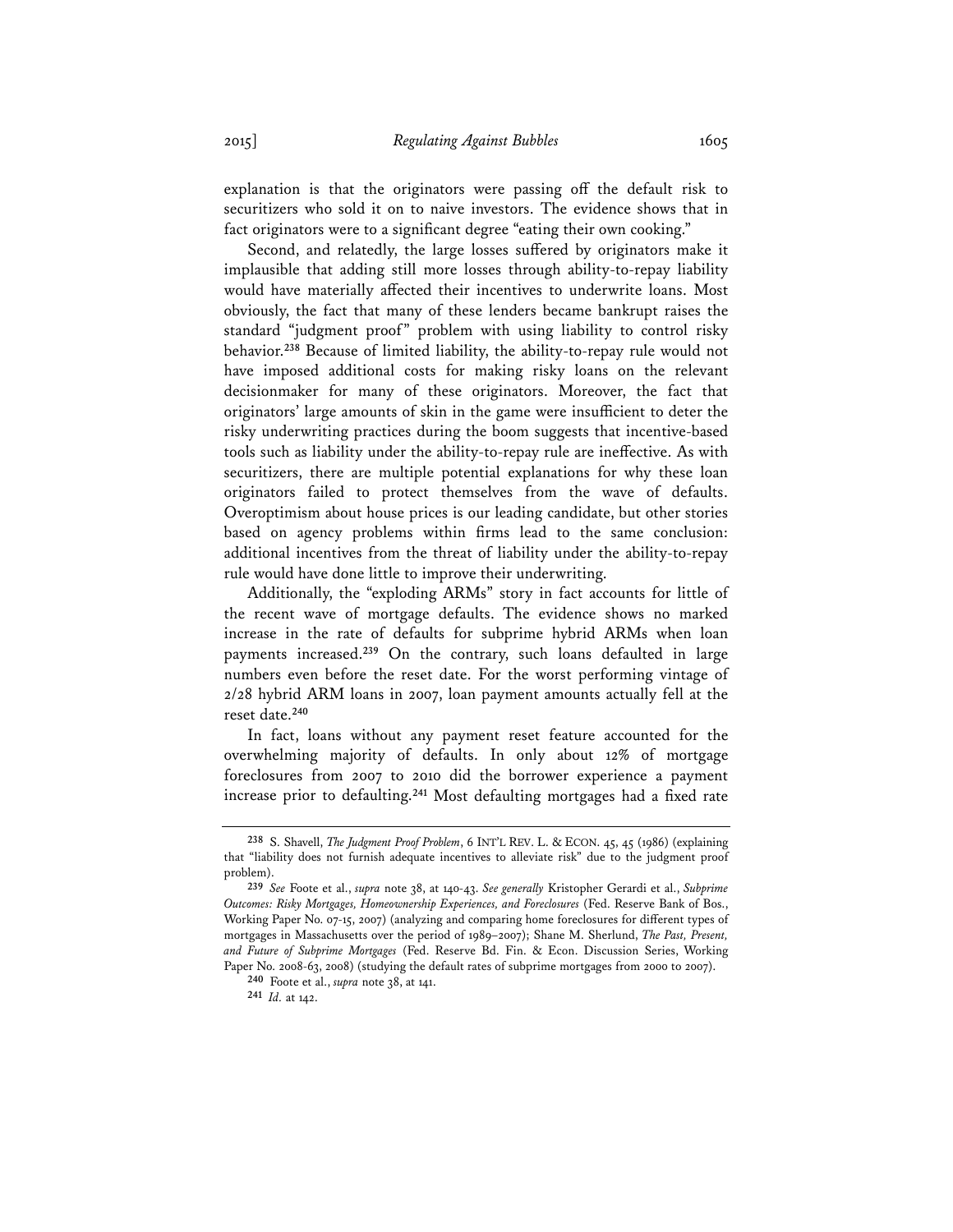explanation is that the originators were passing off the default risk to securitizers who sold it on to naive investors. The evidence shows that in fact originators were to a significant degree "eating their own cooking."

Second, and relatedly, the large losses suffered by originators make it implausible that adding still more losses through ability-to-repay liability would have materially affected their incentives to underwrite loans. Most obviously, the fact that many of these lenders became bankrupt raises the standard "judgment proof" problem with using liability to control risky behavior.[238] Because of limited liability, the ability-to-repay rule would not have imposed additional costs for making risky loans on the relevant decisionmaker for many of these originators. Moreover, the fact that originators' large amounts of skin in the game were insufficient to deter the risky underwriting practices during the boom suggests that incentive-based tools such as liability under the ability-to-repay rule are ineffective. As with securitizers, there are multiple potential explanations for why these loan originators failed to protect themselves from the wave of defaults. Overoptimism about house prices is our leading candidate, but other stories based on agency problems within firms lead to the same conclusion: additional incentives from the threat of liability under the ability-to-repay rule would have done little to improve their underwriting.

Additionally, the "exploding ARMs" story in fact accounts for little of the recent wave of mortgage defaults. The evidence shows no marked increase in the rate of defaults for subprime hybrid ARMs when loan payments increased.[239] On the contrary, such loans defaulted in large numbers even before the reset date. For the worst performing vintage of 2/28 hybrid ARM loans in 2007, loan payment amounts actually fell at the reset date.[240]

In fact, loans without any payment reset feature accounted for the overwhelming majority of defaults. In only about 12% of mortgage foreclosures from 2007 to 2010 did the borrower experience a payment increase prior to defaulting.[241] Most defaulting mortgages had a fixed rate

---

[238] S. Shavell, *The Judgment Proof Problem*, 6 INT'L REV. L. & ECON. 45, 45 (1986) (explaining that "liability does not furnish adequate incentives to alleviate risk" due to the judgment proof problem).

[239] *See* Foote et al., *supra* note 38, at 140-43. *See generally* Kristopher Gerardi et al., *Subprime Outcomes: Risky Mortgages, Homeownership Experiences, and Foreclosures* (Fed. Reserve Bank of Bos., Working Paper No. 07-15, 2007) (analyzing and comparing home foreclosures for different types of mortgages in Massachusetts over the period of 1989–2007); Shane M. Sherlund, *The Past, Present, and Future of Subprime Mortgages* (Fed. Reserve Bd. Fin. & Econ. Discussion Series, Working Paper No. 2008-63, 2008) (studying the default rates of subprime mortgages from 2000 to 2007).

[240] Foote et al., *supra* note 38, at 141.

[241] *Id.* at 142.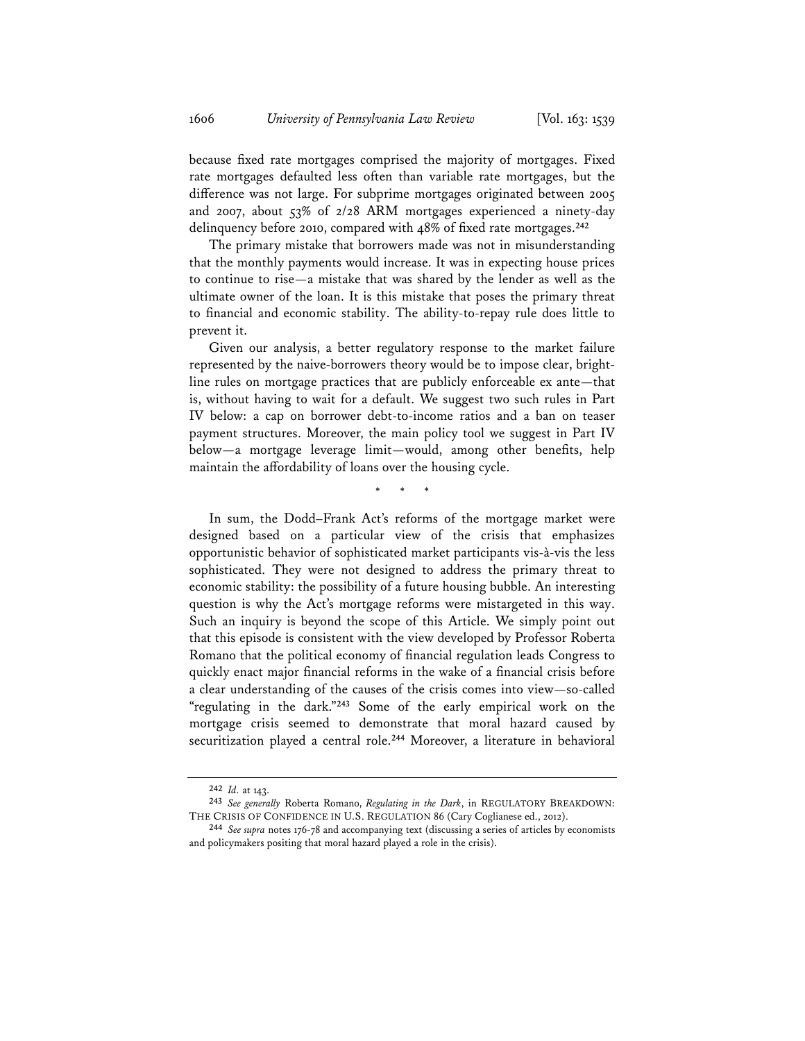because fixed rate mortgages comprised the majority of mortgages. Fixed rate mortgages defaulted less often than variable rate mortgages, but the difference was not large. For subprime mortgages originated between 2005 and 2007, about 53% of 2/28 ARM mortgages experienced a ninety-day delinquency before 2010, compared with 48% of fixed rate mortgages.[242]

The primary mistake that borrowers made was not in misunderstanding that the monthly payments would increase. It was in expecting house prices to continue to rise—a mistake that was shared by the lender as well as the ultimate owner of the loan. It is this mistake that poses the primary threat to financial and economic stability. The ability-to-repay rule does little to prevent it.

Given our analysis, a better regulatory response to the market failure represented by the naive-borrowers theory would be to impose clear, bright-line rules on mortgage practices that are publicly enforceable ex ante—that is, without having to wait for a default. We suggest two such rules in Part IV below: a cap on borrower debt-to-income ratios and a ban on teaser payment structures. Moreover, the main policy tool we suggest in Part IV below—a mortgage leverage limit—would, among other benefits, help maintain the affordability of loans over the housing cycle.

\* \* \*

In sum, the Dodd–Frank Act's reforms of the mortgage market were designed based on a particular view of the crisis that emphasizes opportunistic behavior of sophisticated market participants vis-à-vis the less sophisticated. They were not designed to address the primary threat to economic stability: the possibility of a future housing bubble. An interesting question is why the Act's mortgage reforms were mistargeted in this way. Such an inquiry is beyond the scope of this Article. We simply point out that this episode is consistent with the view developed by Professor Roberta Romano that the political economy of financial regulation leads Congress to quickly enact major financial reforms in the wake of a financial crisis before a clear understanding of the causes of the crisis comes into view—so-called "regulating in the dark."[243] Some of the early empirical work on the mortgage crisis seemed to demonstrate that moral hazard caused by securitization played a central role.[244] Moreover, a literature in behavioral

---

[242] *Id.* at 143.

[243] *See generally* Roberta Romano, *Regulating in the Dark*, in REGULATORY BREAKDOWN: THE CRISIS OF CONFIDENCE IN U.S. REGULATION 86 (Cary Coglianese ed., 2012).

[244] *See supra* notes 176-78 and accompanying text (discussing a series of articles by economists and policymakers positing that moral hazard played a role in the crisis).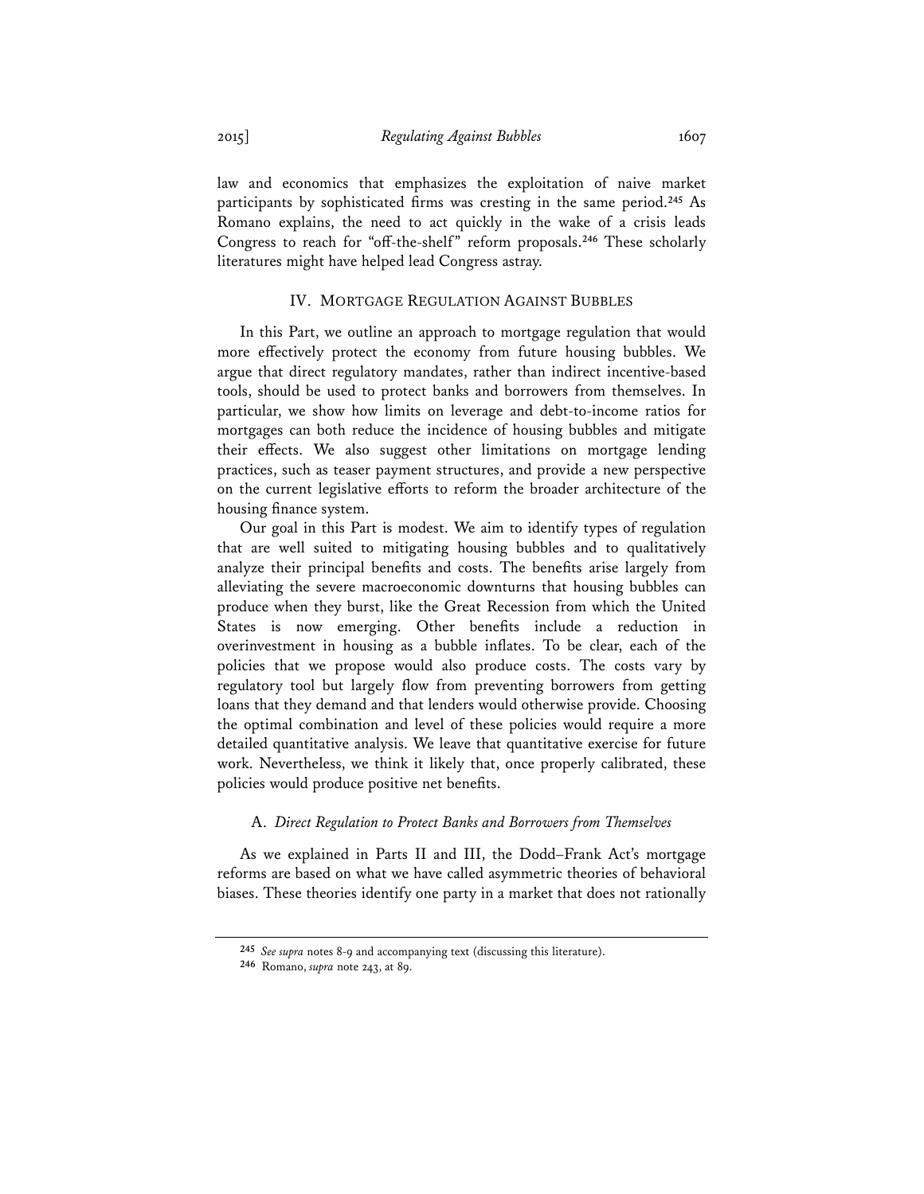law and economics that emphasizes the exploitation of naive market participants by sophisticated firms was cresting in the same period.[245] As Romano explains, the need to act quickly in the wake of a crisis leads Congress to reach for "off-the-shelf" reform proposals.[246] These scholarly literatures might have helped lead Congress astray.

## IV. MORTGAGE REGULATION AGAINST BUBBLES

In this Part, we outline an approach to mortgage regulation that would more effectively protect the economy from future housing bubbles. We argue that direct regulatory mandates, rather than indirect incentive-based tools, should be used to protect banks and borrowers from themselves. In particular, we show how limits on leverage and debt-to-income ratios for mortgages can both reduce the incidence of housing bubbles and mitigate their effects. We also suggest other limitations on mortgage lending practices, such as teaser payment structures, and provide a new perspective on the current legislative efforts to reform the broader architecture of the housing finance system.

Our goal in this Part is modest. We aim to identify types of regulation that are well suited to mitigating housing bubbles and to qualitatively analyze their principal benefits and costs. The benefits arise largely from alleviating the severe macroeconomic downturns that housing bubbles can produce when they burst, like the Great Recession from which the United States is now emerging. Other benefits include a reduction in overinvestment in housing as a bubble inflates. To be clear, each of the policies that we propose would also produce costs. The costs vary by regulatory tool but largely flow from preventing borrowers from getting loans that they demand and that lenders would otherwise provide. Choosing the optimal combination and level of these policies would require a more detailed quantitative analysis. We leave that quantitative exercise for future work. Nevertheless, we think it likely that, once properly calibrated, these policies would produce positive net benefits.

### A. *Direct Regulation to Protect Banks and Borrowers from Themselves*

As we explained in Parts II and III, the Dodd–Frank Act's mortgage reforms are based on what we have called asymmetric theories of behavioral biases. These theories identify one party in a market that does not rationally

---

[245] *See supra* notes 8-9 and accompanying text (discussing this literature).

[246] Romano, *supra* note 243, at 89.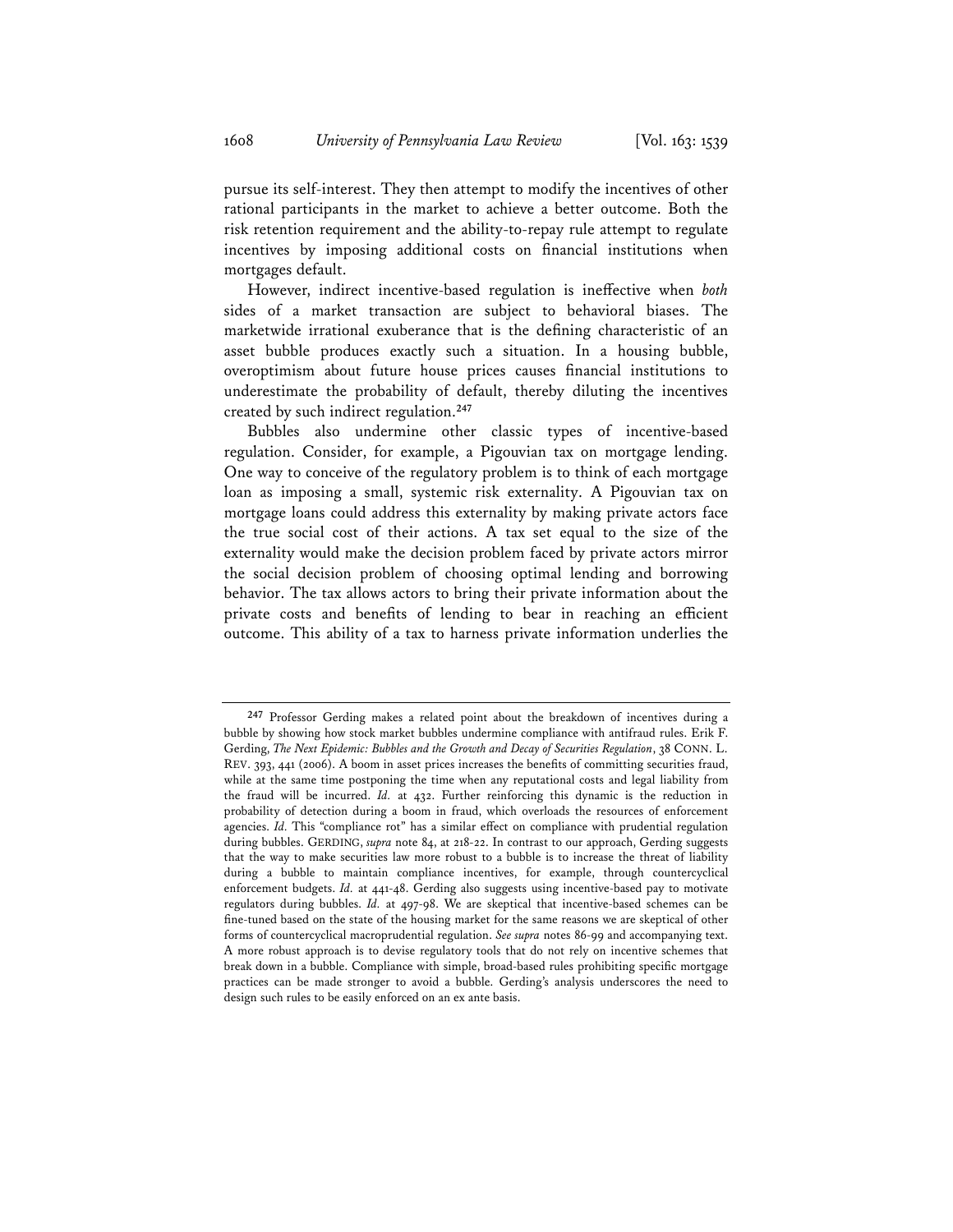pursue its self-interest. They then attempt to modify the incentives of other rational participants in the market to achieve a better outcome. Both the risk retention requirement and the ability-to-repay rule attempt to regulate incentives by imposing additional costs on financial institutions when mortgages default.

However, indirect incentive-based regulation is ineffective when *both* sides of a market transaction are subject to behavioral biases. The marketwide irrational exuberance that is the defining characteristic of an asset bubble produces exactly such a situation. In a housing bubble, overoptimism about future house prices causes financial institutions to underestimate the probability of default, thereby diluting the incentives created by such indirect regulation.[247]

Bubbles also undermine other classic types of incentive-based regulation. Consider, for example, a Pigouvian tax on mortgage lending. One way to conceive of the regulatory problem is to think of each mortgage loan as imposing a small, systemic risk externality. A Pigouvian tax on mortgage loans could address this externality by making private actors face the true social cost of their actions. A tax set equal to the size of the externality would make the decision problem faced by private actors mirror the social decision problem of choosing optimal lending and borrowing behavior. The tax allows actors to bring their private information about the private costs and benefits of lending to bear in reaching an efficient outcome. This ability of a tax to harness private information underlies the

---

[247] Professor Gerding makes a related point about the breakdown of incentives during a bubble by showing how stock market bubbles undermine compliance with antifraud rules. Erik F. Gerding, *The Next Epidemic: Bubbles and the Growth and Decay of Securities Regulation*, 38 CONN. L. REV. 393, 441 (2006). A boom in asset prices increases the benefits of committing securities fraud, while at the same time postponing the time when any reputational costs and legal liability from the fraud will be incurred. *Id.* at 432. Further reinforcing this dynamic is the reduction in probability of detection during a boom in fraud, which overloads the resources of enforcement agencies. *Id.* This "compliance rot" has a similar effect on compliance with prudential regulation during bubbles. GERDING, *supra* note 84, at 218-22. In contrast to our approach, Gerding suggests that the way to make securities law more robust to a bubble is to increase the threat of liability during a bubble to maintain compliance incentives, for example, through countercyclical enforcement budgets. *Id.* at 441-48. Gerding also suggests using incentive-based pay to motivate regulators during bubbles. *Id.* at 497-98. We are skeptical that incentive-based schemes can be fine-tuned based on the state of the housing market for the same reasons we are skeptical of other forms of countercyclical macroprudential regulation. *See supra* notes 86-99 and accompanying text. A more robust approach is to devise regulatory tools that do not rely on incentive schemes that break down in a bubble. Compliance with simple, broad-based rules prohibiting specific mortgage practices can be made stronger to avoid a bubble. Gerding's analysis underscores the need to design such rules to be easily enforced on an ex ante basis.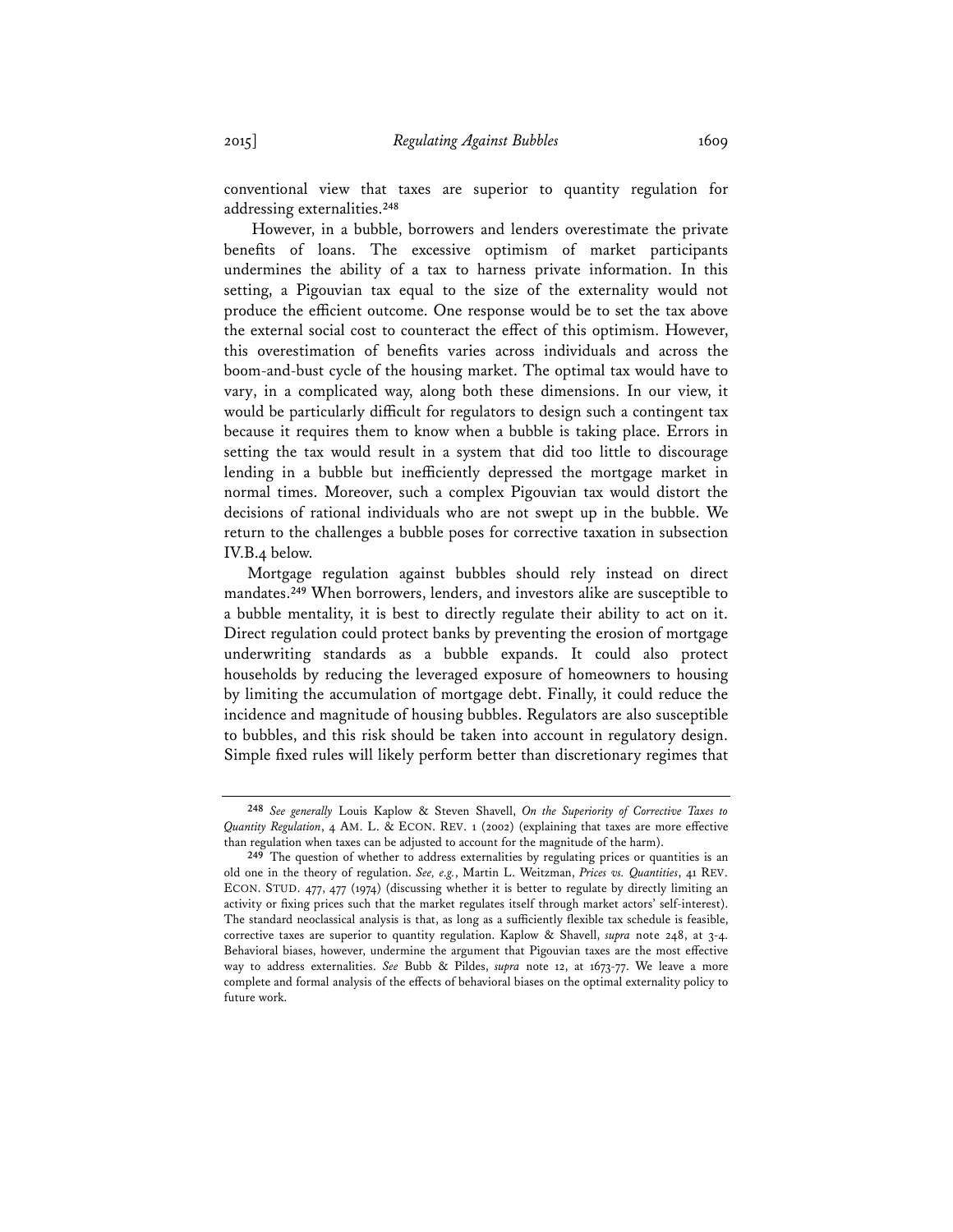conventional view that taxes are superior to quantity regulation for addressing externalities.[248]

However, in a bubble, borrowers and lenders overestimate the private benefits of loans. The excessive optimism of market participants undermines the ability of a tax to harness private information. In this setting, a Pigouvian tax equal to the size of the externality would not produce the efficient outcome. One response would be to set the tax above the external social cost to counteract the effect of this optimism. However, this overestimation of benefits varies across individuals and across the boom-and-bust cycle of the housing market. The optimal tax would have to vary, in a complicated way, along both these dimensions. In our view, it would be particularly difficult for regulators to design such a contingent tax because it requires them to know when a bubble is taking place. Errors in setting the tax would result in a system that did too little to discourage lending in a bubble but inefficiently depressed the mortgage market in normal times. Moreover, such a complex Pigouvian tax would distort the decisions of rational individuals who are not swept up in the bubble. We return to the challenges a bubble poses for corrective taxation in subsection IV.B.4 below.

Mortgage regulation against bubbles should rely instead on direct mandates.[249] When borrowers, lenders, and investors alike are susceptible to a bubble mentality, it is best to directly regulate their ability to act on it. Direct regulation could protect banks by preventing the erosion of mortgage underwriting standards as a bubble expands. It could also protect households by reducing the leveraged exposure of homeowners to housing by limiting the accumulation of mortgage debt. Finally, it could reduce the incidence and magnitude of housing bubbles. Regulators are also susceptible to bubbles, and this risk should be taken into account in regulatory design. Simple fixed rules will likely perform better than discretionary regimes that

---

[248] *See generally* Louis Kaplow & Steven Shavell, *On the Superiority of Corrective Taxes to Quantity Regulation*, 4 AM. L. & ECON. REV. 1 (2002) (explaining that taxes are more effective than regulation when taxes can be adjusted to account for the magnitude of the harm).

[249] The question of whether to address externalities by regulating prices or quantities is an old one in the theory of regulation. *See, e.g.*, Martin L. Weitzman, *Prices vs. Quantities*, 41 REV. ECON. STUD. 477, 477 (1974) (discussing whether it is better to regulate by directly limiting an activity or fixing prices such that the market regulates itself through market actors' self-interest). The standard neoclassical analysis is that, as long as a sufficiently flexible tax schedule is feasible, corrective taxes are superior to quantity regulation. Kaplow & Shavell, *supra* note 248, at 3-4. Behavioral biases, however, undermine the argument that Pigouvian taxes are the most effective way to address externalities. *See* Bubb & Pildes, *supra* note 12, at 1673-77. We leave a more complete and formal analysis of the effects of behavioral biases on the optimal externality policy to future work.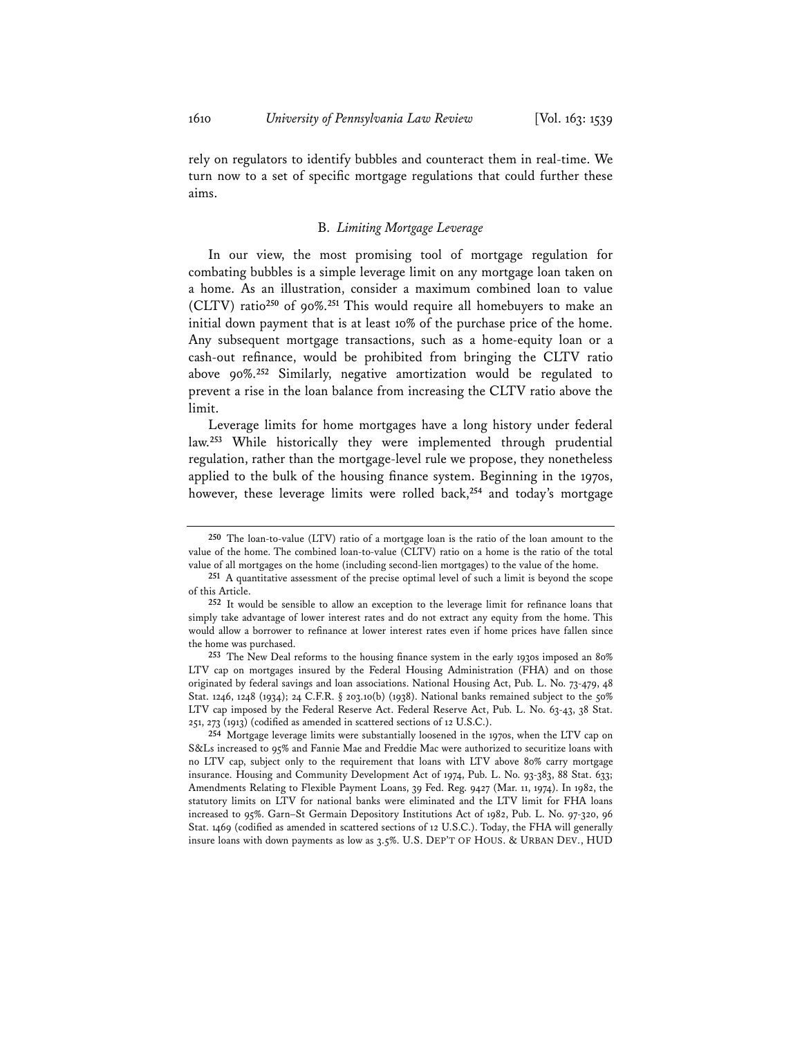rely on regulators to identify bubbles and counteract them in real-time. We turn now to a set of specific mortgage regulations that could further these aims.

### B. *Limiting Mortgage Leverage*

In our view, the most promising tool of mortgage regulation for combating bubbles is a simple leverage limit on any mortgage loan taken on a home. As an illustration, consider a maximum combined loan to value (CLTV) ratio[250] of 90%.[251] This would require all homebuyers to make an initial down payment that is at least 10% of the purchase price of the home. Any subsequent mortgage transactions, such as a home-equity loan or a cash-out refinance, would be prohibited from bringing the CLTV ratio above 90%.[252] Similarly, negative amortization would be regulated to prevent a rise in the loan balance from increasing the CLTV ratio above the limit.

Leverage limits for home mortgages have a long history under federal law.[253] While historically they were implemented through prudential regulation, rather than the mortgage-level rule we propose, they nonetheless applied to the bulk of the housing finance system. Beginning in the 1970s, however, these leverage limits were rolled back,[254] and today's mortgage

---

[250] The loan-to-value (LTV) ratio of a mortgage loan is the ratio of the loan amount to the value of the home. The combined loan-to-value (CLTV) ratio on a home is the ratio of the total value of all mortgages on the home (including second-lien mortgages) to the value of the home.

[251] A quantitative assessment of the precise optimal level of such a limit is beyond the scope of this Article.

[252] It would be sensible to allow an exception to the leverage limit for refinance loans that simply take advantage of lower interest rates and do not extract any equity from the home. This would allow a borrower to refinance at lower interest rates even if home prices have fallen since the home was purchased.

[253] The New Deal reforms to the housing finance system in the early 1930s imposed an 80% LTV cap on mortgages insured by the Federal Housing Administration (FHA) and on those originated by federal savings and loan associations. National Housing Act, Pub. L. No. 73-479, 48 Stat. 1246, 1248 (1934); 24 C.F.R. § 203.10(b) (1938). National banks remained subject to the 50% LTV cap imposed by the Federal Reserve Act. Federal Reserve Act, Pub. L. No. 63-43, 38 Stat. 251, 273 (1913) (codified as amended in scattered sections of 12 U.S.C.).

[254] Mortgage leverage limits were substantially loosened in the 1970s, when the LTV cap on S&Ls increased to 95% and Fannie Mae and Freddie Mac were authorized to securitize loans with no LTV cap, subject only to the requirement that loans with LTV above 80% carry mortgage insurance. Housing and Community Development Act of 1974, Pub. L. No. 93-383, 88 Stat. 633; Amendments Relating to Flexible Payment Loans, 39 Fed. Reg. 9427 (Mar. 11, 1974). In 1982, the statutory limits on LTV for national banks were eliminated and the LTV limit for FHA loans increased to 95%. Garn–St Germain Depository Institutions Act of 1982, Pub. L. No. 97-320, 96 Stat. 1469 (codified as amended in scattered sections of 12 U.S.C.). Today, the FHA will generally insure loans with down payments as low as 3.5%. U.S. DEP'T OF HOUS. & URBAN DEV., HUD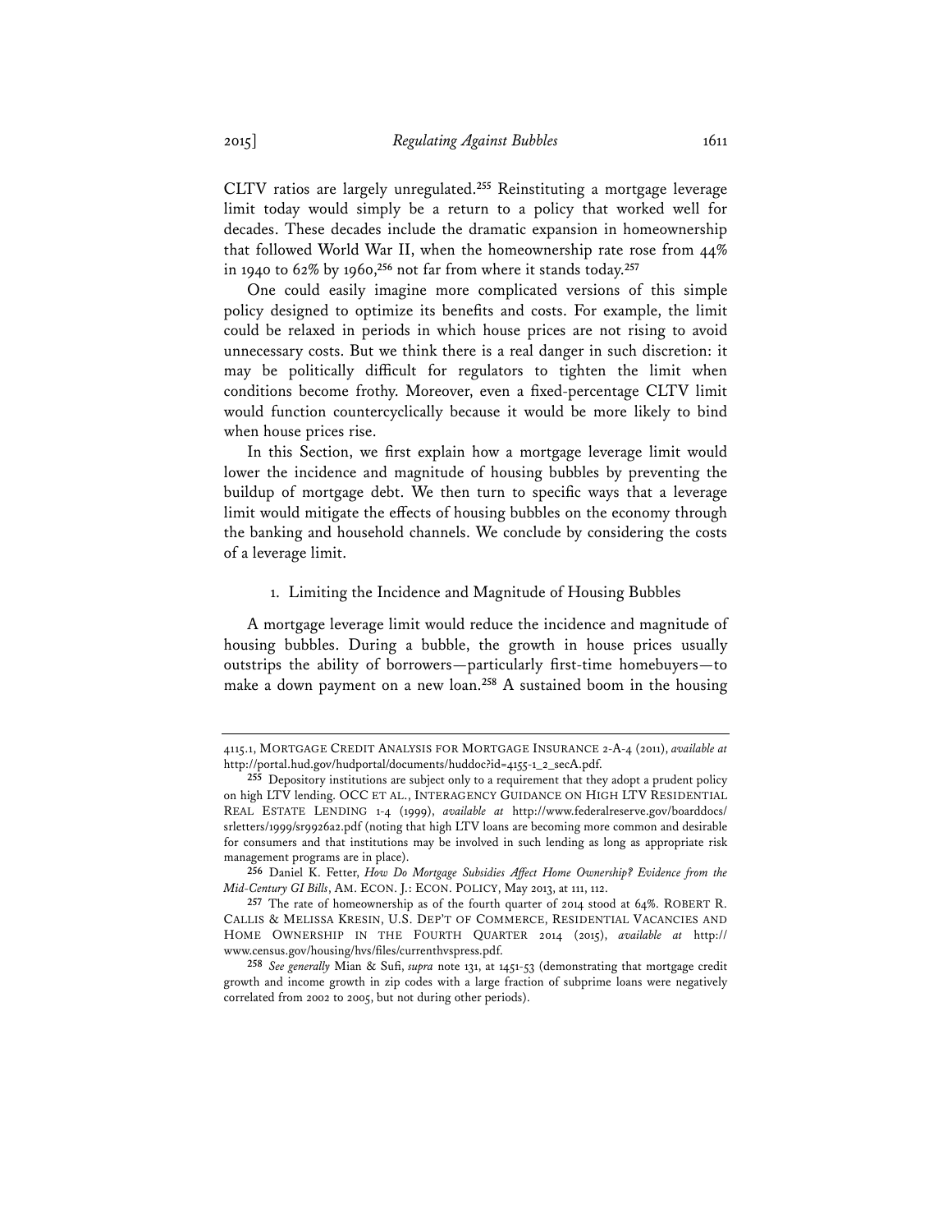CLTV ratios are largely unregulated.[255] Reinstituting a mortgage leverage limit today would simply be a return to a policy that worked well for decades. These decades include the dramatic expansion in homeownership that followed World War II, when the homeownership rate rose from 44% in 1940 to 62% by 1960,[256] not far from where it stands today.[257]

One could easily imagine more complicated versions of this simple policy designed to optimize its benefits and costs. For example, the limit could be relaxed in periods in which house prices are not rising to avoid unnecessary costs. But we think there is a real danger in such discretion: it may be politically difficult for regulators to tighten the limit when conditions become frothy. Moreover, even a fixed-percentage CLTV limit would function countercyclically because it would be more likely to bind when house prices rise.

In this Section, we first explain how a mortgage leverage limit would lower the incidence and magnitude of housing bubbles by preventing the buildup of mortgage debt. We then turn to specific ways that a leverage limit would mitigate the effects of housing bubbles on the economy through the banking and household channels. We conclude by considering the costs of a leverage limit.

### 1. Limiting the Incidence and Magnitude of Housing Bubbles

A mortgage leverage limit would reduce the incidence and magnitude of housing bubbles. During a bubble, the growth in house prices usually outstrips the ability of borrowers—particularly first-time homebuyers—to make a down payment on a new loan.[258] A sustained boom in the housing

---

4115.1, MORTGAGE CREDIT ANALYSIS FOR MORTGAGE INSURANCE 2-A-4 (2011), *available at* http://portal.hud.gov/hudportal/documents/huddoc?id=4155-1_2_secA.pdf.

[255] Depository institutions are subject only to a requirement that they adopt a prudent policy on high LTV lending. OCC ET AL., INTERAGENCY GUIDANCE ON HIGH LTV RESIDENTIAL REAL ESTATE LENDING 1-4 (1999), *available at* http://www.federalreserve.gov/boarddocs/srletters/1999/sr9926a2.pdf (noting that high LTV loans are becoming more common and desirable for consumers and that institutions may be involved in such lending as long as appropriate risk management programs are in place).

[256] Daniel K. Fetter, *How Do Mortgage Subsidies Affect Home Ownership? Evidence from the Mid-Century GI Bills*, AM. ECON. J.: ECON. POLICY, May 2013, at 111, 112.

[257] The rate of homeownership as of the fourth quarter of 2014 stood at 64%. ROBERT R. CALLIS & MELISSA KRESIN, U.S. DEP'T OF COMMERCE, RESIDENTIAL VACANCIES AND HOME OWNERSHIP IN THE FOURTH QUARTER 2014 (2015), *available at* http://www.census.gov/housing/hvs/files/currenthvspress.pdf.

[258] *See generally* Mian & Sufi, *supra* note 131, at 1451-53 (demonstrating that mortgage credit growth and income growth in zip codes with a large fraction of subprime loans were negatively correlated from 2002 to 2005, but not during other periods).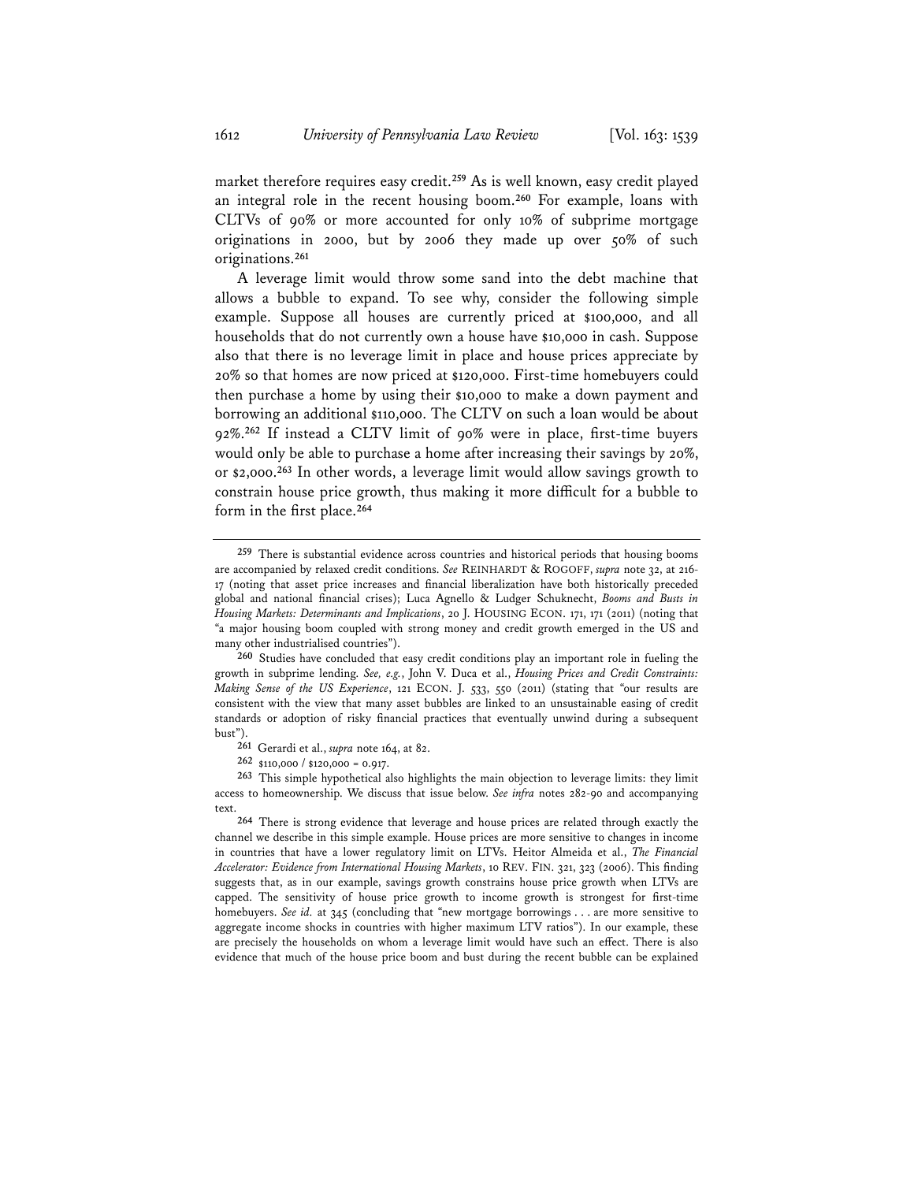market therefore requires easy credit.[259] As is well known, easy credit played an integral role in the recent housing boom.[260] For example, loans with CLTVs of 90% or more accounted for only 10% of subprime mortgage originations in 2000, but by 2006 they made up over 50% of such originations.[261]

A leverage limit would throw some sand into the debt machine that allows a bubble to expand. To see why, consider the following simple example. Suppose all houses are currently priced at $100,000, and all households that do not currently own a house have $10,000 in cash. Suppose also that there is no leverage limit in place and house prices appreciate by 20% so that homes are now priced at $120,000. First-time homebuyers could then purchase a home by using their $10,000 to make a down payment and borrowing an additional $110,000. The CLTV on such a loan would be about 92%.[262] If instead a CLTV limit of 90% were in place, first-time buyers would only be able to purchase a home after increasing their savings by 20%, or $2,000.[263] In other words, a leverage limit would allow savings growth to constrain house price growth, thus making it more difficult for a bubble to form in the first place.[264]

---

[259] There is substantial evidence across countries and historical periods that housing booms are accompanied by relaxed credit conditions. *See* REINHARDT & ROGOFF, *supra* note 32, at 216-17 (noting that asset price increases and financial liberalization have both historically preceded global and national financial crises); Luca Agnello & Ludger Schuknecht, *Booms and Busts in Housing Markets: Determinants and Implications*, 20 J. HOUSING ECON. 171, 171 (2011) (noting that "a major housing boom coupled with strong money and credit growth emerged in the US and many other industrialised countries").

[260] Studies have concluded that easy credit conditions play an important role in fueling the growth in subprime lending. *See, e.g.*, John V. Duca et al., *Housing Prices and Credit Constraints: Making Sense of the US Experience*, 121 ECON. J. 533, 550 (2011) (stating that "our results are consistent with the view that many asset bubbles are linked to an unsustainable easing of credit standards or adoption of risky financial practices that eventually unwind during a subsequent bust").

[261] Gerardi et al., *supra* note 164, at 82.

[262] $110,000 / $120,000 = 0.917.

[263] This simple hypothetical also highlights the main objection to leverage limits: they limit access to homeownership. We discuss that issue below. *See infra* notes 282-90 and accompanying text.

[264] There is strong evidence that leverage and house prices are related through exactly the channel we describe in this simple example. House prices are more sensitive to changes in income in countries that have a lower regulatory limit on LTVs. Heitor Almeida et al., *The Financial Accelerator: Evidence from International Housing Markets*, 10 REV. FIN. 321, 323 (2006). This finding suggests that, as in our example, savings growth constrains house price growth when LTVs are capped. The sensitivity of house price growth to income growth is strongest for first-time homebuyers. *See id.* at 345 (concluding that "new mortgage borrowings . . . are more sensitive to aggregate income shocks in countries with higher maximum LTV ratios"). In our example, these are precisely the households on whom a leverage limit would have such an effect. There is also evidence that much of the house price boom and bust during the recent bubble can be explained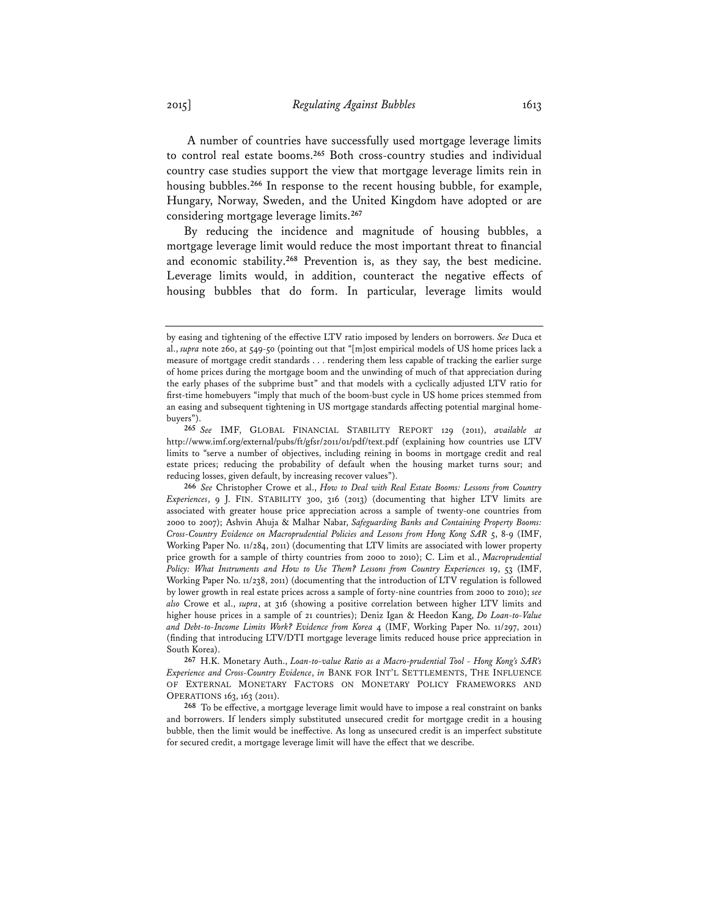A number of countries have successfully used mortgage leverage limits to control real estate booms.[265] Both cross-country studies and individual country case studies support the view that mortgage leverage limits rein in housing bubbles.[266] In response to the recent housing bubble, for example, Hungary, Norway, Sweden, and the United Kingdom have adopted or are considering mortgage leverage limits.[267]

By reducing the incidence and magnitude of housing bubbles, a mortgage leverage limit would reduce the most important threat to financial and economic stability.[268] Prevention is, as they say, the best medicine. Leverage limits would, in addition, counteract the negative effects of housing bubbles that do form. In particular, leverage limits would

---

by easing and tightening of the effective LTV ratio imposed by lenders on borrowers. *See* Duca et al., *supra* note 260, at 549-50 (pointing out that "[m]ost empirical models of US home prices lack a measure of mortgage credit standards . . . rendering them less capable of tracking the earlier surge of home prices during the mortgage boom and the unwinding of much of that appreciation during the early phases of the subprime bust" and that models with a cyclically adjusted LTV ratio for first-time homebuyers "imply that much of the boom-bust cycle in US home prices stemmed from an easing and subsequent tightening in US mortgage standards affecting potential marginal home-buyers").

[265] *See* IMF, GLOBAL FINANCIAL STABILITY REPORT 129 (2011), *available at* http://www.imf.org/external/pubs/ft/gfsr/2011/01/pdf/text.pdf (explaining how countries use LTV limits to "serve a number of objectives, including reining in booms in mortgage credit and real estate prices; reducing the probability of default when the housing market turns sour; and reducing losses, given default, by increasing recover values").

[266] *See* Christopher Crowe et al., *How to Deal with Real Estate Booms: Lessons from Country Experiences*, 9 J. FIN. STABILITY 300, 316 (2013) (documenting that higher LTV limits are associated with greater house price appreciation across a sample of twenty-one countries from 2000 to 2007); Ashvin Ahuja & Malhar Nabar, *Safeguarding Banks and Containing Property Booms: Cross-Country Evidence on Macroprudential Policies and Lessons from Hong Kong SAR* 5, 8-9 (IMF, Working Paper No. 11/284, 2011) (documenting that LTV limits are associated with lower property price growth for a sample of thirty countries from 2000 to 2010); C. Lim et al., *Macroprudential Policy: What Instruments and How to Use Them? Lessons from Country Experiences* 19, 53 (IMF, Working Paper No. 11/238, 2011) (documenting that the introduction of LTV regulation is followed by lower growth in real estate prices across a sample of forty-nine countries from 2000 to 2010); *see also* Crowe et al., *supra*, at 316 (showing a positive correlation between higher LTV limits and higher house prices in a sample of 21 countries); Deniz Igan & Heedon Kang, *Do Loan-to-Value and Debt-to-Income Limits Work? Evidence from Korea* 4 (IMF, Working Paper No. 11/297, 2011) (finding that introducing LTV/DTI mortgage leverage limits reduced house price appreciation in South Korea).

[267] H.K. Monetary Auth., *Loan-to-value Ratio as a Macro-prudential Tool - Hong Kong's SAR's Experience and Cross-Country Evidence*, *in* BANK FOR INT'L SETTLEMENTS, THE INFLUENCE OF EXTERNAL MONETARY FACTORS ON MONETARY POLICY FRAMEWORKS AND OPERATIONS 163, 163 (2011).

[268] To be effective, a mortgage leverage limit would have to impose a real constraint on banks and borrowers. If lenders simply substituted unsecured credit for mortgage credit in a housing bubble, then the limit would be ineffective. As long as unsecured credit is an imperfect substitute for secured credit, a mortgage leverage limit will have the effect that we describe.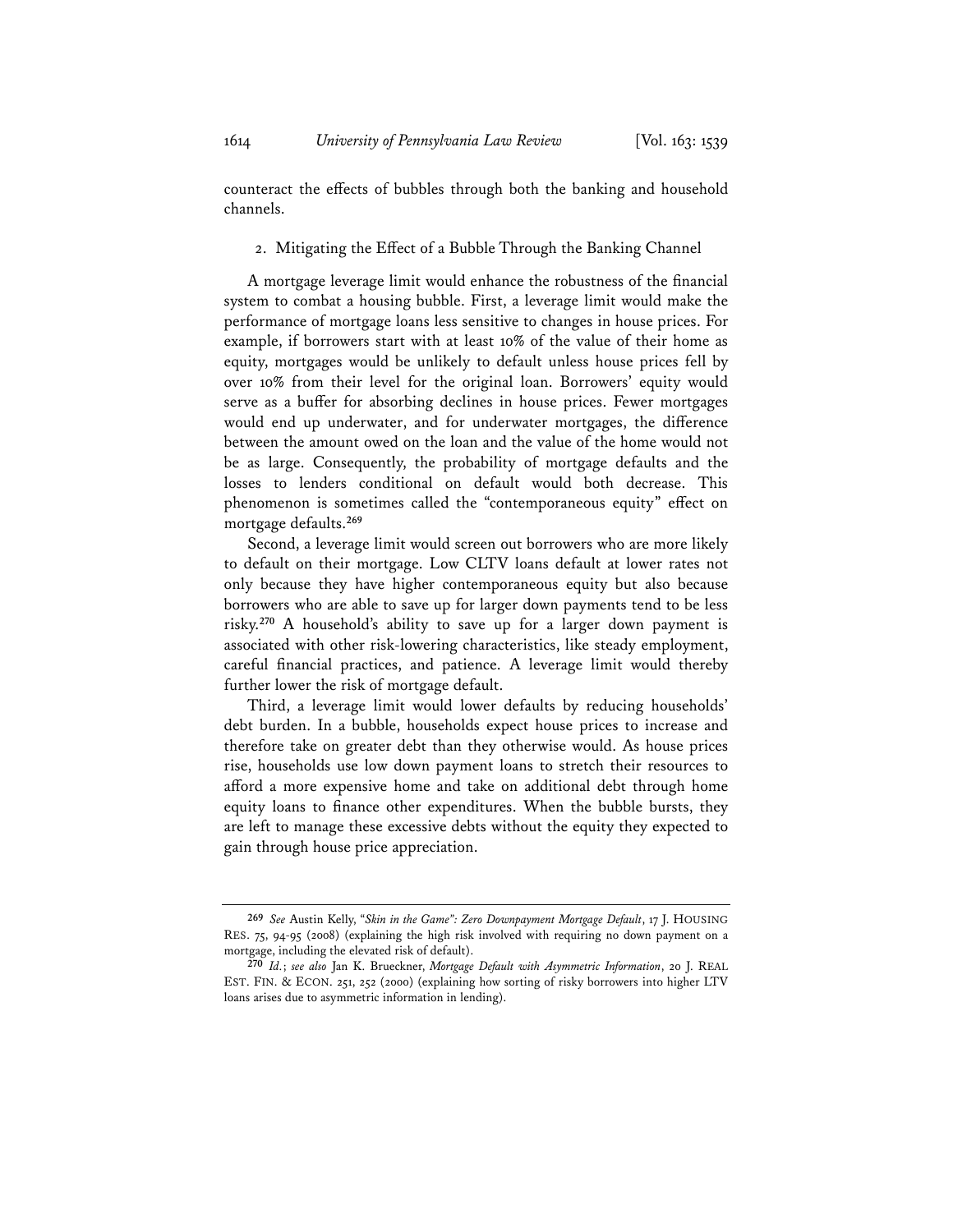counteract the effects of bubbles through both the banking and household channels.

### 2. Mitigating the Effect of a Bubble Through the Banking Channel

A mortgage leverage limit would enhance the robustness of the financial system to combat a housing bubble. First, a leverage limit would make the performance of mortgage loans less sensitive to changes in house prices. For example, if borrowers start with at least 10% of the value of their home as equity, mortgages would be unlikely to default unless house prices fell by over 10% from their level for the original loan. Borrowers' equity would serve as a buffer for absorbing declines in house prices. Fewer mortgages would end up underwater, and for underwater mortgages, the difference between the amount owed on the loan and the value of the home would not be as large. Consequently, the probability of mortgage defaults and the losses to lenders conditional on default would both decrease. This phenomenon is sometimes called the "contemporaneous equity" effect on mortgage defaults.[269]

Second, a leverage limit would screen out borrowers who are more likely to default on their mortgage. Low CLTV loans default at lower rates not only because they have higher contemporaneous equity but also because borrowers who are able to save up for larger down payments tend to be less risky.[270] A household's ability to save up for a larger down payment is associated with other risk-lowering characteristics, like steady employment, careful financial practices, and patience. A leverage limit would thereby further lower the risk of mortgage default.

Third, a leverage limit would lower defaults by reducing households' debt burden. In a bubble, households expect house prices to increase and therefore take on greater debt than they otherwise would. As house prices rise, households use low down payment loans to stretch their resources to afford a more expensive home and take on additional debt through home equity loans to finance other expenditures. When the bubble bursts, they are left to manage these excessive debts without the equity they expected to gain through house price appreciation.

---

[269] *See* Austin Kelly, *"Skin in the Game": Zero Downpayment Mortgage Default*, 17 J. HOUSING RES. 75, 94-95 (2008) (explaining the high risk involved with requiring no down payment on a mortgage, including the elevated risk of default).

[270] *Id.*; *see also* Jan K. Brueckner, *Mortgage Default with Asymmetric Information*, 20 J. REAL EST. FIN. & ECON. 251, 252 (2000) (explaining how sorting of risky borrowers into higher LTV loans arises due to asymmetric information in lending).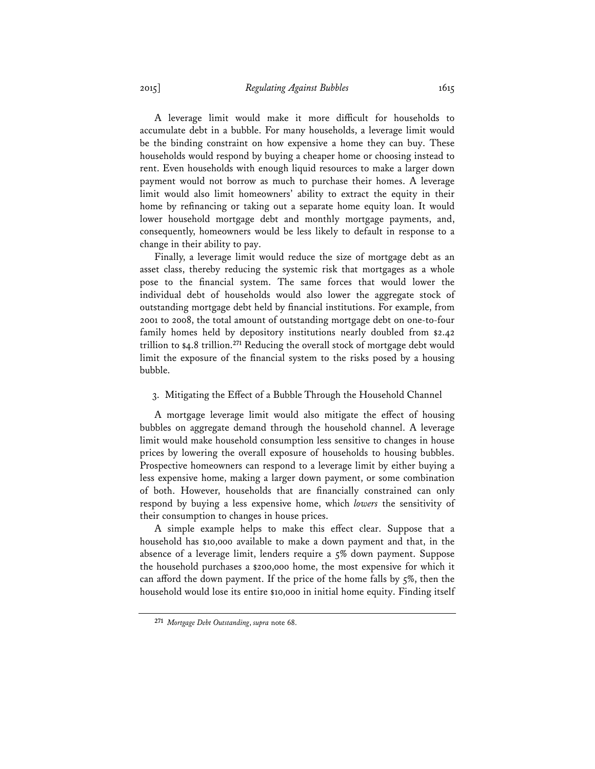A leverage limit would make it more difficult for households to accumulate debt in a bubble. For many households, a leverage limit would be the binding constraint on how expensive a home they can buy. These households would respond by buying a cheaper home or choosing instead to rent. Even households with enough liquid resources to make a larger down payment would not borrow as much to purchase their homes. A leverage limit would also limit homeowners' ability to extract the equity in their home by refinancing or taking out a separate home equity loan. It would lower household mortgage debt and monthly mortgage payments, and, consequently, homeowners would be less likely to default in response to a change in their ability to pay.

Finally, a leverage limit would reduce the size of mortgage debt as an asset class, thereby reducing the systemic risk that mortgages as a whole pose to the financial system. The same forces that would lower the individual debt of households would also lower the aggregate stock of outstanding mortgage debt held by financial institutions. For example, from 2001 to 2008, the total amount of outstanding mortgage debt on one-to-four family homes held by depository institutions nearly doubled from $2.42 trillion to $4.8 trillion.[271] Reducing the overall stock of mortgage debt would limit the exposure of the financial system to the risks posed by a housing bubble.

### 3. Mitigating the Effect of a Bubble Through the Household Channel

A mortgage leverage limit would also mitigate the effect of housing bubbles on aggregate demand through the household channel. A leverage limit would make household consumption less sensitive to changes in house prices by lowering the overall exposure of households to housing bubbles. Prospective homeowners can respond to a leverage limit by either buying a less expensive home, making a larger down payment, or some combination of both. However, households that are financially constrained can only respond by buying a less expensive home, which *lowers* the sensitivity of their consumption to changes in house prices.

A simple example helps to make this effect clear. Suppose that a household has $10,000 available to make a down payment and that, in the absence of a leverage limit, lenders require a 5% down payment. Suppose the household purchases a $200,000 home, the most expensive for which it can afford the down payment. If the price of the home falls by 5%, then the household would lose its entire $10,000 in initial home equity. Finding itself

---

[271] *Mortgage Debt Outstanding*, *supra* note 68.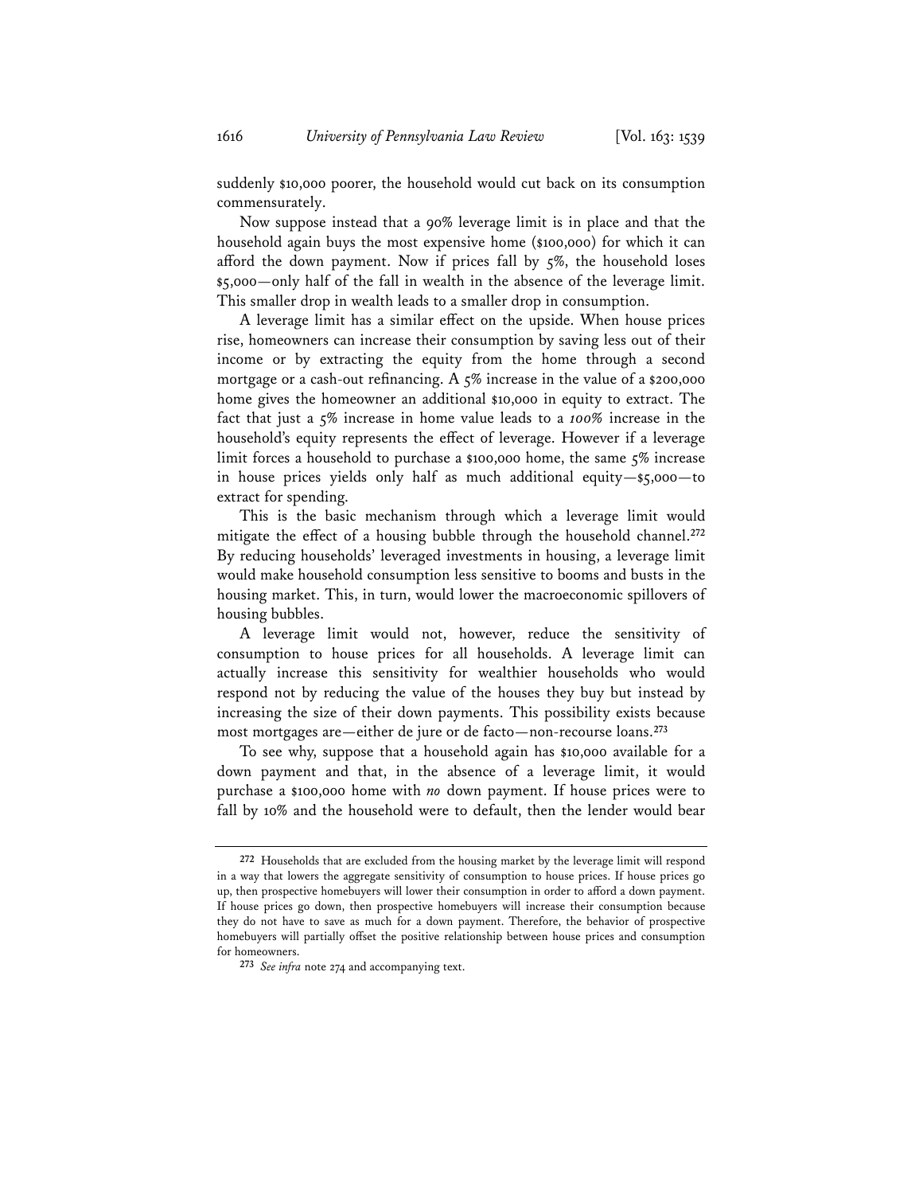suddenly $10,000 poorer, the household would cut back on its consumption commensurately.

Now suppose instead that a 90% leverage limit is in place and that the household again buys the most expensive home ($100,000) for which it can afford the down payment. Now if prices fall by 5%, the household loses $5,000—only half of the fall in wealth in the absence of the leverage limit. This smaller drop in wealth leads to a smaller drop in consumption.

A leverage limit has a similar effect on the upside. When house prices rise, homeowners can increase their consumption by saving less out of their income or by extracting the equity from the home through a second mortgage or a cash-out refinancing. A 5% increase in the value of a $200,000 home gives the homeowner an additional $10,000 in equity to extract. The fact that just a 5% increase in home value leads to a *100%* increase in the household's equity represents the effect of leverage. However if a leverage limit forces a household to purchase a $100,000 home, the same 5% increase in house prices yields only half as much additional equity—$5,000—to extract for spending.

This is the basic mechanism through which a leverage limit would mitigate the effect of a housing bubble through the household channel.[272] By reducing households' leveraged investments in housing, a leverage limit would make household consumption less sensitive to booms and busts in the housing market. This, in turn, would lower the macroeconomic spillovers of housing bubbles.

A leverage limit would not, however, reduce the sensitivity of consumption to house prices for all households. A leverage limit can actually increase this sensitivity for wealthier households who would respond not by reducing the value of the houses they buy but instead by increasing the size of their down payments. This possibility exists because most mortgages are—either de jure or de facto—non-recourse loans.[273]

To see why, suppose that a household again has $10,000 available for a down payment and that, in the absence of a leverage limit, it would purchase a $100,000 home with *no* down payment. If house prices were to fall by 10% and the household were to default, then the lender would bear

---

[272] Households that are excluded from the housing market by the leverage limit will respond in a way that lowers the aggregate sensitivity of consumption to house prices. If house prices go up, then prospective homebuyers will lower their consumption in order to afford a down payment. If house prices go down, then prospective homebuyers will increase their consumption because they do not have to save as much for a down payment. Therefore, the behavior of prospective homebuyers will partially offset the positive relationship between house prices and consumption for homeowners.

[273] *See infra* note 274 and accompanying text.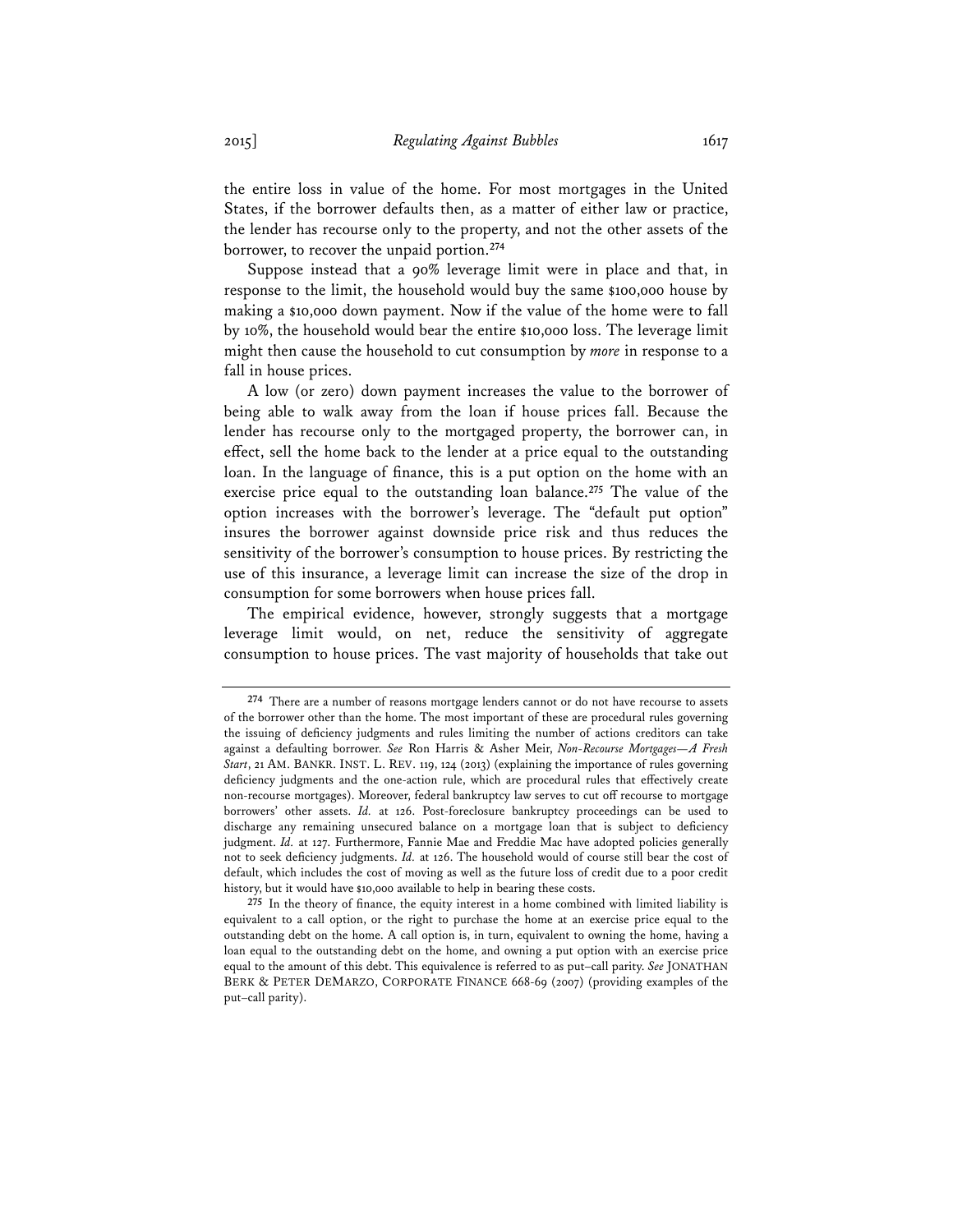the entire loss in value of the home. For most mortgages in the United States, if the borrower defaults then, as a matter of either law or practice, the lender has recourse only to the property, and not the other assets of the borrower, to recover the unpaid portion.[274]

Suppose instead that a 90% leverage limit were in place and that, in response to the limit, the household would buy the same $100,000 house by making a $10,000 down payment. Now if the value of the home were to fall by 10%, the household would bear the entire $10,000 loss. The leverage limit might then cause the household to cut consumption by *more* in response to a fall in house prices.

A low (or zero) down payment increases the value to the borrower of being able to walk away from the loan if house prices fall. Because the lender has recourse only to the mortgaged property, the borrower can, in effect, sell the home back to the lender at a price equal to the outstanding loan. In the language of finance, this is a put option on the home with an exercise price equal to the outstanding loan balance.[275] The value of the option increases with the borrower's leverage. The "default put option" insures the borrower against downside price risk and thus reduces the sensitivity of the borrower's consumption to house prices. By restricting the use of this insurance, a leverage limit can increase the size of the drop in consumption for some borrowers when house prices fall.

The empirical evidence, however, strongly suggests that a mortgage leverage limit would, on net, reduce the sensitivity of aggregate consumption to house prices. The vast majority of households that take out

---

[274] There are a number of reasons mortgage lenders cannot or do not have recourse to assets of the borrower other than the home. The most important of these are procedural rules governing the issuing of deficiency judgments and rules limiting the number of actions creditors can take against a defaulting borrower. *See* Ron Harris & Asher Meir, *Non-Recourse Mortgages—A Fresh Start*, 21 AM. BANKR. INST. L. REV. 119, 124 (2013) (explaining the importance of rules governing deficiency judgments and the one-action rule, which are procedural rules that effectively create non-recourse mortgages). Moreover, federal bankruptcy law serves to cut off recourse to mortgage borrowers' other assets. *Id.* at 126. Post-foreclosure bankruptcy proceedings can be used to discharge any remaining unsecured balance on a mortgage loan that is subject to deficiency judgment. *Id.* at 127. Furthermore, Fannie Mae and Freddie Mac have adopted policies generally not to seek deficiency judgments. *Id.* at 126. The household would of course still bear the cost of default, which includes the cost of moving as well as the future loss of credit due to a poor credit history, but it would have $10,000 available to help in bearing these costs.

[275] In the theory of finance, the equity interest in a home combined with limited liability is equivalent to a call option, or the right to purchase the home at an exercise price equal to the outstanding debt on the home. A call option is, in turn, equivalent to owning the home, having a loan equal to the outstanding debt on the home, and owning a put option with an exercise price equal to the amount of this debt. This equivalence is referred to as put–call parity. *See* JONATHAN BERK & PETER DEMARZO, CORPORATE FINANCE 668-69 (2007) (providing examples of the put–call parity).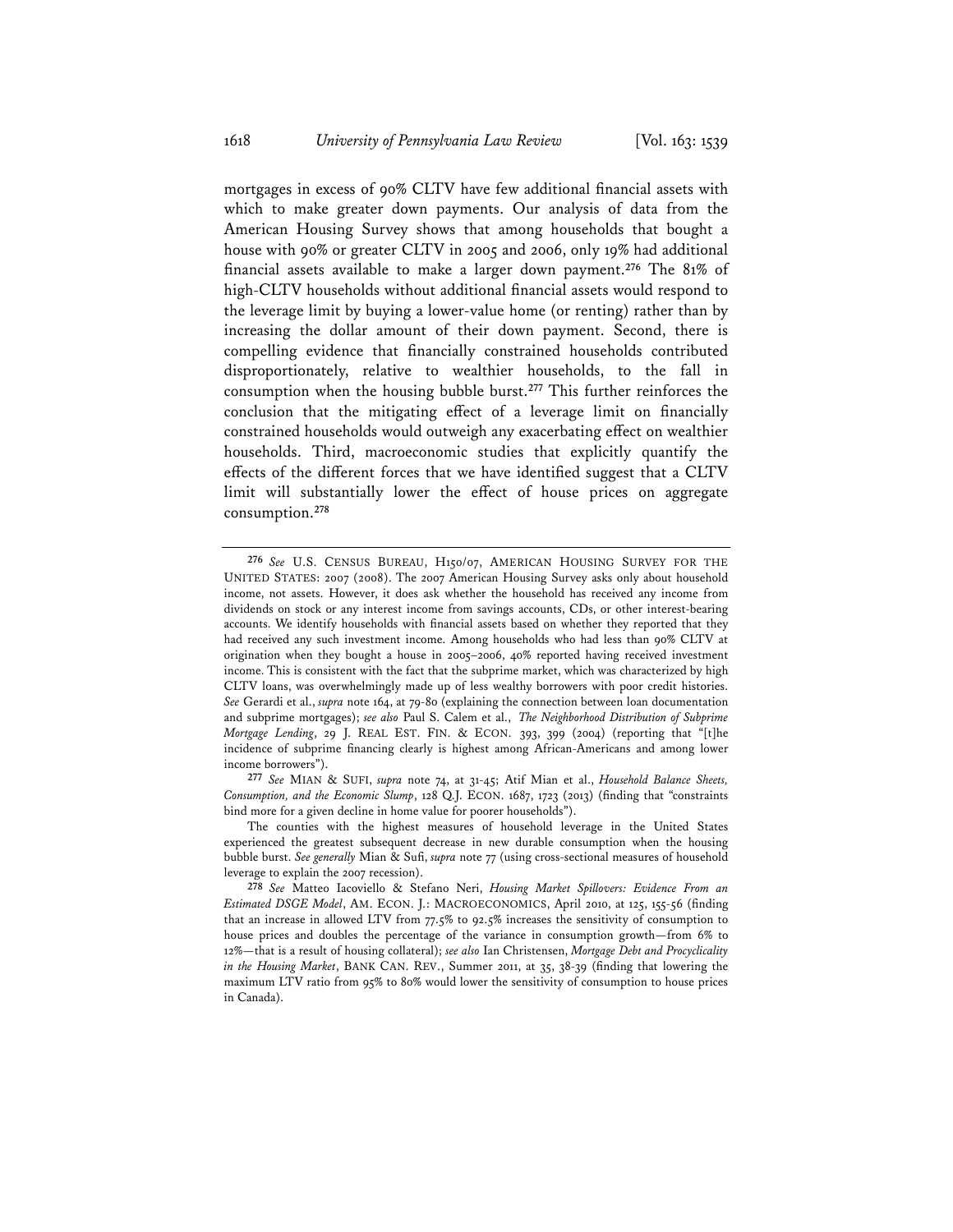mortgages in excess of 90% CLTV have few additional financial assets with which to make greater down payments. Our analysis of data from the American Housing Survey shows that among households that bought a house with 90% or greater CLTV in 2005 and 2006, only 19% had additional financial assets available to make a larger down payment.[276] The 81% of high-CLTV households without additional financial assets would respond to the leverage limit by buying a lower-value home (or renting) rather than by increasing the dollar amount of their down payment. Second, there is compelling evidence that financially constrained households contributed disproportionately, relative to wealthier households, to the fall in consumption when the housing bubble burst.[277] This further reinforces the conclusion that the mitigating effect of a leverage limit on financially constrained households would outweigh any exacerbating effect on wealthier households. Third, macroeconomic studies that explicitly quantify the effects of the different forces that we have identified suggest that a CLTV limit will substantially lower the effect of house prices on aggregate consumption.[278]

---

[276] *See* U.S. CENSUS BUREAU, H150/07, AMERICAN HOUSING SURVEY FOR THE UNITED STATES: 2007 (2008). The 2007 American Housing Survey asks only about household income, not assets. However, it does ask whether the household has received any income from dividends on stock or any interest income from savings accounts, CDs, or other interest-bearing accounts. We identify households with financial assets based on whether they reported that they had received any such investment income. Among households who had less than 90% CLTV at origination when they bought a house in 2005–2006, 40% reported having received investment income. This is consistent with the fact that the subprime market, which was characterized by high CLTV loans, was overwhelmingly made up of less wealthy borrowers with poor credit histories. *See* Gerardi et al., *supra* note 164, at 79-80 (explaining the connection between loan documentation and subprime mortgages); *see also* Paul S. Calem et al., *The Neighborhood Distribution of Subprime Mortgage Lending*, 29 J. REAL EST. FIN. & ECON. 393, 399 (2004) (reporting that "[t]he incidence of subprime financing clearly is highest among African-Americans and among lower income borrowers").

[277] *See* MIAN & SUFI, *supra* note 74, at 31-45; Atif Mian et al., *Household Balance Sheets, Consumption, and the Economic Slump*, 128 Q.J. ECON. 1687, 1723 (2013) (finding that "constraints bind more for a given decline in home value for poorer households").

The counties with the highest measures of household leverage in the United States experienced the greatest subsequent decrease in new durable consumption when the housing bubble burst. *See generally* Mian & Sufi, *supra* note 77 (using cross-sectional measures of household leverage to explain the 2007 recession).

[278] *See* Matteo Iacoviello & Stefano Neri, *Housing Market Spillovers: Evidence From an Estimated DSGE Model*, AM. ECON. J.: MACROECONOMICS, April 2010, at 125, 155-56 (finding that an increase in allowed LTV from 77.5% to 92.5% increases the sensitivity of consumption to house prices and doubles the percentage of the variance in consumption growth—from 6% to 12%—that is a result of housing collateral); *see also* Ian Christensen, *Mortgage Debt and Procyclicality in the Housing Market*, BANK CAN. REV., Summer 2011, at 35, 38-39 (finding that lowering the maximum LTV ratio from 95% to 80% would lower the sensitivity of consumption to house prices in Canada).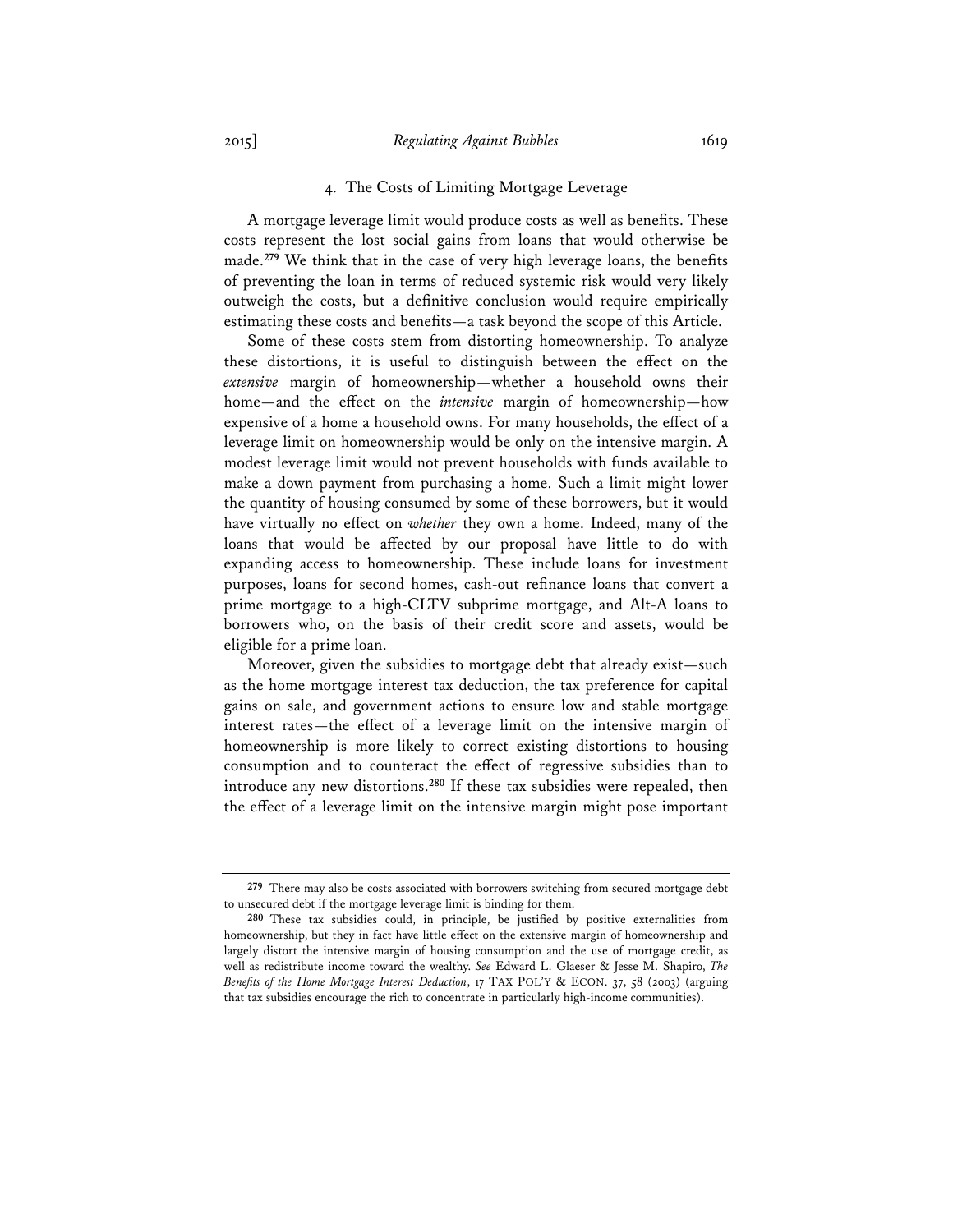#### 4. The Costs of Limiting Mortgage Leverage

A mortgage leverage limit would produce costs as well as benefits. These costs represent the lost social gains from loans that would otherwise be made.[279] We think that in the case of very high leverage loans, the benefits of preventing the loan in terms of reduced systemic risk would very likely outweigh the costs, but a definitive conclusion would require empirically estimating these costs and benefits—a task beyond the scope of this Article.

Some of these costs stem from distorting homeownership. To analyze these distortions, it is useful to distinguish between the effect on the *extensive* margin of homeownership—whether a household owns their home—and the effect on the *intensive* margin of homeownership—how expensive of a home a household owns. For many households, the effect of a leverage limit on homeownership would be only on the intensive margin. A modest leverage limit would not prevent households with funds available to make a down payment from purchasing a home. Such a limit might lower the quantity of housing consumed by some of these borrowers, but it would have virtually no effect on *whether* they own a home. Indeed, many of the loans that would be affected by our proposal have little to do with expanding access to homeownership. These include loans for investment purposes, loans for second homes, cash-out refinance loans that convert a prime mortgage to a high-CLTV subprime mortgage, and Alt-A loans to borrowers who, on the basis of their credit score and assets, would be eligible for a prime loan.

Moreover, given the subsidies to mortgage debt that already exist—such as the home mortgage interest tax deduction, the tax preference for capital gains on sale, and government actions to ensure low and stable mortgage interest rates—the effect of a leverage limit on the intensive margin of homeownership is more likely to correct existing distortions to housing consumption and to counteract the effect of regressive subsidies than to introduce any new distortions.[280] If these tax subsidies were repealed, then the effect of a leverage limit on the intensive margin might pose important

---

[279] There may also be costs associated with borrowers switching from secured mortgage debt to unsecured debt if the mortgage leverage limit is binding for them.

[280] These tax subsidies could, in principle, be justified by positive externalities from homeownership, but they in fact have little effect on the extensive margin of homeownership and largely distort the intensive margin of housing consumption and the use of mortgage credit, as well as redistribute income toward the wealthy. *See* Edward L. Glaeser & Jesse M. Shapiro, *The Benefits of the Home Mortgage Interest Deduction*, 17 TAX POL'Y & ECON. 37, 58 (2003) (arguing that tax subsidies encourage the rich to concentrate in particularly high-income communities).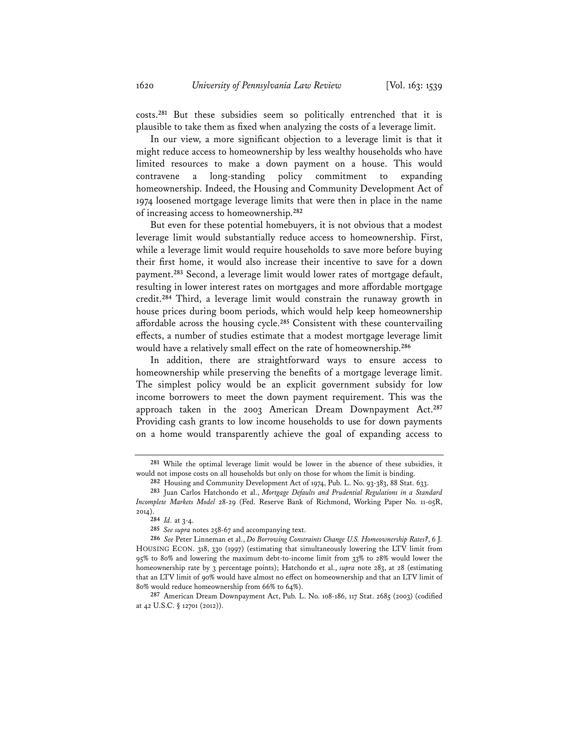costs.[281] But these subsidies seem so politically entrenched that it is plausible to take them as fixed when analyzing the costs of a leverage limit.

In our view, a more significant objection to a leverage limit is that it might reduce access to homeownership by less wealthy households who have limited resources to make a down payment on a house. This would contravene a long-standing policy commitment to expanding homeownership. Indeed, the Housing and Community Development Act of 1974 loosened mortgage leverage limits that were then in place in the name of increasing access to homeownership.[282]

But even for these potential homebuyers, it is not obvious that a modest leverage limit would substantially reduce access to homeownership. First, while a leverage limit would require households to save more before buying their first home, it would also increase their incentive to save for a down payment.[283] Second, a leverage limit would lower rates of mortgage default, resulting in lower interest rates on mortgages and more affordable mortgage credit.[284] Third, a leverage limit would constrain the runaway growth in house prices during boom periods, which would help keep homeownership affordable across the housing cycle.[285] Consistent with these countervailing effects, a number of studies estimate that a modest mortgage leverage limit would have a relatively small effect on the rate of homeownership.[286]

In addition, there are straightforward ways to ensure access to homeownership while preserving the benefits of a mortgage leverage limit. The simplest policy would be an explicit government subsidy for low income borrowers to meet the down payment requirement. This was the approach taken in the 2003 American Dream Downpayment Act.[287] Providing cash grants to low income households to use for down payments on a home would transparently achieve the goal of expanding access to

---

[281] While the optimal leverage limit would be lower in the absence of these subsidies, it would not impose costs on all households but only on those for whom the limit is binding.

[282] Housing and Community Development Act of 1974, Pub. L. No. 93-383, 88 Stat. 633.

[283] Juan Carlos Hatchondo et al., *Mortgage Defaults and Prudential Regulations in a Standard Incomplete Markets Model* 28-29 (Fed. Reserve Bank of Richmond, Working Paper No. 11-05R, 2014).

[284] *Id.* at 3-4.

[285] *See supra* notes 258-67 and accompanying text.

[286] *See* Peter Linneman et al., *Do Borrowing Constraints Change U.S. Homeownership Rates?*, 6 J. HOUSING ECON. 318, 330 (1997) (estimating that simultaneously lowering the LTV limit from 95% to 80% and lowering the maximum debt-to-income limit from 33% to 28% would lower the homeownership rate by 3 percentage points); Hatchondo et al., *supra* note 283, at 28 (estimating that an LTV limit of 90% would have almost no effect on homeownership and that an LTV limit of 80% would reduce homeownership from 66% to 64%).

[287] American Dream Downpayment Act, Pub. L. No. 108-186, 117 Stat. 2685 (2003) (codified at 42 U.S.C. § 12701 (2012)).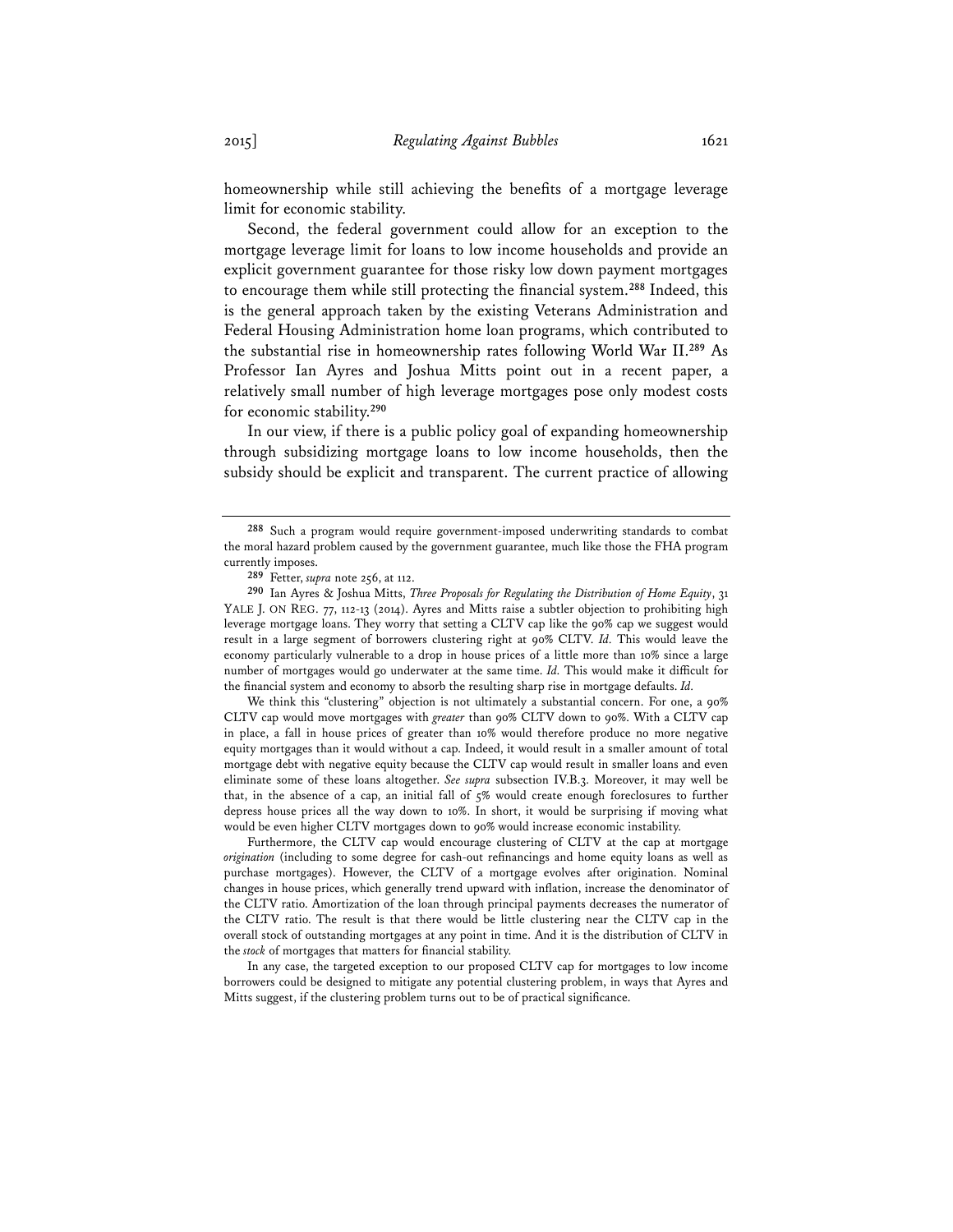homeownership while still achieving the benefits of a mortgage leverage limit for economic stability.

Second, the federal government could allow for an exception to the mortgage leverage limit for loans to low income households and provide an explicit government guarantee for those risky low down payment mortgages to encourage them while still protecting the financial system.[288] Indeed, this is the general approach taken by the existing Veterans Administration and Federal Housing Administration home loan programs, which contributed to the substantial rise in homeownership rates following World War II.[289] As Professor Ian Ayres and Joshua Mitts point out in a recent paper, a relatively small number of high leverage mortgages pose only modest costs for economic stability.[290]

In our view, if there is a public policy goal of expanding homeownership through subsidizing mortgage loans to low income households, then the subsidy should be explicit and transparent. The current practice of allowing

---

[288] Such a program would require government-imposed underwriting standards to combat the moral hazard problem caused by the government guarantee, much like those the FHA program currently imposes.

[289] Fetter, *supra* note 256, at 112.

[290] Ian Ayres & Joshua Mitts, *Three Proposals for Regulating the Distribution of Home Equity*, 31 YALE J. ON REG. 77, 112-13 (2014). Ayres and Mitts raise a subtler objection to prohibiting high leverage mortgage loans. They worry that setting a CLTV cap like the 90% cap we suggest would result in a large segment of borrowers clustering right at 90% CLTV. *Id.* This would leave the economy particularly vulnerable to a drop in house prices of a little more than 10% since a large number of mortgages would go underwater at the same time. *Id.* This would make it difficult for the financial system and economy to absorb the resulting sharp rise in mortgage defaults. *Id.*

We think this "clustering" objection is not ultimately a substantial concern. For one, a 90% CLTV cap would move mortgages with *greater* than 90% CLTV down to 90%. With a CLTV cap in place, a fall in house prices of greater than 10% would therefore produce no more negative equity mortgages than it would without a cap. Indeed, it would result in a smaller amount of total mortgage debt with negative equity because the CLTV cap would result in smaller loans and even eliminate some of these loans altogether. *See supra* subsection IV.B.3. Moreover, it may well be that, in the absence of a cap, an initial fall of 5% would create enough foreclosures to further depress house prices all the way down to 10%. In short, it would be surprising if moving what would be even higher CLTV mortgages down to 90% would increase economic instability.

Furthermore, the CLTV cap would encourage clustering of CLTV at the cap at mortgage *origination* (including to some degree for cash-out refinancings and home equity loans as well as purchase mortgages). However, the CLTV of a mortgage evolves after origination. Nominal changes in house prices, which generally trend upward with inflation, increase the denominator of the CLTV ratio. Amortization of the loan through principal payments decreases the numerator of the CLTV ratio. The result is that there would be little clustering near the CLTV cap in the overall stock of outstanding mortgages at any point in time. And it is the distribution of CLTV in the *stock* of mortgages that matters for financial stability.

In any case, the targeted exception to our proposed CLTV cap for mortgages to low income borrowers could be designed to mitigate any potential clustering problem, in ways that Ayres and Mitts suggest, if the clustering problem turns out to be of practical significance.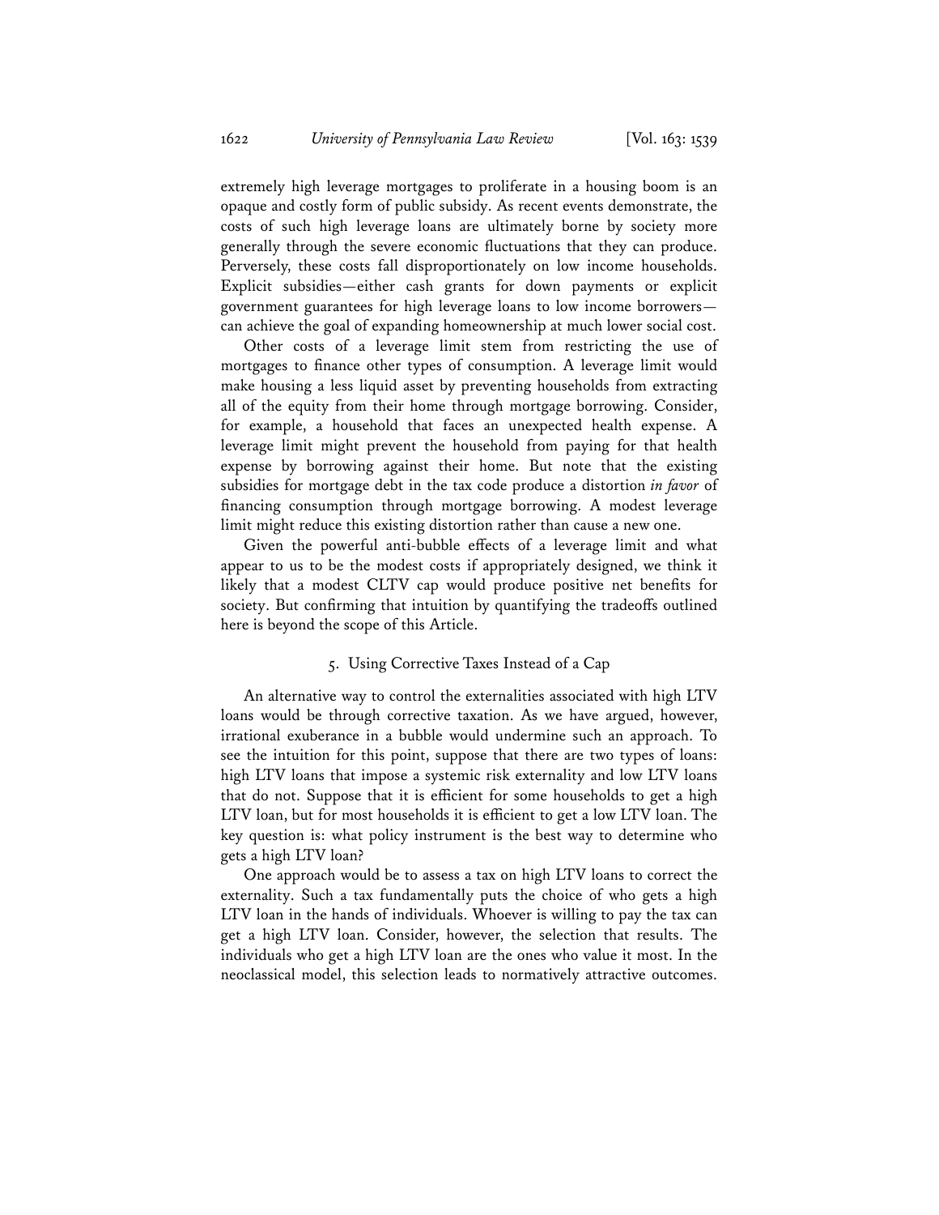extremely high leverage mortgages to proliferate in a housing boom is an opaque and costly form of public subsidy. As recent events demonstrate, the costs of such high leverage loans are ultimately borne by society more generally through the severe economic fluctuations that they can produce. Perversely, these costs fall disproportionately on low income households. Explicit subsidies—either cash grants for down payments or explicit government guarantees for high leverage loans to low income borrowers—can achieve the goal of expanding homeownership at much lower social cost.

Other costs of a leverage limit stem from restricting the use of mortgages to finance other types of consumption. A leverage limit would make housing a less liquid asset by preventing households from extracting all of the equity from their home through mortgage borrowing. Consider, for example, a household that faces an unexpected health expense. A leverage limit might prevent the household from paying for that health expense by borrowing against their home. But note that the existing subsidies for mortgage debt in the tax code produce a distortion *in favor* of financing consumption through mortgage borrowing. A modest leverage limit might reduce this existing distortion rather than cause a new one.

Given the powerful anti-bubble effects of a leverage limit and what appear to us to be the modest costs if appropriately designed, we think it likely that a modest CLTV cap would produce positive net benefits for society. But confirming that intuition by quantifying the tradeoffs outlined here is beyond the scope of this Article.

### 5. Using Corrective Taxes Instead of a Cap

An alternative way to control the externalities associated with high LTV loans would be through corrective taxation. As we have argued, however, irrational exuberance in a bubble would undermine such an approach. To see the intuition for this point, suppose that there are two types of loans: high LTV loans that impose a systemic risk externality and low LTV loans that do not. Suppose that it is efficient for some households to get a high LTV loan, but for most households it is efficient to get a low LTV loan. The key question is: what policy instrument is the best way to determine who gets a high LTV loan?

One approach would be to assess a tax on high LTV loans to correct the externality. Such a tax fundamentally puts the choice of who gets a high LTV loan in the hands of individuals. Whoever is willing to pay the tax can get a high LTV loan. Consider, however, the selection that results. The individuals who get a high LTV loan are the ones who value it most. In the neoclassical model, this selection leads to normatively attractive outcomes.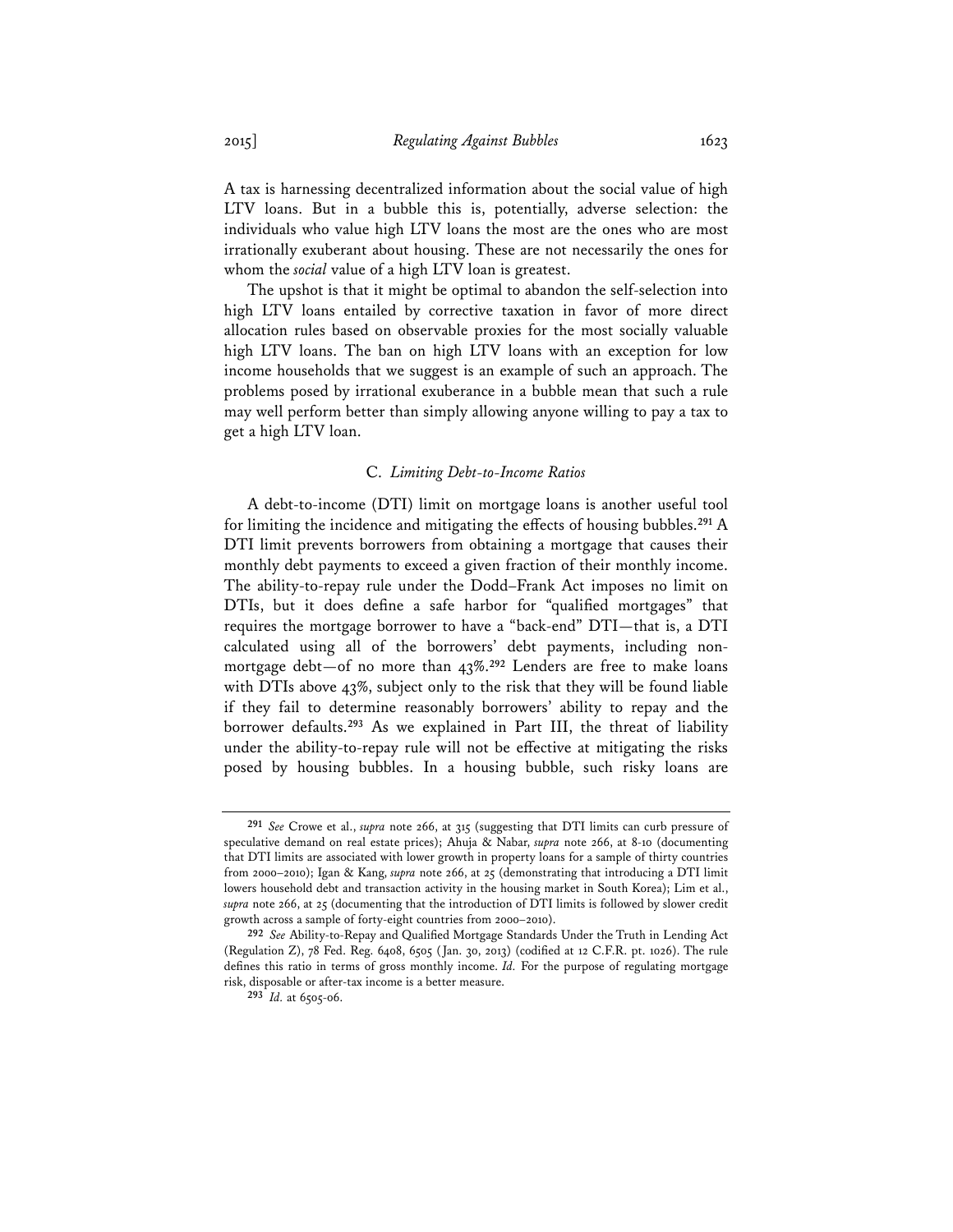A tax is harnessing decentralized information about the social value of high LTV loans. But in a bubble this is, potentially, adverse selection: the individuals who value high LTV loans the most are the ones who are most irrationally exuberant about housing. These are not necessarily the ones for whom the *social* value of a high LTV loan is greatest.

The upshot is that it might be optimal to abandon the self-selection into high LTV loans entailed by corrective taxation in favor of more direct allocation rules based on observable proxies for the most socially valuable high LTV loans. The ban on high LTV loans with an exception for low income households that we suggest is an example of such an approach. The problems posed by irrational exuberance in a bubble mean that such a rule may well perform better than simply allowing anyone willing to pay a tax to get a high LTV loan.

### C. *Limiting Debt-to-Income Ratios*

A debt-to-income (DTI) limit on mortgage loans is another useful tool for limiting the incidence and mitigating the effects of housing bubbles.[291] A DTI limit prevents borrowers from obtaining a mortgage that causes their monthly debt payments to exceed a given fraction of their monthly income. The ability-to-repay rule under the Dodd–Frank Act imposes no limit on DTIs, but it does define a safe harbor for "qualified mortgages" that requires the mortgage borrower to have a "back-end" DTI—that is, a DTI calculated using all of the borrowers' debt payments, including non-mortgage debt—of no more than 43%.[292] Lenders are free to make loans with DTIs above 43%, subject only to the risk that they will be found liable if they fail to determine reasonably borrowers' ability to repay and the borrower defaults.[293] As we explained in Part III, the threat of liability under the ability-to-repay rule will not be effective at mitigating the risks posed by housing bubbles. In a housing bubble, such risky loans are

---

[291] *See* Crowe et al., *supra* note 266, at 315 (suggesting that DTI limits can curb pressure of speculative demand on real estate prices); Ahuja & Nabar, *supra* note 266, at 8-10 (documenting that DTI limits are associated with lower growth in property loans for a sample of thirty countries from 2000–2010); Igan & Kang, *supra* note 266, at 25 (demonstrating that introducing a DTI limit lowers household debt and transaction activity in the housing market in South Korea); Lim et al., *supra* note 266, at 25 (documenting that the introduction of DTI limits is followed by slower credit growth across a sample of forty-eight countries from 2000–2010).

[292] *See* Ability-to-Repay and Qualified Mortgage Standards Under the Truth in Lending Act (Regulation Z), 78 Fed. Reg. 6408, 6505 (Jan. 30, 2013) (codified at 12 C.F.R. pt. 1026). The rule defines this ratio in terms of gross monthly income. *Id.* For the purpose of regulating mortgage risk, disposable or after-tax income is a better measure.

[293] *Id.* at 6505-06.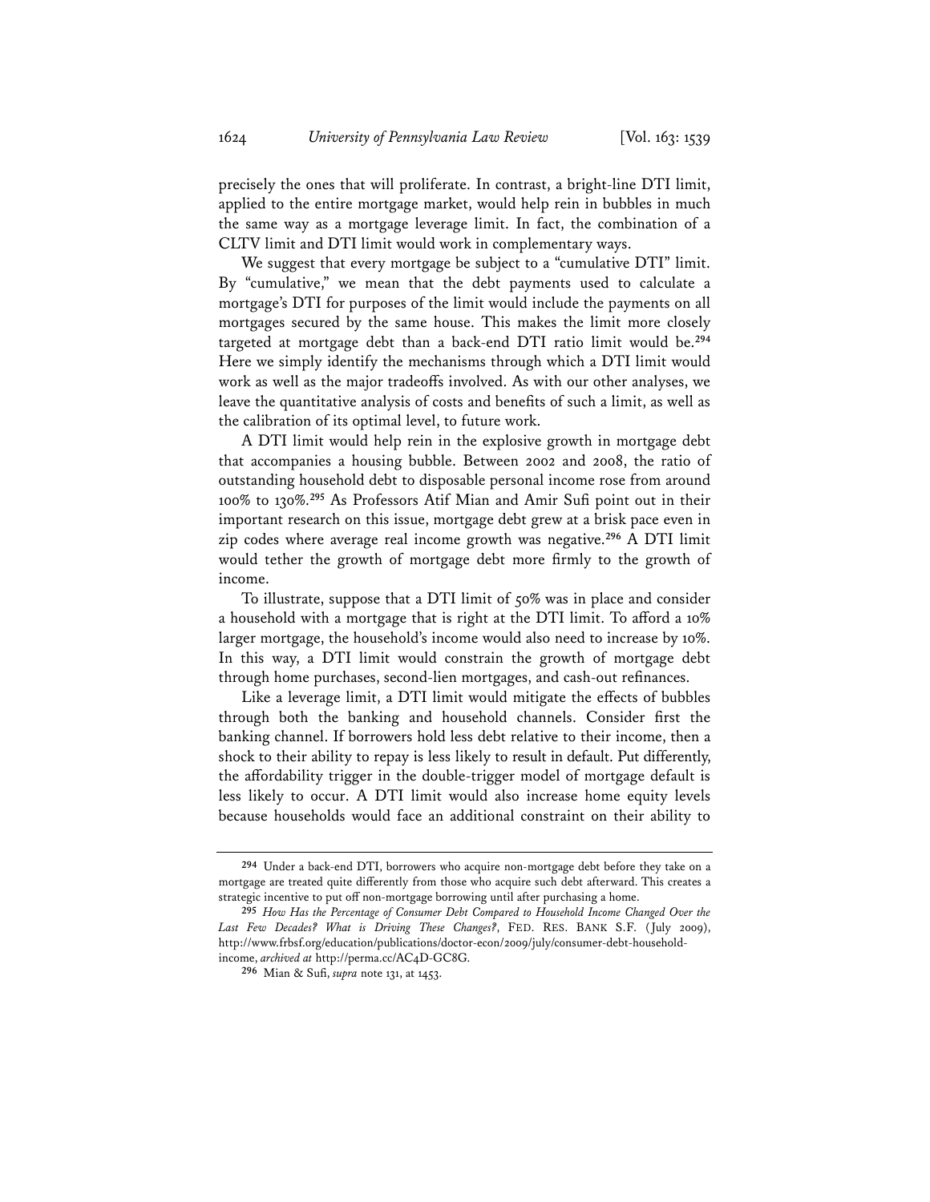precisely the ones that will proliferate. In contrast, a bright-line DTI limit, applied to the entire mortgage market, would help rein in bubbles in much the same way as a mortgage leverage limit. In fact, the combination of a CLTV limit and DTI limit would work in complementary ways.

We suggest that every mortgage be subject to a "cumulative DTI" limit. By "cumulative," we mean that the debt payments used to calculate a mortgage's DTI for purposes of the limit would include the payments on all mortgages secured by the same house. This makes the limit more closely targeted at mortgage debt than a back-end DTI ratio limit would be.[294] Here we simply identify the mechanisms through which a DTI limit would work as well as the major tradeoffs involved. As with our other analyses, we leave the quantitative analysis of costs and benefits of such a limit, as well as the calibration of its optimal level, to future work.

A DTI limit would help rein in the explosive growth in mortgage debt that accompanies a housing bubble. Between 2002 and 2008, the ratio of outstanding household debt to disposable personal income rose from around 100% to 130%.[295] As Professors Atif Mian and Amir Sufi point out in their important research on this issue, mortgage debt grew at a brisk pace even in zip codes where average real income growth was negative.[296] A DTI limit would tether the growth of mortgage debt more firmly to the growth of income.

To illustrate, suppose that a DTI limit of 50% was in place and consider a household with a mortgage that is right at the DTI limit. To afford a 10% larger mortgage, the household's income would also need to increase by 10%. In this way, a DTI limit would constrain the growth of mortgage debt through home purchases, second-lien mortgages, and cash-out refinances.

Like a leverage limit, a DTI limit would mitigate the effects of bubbles through both the banking and household channels. Consider first the banking channel. If borrowers hold less debt relative to their income, then a shock to their ability to repay is less likely to result in default. Put differently, the affordability trigger in the double-trigger model of mortgage default is less likely to occur. A DTI limit would also increase home equity levels because households would face an additional constraint on their ability to

---

[294] Under a back-end DTI, borrowers who acquire non-mortgage debt before they take on a mortgage are treated quite differently from those who acquire such debt afterward. This creates a strategic incentive to put off non-mortgage borrowing until after purchasing a home.

[295] *How Has the Percentage of Consumer Debt Compared to Household Income Changed Over the Last Few Decades? What is Driving These Changes?*, FED. RES. BANK S.F. (July 2009), http://www.frbsf.org/education/publications/doctor-econ/2009/july/consumer-debt-household-income, *archived at* http://perma.cc/AC4D-GC8G.

[296] Mian & Sufi, *supra* note 131, at 1453.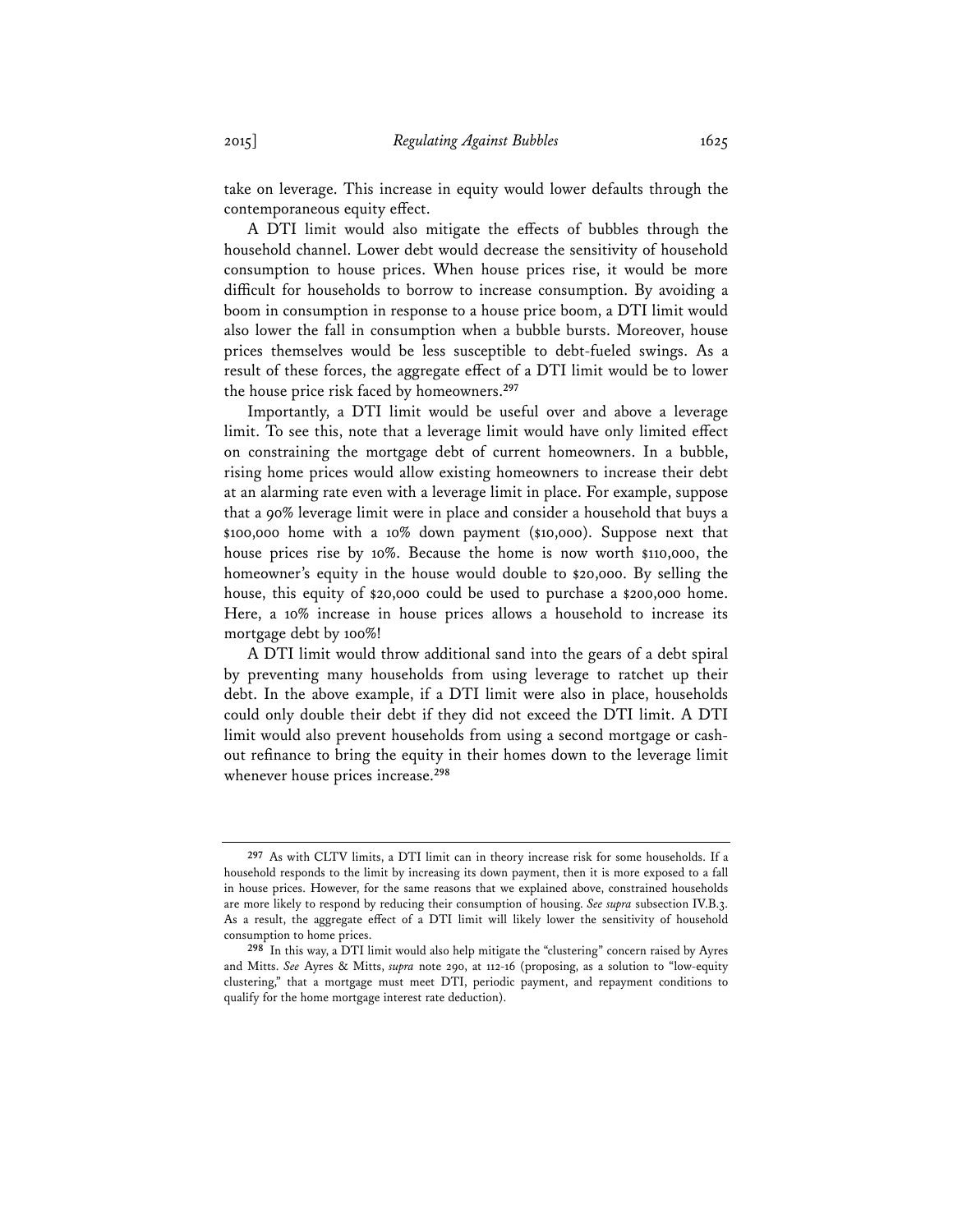take on leverage. This increase in equity would lower defaults through the contemporaneous equity effect.

A DTI limit would also mitigate the effects of bubbles through the household channel. Lower debt would decrease the sensitivity of household consumption to house prices. When house prices rise, it would be more difficult for households to borrow to increase consumption. By avoiding a boom in consumption in response to a house price boom, a DTI limit would also lower the fall in consumption when a bubble bursts. Moreover, house prices themselves would be less susceptible to debt-fueled swings. As a result of these forces, the aggregate effect of a DTI limit would be to lower the house price risk faced by homeowners.[297]

Importantly, a DTI limit would be useful over and above a leverage limit. To see this, note that a leverage limit would have only limited effect on constraining the mortgage debt of current homeowners. In a bubble, rising home prices would allow existing homeowners to increase their debt at an alarming rate even with a leverage limit in place. For example, suppose that a 90% leverage limit were in place and consider a household that buys a $100,000 home with a 10% down payment ($10,000). Suppose next that house prices rise by 10%. Because the home is now worth $110,000, the homeowner's equity in the house would double to $20,000. By selling the house, this equity of $20,000 could be used to purchase a $200,000 home. Here, a 10% increase in house prices allows a household to increase its mortgage debt by 100%!

A DTI limit would throw additional sand into the gears of a debt spiral by preventing many households from using leverage to ratchet up their debt. In the above example, if a DTI limit were also in place, households could only double their debt if they did not exceed the DTI limit. A DTI limit would also prevent households from using a second mortgage or cash-out refinance to bring the equity in their homes down to the leverage limit whenever house prices increase.[298]

---

[297] As with CLTV limits, a DTI limit can in theory increase risk for some households. If a household responds to the limit by increasing its down payment, then it is more exposed to a fall in house prices. However, for the same reasons that we explained above, constrained households are more likely to respond by reducing their consumption of housing. *See supra* subsection IV.B.3. As a result, the aggregate effect of a DTI limit will likely lower the sensitivity of household consumption to home prices.

[298] In this way, a DTI limit would also help mitigate the "clustering" concern raised by Ayres and Mitts. *See* Ayres & Mitts, *supra* note 290, at 112-16 (proposing, as a solution to "low-equity clustering," that a mortgage must meet DTI, periodic payment, and repayment conditions to qualify for the home mortgage interest rate deduction).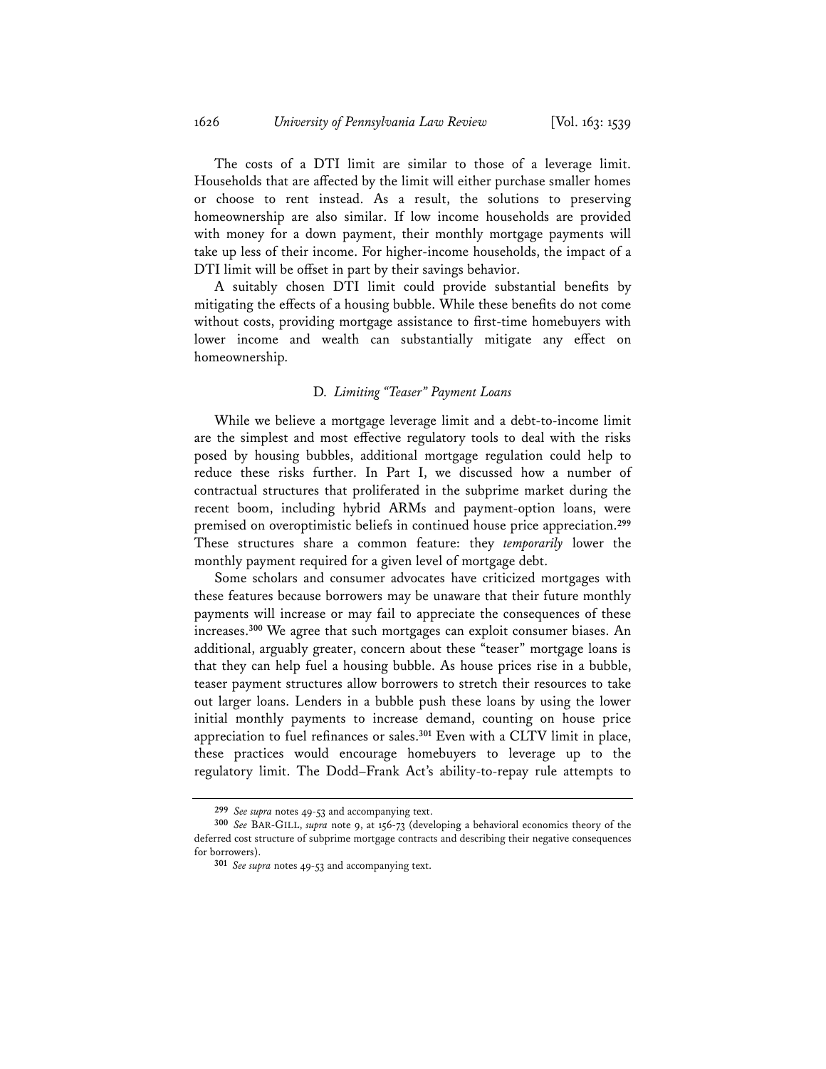The costs of a DTI limit are similar to those of a leverage limit. Households that are affected by the limit will either purchase smaller homes or choose to rent instead. As a result, the solutions to preserving homeownership are also similar. If low income households are provided with money for a down payment, their monthly mortgage payments will take up less of their income. For higher-income households, the impact of a DTI limit will be offset in part by their savings behavior.

A suitably chosen DTI limit could provide substantial benefits by mitigating the effects of a housing bubble. While these benefits do not come without costs, providing mortgage assistance to first-time homebuyers with lower income and wealth can substantially mitigate any effect on homeownership.

### D. *Limiting "Teaser" Payment Loans*

While we believe a mortgage leverage limit and a debt-to-income limit are the simplest and most effective regulatory tools to deal with the risks posed by housing bubbles, additional mortgage regulation could help to reduce these risks further. In Part I, we discussed how a number of contractual structures that proliferated in the subprime market during the recent boom, including hybrid ARMs and payment-option loans, were premised on overoptimistic beliefs in continued house price appreciation.[299] These structures share a common feature: they *temporarily* lower the monthly payment required for a given level of mortgage debt.

Some scholars and consumer advocates have criticized mortgages with these features because borrowers may be unaware that their future monthly payments will increase or may fail to appreciate the consequences of these increases.[300] We agree that such mortgages can exploit consumer biases. An additional, arguably greater, concern about these "teaser" mortgage loans is that they can help fuel a housing bubble. As house prices rise in a bubble, teaser payment structures allow borrowers to stretch their resources to take out larger loans. Lenders in a bubble push these loans by using the lower initial monthly payments to increase demand, counting on house price appreciation to fuel refinances or sales.[301] Even with a CLTV limit in place, these practices would encourage homebuyers to leverage up to the regulatory limit. The Dodd–Frank Act's ability-to-repay rule attempts to

---

[299] *See supra* notes 49-53 and accompanying text.

[300] *See* BAR-GILL, *supra* note 9, at 156-73 (developing a behavioral economics theory of the deferred cost structure of subprime mortgage contracts and describing their negative consequences for borrowers).

[301] *See supra* notes 49-53 and accompanying text.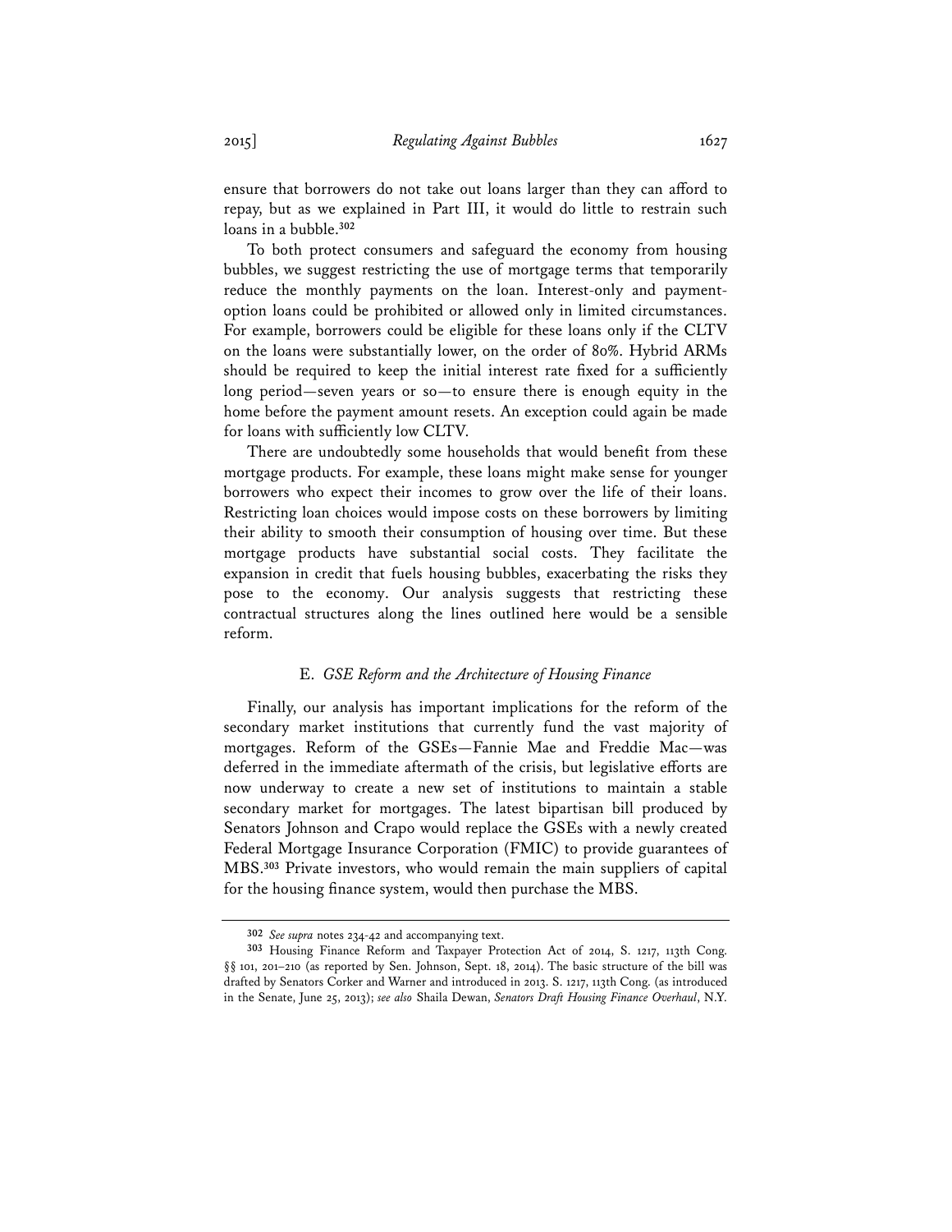ensure that borrowers do not take out loans larger than they can afford to repay, but as we explained in Part III, it would do little to restrain such loans in a bubble.[302]

To both protect consumers and safeguard the economy from housing bubbles, we suggest restricting the use of mortgage terms that temporarily reduce the monthly payments on the loan. Interest-only and payment-option loans could be prohibited or allowed only in limited circumstances. For example, borrowers could be eligible for these loans only if the CLTV on the loans were substantially lower, on the order of 80%. Hybrid ARMs should be required to keep the initial interest rate fixed for a sufficiently long period—seven years or so—to ensure there is enough equity in the home before the payment amount resets. An exception could again be made for loans with sufficiently low CLTV.

There are undoubtedly some households that would benefit from these mortgage products. For example, these loans might make sense for younger borrowers who expect their incomes to grow over the life of their loans. Restricting loan choices would impose costs on these borrowers by limiting their ability to smooth their consumption of housing over time. But these mortgage products have substantial social costs. They facilitate the expansion in credit that fuels housing bubbles, exacerbating the risks they pose to the economy. Our analysis suggests that restricting these contractual structures along the lines outlined here would be a sensible reform.

### E. *GSE Reform and the Architecture of Housing Finance*

Finally, our analysis has important implications for the reform of the secondary market institutions that currently fund the vast majority of mortgages. Reform of the GSEs—Fannie Mae and Freddie Mac—was deferred in the immediate aftermath of the crisis, but legislative efforts are now underway to create a new set of institutions to maintain a stable secondary market for mortgages. The latest bipartisan bill produced by Senators Johnson and Crapo would replace the GSEs with a newly created Federal Mortgage Insurance Corporation (FMIC) to provide guarantees of MBS.[303] Private investors, who would remain the main suppliers of capital for the housing finance system, would then purchase the MBS.

---

[302] *See supra* notes 234-42 and accompanying text.

[303] Housing Finance Reform and Taxpayer Protection Act of 2014, S. 1217, 113th Cong. §§ 101, 201–210 (as reported by Sen. Johnson, Sept. 18, 2014). The basic structure of the bill was drafted by Senators Corker and Warner and introduced in 2013. S. 1217, 113th Cong. (as introduced in the Senate, June 25, 2013); *see also* Shaila Dewan, *Senators Draft Housing Finance Overhaul*, N.Y.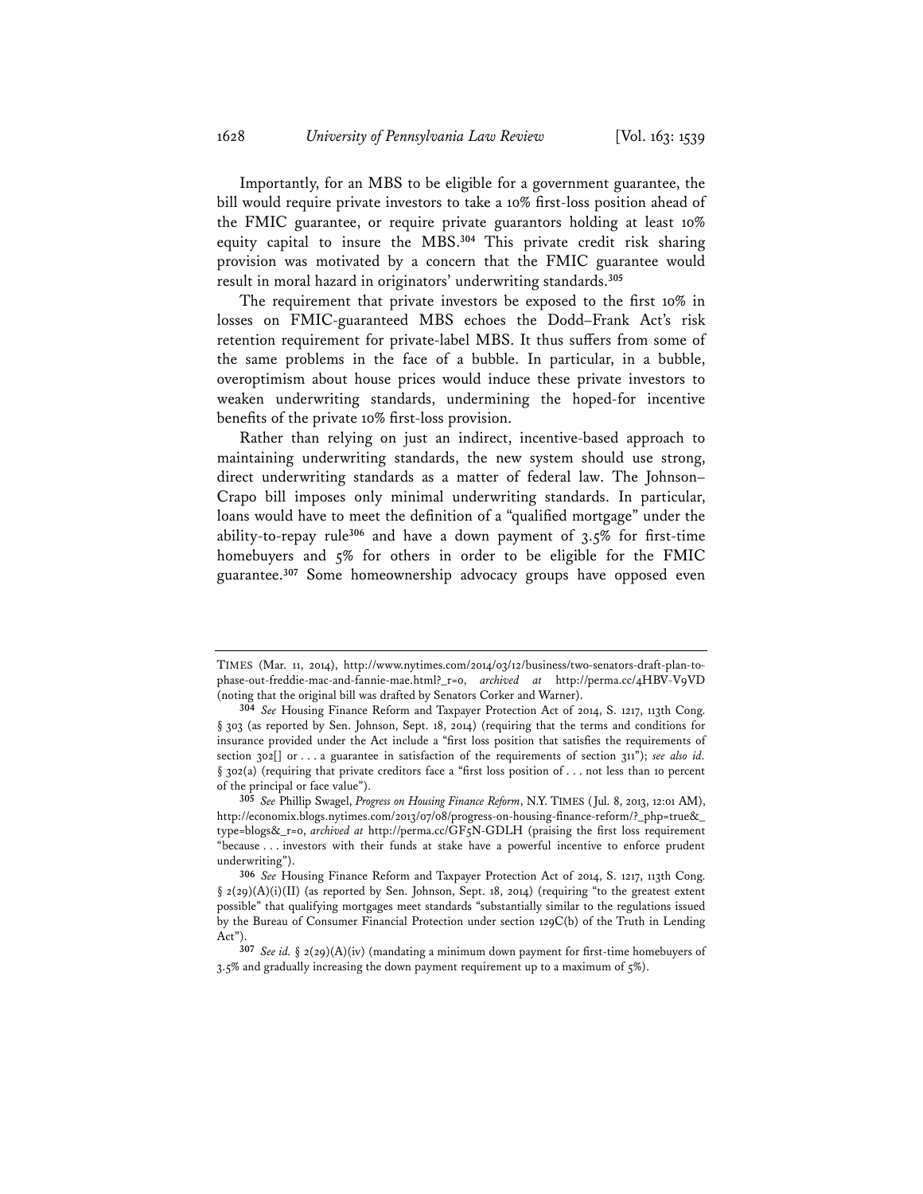Importantly, for an MBS to be eligible for a government guarantee, the bill would require private investors to take a 10% first-loss position ahead of the FMIC guarantee, or require private guarantors holding at least 10% equity capital to insure the MBS.[304] This private credit risk sharing provision was motivated by a concern that the FMIC guarantee would result in moral hazard in originators' underwriting standards.[305]

The requirement that private investors be exposed to the first 10% in losses on FMIC-guaranteed MBS echoes the Dodd–Frank Act's risk retention requirement for private-label MBS. It thus suffers from some of the same problems in the face of a bubble. In particular, in a bubble, overoptimism about house prices would induce these private investors to weaken underwriting standards, undermining the hoped-for incentive benefits of the private 10% first-loss provision.

Rather than relying on just an indirect, incentive-based approach to maintaining underwriting standards, the new system should use strong, direct underwriting standards as a matter of federal law. The Johnson–Crapo bill imposes only minimal underwriting standards. In particular, loans would have to meet the definition of a "qualified mortgage" under the ability-to-repay rule[306] and have a down payment of 3.5% for first-time homebuyers and 5% for others in order to be eligible for the FMIC guarantee.[307] Some homeownership advocacy groups have opposed even

---

TIMES (Mar. 11, 2014), http://www.nytimes.com/2014/03/12/business/two-senators-draft-plan-to-phase-out-freddie-mac-and-fannie-mae.html?_r=0, *archived at* http://perma.cc/4HBV-V9VD (noting that the original bill was drafted by Senators Corker and Warner).

[304] *See* Housing Finance Reform and Taxpayer Protection Act of 2014, S. 1217, 113th Cong. § 303 (as reported by Sen. Johnson, Sept. 18, 2014) (requiring that the terms and conditions for insurance provided under the Act include a "first loss position that satisfies the requirements of section 302[] or . . . a guarantee in satisfaction of the requirements of section 311"); *see also id.* § 302(a) (requiring that private creditors face a "first loss position of . . . not less than 10 percent of the principal or face value").

[305] *See* Phillip Swagel, *Progress on Housing Finance Reform*, N.Y. TIMES (Jul. 8, 2013, 12:01 AM), http://economix.blogs.nytimes.com/2013/07/08/progress-on-housing-finance-reform/?_php=true&_type=blogs&_r=0, *archived at* http://perma.cc/GF5N-GDLH (praising the first loss requirement "because . . . investors with their funds at stake have a powerful incentive to enforce prudent underwriting").

[306] *See* Housing Finance Reform and Taxpayer Protection Act of 2014, S. 1217, 113th Cong. § 2(29)(A)(i)(II) (as reported by Sen. Johnson, Sept. 18, 2014) (requiring "to the greatest extent possible" that qualifying mortgages meet standards "substantially similar to the regulations issued by the Bureau of Consumer Financial Protection under section 129C(b) of the Truth in Lending Act").

[307] *See id.* § 2(29)(A)(iv) (mandating a minimum down payment for first-time homebuyers of 3.5% and gradually increasing the down payment requirement up to a maximum of 5%).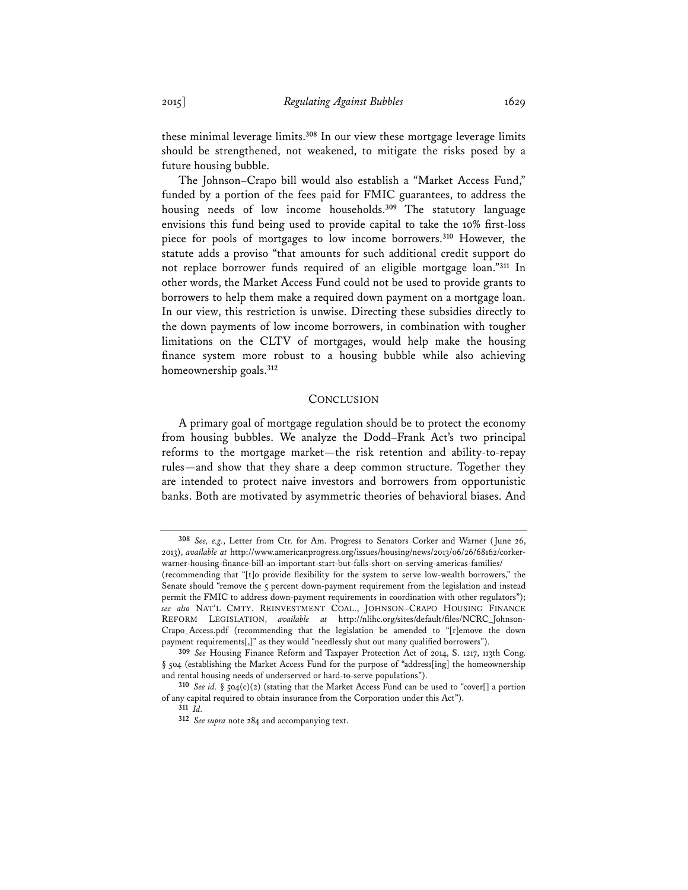these minimal leverage limits.[308] In our view these mortgage leverage limits should be strengthened, not weakened, to mitigate the risks posed by a future housing bubble.

The Johnson–Crapo bill would also establish a "Market Access Fund," funded by a portion of the fees paid for FMIC guarantees, to address the housing needs of low income households.[309] The statutory language envisions this fund being used to provide capital to take the 10% first-loss piece for pools of mortgages to low income borrowers.[310] However, the statute adds a proviso "that amounts for such additional credit support do not replace borrower funds required of an eligible mortgage loan."[311] In other words, the Market Access Fund could not be used to provide grants to borrowers to help them make a required down payment on a mortgage loan. In our view, this restriction is unwise. Directing these subsidies directly to the down payments of low income borrowers, in combination with tougher limitations on the CLTV of mortgages, would help make the housing finance system more robust to a housing bubble while also achieving homeownership goals.[312]

## CONCLUSION

A primary goal of mortgage regulation should be to protect the economy from housing bubbles. We analyze the Dodd–Frank Act's two principal reforms to the mortgage market—the risk retention and ability-to-repay rules—and show that they share a deep common structure. Together they are intended to protect naive investors and borrowers from opportunistic banks. Both are motivated by asymmetric theories of behavioral biases. And

---

[308] *See, e.g.*, Letter from Ctr. for Am. Progress to Senators Corker and Warner (June 26, 2013), *available at* http://www.americanprogress.org/issues/housing/news/2013/06/26/68162/corker-warner-housing-finance-bill-an-important-start-but-falls-short-on-serving-americas-families/ (recommending that "[t]o provide flexibility for the system to serve low-wealth borrowers," the Senate should "remove the 5 percent down-payment requirement from the legislation and instead permit the FMIC to address down-payment requirements in coordination with other regulators"); *see also* NAT'L CMTY. REINVESTMENT COAL., JOHNSON–CRAPO HOUSING FINANCE REFORM LEGISLATION, *available at* http://nlihc.org/sites/default/files/NCRC_Johnson-Crapo_Access.pdf (recommending that the legislation be amended to "[r]emove the down payment requirements[,]" as they would "needlessly shut out many qualified borrowers").

[309] *See* Housing Finance Reform and Taxpayer Protection Act of 2014, S. 1217, 113th Cong. § 504 (establishing the Market Access Fund for the purpose of "address[ing] the homeownership and rental housing needs of underserved or hard-to-serve populations").

[310] *See id.* § 504(c)(2) (stating that the Market Access Fund can be used to "cover[] a portion of any capital required to obtain insurance from the Corporation under this Act").

[311] *Id.*

[312] *See supra* note 284 and accompanying text.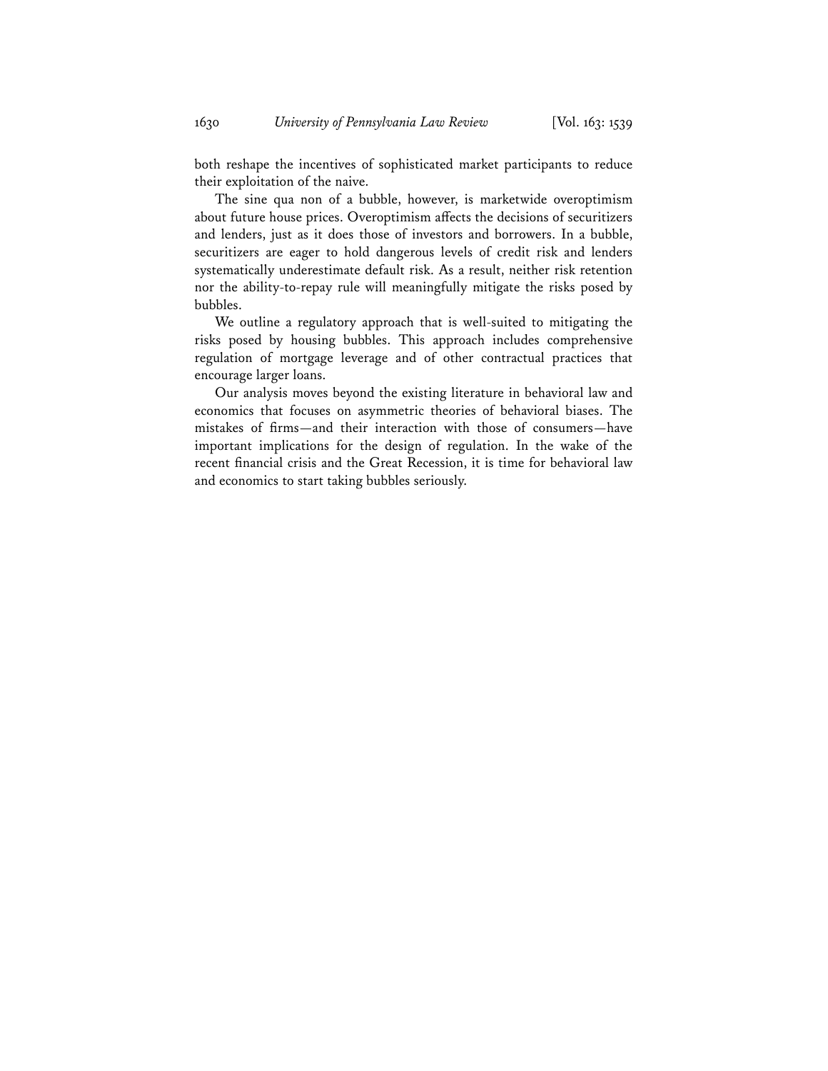both reshape the incentives of sophisticated market participants to reduce their exploitation of the naive.

The sine qua non of a bubble, however, is marketwide overoptimism about future house prices. Overoptimism affects the decisions of securitizers and lenders, just as it does those of investors and borrowers. In a bubble, securitizers are eager to hold dangerous levels of credit risk and lenders systematically underestimate default risk. As a result, neither risk retention nor the ability-to-repay rule will meaningfully mitigate the risks posed by bubbles.

We outline a regulatory approach that is well-suited to mitigating the risks posed by housing bubbles. This approach includes comprehensive regulation of mortgage leverage and of other contractual practices that encourage larger loans.

Our analysis moves beyond the existing literature in behavioral law and economics that focuses on asymmetric theories of behavioral biases. The mistakes of firms—and their interaction with those of consumers—have important implications for the design of regulation. In the wake of the recent financial crisis and the Great Recession, it is time for behavioral law and economics to start taking bubbles seriously.